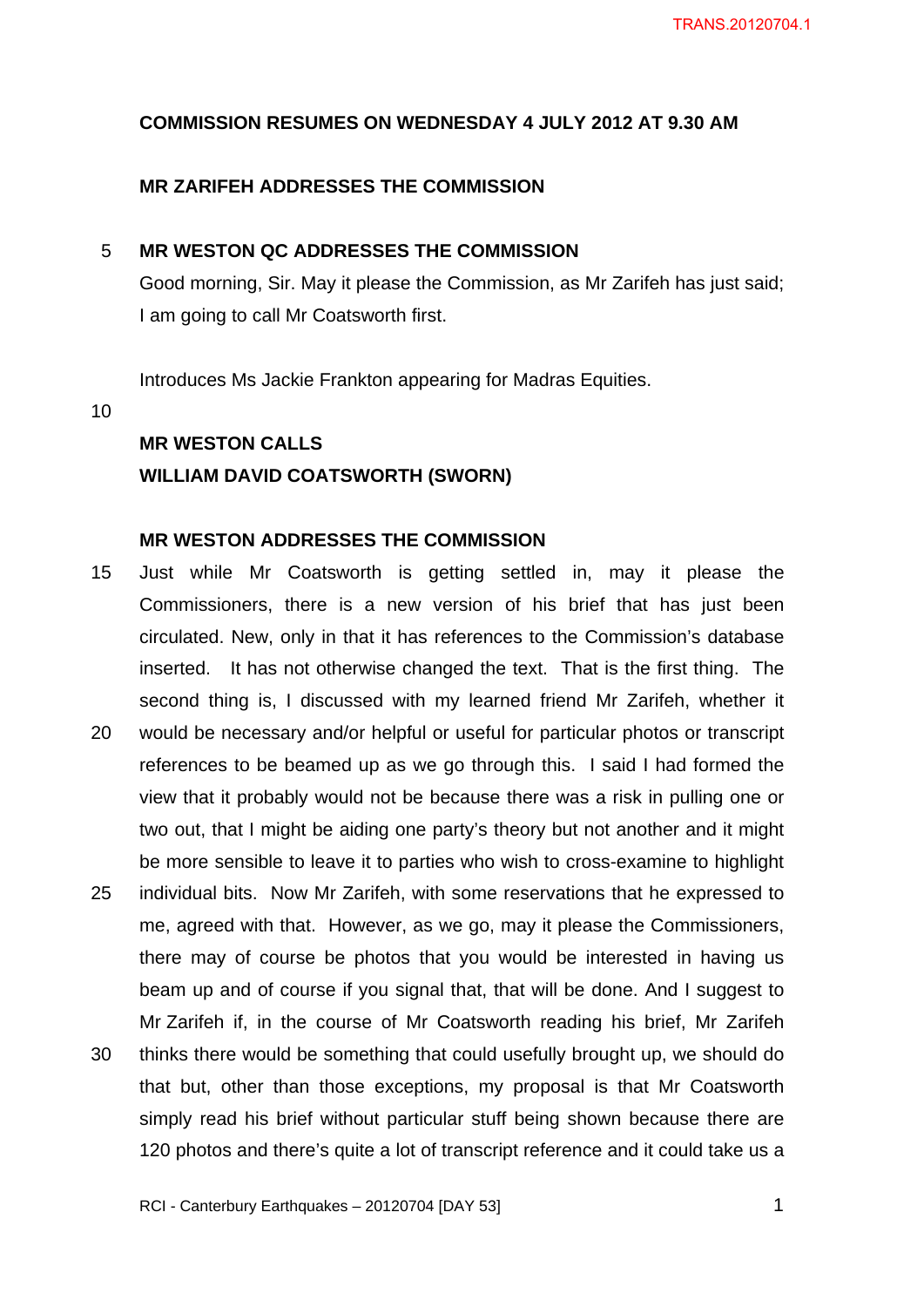**COMMISSION RESUMES ON WEDNESDAY 4 JULY 2012 AT 9.30 AM**

**MR ZARIFEH ADDRESSES THE COMMISSION**

**MR WESTON QC ADDRESSES THE COMMISSION**

Good morning, Sir. May it please the Commission, as Mr Zarifeh has just said; I am going to call Mr Coatsworth first.

Introduces Ms Jackie Frankton appearing for Madras Equities.

**MR WESTON CALLS**
**WILLIAM DAVID COATSWORTH (SWORN)**

**MR WESTON ADDRESSES THE COMMISSION**

Just while Mr Coatsworth is getting settled in, may it please the Commissioners, there is a new version of his brief that has just been circulated. New, only in that it has references to the Commission's database inserted. It has not otherwise changed the text. That is the first thing. The second thing is, I discussed with my learned friend Mr Zarifeh, whether it would be necessary and/or helpful or useful for particular photos or transcript references to be beamed up as we go through this. I said I had formed the view that it probably would not be because there was a risk in pulling one or two out, that I might be aiding one party's theory but not another and it might be more sensible to leave it to parties who wish to cross-examine to highlight individual bits. Now Mr Zarifeh, with some reservations that he expressed to me, agreed with that. However, as we go, may it please the Commissioners, there may of course be photos that you would be interested in having us beam up and of course if you signal that, that will be done. And I suggest to Mr Zarifeh if, in the course of Mr Coatsworth reading his brief, Mr Zarifeh thinks there would be something that could usefully brought up, we should do that but, other than those exceptions, my proposal is that Mr Coatsworth simply read his brief without particular stuff being shown because there are 120 photos and there's quite a lot of transcript reference and it could take us a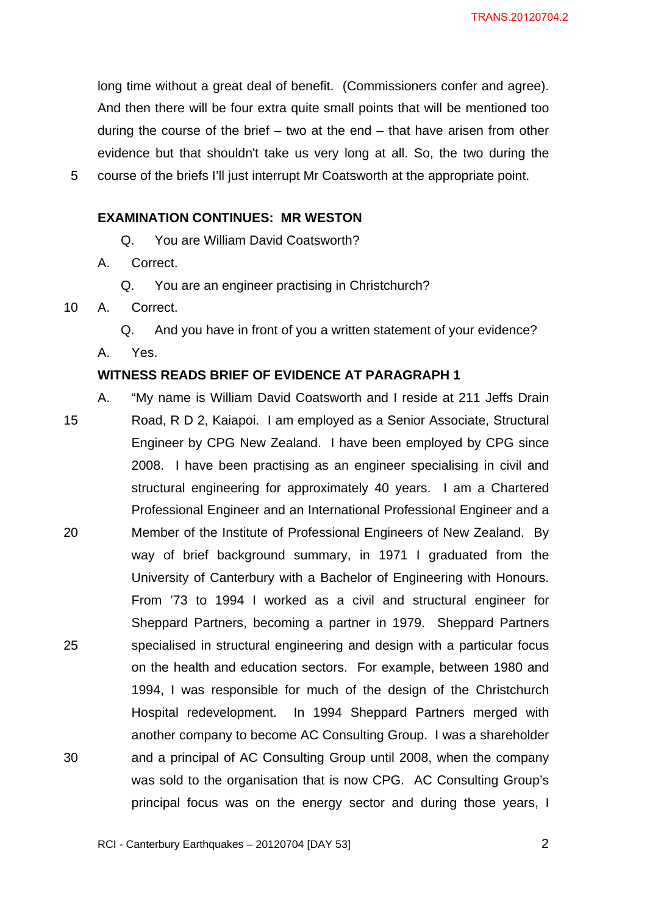long time without a great deal of benefit. (Commissioners confer and agree). And then there will be four extra quite small points that will be mentioned too during the course of the brief – two at the end – that have arisen from other evidence but that shouldn't take us very long at all. So, the two during the course of the briefs I'll just interrupt Mr Coatsworth at the appropriate point.

**EXAMINATION CONTINUES: MR WESTON**

Q. You are William David Coatsworth?

A. Correct.

Q. You are an engineer practising in Christchurch?

A. Correct.

Q. And you have in front of you a written statement of your evidence?

A. Yes.

**WITNESS READS BRIEF OF EVIDENCE AT PARAGRAPH 1**

A. "My name is William David Coatsworth and I reside at 211 Jeffs Drain Road, R D 2, Kaiapoi. I am employed as a Senior Associate, Structural Engineer by CPG New Zealand. I have been employed by CPG since 2008. I have been practising as an engineer specialising in civil and structural engineering for approximately 40 years. I am a Chartered Professional Engineer and an International Professional Engineer and a Member of the Institute of Professional Engineers of New Zealand. By way of brief background summary, in 1971 I graduated from the University of Canterbury with a Bachelor of Engineering with Honours. From '73 to 1994 I worked as a civil and structural engineer for Sheppard Partners, becoming a partner in 1979. Sheppard Partners specialised in structural engineering and design with a particular focus on the health and education sectors. For example, between 1980 and 1994, I was responsible for much of the design of the Christchurch Hospital redevelopment. In 1994 Sheppard Partners merged with another company to become AC Consulting Group. I was a shareholder and a principal of AC Consulting Group until 2008, when the company was sold to the organisation that is now CPG. AC Consulting Group's principal focus was on the energy sector and during those years, I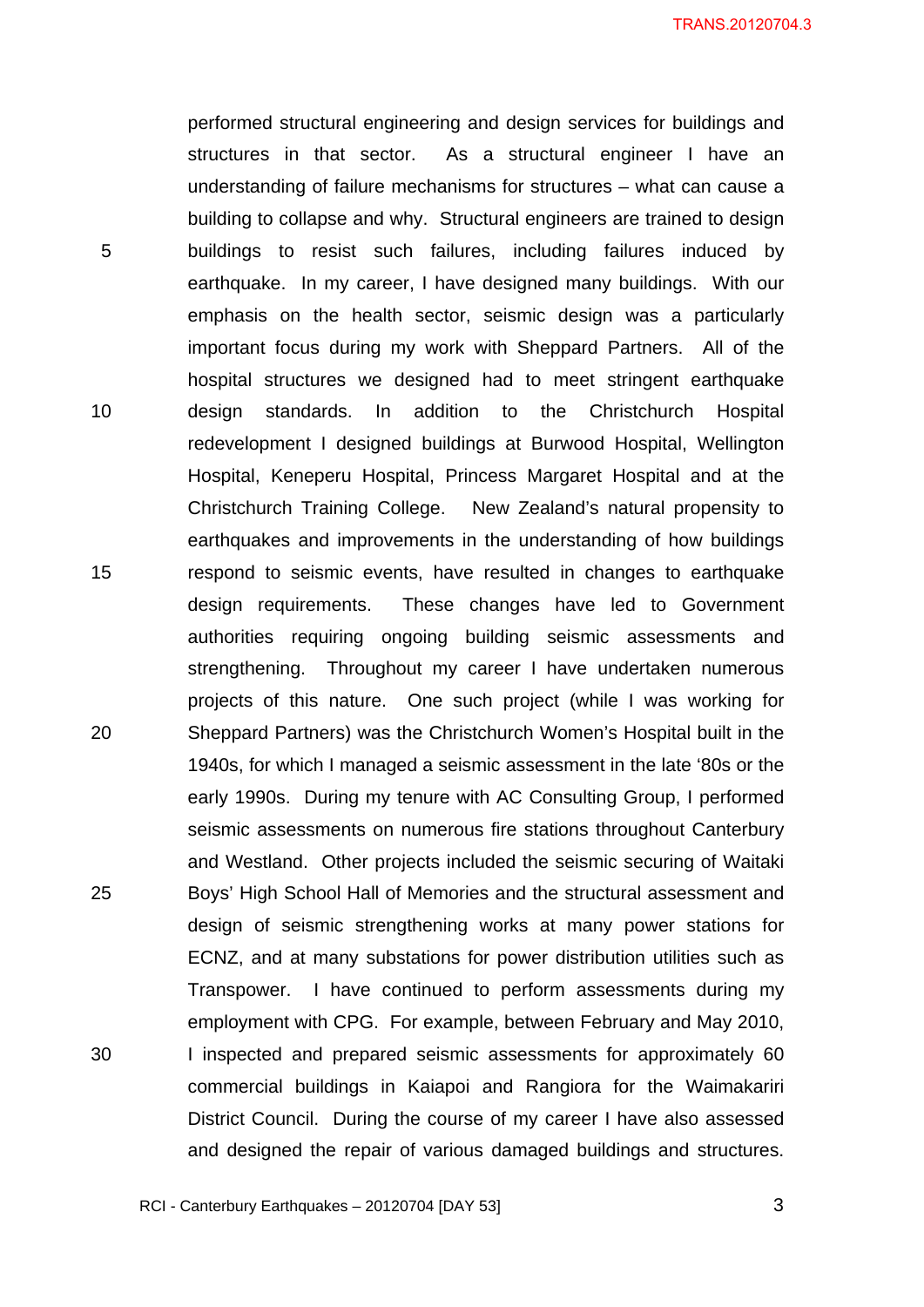performed structural engineering and design services for buildings and structures in that sector. As a structural engineer I have an understanding of failure mechanisms for structures – what can cause a building to collapse and why. Structural engineers are trained to design buildings to resist such failures, including failures induced by earthquake. In my career, I have designed many buildings. With our emphasis on the health sector, seismic design was a particularly important focus during my work with Sheppard Partners. All of the hospital structures we designed had to meet stringent earthquake design standards. In addition to the Christchurch Hospital redevelopment I designed buildings at Burwood Hospital, Wellington Hospital, Keneperu Hospital, Princess Margaret Hospital and at the Christchurch Training College. New Zealand's natural propensity to earthquakes and improvements in the understanding of how buildings respond to seismic events, have resulted in changes to earthquake design requirements. These changes have led to Government authorities requiring ongoing building seismic assessments and strengthening. Throughout my career I have undertaken numerous projects of this nature. One such project (while I was working for Sheppard Partners) was the Christchurch Women's Hospital built in the 1940s, for which I managed a seismic assessment in the late '80s or the early 1990s. During my tenure with AC Consulting Group, I performed seismic assessments on numerous fire stations throughout Canterbury and Westland. Other projects included the seismic securing of Waitaki Boys' High School Hall of Memories and the structural assessment and design of seismic strengthening works at many power stations for ECNZ, and at many substations for power distribution utilities such as Transpower. I have continued to perform assessments during my employment with CPG. For example, between February and May 2010, I inspected and prepared seismic assessments for approximately 60 commercial buildings in Kaiapoi and Rangiora for the Waimakariri District Council. During the course of my career I have also assessed and designed the repair of various damaged buildings and structures.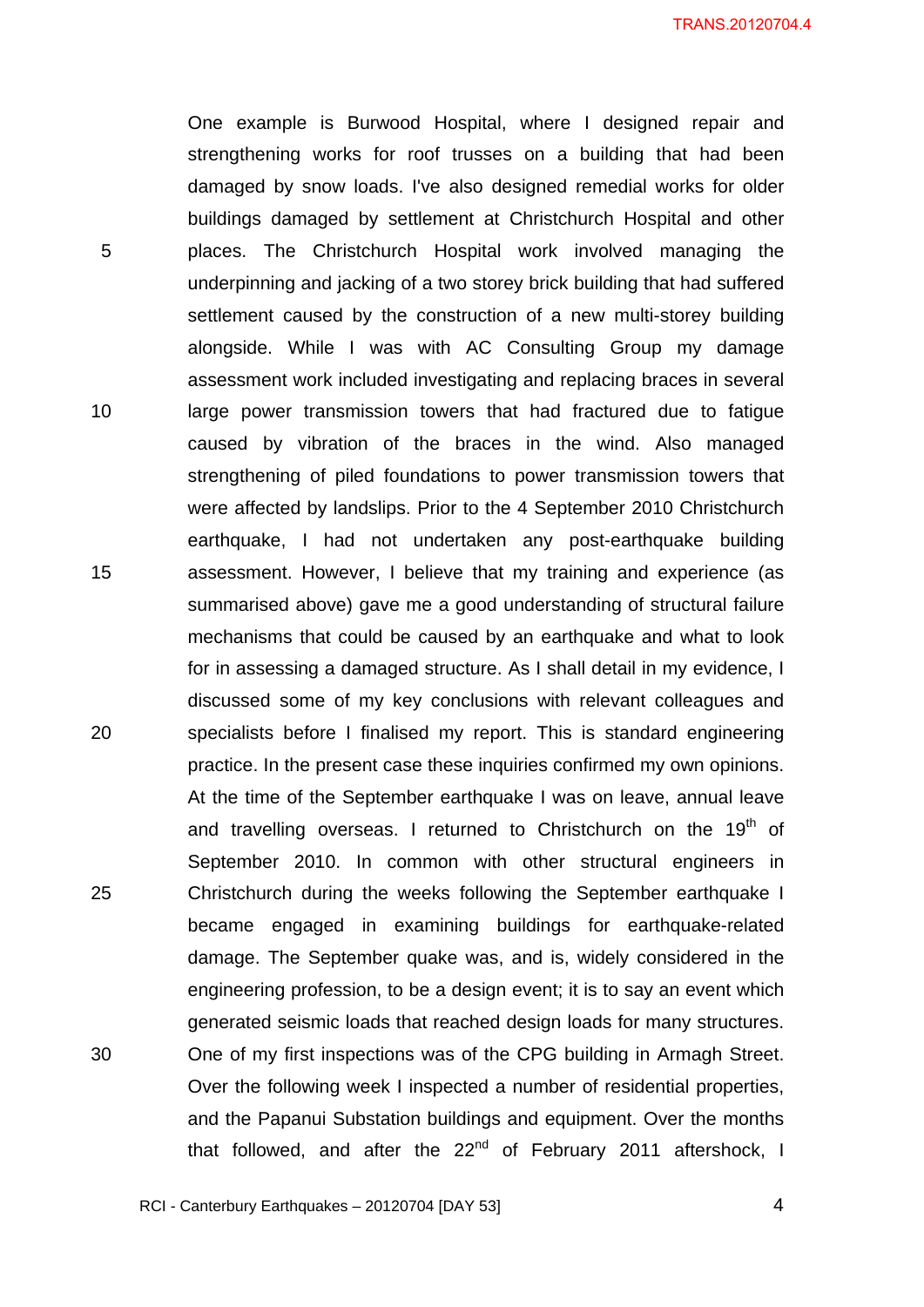One example is Burwood Hospital, where I designed repair and strengthening works for roof trusses on a building that had been damaged by snow loads. I've also designed remedial works for older buildings damaged by settlement at Christchurch Hospital and other places. The Christchurch Hospital work involved managing the underpinning and jacking of a two storey brick building that had suffered settlement caused by the construction of a new multi-storey building alongside. While I was with AC Consulting Group my damage assessment work included investigating and replacing braces in several large power transmission towers that had fractured due to fatigue caused by vibration of the braces in the wind. Also managed strengthening of piled foundations to power transmission towers that were affected by landslips. Prior to the 4 September 2010 Christchurch earthquake, I had not undertaken any post-earthquake building assessment. However, I believe that my training and experience (as summarised above) gave me a good understanding of structural failure mechanisms that could be caused by an earthquake and what to look for in assessing a damaged structure. As I shall detail in my evidence, I discussed some of my key conclusions with relevant colleagues and specialists before I finalised my report. This is standard engineering practice. In the present case these inquiries confirmed my own opinions. At the time of the September earthquake I was on leave, annual leave and travelling overseas. I returned to Christchurch on the 19th of September 2010. In common with other structural engineers in Christchurch during the weeks following the September earthquake I became engaged in examining buildings for earthquake-related damage. The September quake was, and is, widely considered in the engineering profession, to be a design event; it is to say an event which generated seismic loads that reached design loads for many structures. One of my first inspections was of the CPG building in Armagh Street. Over the following week I inspected a number of residential properties, and the Papanui Substation buildings and equipment. Over the months that followed, and after the 22nd of February 2011 aftershock, I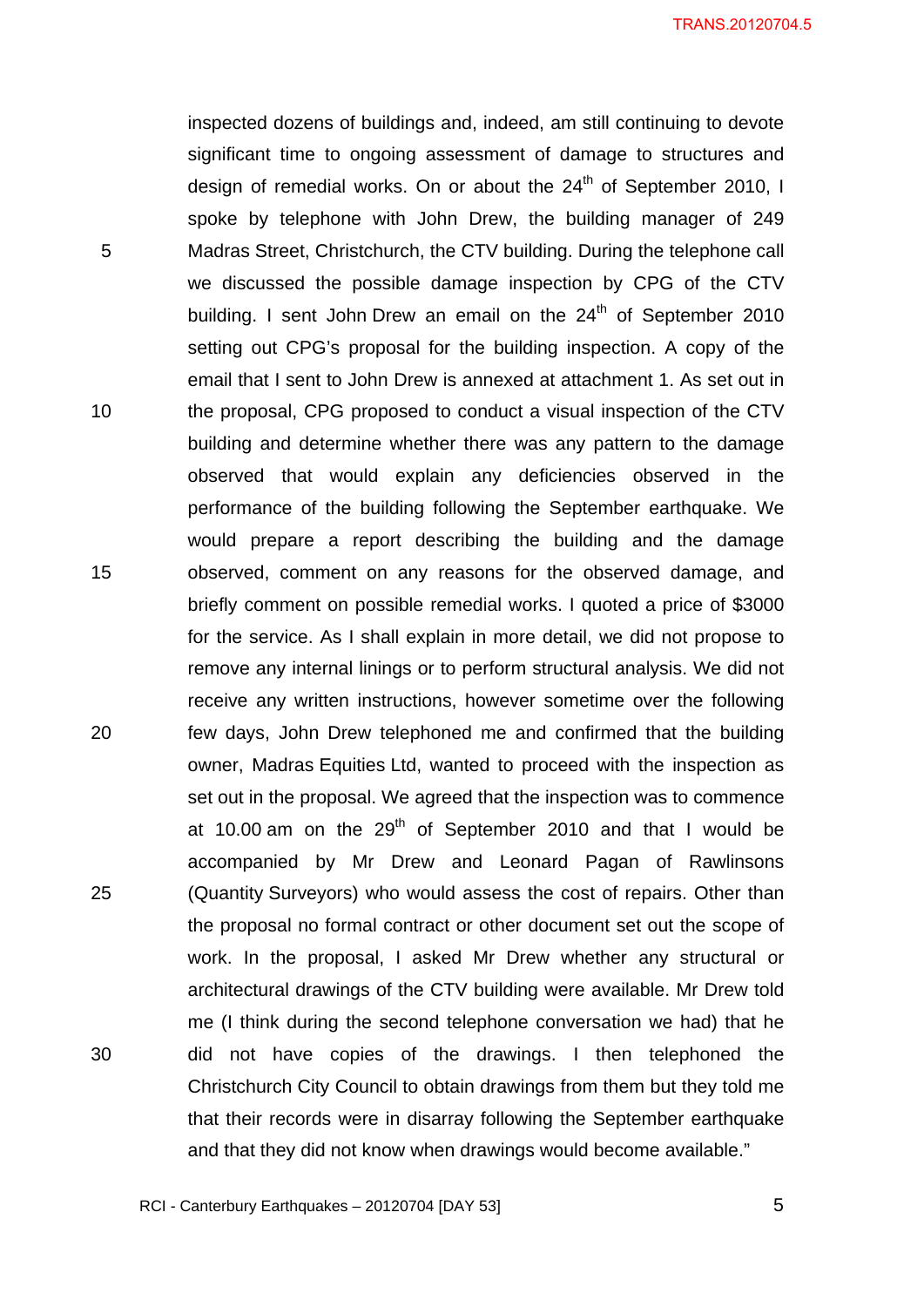inspected dozens of buildings and, indeed, am still continuing to devote significant time to ongoing assessment of damage to structures and design of remedial works. On or about the 24th of September 2010, I spoke by telephone with John Drew, the building manager of 249 Madras Street, Christchurch, the CTV building. During the telephone call we discussed the possible damage inspection by CPG of the CTV building. I sent John Drew an email on the 24th of September 2010 setting out CPG's proposal for the building inspection. A copy of the email that I sent to John Drew is annexed at attachment 1. As set out in the proposal, CPG proposed to conduct a visual inspection of the CTV building and determine whether there was any pattern to the damage observed that would explain any deficiencies observed in the performance of the building following the September earthquake. We would prepare a report describing the building and the damage observed, comment on any reasons for the observed damage, and briefly comment on possible remedial works. I quoted a price of $3000 for the service. As I shall explain in more detail, we did not propose to remove any internal linings or to perform structural analysis. We did not receive any written instructions, however sometime over the following few days, John Drew telephoned me and confirmed that the building owner, Madras Equities Ltd, wanted to proceed with the inspection as set out in the proposal. We agreed that the inspection was to commence at 10.00 am on the 29th of September 2010 and that I would be accompanied by Mr Drew and Leonard Pagan of Rawlinsons (Quantity Surveyors) who would assess the cost of repairs. Other than the proposal no formal contract or other document set out the scope of work. In the proposal, I asked Mr Drew whether any structural or architectural drawings of the CTV building were available. Mr Drew told me (I think during the second telephone conversation we had) that he did not have copies of the drawings. I then telephoned the Christchurch City Council to obtain drawings from them but they told me that their records were in disarray following the September earthquake and that they did not know when drawings would become available."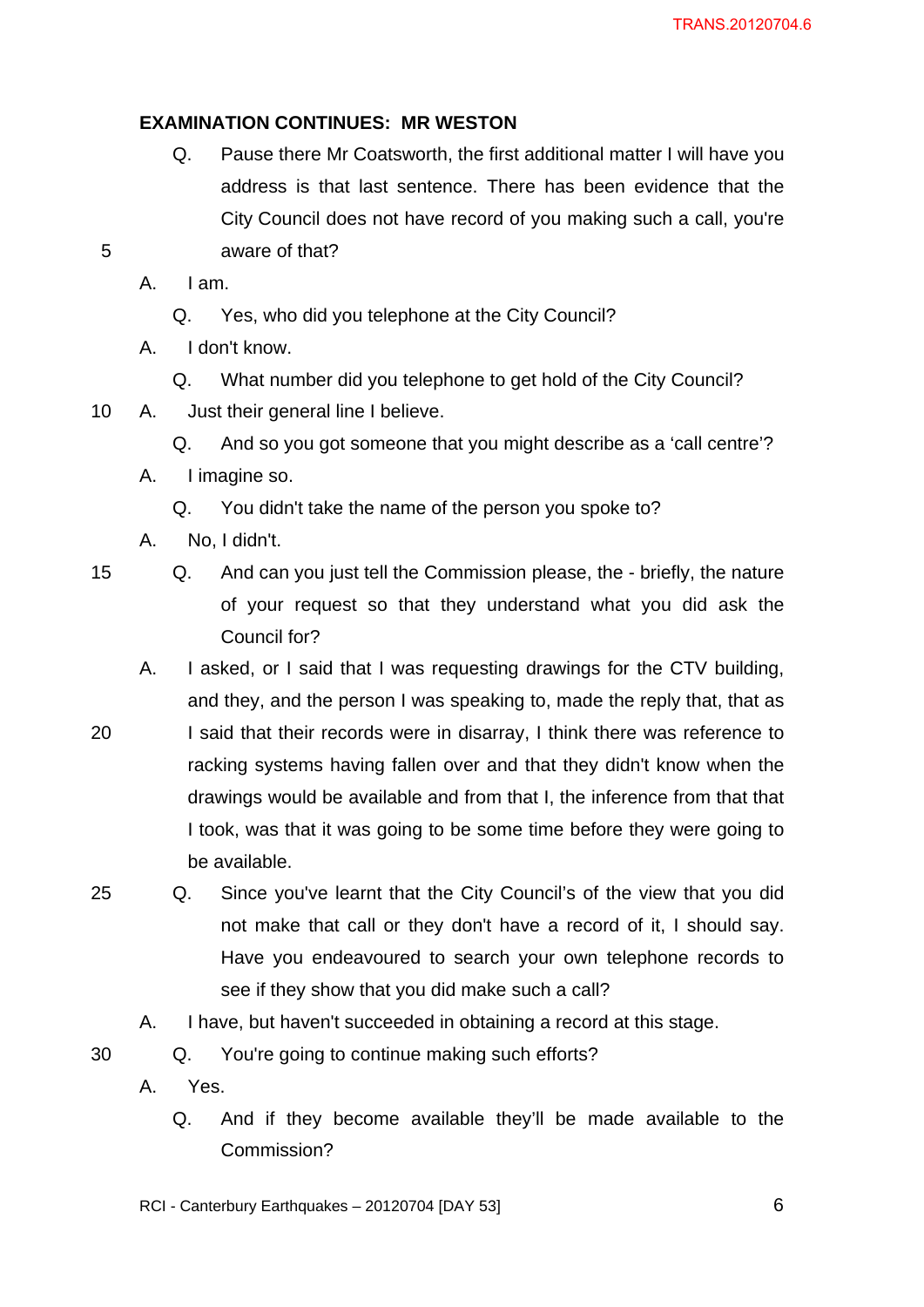**EXAMINATION CONTINUES: MR WESTON**

Q. Pause there Mr Coatsworth, the first additional matter I will have you address is that last sentence. There has been evidence that the City Council does not have record of you making such a call, you're aware of that?

A. I am.

Q. Yes, who did you telephone at the City Council?

A. I don't know.

Q. What number did you telephone to get hold of the City Council?

A. Just their general line I believe.

Q. And so you got someone that you might describe as a 'call centre'?

A. I imagine so.

Q. You didn't take the name of the person you spoke to?

A. No, I didn't.

Q. And can you just tell the Commission please, the - briefly, the nature of your request so that they understand what you did ask the Council for?

A. I asked, or I said that I was requesting drawings for the CTV building, and they, and the person I was speaking to, made the reply that, that as I said that their records were in disarray, I think there was reference to racking systems having fallen over and that they didn't know when the drawings would be available and from that I, the inference from that that I took, was that it was going to be some time before they were going to be available.

Q. Since you've learnt that the City Council's of the view that you did not make that call or they don't have a record of it, I should say. Have you endeavoured to search your own telephone records to see if they show that you did make such a call?

A. I have, but haven't succeeded in obtaining a record at this stage.

Q. You're going to continue making such efforts?

A. Yes.

Q. And if they become available they'll be made available to the Commission?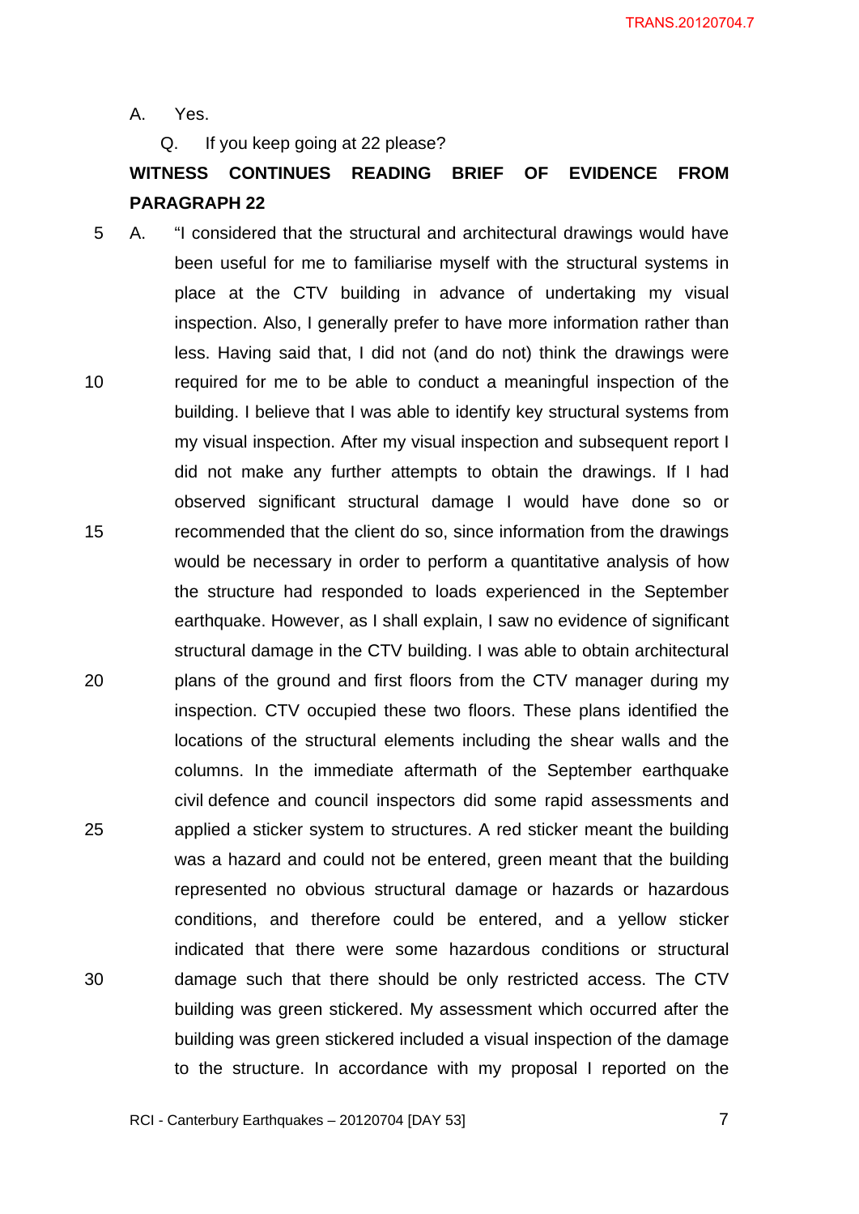A. Yes.

Q. If you keep going at 22 please?

**WITNESS CONTINUES READING BRIEF OF EVIDENCE FROM PARAGRAPH 22**

A. "I considered that the structural and architectural drawings would have been useful for me to familiarise myself with the structural systems in place at the CTV building in advance of undertaking my visual inspection. Also, I generally prefer to have more information rather than less. Having said that, I did not (and do not) think the drawings were required for me to be able to conduct a meaningful inspection of the building. I believe that I was able to identify key structural systems from my visual inspection. After my visual inspection and subsequent report I did not make any further attempts to obtain the drawings. If I had observed significant structural damage I would have done so or recommended that the client do so, since information from the drawings would be necessary in order to perform a quantitative analysis of how the structure had responded to loads experienced in the September earthquake. However, as I shall explain, I saw no evidence of significant structural damage in the CTV building. I was able to obtain architectural plans of the ground and first floors from the CTV manager during my inspection. CTV occupied these two floors. These plans identified the locations of the structural elements including the shear walls and the columns. In the immediate aftermath of the September earthquake civil defence and council inspectors did some rapid assessments and applied a sticker system to structures. A red sticker meant the building was a hazard and could not be entered, green meant that the building represented no obvious structural damage or hazards or hazardous conditions, and therefore could be entered, and a yellow sticker indicated that there were some hazardous conditions or structural damage such that there should be only restricted access. The CTV building was green stickered. My assessment which occurred after the building was green stickered included a visual inspection of the damage to the structure. In accordance with my proposal I reported on the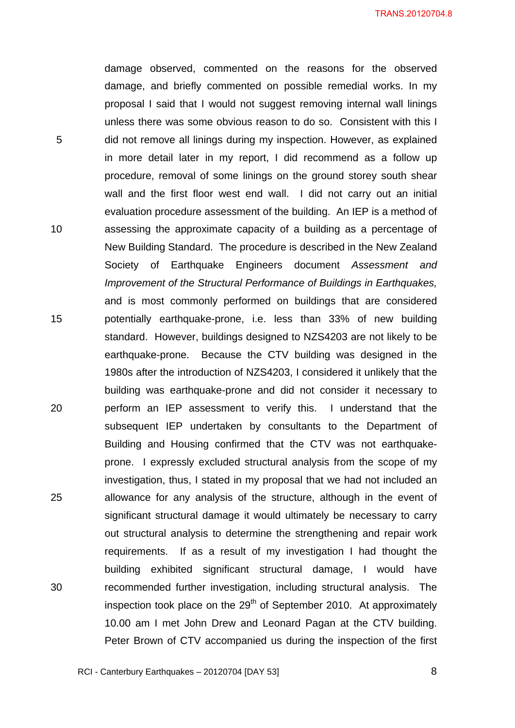damage observed, commented on the reasons for the observed damage, and briefly commented on possible remedial works. In my proposal I said that I would not suggest removing internal wall linings unless there was some obvious reason to do so. Consistent with this I did not remove all linings during my inspection. However, as explained in more detail later in my report, I did recommend as a follow up procedure, removal of some linings on the ground storey south shear wall and the first floor west end wall. I did not carry out an initial evaluation procedure assessment of the building. An IEP is a method of assessing the approximate capacity of a building as a percentage of New Building Standard. The procedure is described in the New Zealand Society of Earthquake Engineers document *Assessment and Improvement of the Structural Performance of Buildings in Earthquakes,* and is most commonly performed on buildings that are considered potentially earthquake-prone, i.e. less than 33% of new building standard. However, buildings designed to NZS4203 are not likely to be earthquake-prone. Because the CTV building was designed in the 1980s after the introduction of NZS4203, I considered it unlikely that the building was earthquake-prone and did not consider it necessary to perform an IEP assessment to verify this. I understand that the subsequent IEP undertaken by consultants to the Department of Building and Housing confirmed that the CTV was not earthquake-prone. I expressly excluded structural analysis from the scope of my investigation, thus, I stated in my proposal that we had not included an allowance for any analysis of the structure, although in the event of significant structural damage it would ultimately be necessary to carry out structural analysis to determine the strengthening and repair work requirements. If as a result of my investigation I had thought the building exhibited significant structural damage, I would have recommended further investigation, including structural analysis. The inspection took place on the 29th of September 2010. At approximately 10.00 am I met John Drew and Leonard Pagan at the CTV building. Peter Brown of CTV accompanied us during the inspection of the first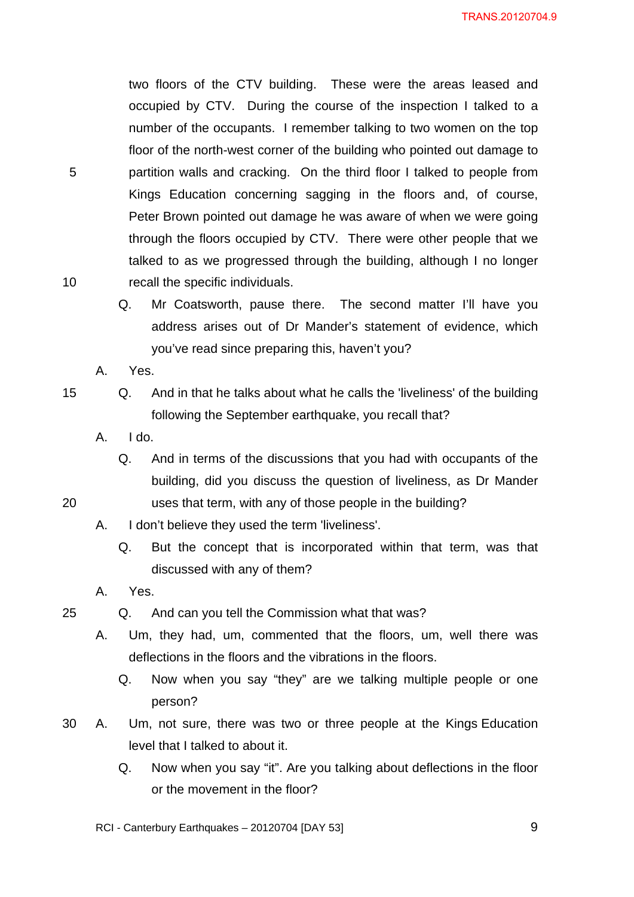two floors of the CTV building. These were the areas leased and occupied by CTV. During the course of the inspection I talked to a number of the occupants. I remember talking to two women on the top floor of the north-west corner of the building who pointed out damage to partition walls and cracking. On the third floor I talked to people from Kings Education concerning sagging in the floors and, of course, Peter Brown pointed out damage he was aware of when we were going through the floors occupied by CTV. There were other people that we talked to as we progressed through the building, although I no longer recall the specific individuals.

Q. Mr Coatsworth, pause there. The second matter I'll have you address arises out of Dr Mander's statement of evidence, which you've read since preparing this, haven't you?

A. Yes.

Q. And in that he talks about what he calls the 'liveliness' of the building following the September earthquake, you recall that?

A. I do.

Q. And in terms of the discussions that you had with occupants of the building, did you discuss the question of liveliness, as Dr Mander uses that term, with any of those people in the building?

A. I don't believe they used the term 'liveliness'.

Q. But the concept that is incorporated within that term, was that discussed with any of them?

A. Yes.

Q. And can you tell the Commission what that was?

A. Um, they had, um, commented that the floors, um, well there was deflections in the floors and the vibrations in the floors.

Q. Now when you say "they" are we talking multiple people or one person?

A. Um, not sure, there was two or three people at the Kings Education level that I talked to about it.

Q. Now when you say "it". Are you talking about deflections in the floor or the movement in the floor?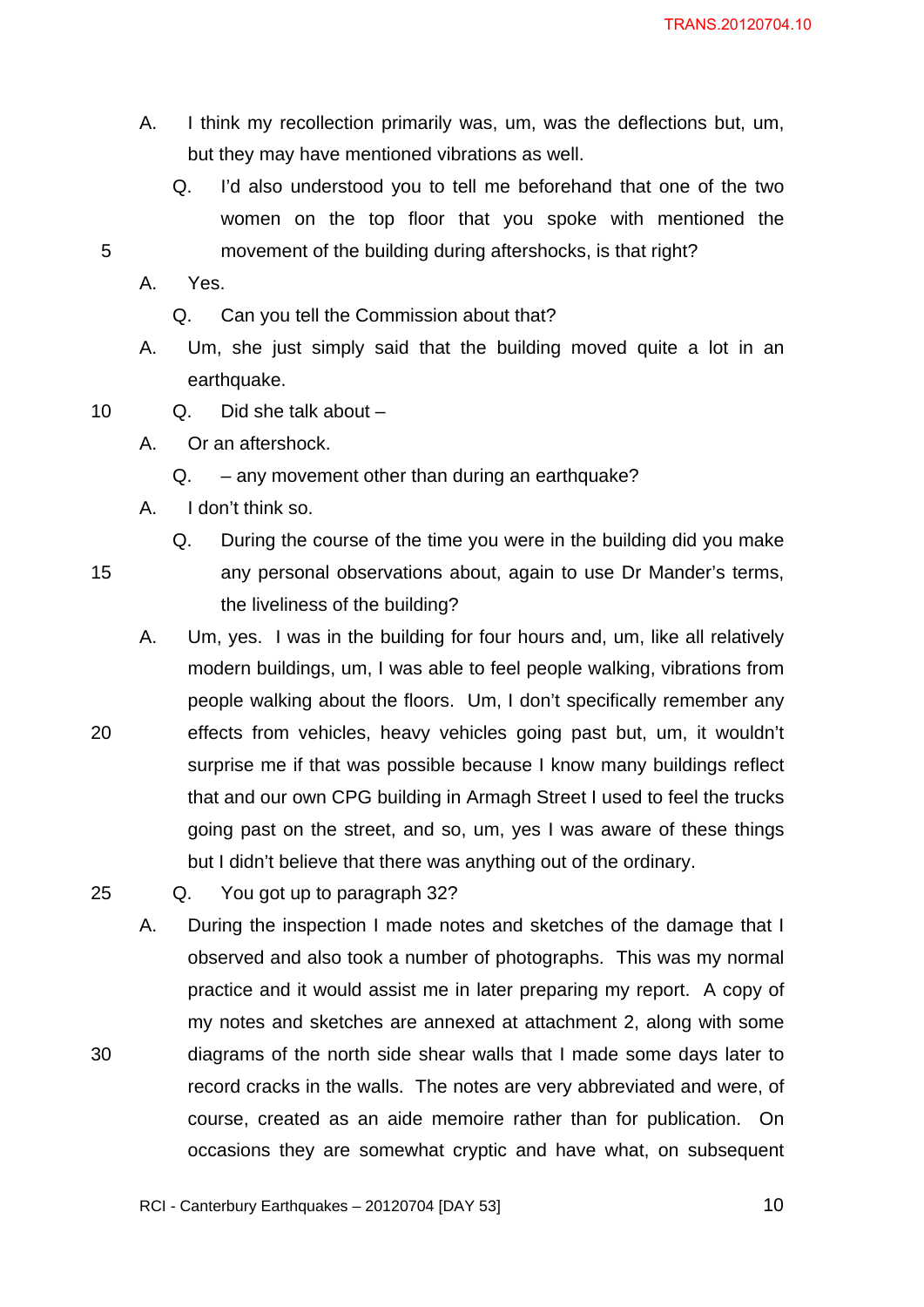A. I think my recollection primarily was, um, was the deflections but, um, but they may have mentioned vibrations as well.

Q. I'd also understood you to tell me beforehand that one of the two women on the top floor that you spoke with mentioned the movement of the building during aftershocks, is that right?

A. Yes.

Q. Can you tell the Commission about that?

A. Um, she just simply said that the building moved quite a lot in an earthquake.

Q. Did she talk about –

A. Or an aftershock.

Q. – any movement other than during an earthquake?

A. I don't think so.

Q. During the course of the time you were in the building did you make any personal observations about, again to use Dr Mander's terms, the liveliness of the building?

A. Um, yes. I was in the building for four hours and, um, like all relatively modern buildings, um, I was able to feel people walking, vibrations from people walking about the floors. Um, I don't specifically remember any effects from vehicles, heavy vehicles going past but, um, it wouldn't surprise me if that was possible because I know many buildings reflect that and our own CPG building in Armagh Street I used to feel the trucks going past on the street, and so, um, yes I was aware of these things but I didn't believe that there was anything out of the ordinary.

Q. You got up to paragraph 32?

A. During the inspection I made notes and sketches of the damage that I observed and also took a number of photographs. This was my normal practice and it would assist me in later preparing my report. A copy of my notes and sketches are annexed at attachment 2, along with some diagrams of the north side shear walls that I made some days later to record cracks in the walls. The notes are very abbreviated and were, of course, created as an aide memoire rather than for publication. On occasions they are somewhat cryptic and have what, on subsequent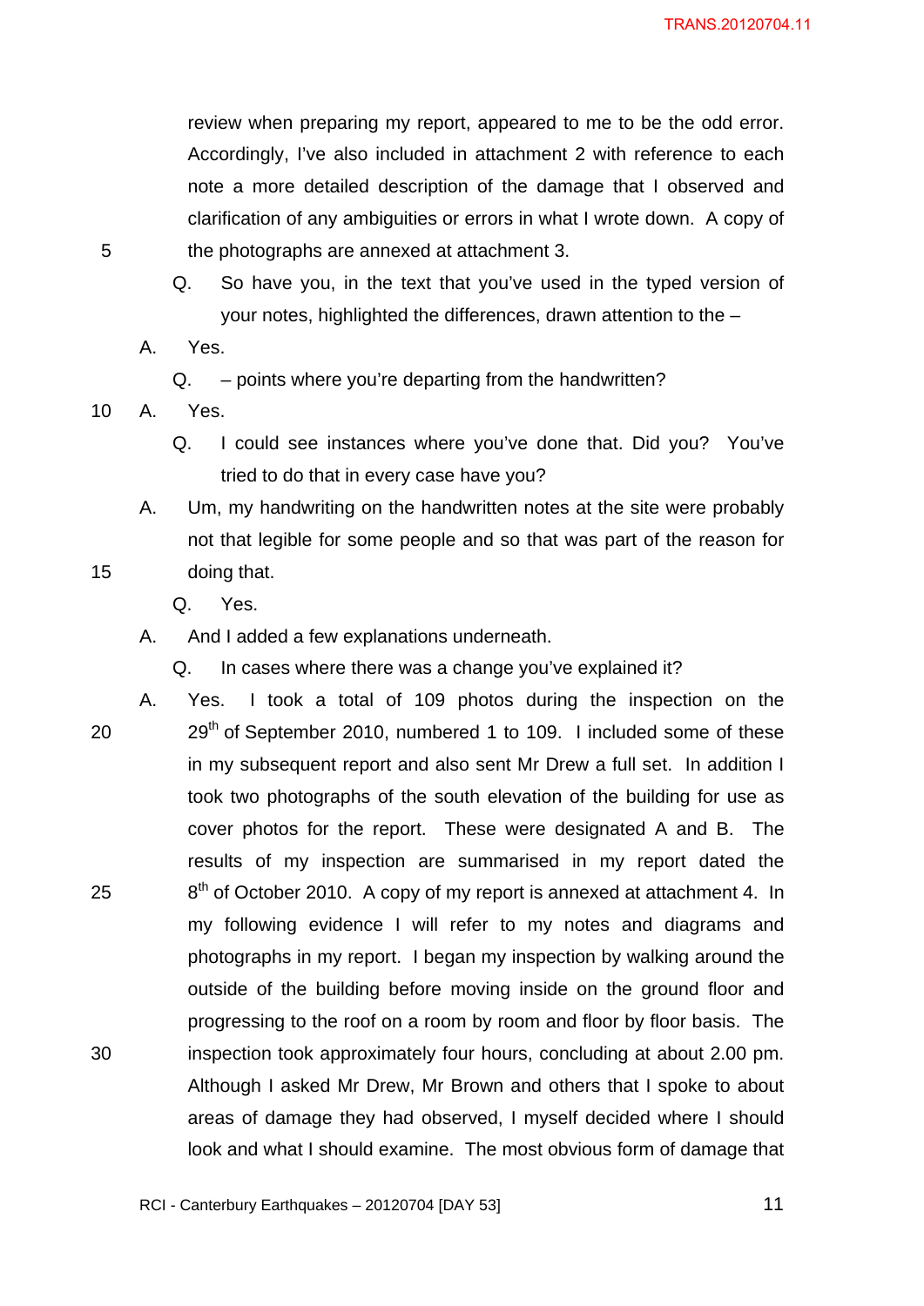review when preparing my report, appeared to me to be the odd error. Accordingly, I've also included in attachment 2 with reference to each note a more detailed description of the damage that I observed and clarification of any ambiguities or errors in what I wrote down. A copy of the photographs are annexed at attachment 3.

Q. So have you, in the text that you've used in the typed version of your notes, highlighted the differences, drawn attention to the –

A. Yes.

Q. – points where you're departing from the handwritten?

A. Yes.

Q. I could see instances where you've done that. Did you? You've tried to do that in every case have you?

A. Um, my handwriting on the handwritten notes at the site were probably not that legible for some people and so that was part of the reason for doing that.

Q. Yes.

A. And I added a few explanations underneath.

Q. In cases where there was a change you've explained it?

A. Yes. I took a total of 109 photos during the inspection on the 29th of September 2010, numbered 1 to 109. I included some of these in my subsequent report and also sent Mr Drew a full set. In addition I took two photographs of the south elevation of the building for use as cover photos for the report. These were designated A and B. The results of my inspection are summarised in my report dated the 8th of October 2010. A copy of my report is annexed at attachment 4. In my following evidence I will refer to my notes and diagrams and photographs in my report. I began my inspection by walking around the outside of the building before moving inside on the ground floor and progressing to the roof on a room by room and floor by floor basis. The inspection took approximately four hours, concluding at about 2.00 pm. Although I asked Mr Drew, Mr Brown and others that I spoke to about areas of damage they had observed, I myself decided where I should look and what I should examine. The most obvious form of damage that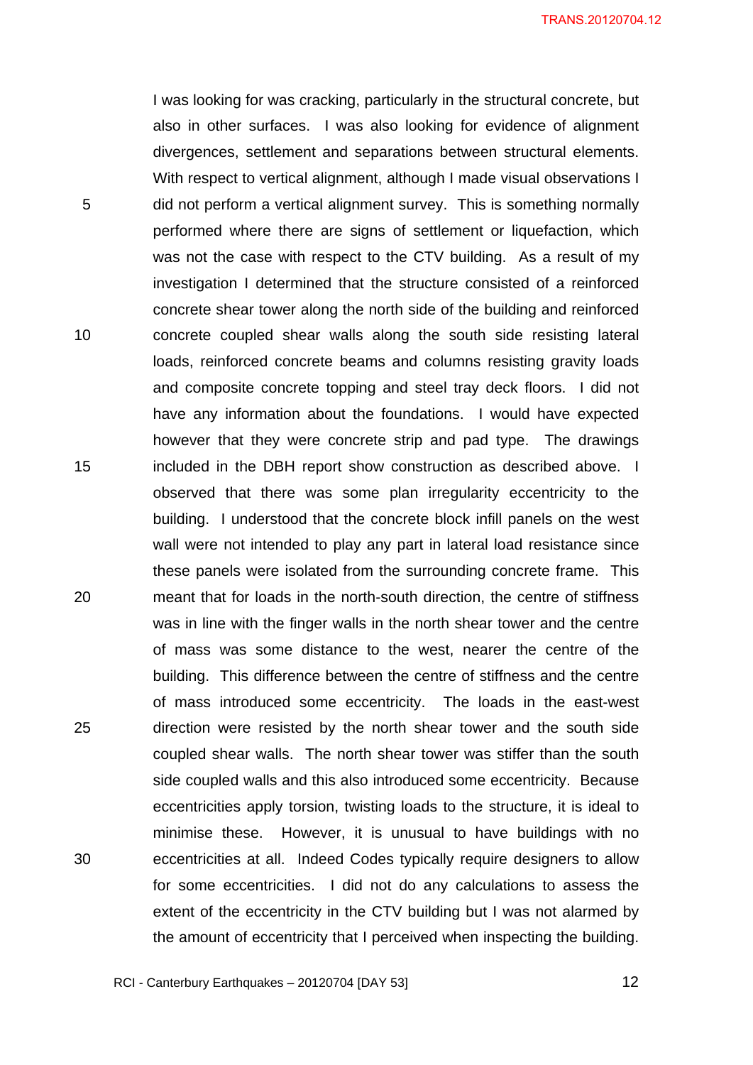I was looking for was cracking, particularly in the structural concrete, but also in other surfaces. I was also looking for evidence of alignment divergences, settlement and separations between structural elements. With respect to vertical alignment, although I made visual observations I did not perform a vertical alignment survey. This is something normally performed where there are signs of settlement or liquefaction, which was not the case with respect to the CTV building. As a result of my investigation I determined that the structure consisted of a reinforced concrete shear tower along the north side of the building and reinforced concrete coupled shear walls along the south side resisting lateral loads, reinforced concrete beams and columns resisting gravity loads and composite concrete topping and steel tray deck floors. I did not have any information about the foundations. I would have expected however that they were concrete strip and pad type. The drawings included in the DBH report show construction as described above. I observed that there was some plan irregularity eccentricity to the building. I understood that the concrete block infill panels on the west wall were not intended to play any part in lateral load resistance since these panels were isolated from the surrounding concrete frame. This meant that for loads in the north-south direction, the centre of stiffness was in line with the finger walls in the north shear tower and the centre of mass was some distance to the west, nearer the centre of the building. This difference between the centre of stiffness and the centre of mass introduced some eccentricity. The loads in the east-west direction were resisted by the north shear tower and the south side coupled shear walls. The north shear tower was stiffer than the south side coupled walls and this also introduced some eccentricity. Because eccentricities apply torsion, twisting loads to the structure, it is ideal to minimise these. However, it is unusual to have buildings with no eccentricities at all. Indeed Codes typically require designers to allow for some eccentricities. I did not do any calculations to assess the extent of the eccentricity in the CTV building but I was not alarmed by the amount of eccentricity that I perceived when inspecting the building.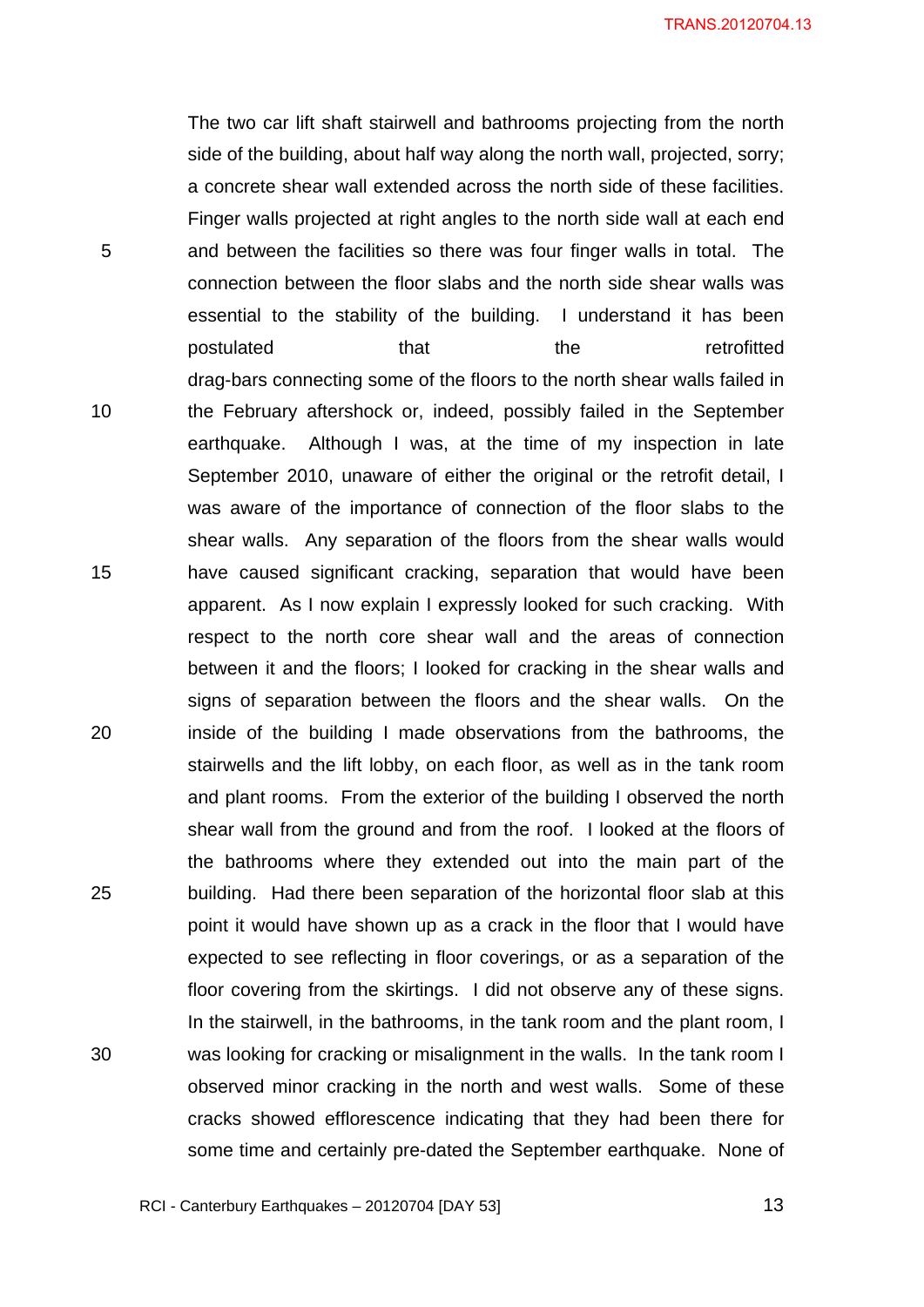The two car lift shaft stairwell and bathrooms projecting from the north side of the building, about half way along the north wall, projected, sorry; a concrete shear wall extended across the north side of these facilities. Finger walls projected at right angles to the north side wall at each end and between the facilities so there was four finger walls in total. The connection between the floor slabs and the north side shear walls was essential to the stability of the building. I understand it has been postulated that the retrofitted drag-bars connecting some of the floors to the north shear walls failed in the February aftershock or, indeed, possibly failed in the September earthquake. Although I was, at the time of my inspection in late September 2010, unaware of either the original or the retrofit detail, I was aware of the importance of connection of the floor slabs to the shear walls. Any separation of the floors from the shear walls would have caused significant cracking, separation that would have been apparent. As I now explain I expressly looked for such cracking. With respect to the north core shear wall and the areas of connection between it and the floors; I looked for cracking in the shear walls and signs of separation between the floors and the shear walls. On the inside of the building I made observations from the bathrooms, the stairwells and the lift lobby, on each floor, as well as in the tank room and plant rooms. From the exterior of the building I observed the north shear wall from the ground and from the roof. I looked at the floors of the bathrooms where they extended out into the main part of the building. Had there been separation of the horizontal floor slab at this point it would have shown up as a crack in the floor that I would have expected to see reflecting in floor coverings, or as a separation of the floor covering from the skirtings. I did not observe any of these signs. In the stairwell, in the bathrooms, in the tank room and the plant room, I was looking for cracking or misalignment in the walls. In the tank room I observed minor cracking in the north and west walls. Some of these cracks showed efflorescence indicating that they had been there for some time and certainly pre-dated the September earthquake. None of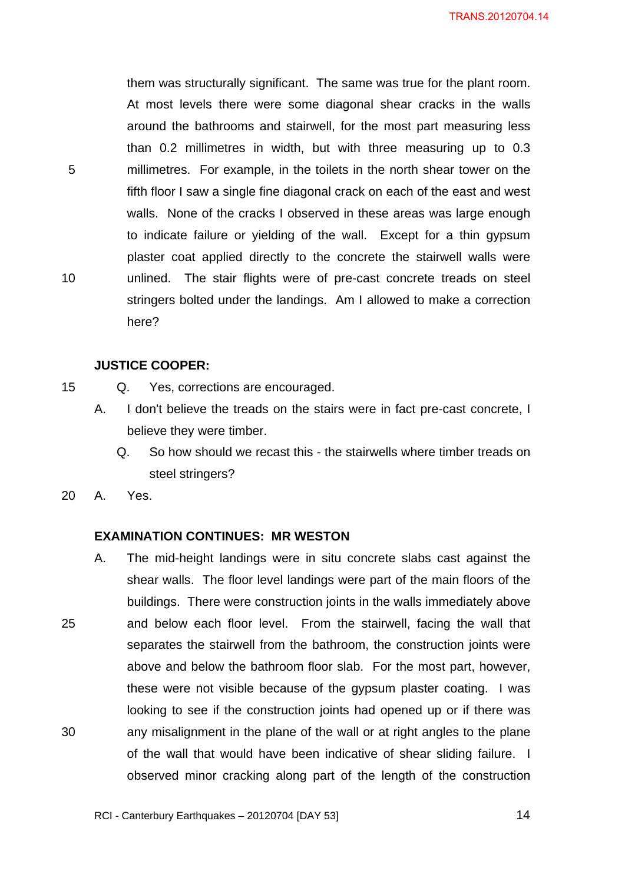them was structurally significant. The same was true for the plant room. At most levels there were some diagonal shear cracks in the walls around the bathrooms and stairwell, for the most part measuring less than 0.2 millimetres in width, but with three measuring up to 0.3 millimetres. For example, in the toilets in the north shear tower on the fifth floor I saw a single fine diagonal crack on each of the east and west walls. None of the cracks I observed in these areas was large enough to indicate failure or yielding of the wall. Except for a thin gypsum plaster coat applied directly to the concrete the stairwell walls were unlined. The stair flights were of pre-cast concrete treads on steel stringers bolted under the landings. Am I allowed to make a correction here?

**JUSTICE COOPER:**

Q. Yes, corrections are encouraged.

A. I don't believe the treads on the stairs were in fact pre-cast concrete, I believe they were timber.

Q. So how should we recast this - the stairwells where timber treads on steel stringers?

A. Yes.

**EXAMINATION CONTINUES: MR WESTON**

A. The mid-height landings were in situ concrete slabs cast against the shear walls. The floor level landings were part of the main floors of the buildings. There were construction joints in the walls immediately above and below each floor level. From the stairwell, facing the wall that separates the stairwell from the bathroom, the construction joints were above and below the bathroom floor slab. For the most part, however, these were not visible because of the gypsum plaster coating. I was looking to see if the construction joints had opened up or if there was any misalignment in the plane of the wall or at right angles to the plane of the wall that would have been indicative of shear sliding failure. I observed minor cracking along part of the length of the construction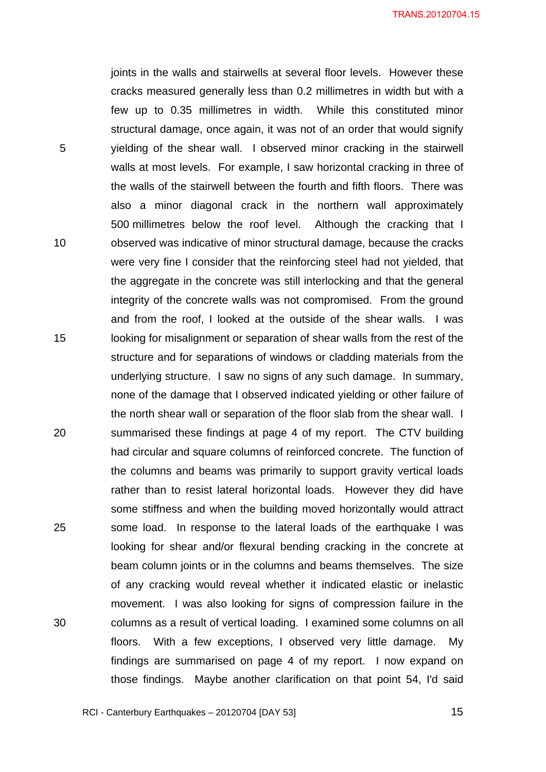joints in the walls and stairwells at several floor levels. However these cracks measured generally less than 0.2 millimetres in width but with a few up to 0.35 millimetres in width. While this constituted minor structural damage, once again, it was not of an order that would signify yielding of the shear wall. I observed minor cracking in the stairwell walls at most levels. For example, I saw horizontal cracking in three of the walls of the stairwell between the fourth and fifth floors. There was also a minor diagonal crack in the northern wall approximately 500 millimetres below the roof level. Although the cracking that I observed was indicative of minor structural damage, because the cracks were very fine I consider that the reinforcing steel had not yielded, that the aggregate in the concrete was still interlocking and that the general integrity of the concrete walls was not compromised. From the ground and from the roof, I looked at the outside of the shear walls. I was looking for misalignment or separation of shear walls from the rest of the structure and for separations of windows or cladding materials from the underlying structure. I saw no signs of any such damage. In summary, none of the damage that I observed indicated yielding or other failure of the north shear wall or separation of the floor slab from the shear wall. I summarised these findings at page 4 of my report. The CTV building had circular and square columns of reinforced concrete. The function of the columns and beams was primarily to support gravity vertical loads rather than to resist lateral horizontal loads. However they did have some stiffness and when the building moved horizontally would attract some load. In response to the lateral loads of the earthquake I was looking for shear and/or flexural bending cracking in the concrete at beam column joints or in the columns and beams themselves. The size of any cracking would reveal whether it indicated elastic or inelastic movement. I was also looking for signs of compression failure in the columns as a result of vertical loading. I examined some columns on all floors. With a few exceptions, I observed very little damage. My findings are summarised on page 4 of my report. I now expand on those findings. Maybe another clarification on that point 54, I'd said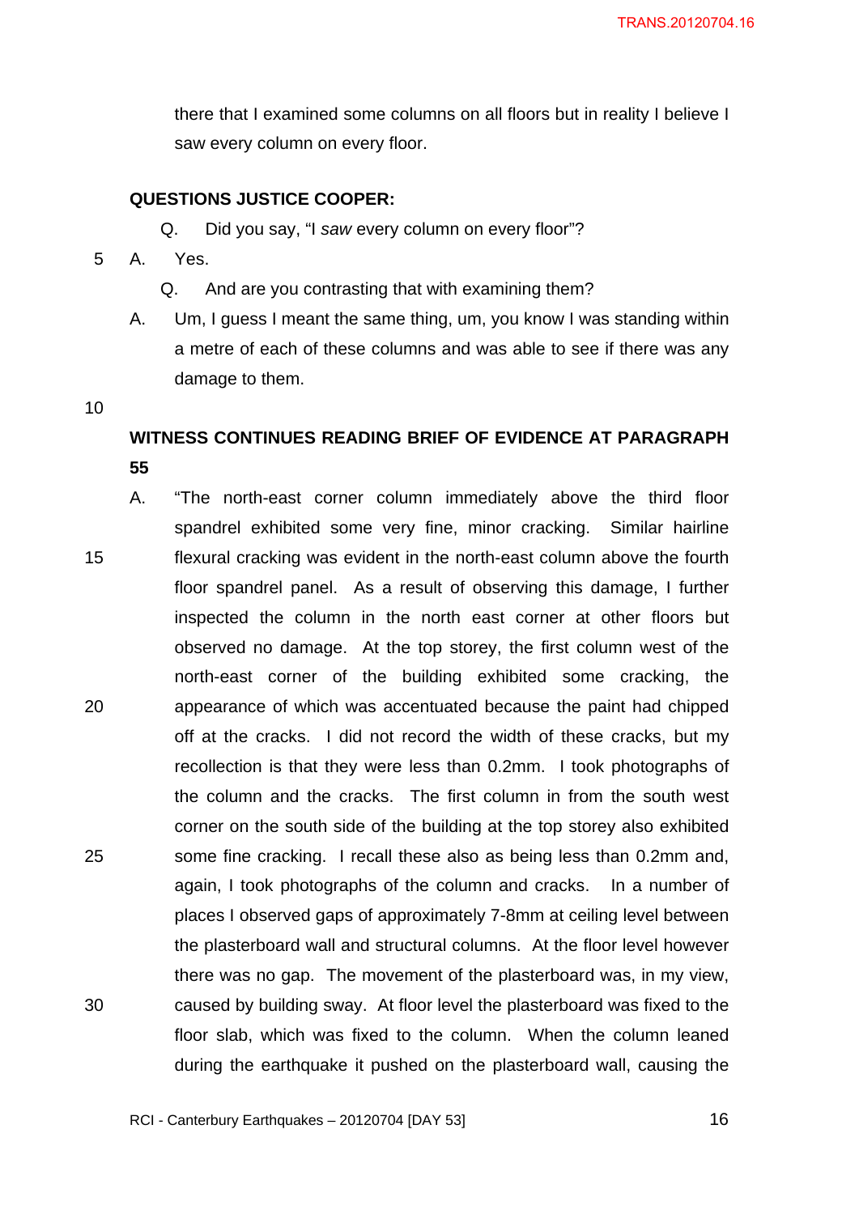there that I examined some columns on all floors but in reality I believe I saw every column on every floor.

**QUESTIONS JUSTICE COOPER:**

Q. Did you say, "I *saw* every column on every floor"?

A. Yes.

Q. And are you contrasting that with examining them?

A. Um, I guess I meant the same thing, um, you know I was standing within a metre of each of these columns and was able to see if there was any damage to them.

**WITNESS CONTINUES READING BRIEF OF EVIDENCE AT PARAGRAPH 55**

A. "The north-east corner column immediately above the third floor spandrel exhibited some very fine, minor cracking. Similar hairline flexural cracking was evident in the north-east column above the fourth floor spandrel panel. As a result of observing this damage, I further inspected the column in the north east corner at other floors but observed no damage. At the top storey, the first column west of the north-east corner of the building exhibited some cracking, the appearance of which was accentuated because the paint had chipped off at the cracks. I did not record the width of these cracks, but my recollection is that they were less than 0.2mm. I took photographs of the column and the cracks. The first column in from the south west corner on the south side of the building at the top storey also exhibited some fine cracking. I recall these also as being less than 0.2mm and, again, I took photographs of the column and cracks. In a number of places I observed gaps of approximately 7-8mm at ceiling level between the plasterboard wall and structural columns. At the floor level however there was no gap. The movement of the plasterboard was, in my view, caused by building sway. At floor level the plasterboard was fixed to the floor slab, which was fixed to the column. When the column leaned during the earthquake it pushed on the plasterboard wall, causing the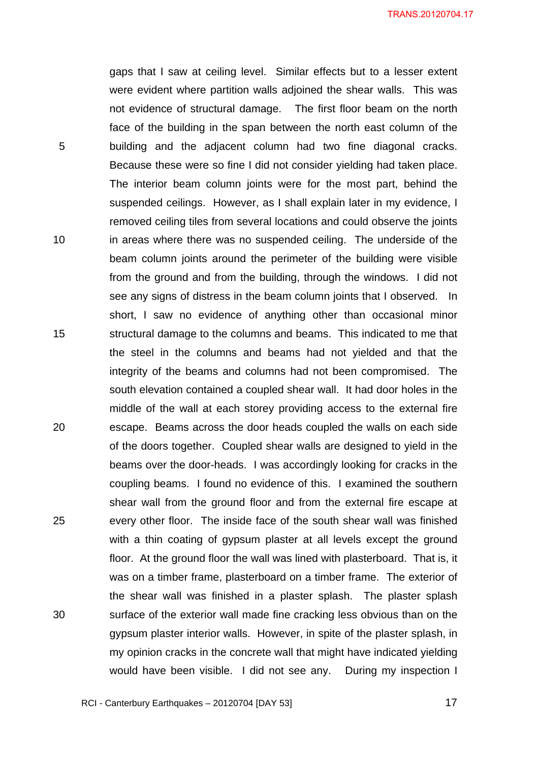gaps that I saw at ceiling level. Similar effects but to a lesser extent were evident where partition walls adjoined the shear walls. This was not evidence of structural damage. The first floor beam on the north face of the building in the span between the north east column of the building and the adjacent column had two fine diagonal cracks. Because these were so fine I did not consider yielding had taken place. The interior beam column joints were for the most part, behind the suspended ceilings. However, as I shall explain later in my evidence, I removed ceiling tiles from several locations and could observe the joints in areas where there was no suspended ceiling. The underside of the beam column joints around the perimeter of the building were visible from the ground and from the building, through the windows. I did not see any signs of distress in the beam column joints that I observed. In short, I saw no evidence of anything other than occasional minor structural damage to the columns and beams. This indicated to me that the steel in the columns and beams had not yielded and that the integrity of the beams and columns had not been compromised. The south elevation contained a coupled shear wall. It had door holes in the middle of the wall at each storey providing access to the external fire escape. Beams across the door heads coupled the walls on each side of the doors together. Coupled shear walls are designed to yield in the beams over the door-heads. I was accordingly looking for cracks in the coupling beams. I found no evidence of this. I examined the southern shear wall from the ground floor and from the external fire escape at every other floor. The inside face of the south shear wall was finished with a thin coating of gypsum plaster at all levels except the ground floor. At the ground floor the wall was lined with plasterboard. That is, it was on a timber frame, plasterboard on a timber frame. The exterior of the shear wall was finished in a plaster splash. The plaster splash surface of the exterior wall made fine cracking less obvious than on the gypsum plaster interior walls. However, in spite of the plaster splash, in my opinion cracks in the concrete wall that might have indicated yielding would have been visible. I did not see any. During my inspection I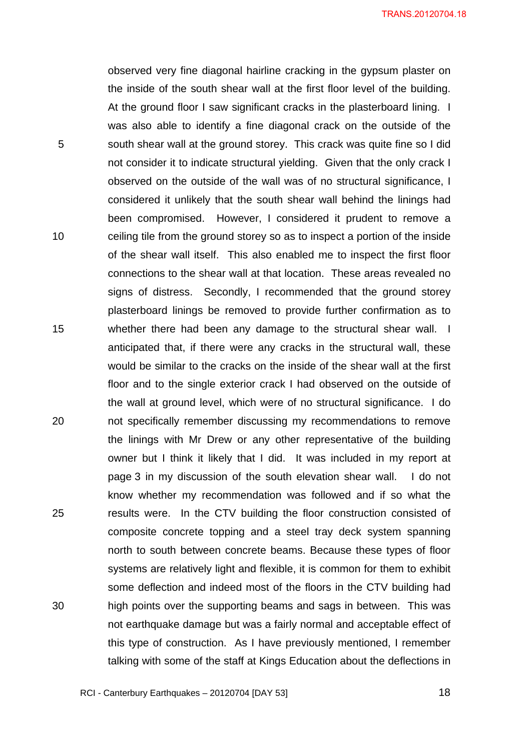observed very fine diagonal hairline cracking in the gypsum plaster on the inside of the south shear wall at the first floor level of the building. At the ground floor I saw significant cracks in the plasterboard lining. I was also able to identify a fine diagonal crack on the outside of the south shear wall at the ground storey. This crack was quite fine so I did not consider it to indicate structural yielding. Given that the only crack I observed on the outside of the wall was of no structural significance, I considered it unlikely that the south shear wall behind the linings had been compromised. However, I considered it prudent to remove a ceiling tile from the ground storey so as to inspect a portion of the inside of the shear wall itself. This also enabled me to inspect the first floor connections to the shear wall at that location. These areas revealed no signs of distress. Secondly, I recommended that the ground storey plasterboard linings be removed to provide further confirmation as to whether there had been any damage to the structural shear wall. I anticipated that, if there were any cracks in the structural wall, these would be similar to the cracks on the inside of the shear wall at the first floor and to the single exterior crack I had observed on the outside of the wall at ground level, which were of no structural significance. I do not specifically remember discussing my recommendations to remove the linings with Mr Drew or any other representative of the building owner but I think it likely that I did. It was included in my report at page 3 in my discussion of the south elevation shear wall. I do not know whether my recommendation was followed and if so what the results were. In the CTV building the floor construction consisted of composite concrete topping and a steel tray deck system spanning north to south between concrete beams. Because these types of floor systems are relatively light and flexible, it is common for them to exhibit some deflection and indeed most of the floors in the CTV building had high points over the supporting beams and sags in between. This was not earthquake damage but was a fairly normal and acceptable effect of this type of construction. As I have previously mentioned, I remember talking with some of the staff at Kings Education about the deflections in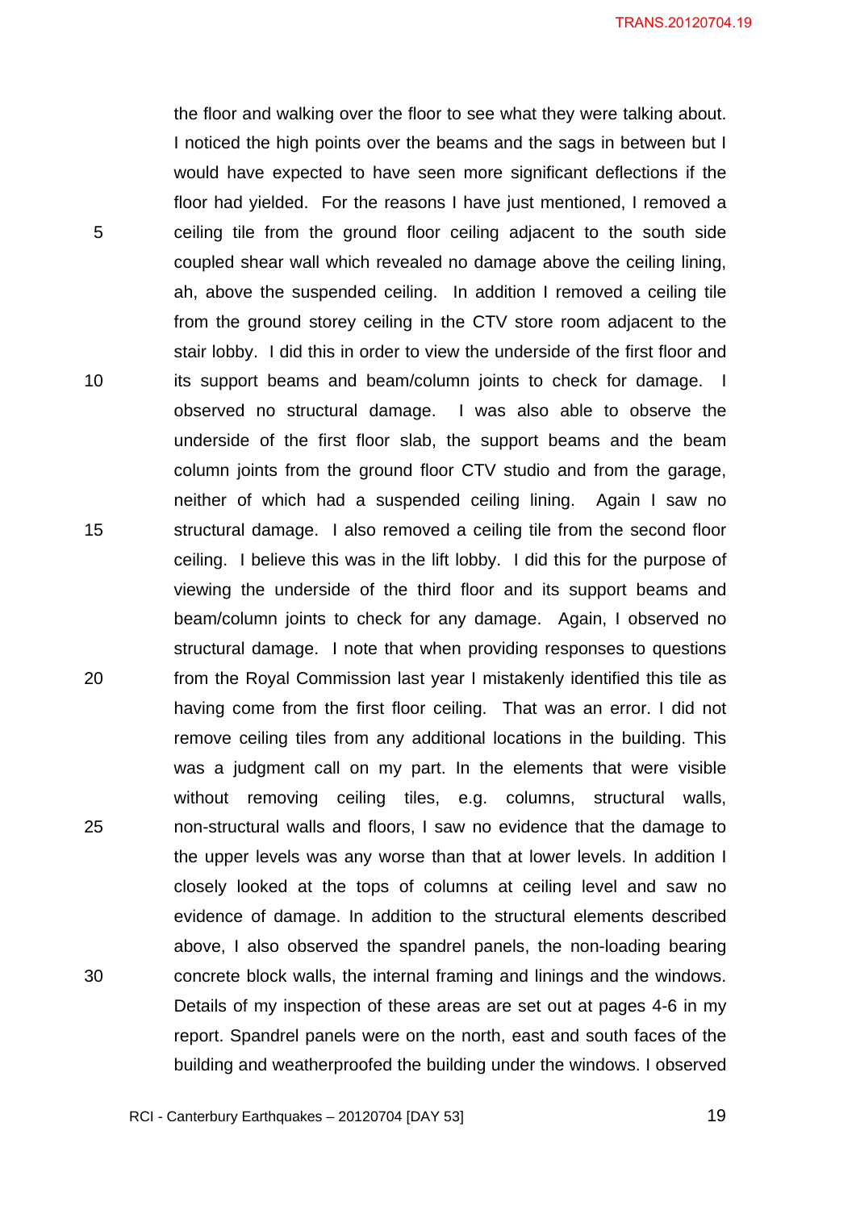the floor and walking over the floor to see what they were talking about. I noticed the high points over the beams and the sags in between but I would have expected to have seen more significant deflections if the floor had yielded. For the reasons I have just mentioned, I removed a ceiling tile from the ground floor ceiling adjacent to the south side coupled shear wall which revealed no damage above the ceiling lining, ah, above the suspended ceiling. In addition I removed a ceiling tile from the ground storey ceiling in the CTV store room adjacent to the stair lobby. I did this in order to view the underside of the first floor and its support beams and beam/column joints to check for damage. I observed no structural damage. I was also able to observe the underside of the first floor slab, the support beams and the beam column joints from the ground floor CTV studio and from the garage, neither of which had a suspended ceiling lining. Again I saw no structural damage. I also removed a ceiling tile from the second floor ceiling. I believe this was in the lift lobby. I did this for the purpose of viewing the underside of the third floor and its support beams and beam/column joints to check for any damage. Again, I observed no structural damage. I note that when providing responses to questions from the Royal Commission last year I mistakenly identified this tile as having come from the first floor ceiling. That was an error. I did not remove ceiling tiles from any additional locations in the building. This was a judgment call on my part. In the elements that were visible without removing ceiling tiles, e.g. columns, structural walls, non-structural walls and floors, I saw no evidence that the damage to the upper levels was any worse than that at lower levels. In addition I closely looked at the tops of columns at ceiling level and saw no evidence of damage. In addition to the structural elements described above, I also observed the spandrel panels, the non-loading bearing concrete block walls, the internal framing and linings and the windows. Details of my inspection of these areas are set out at pages 4-6 in my report. Spandrel panels were on the north, east and south faces of the building and weatherproofed the building under the windows. I observed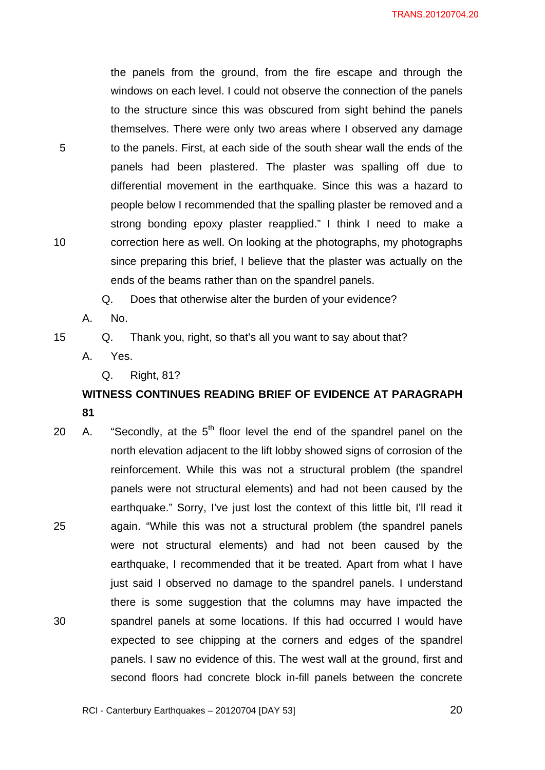the panels from the ground, from the fire escape and through the windows on each level. I could not observe the connection of the panels to the structure since this was obscured from sight behind the panels themselves. There were only two areas where I observed any damage to the panels. First, at each side of the south shear wall the ends of the panels had been plastered. The plaster was spalling off due to differential movement in the earthquake. Since this was a hazard to people below I recommended that the spalling plaster be removed and a strong bonding epoxy plaster reapplied." I think I need to make a correction here as well. On looking at the photographs, my photographs since preparing this brief, I believe that the plaster was actually on the ends of the beams rather than on the spandrel panels.

Q. Does that otherwise alter the burden of your evidence?

A. No.

Q. Thank you, right, so that's all you want to say about that?

A. Yes.

Q. Right, 81?

**WITNESS CONTINUES READING BRIEF OF EVIDENCE AT PARAGRAPH 81**

A. "Secondly, at the 5th floor level the end of the spandrel panel on the north elevation adjacent to the lift lobby showed signs of corrosion of the reinforcement. While this was not a structural problem (the spandrel panels were not structural elements) and had not been caused by the earthquake." Sorry, I've just lost the context of this little bit, I'll read it again. "While this was not a structural problem (the spandrel panels were not structural elements) and had not been caused by the earthquake, I recommended that it be treated. Apart from what I have just said I observed no damage to the spandrel panels. I understand there is some suggestion that the columns may have impacted the spandrel panels at some locations. If this had occurred I would have expected to see chipping at the corners and edges of the spandrel panels. I saw no evidence of this. The west wall at the ground, first and second floors had concrete block in-fill panels between the concrete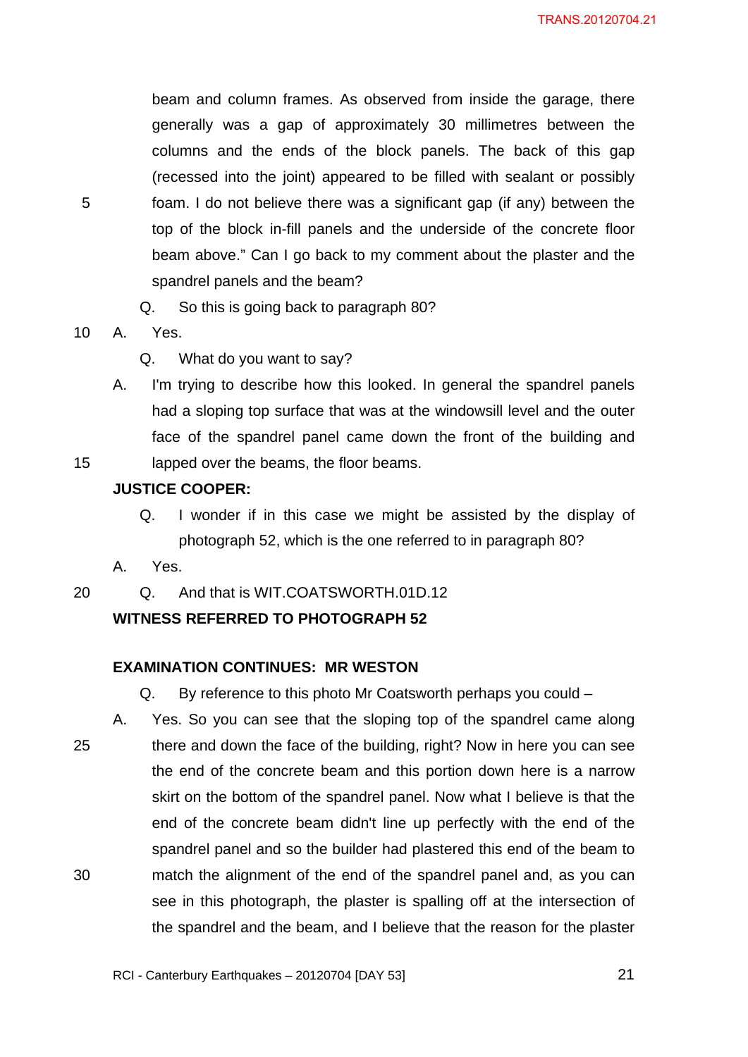beam and column frames. As observed from inside the garage, there generally was a gap of approximately 30 millimetres between the columns and the ends of the block panels. The back of this gap (recessed into the joint) appeared to be filled with sealant or possibly foam. I do not believe there was a significant gap (if any) between the top of the block in-fill panels and the underside of the concrete floor beam above." Can I go back to my comment about the plaster and the spandrel panels and the beam?

Q. So this is going back to paragraph 80?

A. Yes.

Q. What do you want to say?

A. I'm trying to describe how this looked. In general the spandrel panels had a sloping top surface that was at the windowsill level and the outer face of the spandrel panel came down the front of the building and lapped over the beams, the floor beams.

**JUSTICE COOPER:**

Q. I wonder if in this case we might be assisted by the display of photograph 52, which is the one referred to in paragraph 80?

A. Yes.

Q. And that is WIT.COATSWORTH.01D.12

**WITNESS REFERRED TO PHOTOGRAPH 52**

**EXAMINATION CONTINUES: MR WESTON**

Q. By reference to this photo Mr Coatsworth perhaps you could –

A. Yes. So you can see that the sloping top of the spandrel came along there and down the face of the building, right? Now in here you can see the end of the concrete beam and this portion down here is a narrow skirt on the bottom of the spandrel panel. Now what I believe is that the end of the concrete beam didn't line up perfectly with the end of the spandrel panel and so the builder had plastered this end of the beam to match the alignment of the end of the spandrel panel and, as you can see in this photograph, the plaster is spalling off at the intersection of the spandrel and the beam, and I believe that the reason for the plaster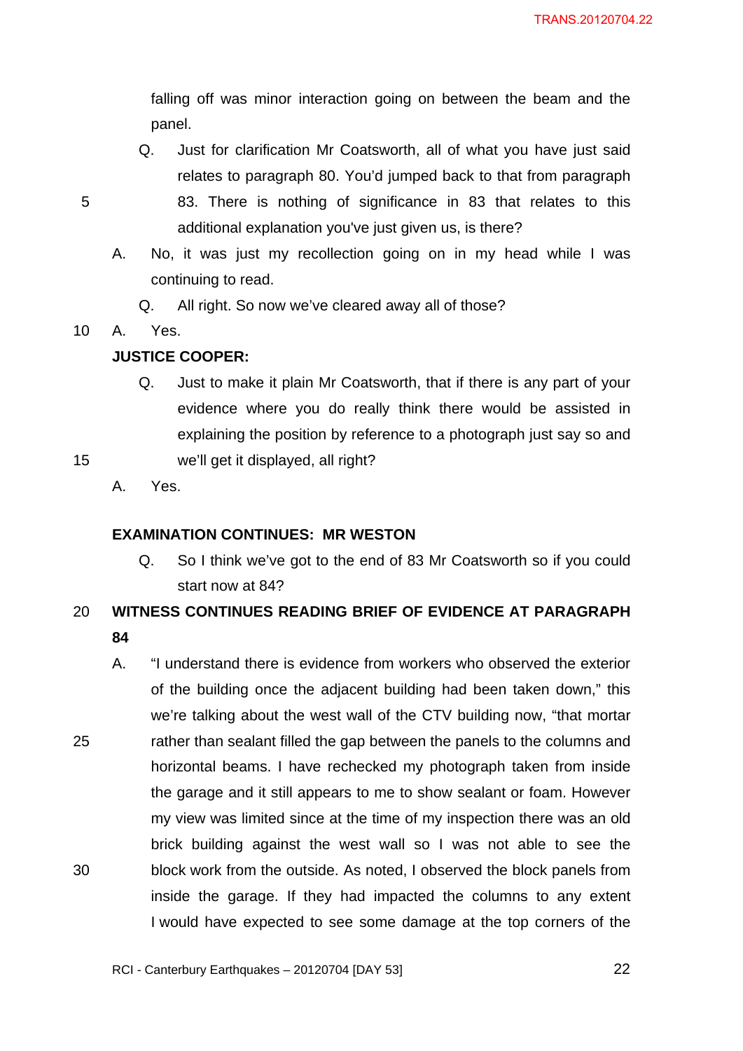falling off was minor interaction going on between the beam and the panel.

Q. Just for clarification Mr Coatsworth, all of what you have just said relates to paragraph 80. You'd jumped back to that from paragraph 83. There is nothing of significance in 83 that relates to this additional explanation you've just given us, is there?

A. No, it was just my recollection going on in my head while I was continuing to read.

Q. All right. So now we've cleared away all of those?

A. Yes.

**JUSTICE COOPER:**

Q. Just to make it plain Mr Coatsworth, that if there is any part of your evidence where you do really think there would be assisted in explaining the position by reference to a photograph just say so and we'll get it displayed, all right?

A. Yes.

**EXAMINATION CONTINUES: MR WESTON**

Q. So I think we've got to the end of 83 Mr Coatsworth so if you could start now at 84?

**WITNESS CONTINUES READING BRIEF OF EVIDENCE AT PARAGRAPH 84**

A. "I understand there is evidence from workers who observed the exterior of the building once the adjacent building had been taken down," this we're talking about the west wall of the CTV building now, "that mortar rather than sealant filled the gap between the panels to the columns and horizontal beams. I have rechecked my photograph taken from inside the garage and it still appears to me to show sealant or foam. However my view was limited since at the time of my inspection there was an old brick building against the west wall so I was not able to see the block work from the outside. As noted, I observed the block panels from inside the garage. If they had impacted the columns to any extent I would have expected to see some damage at the top corners of the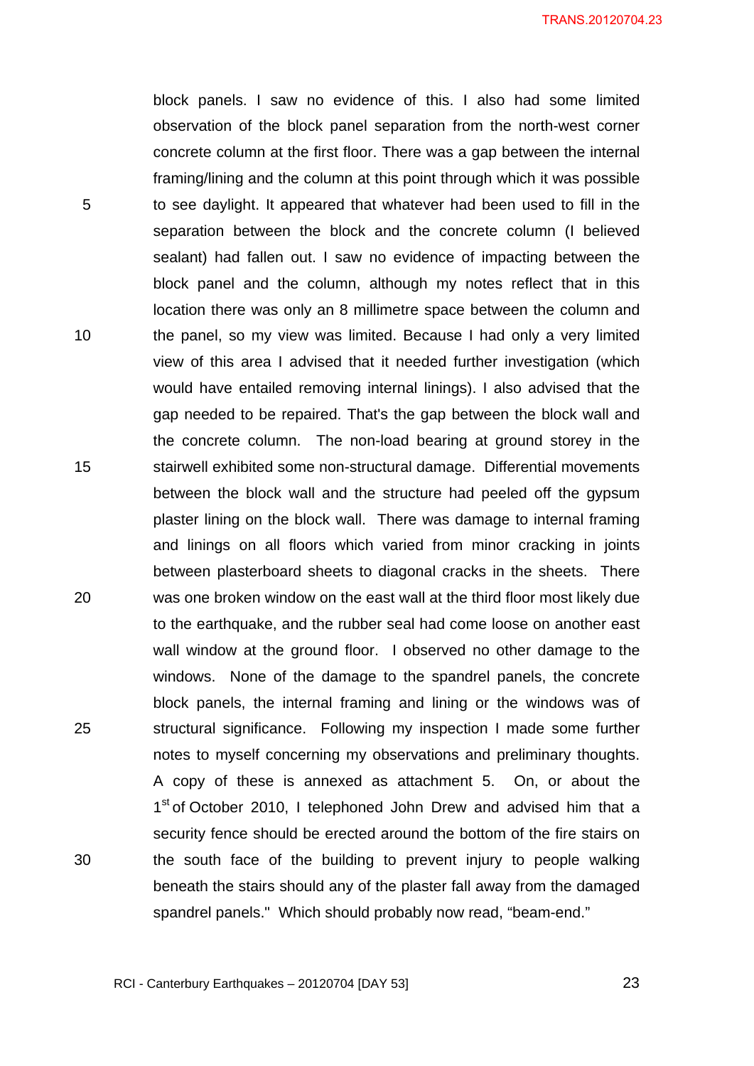block panels. I saw no evidence of this. I also had some limited observation of the block panel separation from the north-west corner concrete column at the first floor. There was a gap between the internal framing/lining and the column at this point through which it was possible to see daylight. It appeared that whatever had been used to fill in the separation between the block and the concrete column (I believed sealant) had fallen out. I saw no evidence of impacting between the block panel and the column, although my notes reflect that in this location there was only an 8 millimetre space between the column and the panel, so my view was limited. Because I had only a very limited view of this area I advised that it needed further investigation (which would have entailed removing internal linings). I also advised that the gap needed to be repaired. That's the gap between the block wall and the concrete column. The non-load bearing at ground storey in the stairwell exhibited some non-structural damage. Differential movements between the block wall and the structure had peeled off the gypsum plaster lining on the block wall. There was damage to internal framing and linings on all floors which varied from minor cracking in joints between plasterboard sheets to diagonal cracks in the sheets. There was one broken window on the east wall at the third floor most likely due to the earthquake, and the rubber seal had come loose on another east wall window at the ground floor. I observed no other damage to the windows. None of the damage to the spandrel panels, the concrete block panels, the internal framing and lining or the windows was of structural significance. Following my inspection I made some further notes to myself concerning my observations and preliminary thoughts. A copy of these is annexed as attachment 5. On, or about the 1st of October 2010, I telephoned John Drew and advised him that a security fence should be erected around the bottom of the fire stairs on the south face of the building to prevent injury to people walking beneath the stairs should any of the plaster fall away from the damaged spandrel panels." Which should probably now read, "beam-end."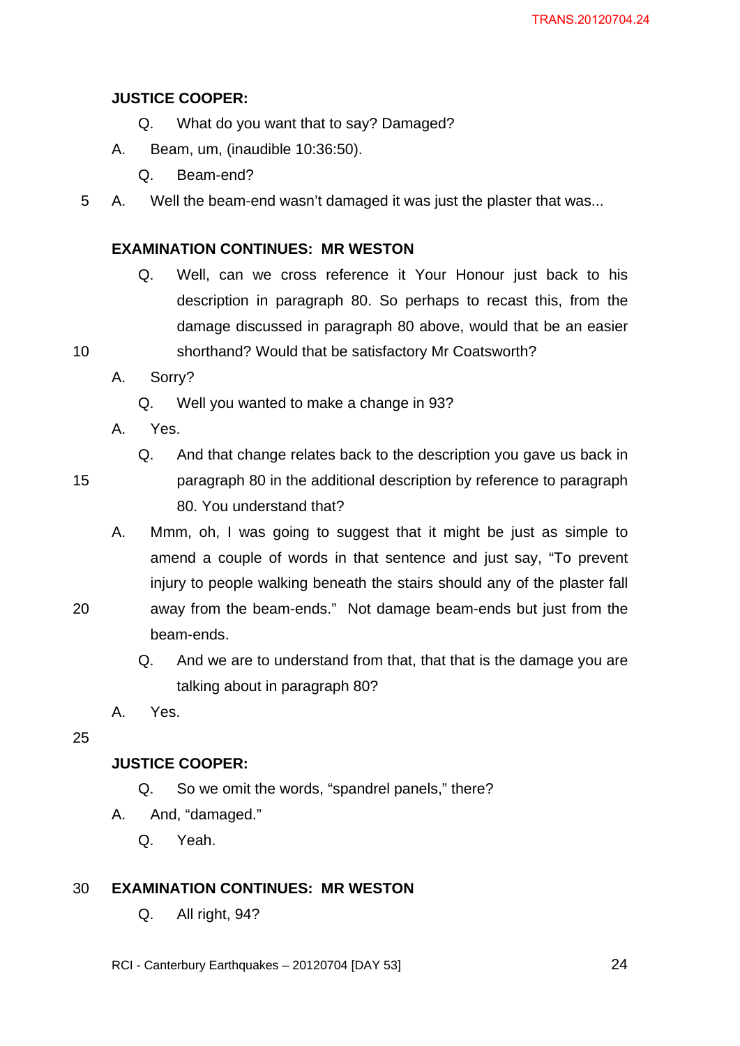**JUSTICE COOPER:**

Q. What do you want that to say? Damaged?

A. Beam, um, (inaudible 10:36:50).

Q. Beam-end?

A. Well the beam-end wasn't damaged it was just the plaster that was...

**EXAMINATION CONTINUES: MR WESTON**

Q. Well, can we cross reference it Your Honour just back to his description in paragraph 80. So perhaps to recast this, from the damage discussed in paragraph 80 above, would that be an easier shorthand? Would that be satisfactory Mr Coatsworth?

A. Sorry?

Q. Well you wanted to make a change in 93?

A. Yes.

Q. And that change relates back to the description you gave us back in paragraph 80 in the additional description by reference to paragraph 80. You understand that?

A. Mmm, oh, I was going to suggest that it might be just as simple to amend a couple of words in that sentence and just say, "To prevent injury to people walking beneath the stairs should any of the plaster fall away from the beam-ends." Not damage beam-ends but just from the beam-ends.

Q. And we are to understand from that, that that is the damage you are talking about in paragraph 80?

A. Yes.

**JUSTICE COOPER:**

Q. So we omit the words, "spandrel panels," there?

A. And, "damaged."

Q. Yeah.

**EXAMINATION CONTINUES: MR WESTON**

Q. All right, 94?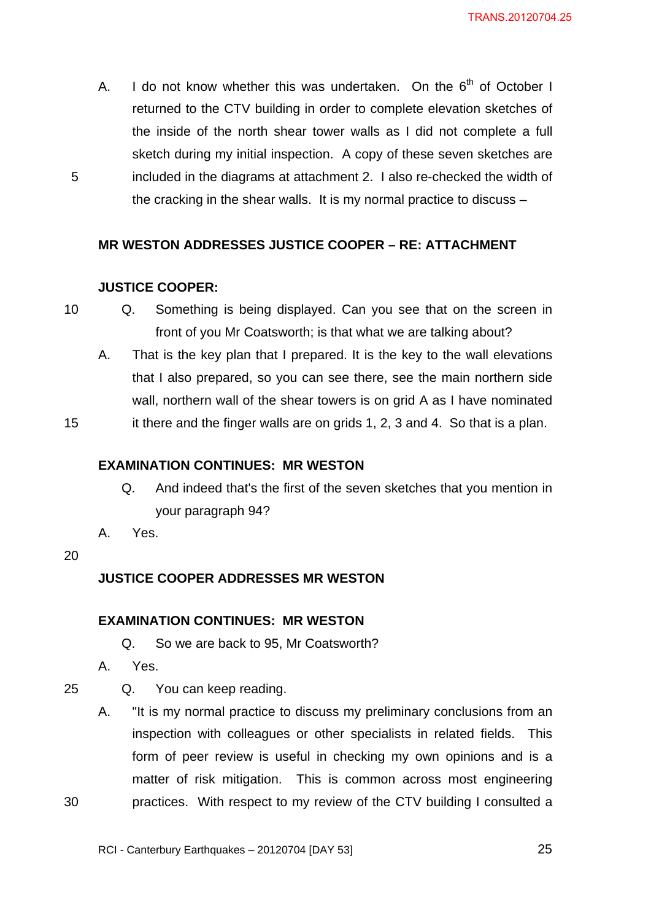A. I do not know whether this was undertaken. On the 6th of October I returned to the CTV building in order to complete elevation sketches of the inside of the north shear tower walls as I did not complete a full sketch during my initial inspection. A copy of these seven sketches are included in the diagrams at attachment 2. I also re-checked the width of the cracking in the shear walls. It is my normal practice to discuss –

**MR WESTON ADDRESSES JUSTICE COOPER – RE: ATTACHMENT**

**JUSTICE COOPER:**

Q. Something is being displayed. Can you see that on the screen in front of you Mr Coatsworth; is that what we are talking about?

A. That is the key plan that I prepared. It is the key to the wall elevations that I also prepared, so you can see there, see the main northern side wall, northern wall of the shear towers is on grid A as I have nominated it there and the finger walls are on grids 1, 2, 3 and 4. So that is a plan.

**EXAMINATION CONTINUES: MR WESTON**

Q. And indeed that's the first of the seven sketches that you mention in your paragraph 94?

A. Yes.

**JUSTICE COOPER ADDRESSES MR WESTON**

**EXAMINATION CONTINUES: MR WESTON**

Q. So we are back to 95, Mr Coatsworth?

A. Yes.

Q. You can keep reading.

A. "It is my normal practice to discuss my preliminary conclusions from an inspection with colleagues or other specialists in related fields. This form of peer review is useful in checking my own opinions and is a matter of risk mitigation. This is common across most engineering practices. With respect to my review of the CTV building I consulted a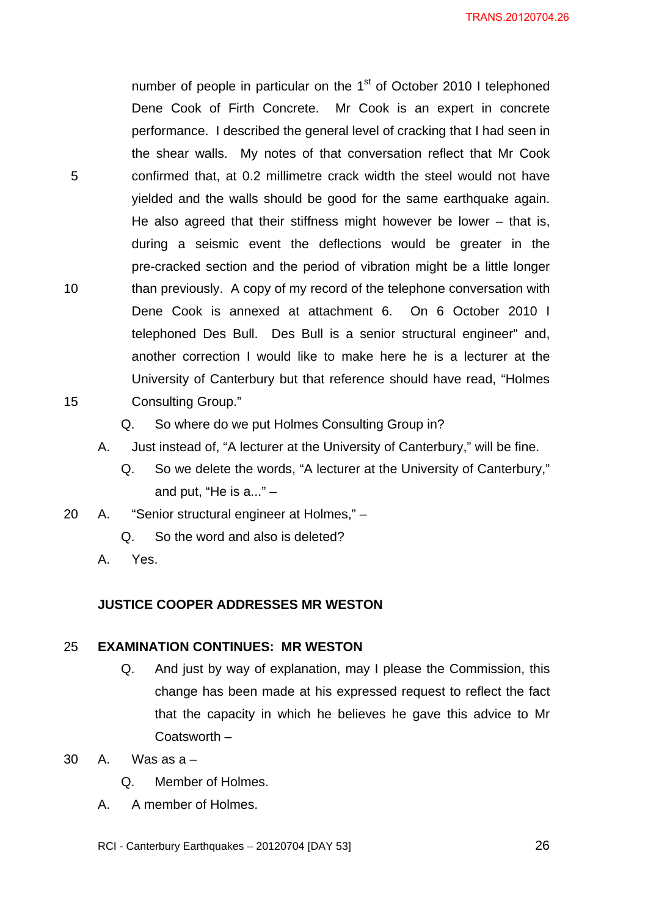number of people in particular on the 1st of October 2010 I telephoned Dene Cook of Firth Concrete. Mr Cook is an expert in concrete performance. I described the general level of cracking that I had seen in the shear walls. My notes of that conversation reflect that Mr Cook confirmed that, at 0.2 millimetre crack width the steel would not have yielded and the walls should be good for the same earthquake again. He also agreed that their stiffness might however be lower – that is, during a seismic event the deflections would be greater in the pre-cracked section and the period of vibration might be a little longer than previously. A copy of my record of the telephone conversation with Dene Cook is annexed at attachment 6. On 6 October 2010 I telephoned Des Bull. Des Bull is a senior structural engineer" and, another correction I would like to make here he is a lecturer at the University of Canterbury but that reference should have read, "Holmes Consulting Group."

Q. So where do we put Holmes Consulting Group in?

A. Just instead of, "A lecturer at the University of Canterbury," will be fine.

Q. So we delete the words, "A lecturer at the University of Canterbury," and put, "He is a..." –

A. "Senior structural engineer at Holmes," –

Q. So the word and also is deleted?

A. Yes.

**JUSTICE COOPER ADDRESSES MR WESTON**

**EXAMINATION CONTINUES: MR WESTON**

Q. And just by way of explanation, may I please the Commission, this change has been made at his expressed request to reflect the fact that the capacity in which he believes he gave this advice to Mr Coatsworth –

A. Was as a –

Q. Member of Holmes.

A. A member of Holmes.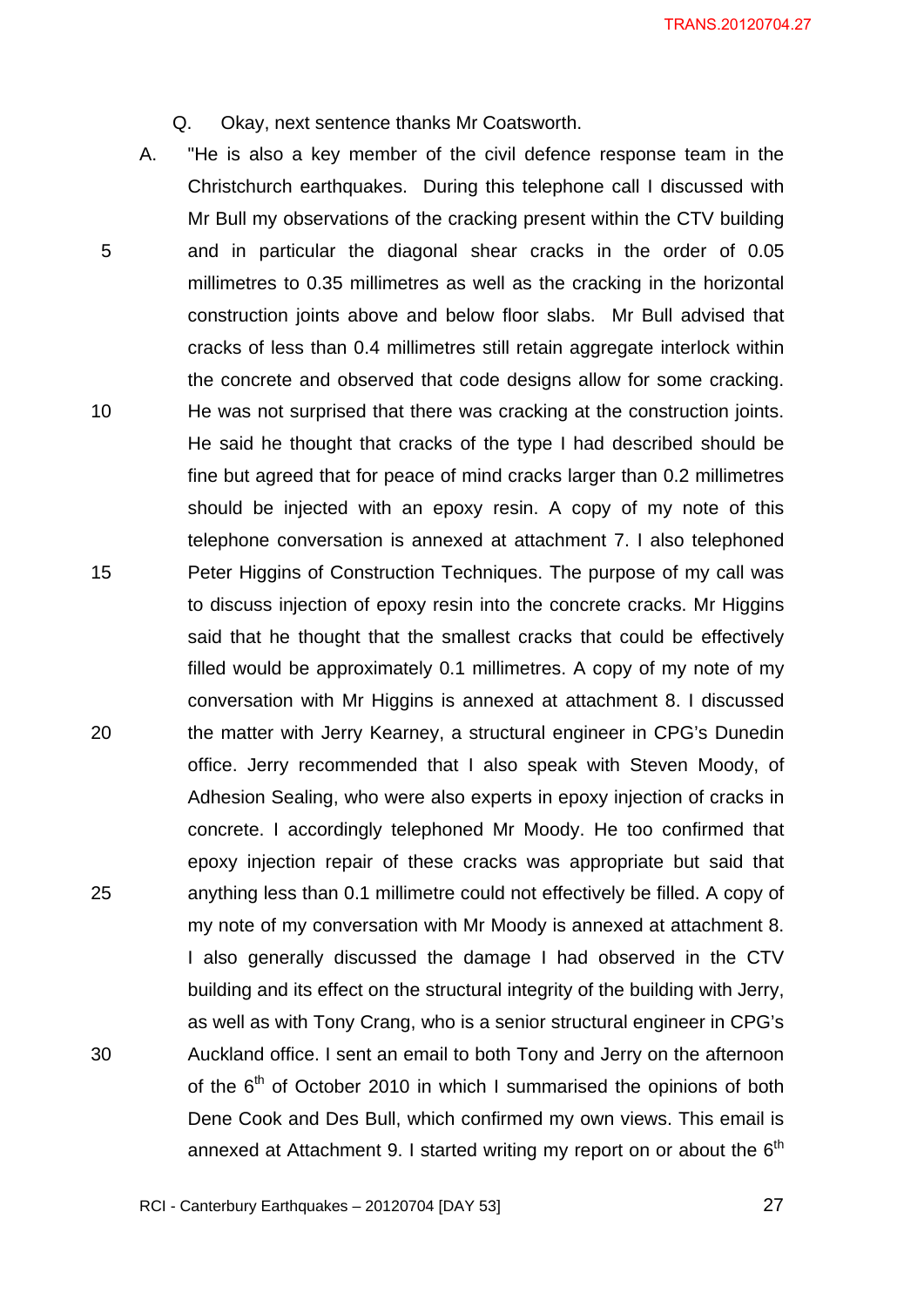Q. Okay, next sentence thanks Mr Coatsworth.

A. "He is also a key member of the civil defence response team in the Christchurch earthquakes. During this telephone call I discussed with Mr Bull my observations of the cracking present within the CTV building and in particular the diagonal shear cracks in the order of 0.05 millimetres to 0.35 millimetres as well as the cracking in the horizontal construction joints above and below floor slabs. Mr Bull advised that cracks of less than 0.4 millimetres still retain aggregate interlock within the concrete and observed that code designs allow for some cracking. He was not surprised that there was cracking at the construction joints. He said he thought that cracks of the type I had described should be fine but agreed that for peace of mind cracks larger than 0.2 millimetres should be injected with an epoxy resin. A copy of my note of this telephone conversation is annexed at attachment 7. I also telephoned Peter Higgins of Construction Techniques. The purpose of my call was to discuss injection of epoxy resin into the concrete cracks. Mr Higgins said that he thought that the smallest cracks that could be effectively filled would be approximately 0.1 millimetres. A copy of my note of my conversation with Mr Higgins is annexed at attachment 8. I discussed the matter with Jerry Kearney, a structural engineer in CPG's Dunedin office. Jerry recommended that I also speak with Steven Moody, of Adhesion Sealing, who were also experts in epoxy injection of cracks in concrete. I accordingly telephoned Mr Moody. He too confirmed that epoxy injection repair of these cracks was appropriate but said that anything less than 0.1 millimetre could not effectively be filled. A copy of my note of my conversation with Mr Moody is annexed at attachment 8. I also generally discussed the damage I had observed in the CTV building and its effect on the structural integrity of the building with Jerry, as well as with Tony Crang, who is a senior structural engineer in CPG's Auckland office. I sent an email to both Tony and Jerry on the afternoon of the 6th of October 2010 in which I summarised the opinions of both Dene Cook and Des Bull, which confirmed my own views. This email is annexed at Attachment 9. I started writing my report on or about the 6th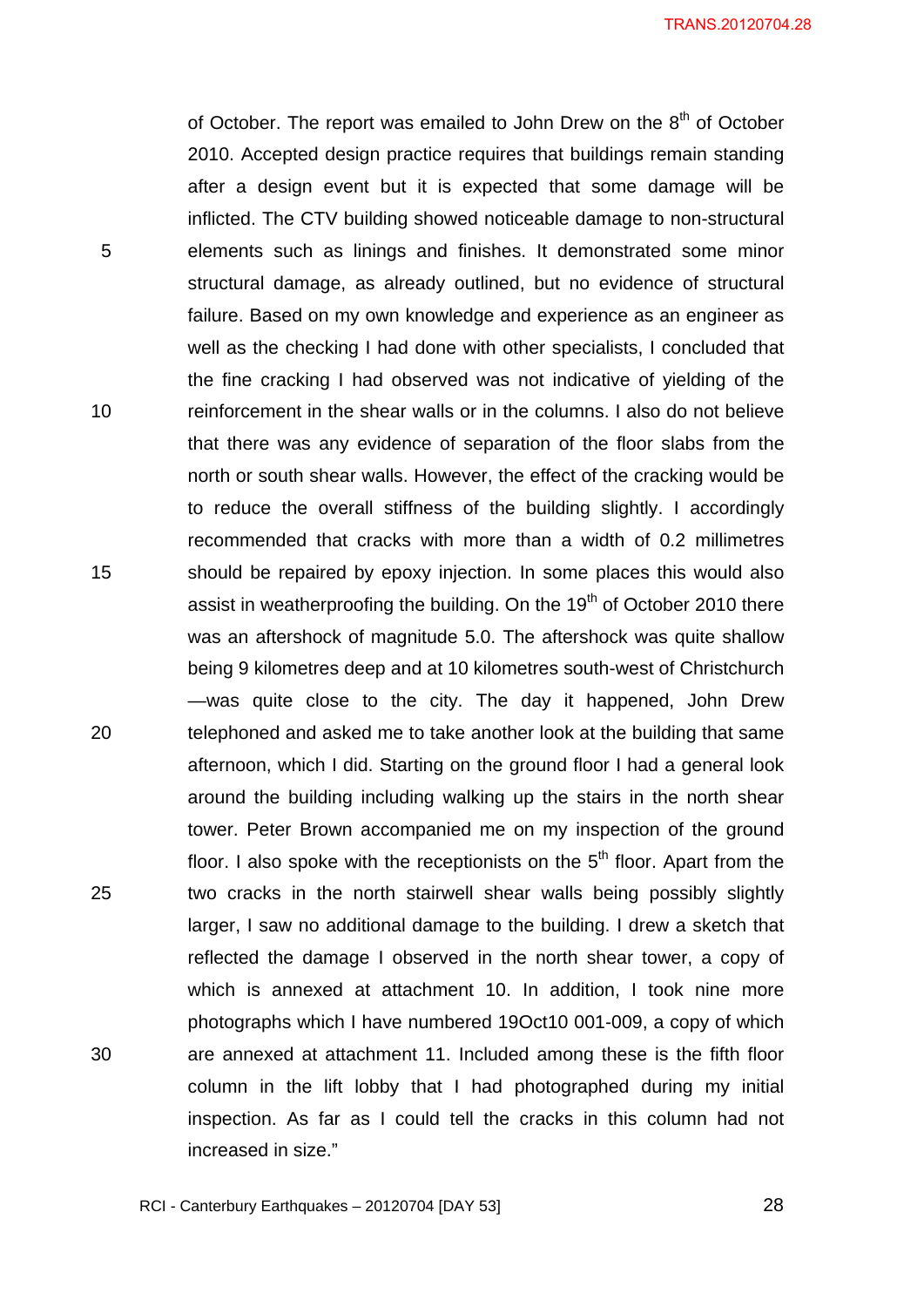of October. The report was emailed to John Drew on the 8th of October 2010. Accepted design practice requires that buildings remain standing after a design event but it is expected that some damage will be inflicted. The CTV building showed noticeable damage to non-structural elements such as linings and finishes. It demonstrated some minor structural damage, as already outlined, but no evidence of structural failure. Based on my own knowledge and experience as an engineer as well as the checking I had done with other specialists, I concluded that the fine cracking I had observed was not indicative of yielding of the reinforcement in the shear walls or in the columns. I also do not believe that there was any evidence of separation of the floor slabs from the north or south shear walls. However, the effect of the cracking would be to reduce the overall stiffness of the building slightly. I accordingly recommended that cracks with more than a width of 0.2 millimetres should be repaired by epoxy injection. In some places this would also assist in weatherproofing the building. On the 19th of October 2010 there was an aftershock of magnitude 5.0. The aftershock was quite shallow being 9 kilometres deep and at 10 kilometres south-west of Christchurch —was quite close to the city. The day it happened, John Drew telephoned and asked me to take another look at the building that same afternoon, which I did. Starting on the ground floor I had a general look around the building including walking up the stairs in the north shear tower. Peter Brown accompanied me on my inspection of the ground floor. I also spoke with the receptionists on the 5th floor. Apart from the two cracks in the north stairwell shear walls being possibly slightly larger, I saw no additional damage to the building. I drew a sketch that reflected the damage I observed in the north shear tower, a copy of which is annexed at attachment 10. In addition, I took nine more photographs which I have numbered 19Oct10 001-009, a copy of which are annexed at attachment 11. Included among these is the fifth floor column in the lift lobby that I had photographed during my initial inspection. As far as I could tell the cracks in this column had not increased in size."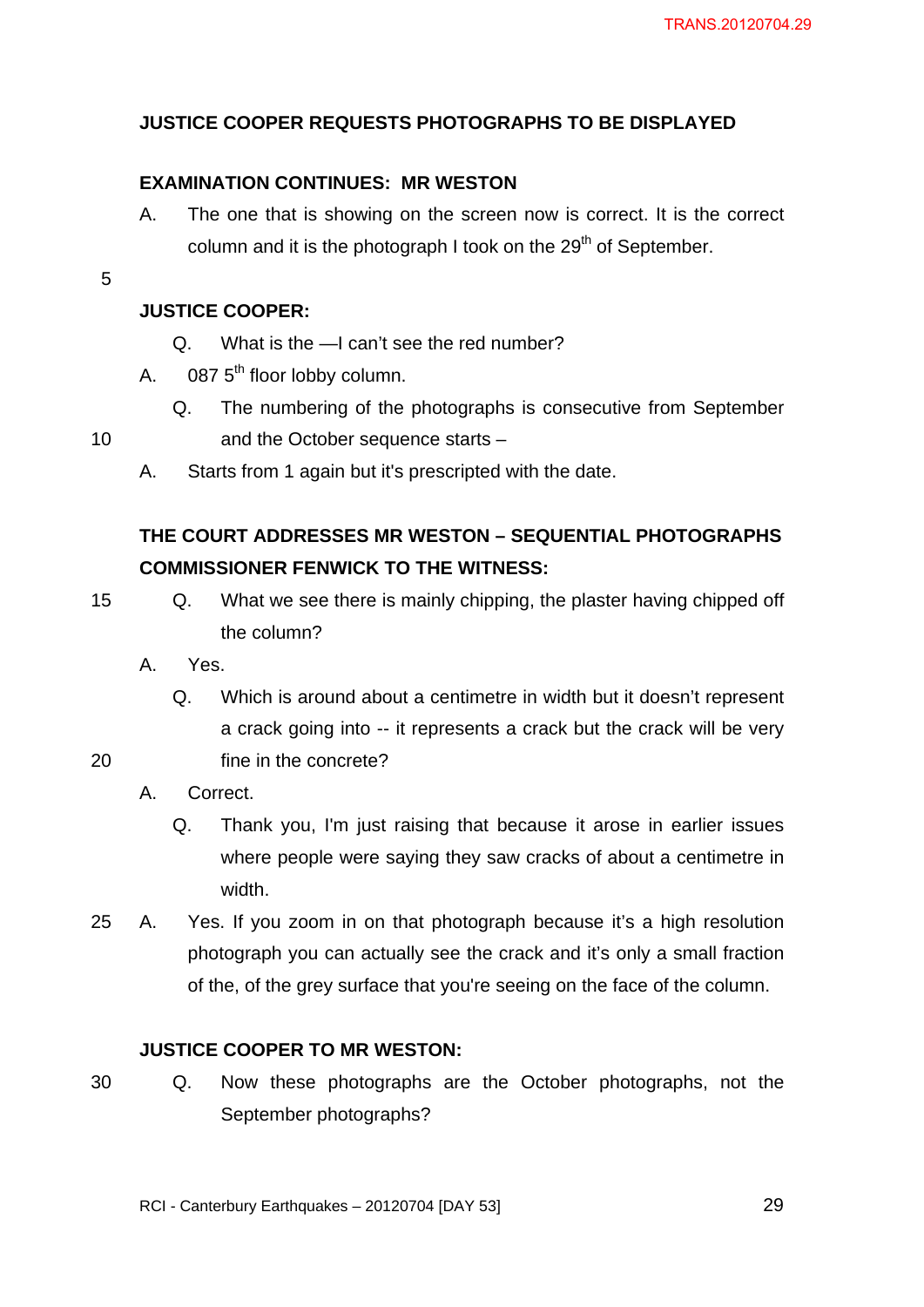**JUSTICE COOPER REQUESTS PHOTOGRAPHS TO BE DISPLAYED**

**EXAMINATION CONTINUES: MR WESTON**

A. The one that is showing on the screen now is correct. It is the correct column and it is the photograph I took on the 29th of September.

**JUSTICE COOPER:**

Q. What is the —I can't see the red number?

A. 087 5th floor lobby column.

Q. The numbering of the photographs is consecutive from September and the October sequence starts –

A. Starts from 1 again but it's prescripted with the date.

**THE COURT ADDRESSES MR WESTON – SEQUENTIAL PHOTOGRAPHS**

**COMMISSIONER FENWICK TO THE WITNESS:**

Q. What we see there is mainly chipping, the plaster having chipped off the column?

A. Yes.

Q. Which is around about a centimetre in width but it doesn't represent a crack going into -- it represents a crack but the crack will be very fine in the concrete?

A. Correct.

Q. Thank you, I'm just raising that because it arose in earlier issues where people were saying they saw cracks of about a centimetre in width.

A. Yes. If you zoom in on that photograph because it's a high resolution photograph you can actually see the crack and it's only a small fraction of the, of the grey surface that you're seeing on the face of the column.

**JUSTICE COOPER TO MR WESTON:**

Q. Now these photographs are the October photographs, not the September photographs?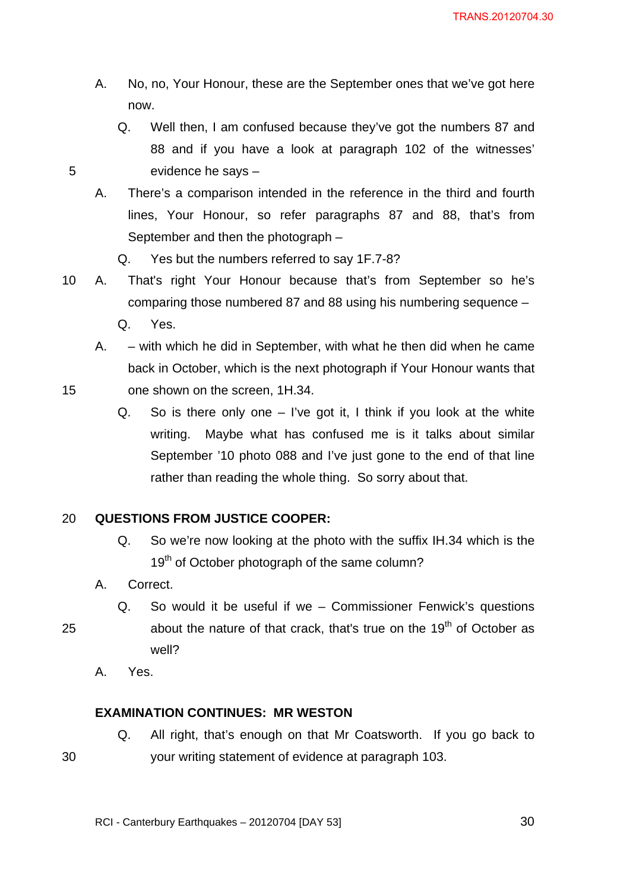A. No, no, Your Honour, these are the September ones that we've got here now.

Q. Well then, I am confused because they've got the numbers 87 and 88 and if you have a look at paragraph 102 of the witnesses' evidence he says –

A. There's a comparison intended in the reference in the third and fourth lines, Your Honour, so refer paragraphs 87 and 88, that's from September and then the photograph –

Q. Yes but the numbers referred to say 1F.7-8?

A. That's right Your Honour because that's from September so he's comparing those numbered 87 and 88 using his numbering sequence –

Q. Yes.

A. – with which he did in September, with what he then did when he came back in October, which is the next photograph if Your Honour wants that one shown on the screen, 1H.34.

Q. So is there only one – I've got it, I think if you look at the white writing. Maybe what has confused me is it talks about similar September '10 photo 088 and I've just gone to the end of that line rather than reading the whole thing. So sorry about that.

**QUESTIONS FROM JUSTICE COOPER:**

Q. So we're now looking at the photo with the suffix IH.34 which is the 19th of October photograph of the same column?

A. Correct.

Q. So would it be useful if we – Commissioner Fenwick's questions about the nature of that crack, that's true on the 19th of October as well?

A. Yes.

**EXAMINATION CONTINUES: MR WESTON**

Q. All right, that's enough on that Mr Coatsworth. If you go back to your writing statement of evidence at paragraph 103.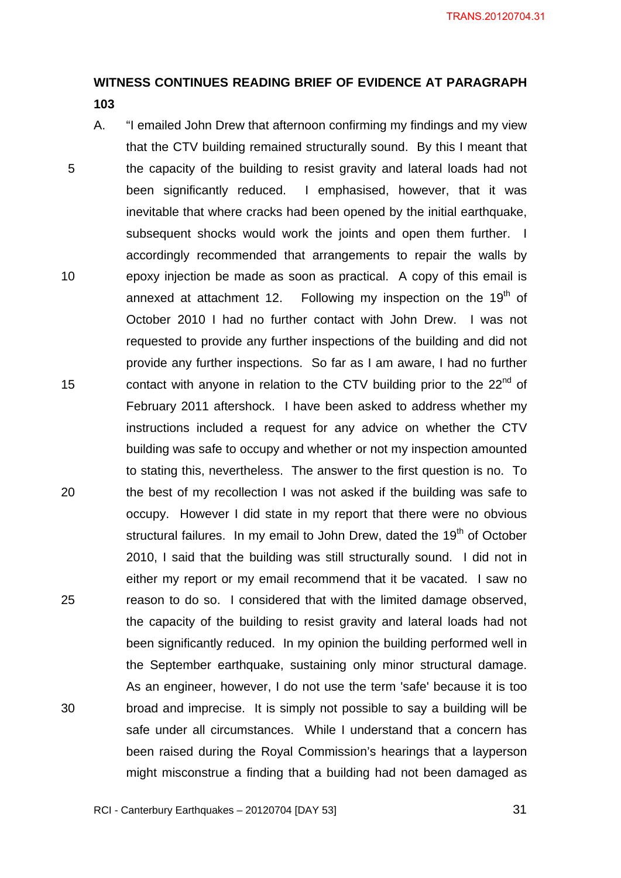**WITNESS CONTINUES READING BRIEF OF EVIDENCE AT PARAGRAPH 103**

A. "I emailed John Drew that afternoon confirming my findings and my view that the CTV building remained structurally sound. By this I meant that the capacity of the building to resist gravity and lateral loads had not been significantly reduced. I emphasised, however, that it was inevitable that where cracks had been opened by the initial earthquake, subsequent shocks would work the joints and open them further. I accordingly recommended that arrangements to repair the walls by epoxy injection be made as soon as practical. A copy of this email is annexed at attachment 12. Following my inspection on the 19th of October 2010 I had no further contact with John Drew. I was not requested to provide any further inspections of the building and did not provide any further inspections. So far as I am aware, I had no further contact with anyone in relation to the CTV building prior to the 22nd of February 2011 aftershock. I have been asked to address whether my instructions included a request for any advice on whether the CTV building was safe to occupy and whether or not my inspection amounted to stating this, nevertheless. The answer to the first question is no. To the best of my recollection I was not asked if the building was safe to occupy. However I did state in my report that there were no obvious structural failures. In my email to John Drew, dated the 19th of October 2010, I said that the building was still structurally sound. I did not in either my report or my email recommend that it be vacated. I saw no reason to do so. I considered that with the limited damage observed, the capacity of the building to resist gravity and lateral loads had not been significantly reduced. In my opinion the building performed well in the September earthquake, sustaining only minor structural damage. As an engineer, however, I do not use the term 'safe' because it is too broad and imprecise. It is simply not possible to say a building will be safe under all circumstances. While I understand that a concern has been raised during the Royal Commission's hearings that a layperson might misconstrue a finding that a building had not been damaged as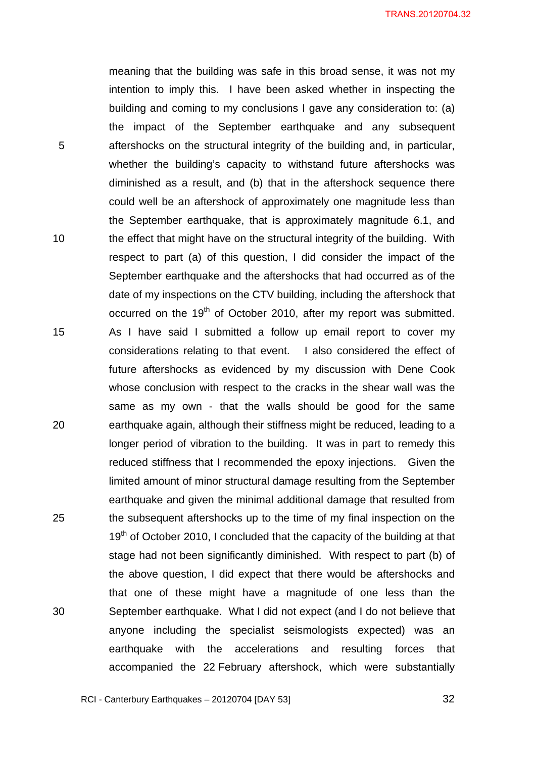meaning that the building was safe in this broad sense, it was not my intention to imply this. I have been asked whether in inspecting the building and coming to my conclusions I gave any consideration to: (a) the impact of the September earthquake and any subsequent aftershocks on the structural integrity of the building and, in particular, whether the building's capacity to withstand future aftershocks was diminished as a result, and (b) that in the aftershock sequence there could well be an aftershock of approximately one magnitude less than the September earthquake, that is approximately magnitude 6.1, and the effect that might have on the structural integrity of the building. With respect to part (a) of this question, I did consider the impact of the September earthquake and the aftershocks that had occurred as of the date of my inspections on the CTV building, including the aftershock that occurred on the 19th of October 2010, after my report was submitted. As I have said I submitted a follow up email report to cover my considerations relating to that event. I also considered the effect of future aftershocks as evidenced by my discussion with Dene Cook whose conclusion with respect to the cracks in the shear wall was the same as my own - that the walls should be good for the same earthquake again, although their stiffness might be reduced, leading to a longer period of vibration to the building. It was in part to remedy this reduced stiffness that I recommended the epoxy injections. Given the limited amount of minor structural damage resulting from the September earthquake and given the minimal additional damage that resulted from the subsequent aftershocks up to the time of my final inspection on the 19th of October 2010, I concluded that the capacity of the building at that stage had not been significantly diminished. With respect to part (b) of the above question, I did expect that there would be aftershocks and that one of these might have a magnitude of one less than the September earthquake. What I did not expect (and I do not believe that anyone including the specialist seismologists expected) was an earthquake with the accelerations and resulting forces that accompanied the 22 February aftershock, which were substantially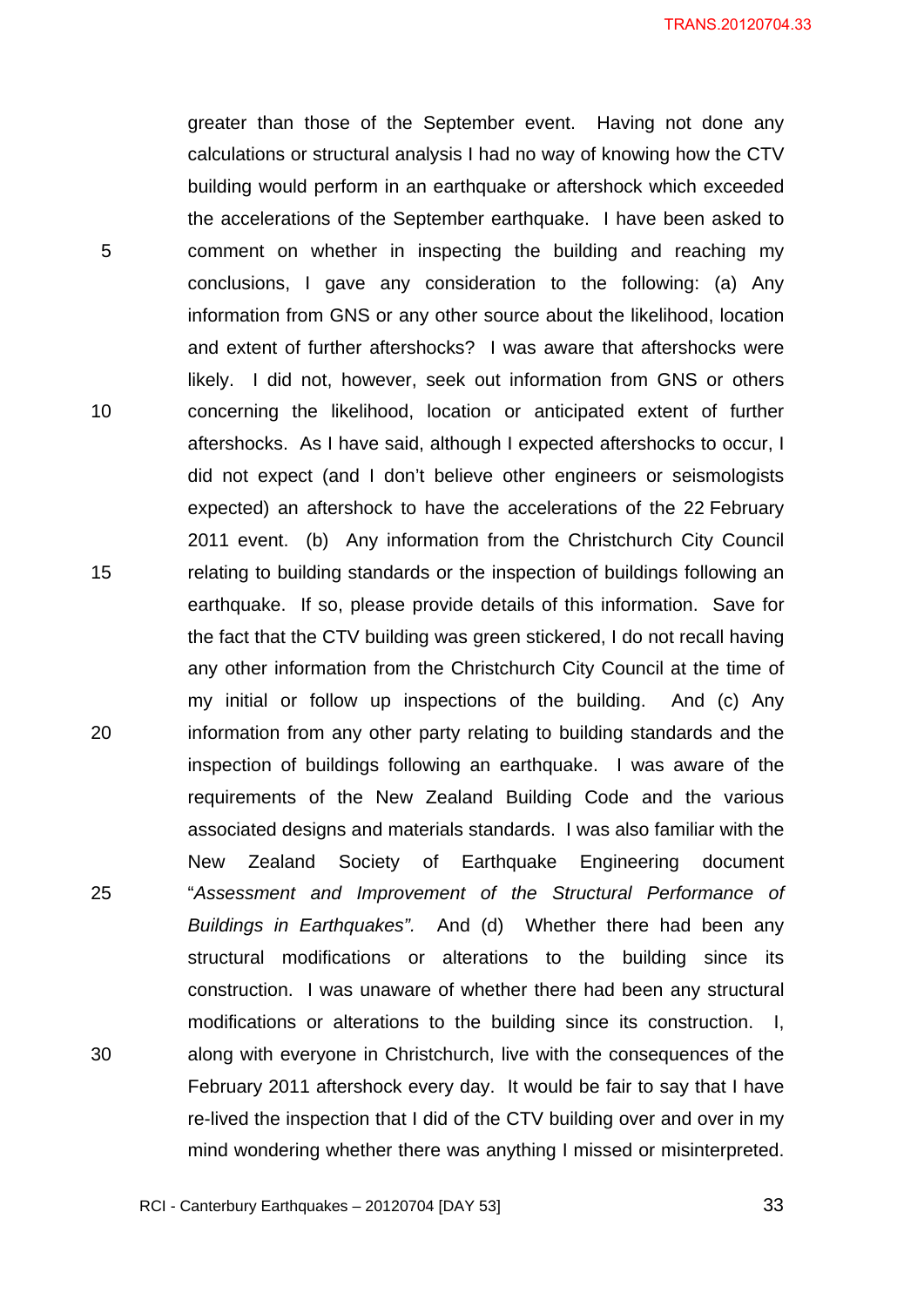greater than those of the September event. Having not done any calculations or structural analysis I had no way of knowing how the CTV building would perform in an earthquake or aftershock which exceeded the accelerations of the September earthquake. I have been asked to comment on whether in inspecting the building and reaching my conclusions, I gave any consideration to the following: (a) Any information from GNS or any other source about the likelihood, location and extent of further aftershocks? I was aware that aftershocks were likely. I did not, however, seek out information from GNS or others concerning the likelihood, location or anticipated extent of further aftershocks. As I have said, although I expected aftershocks to occur, I did not expect (and I don't believe other engineers or seismologists expected) an aftershock to have the accelerations of the 22 February 2011 event. (b) Any information from the Christchurch City Council relating to building standards or the inspection of buildings following an earthquake. If so, please provide details of this information. Save for the fact that the CTV building was green stickered, I do not recall having any other information from the Christchurch City Council at the time of my initial or follow up inspections of the building. And (c) Any information from any other party relating to building standards and the inspection of buildings following an earthquake. I was aware of the requirements of the New Zealand Building Code and the various associated designs and materials standards. I was also familiar with the New Zealand Society of Earthquake Engineering document "*Assessment and Improvement of the Structural Performance of Buildings in Earthquakes".* And (d) Whether there had been any structural modifications or alterations to the building since its construction. I was unaware of whether there had been any structural modifications or alterations to the building since its construction. I, along with everyone in Christchurch, live with the consequences of the February 2011 aftershock every day. It would be fair to say that I have re-lived the inspection that I did of the CTV building over and over in my mind wondering whether there was anything I missed or misinterpreted.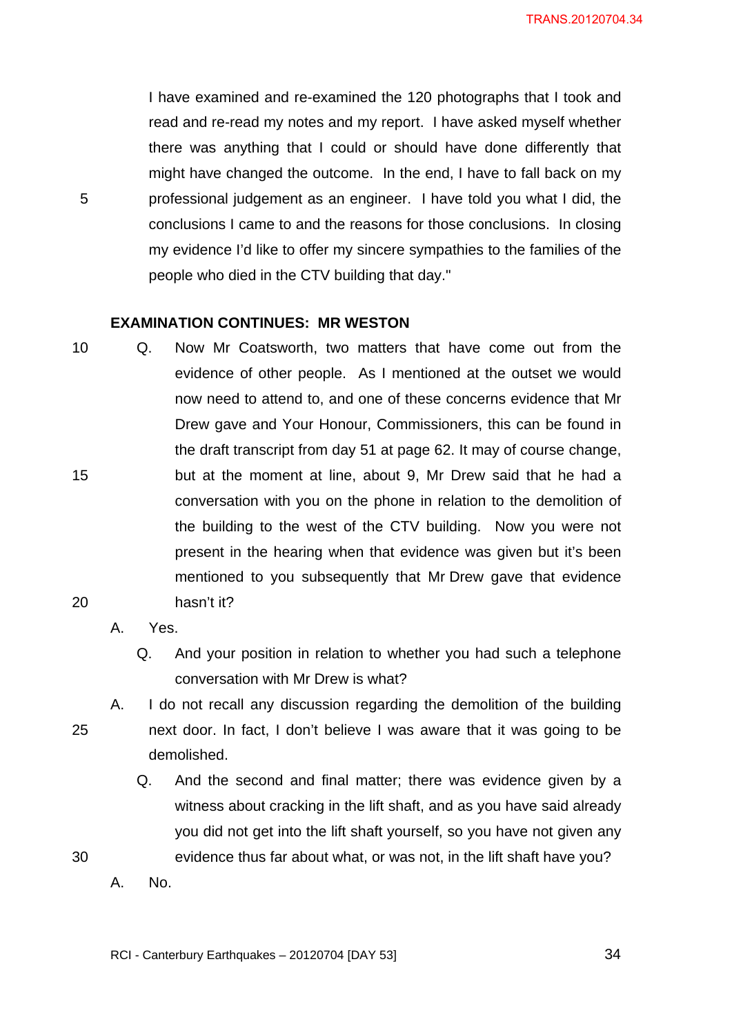I have examined and re-examined the 120 photographs that I took and read and re-read my notes and my report. I have asked myself whether there was anything that I could or should have done differently that might have changed the outcome. In the end, I have to fall back on my professional judgement as an engineer. I have told you what I did, the conclusions I came to and the reasons for those conclusions. In closing my evidence I'd like to offer my sincere sympathies to the families of the people who died in the CTV building that day."

**EXAMINATION CONTINUES: MR WESTON**

Q. Now Mr Coatsworth, two matters that have come out from the evidence of other people. As I mentioned at the outset we would now need to attend to, and one of these concerns evidence that Mr Drew gave and Your Honour, Commissioners, this can be found in the draft transcript from day 51 at page 62. It may of course change, but at the moment at line, about 9, Mr Drew said that he had a conversation with you on the phone in relation to the demolition of the building to the west of the CTV building. Now you were not present in the hearing when that evidence was given but it's been mentioned to you subsequently that Mr Drew gave that evidence hasn't it?

A. Yes.

Q. And your position in relation to whether you had such a telephone conversation with Mr Drew is what?

A. I do not recall any discussion regarding the demolition of the building next door. In fact, I don't believe I was aware that it was going to be demolished.

Q. And the second and final matter; there was evidence given by a witness about cracking in the lift shaft, and as you have said already you did not get into the lift shaft yourself, so you have not given any evidence thus far about what, or was not, in the lift shaft have you?

A. No.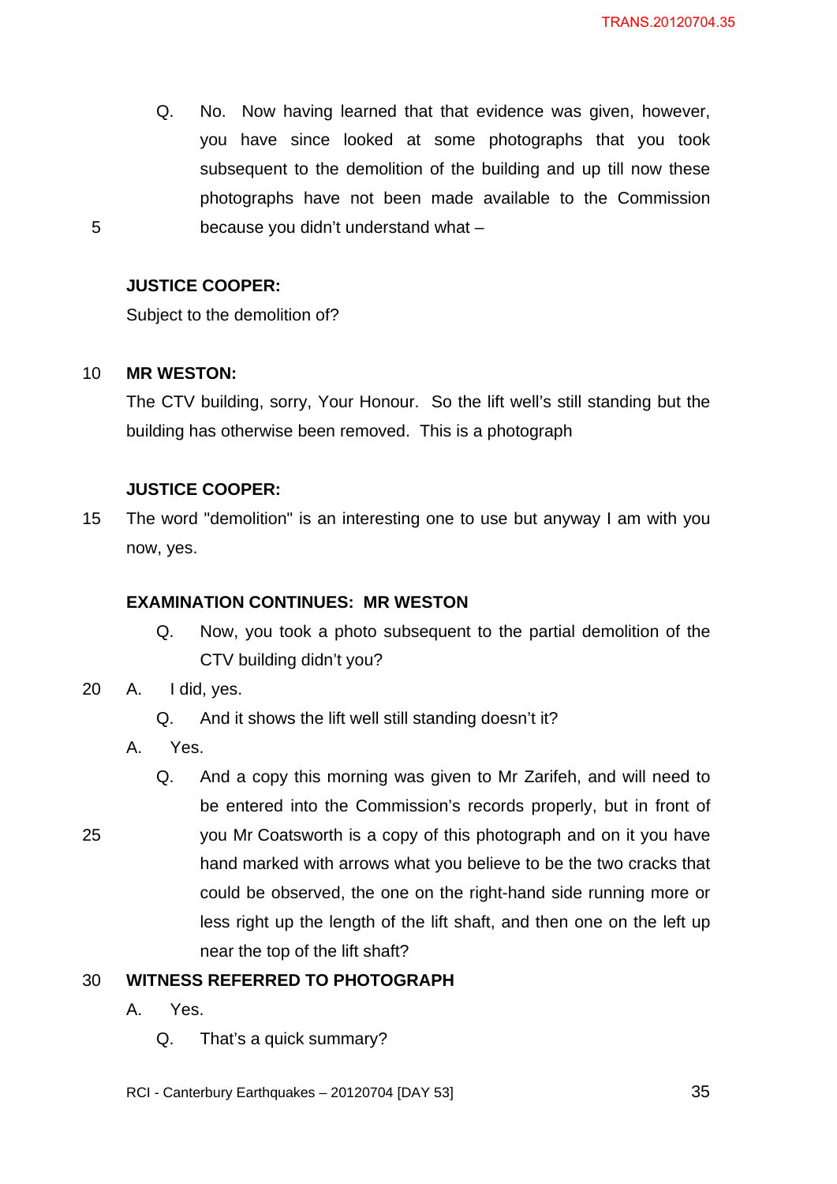Q. No. Now having learned that that evidence was given, however, you have since looked at some photographs that you took subsequent to the demolition of the building and up till now these photographs have not been made available to the Commission because you didn't understand what –

**JUSTICE COOPER:**

Subject to the demolition of?

**MR WESTON:**

The CTV building, sorry, Your Honour. So the lift well's still standing but the building has otherwise been removed. This is a photograph

**JUSTICE COOPER:**

The word "demolition" is an interesting one to use but anyway I am with you now, yes.

**EXAMINATION CONTINUES: MR WESTON**

Q. Now, you took a photo subsequent to the partial demolition of the CTV building didn't you?

A. I did, yes.

Q. And it shows the lift well still standing doesn't it?

A. Yes.

Q. And a copy this morning was given to Mr Zarifeh, and will need to be entered into the Commission's records properly, but in front of you Mr Coatsworth is a copy of this photograph and on it you have hand marked with arrows what you believe to be the two cracks that could be observed, the one on the right-hand side running more or less right up the length of the lift shaft, and then one on the left up near the top of the lift shaft?

**WITNESS REFERRED TO PHOTOGRAPH**

A. Yes.

Q. That's a quick summary?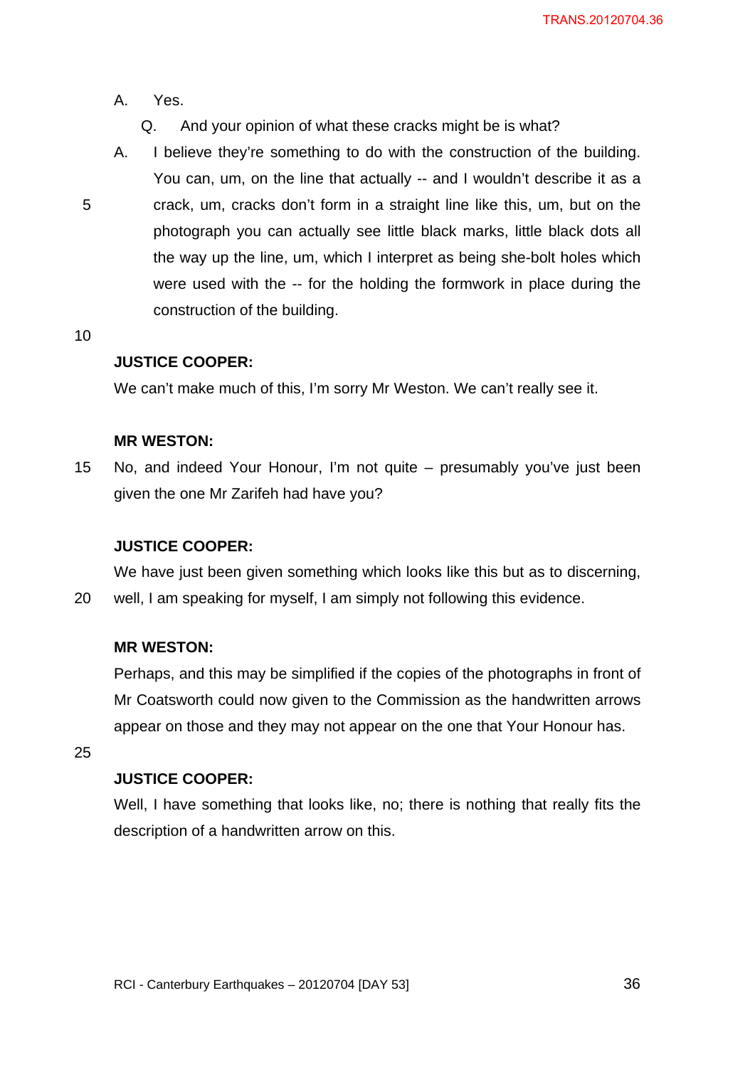A. Yes.

Q. And your opinion of what these cracks might be is what?

A. I believe they're something to do with the construction of the building. You can, um, on the line that actually -- and I wouldn't describe it as a crack, um, cracks don't form in a straight line like this, um, but on the photograph you can actually see little black marks, little black dots all the way up the line, um, which I interpret as being she-bolt holes which were used with the -- for the holding the formwork in place during the construction of the building.

**JUSTICE COOPER:**

We can't make much of this, I'm sorry Mr Weston. We can't really see it.

**MR WESTON:**

No, and indeed Your Honour, I'm not quite – presumably you've just been given the one Mr Zarifeh had have you?

**JUSTICE COOPER:**

We have just been given something which looks like this but as to discerning, well, I am speaking for myself, I am simply not following this evidence.

**MR WESTON:**

Perhaps, and this may be simplified if the copies of the photographs in front of Mr Coatsworth could now given to the Commission as the handwritten arrows appear on those and they may not appear on the one that Your Honour has.

**JUSTICE COOPER:**

Well, I have something that looks like, no; there is nothing that really fits the description of a handwritten arrow on this.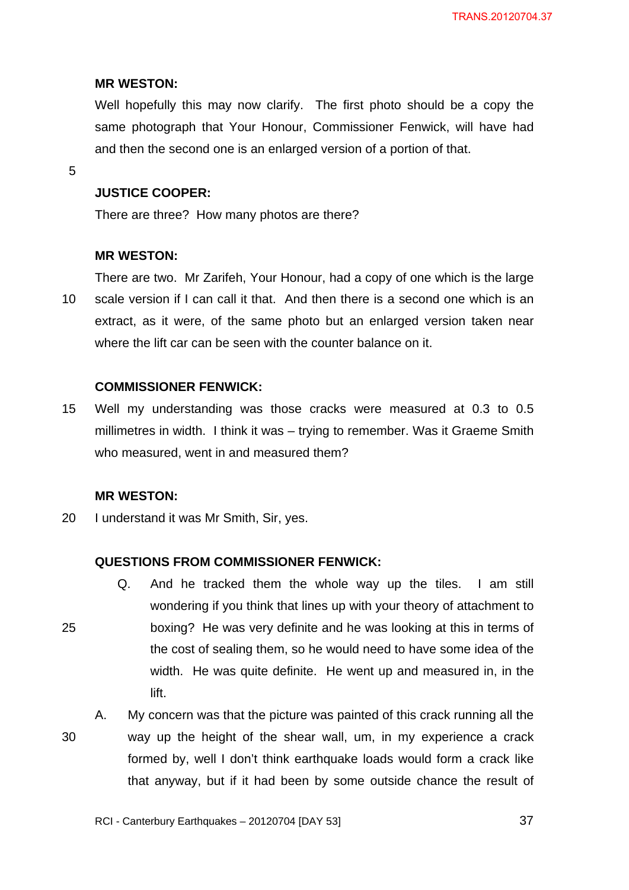**MR WESTON:**

Well hopefully this may now clarify. The first photo should be a copy the same photograph that Your Honour, Commissioner Fenwick, will have had and then the second one is an enlarged version of a portion of that.

**JUSTICE COOPER:**

There are three? How many photos are there?

**MR WESTON:**

There are two. Mr Zarifeh, Your Honour, had a copy of one which is the large scale version if I can call it that. And then there is a second one which is an extract, as it were, of the same photo but an enlarged version taken near where the lift car can be seen with the counter balance on it.

**COMMISSIONER FENWICK:**

Well my understanding was those cracks were measured at 0.3 to 0.5 millimetres in width. I think it was – trying to remember. Was it Graeme Smith who measured, went in and measured them?

**MR WESTON:**

I understand it was Mr Smith, Sir, yes.

**QUESTIONS FROM COMMISSIONER FENWICK:**

Q. And he tracked them the whole way up the tiles. I am still wondering if you think that lines up with your theory of attachment to boxing? He was very definite and he was looking at this in terms of the cost of sealing them, so he would need to have some idea of the width. He was quite definite. He went up and measured in, in the lift.

A. My concern was that the picture was painted of this crack running all the way up the height of the shear wall, um, in my experience a crack formed by, well I don't think earthquake loads would form a crack like that anyway, but if it had been by some outside chance the result of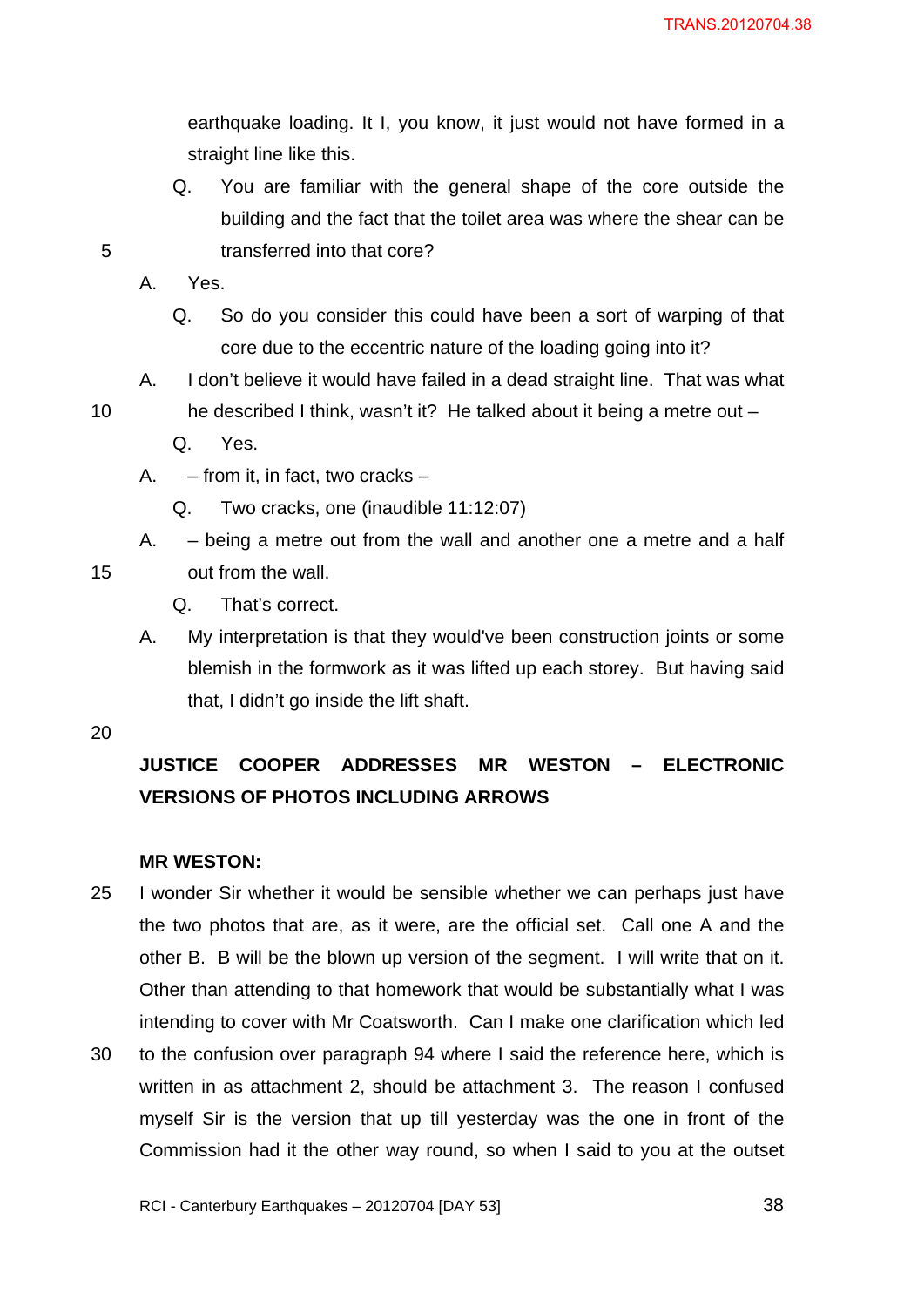earthquake loading. It I, you know, it just would not have formed in a straight line like this.

Q. You are familiar with the general shape of the core outside the building and the fact that the toilet area was where the shear can be transferred into that core?

A. Yes.

Q. So do you consider this could have been a sort of warping of that core due to the eccentric nature of the loading going into it?

A. I don't believe it would have failed in a dead straight line. That was what he described I think, wasn't it? He talked about it being a metre out –

Q. Yes.

A. – from it, in fact, two cracks –

Q. Two cracks, one (inaudible 11:12:07)

A. – being a metre out from the wall and another one a metre and a half out from the wall.

Q. That's correct.

A. My interpretation is that they would've been construction joints or some blemish in the formwork as it was lifted up each storey. But having said that, I didn't go inside the lift shaft.

**JUSTICE COOPER ADDRESSES MR WESTON – ELECTRONIC VERSIONS OF PHOTOS INCLUDING ARROWS**

**MR WESTON:**

I wonder Sir whether it would be sensible whether we can perhaps just have the two photos that are, as it were, are the official set. Call one A and the other B. B will be the blown up version of the segment. I will write that on it. Other than attending to that homework that would be substantially what I was intending to cover with Mr Coatsworth. Can I make one clarification which led to the confusion over paragraph 94 where I said the reference here, which is written in as attachment 2, should be attachment 3. The reason I confused myself Sir is the version that up till yesterday was the one in front of the Commission had it the other way round, so when I said to you at the outset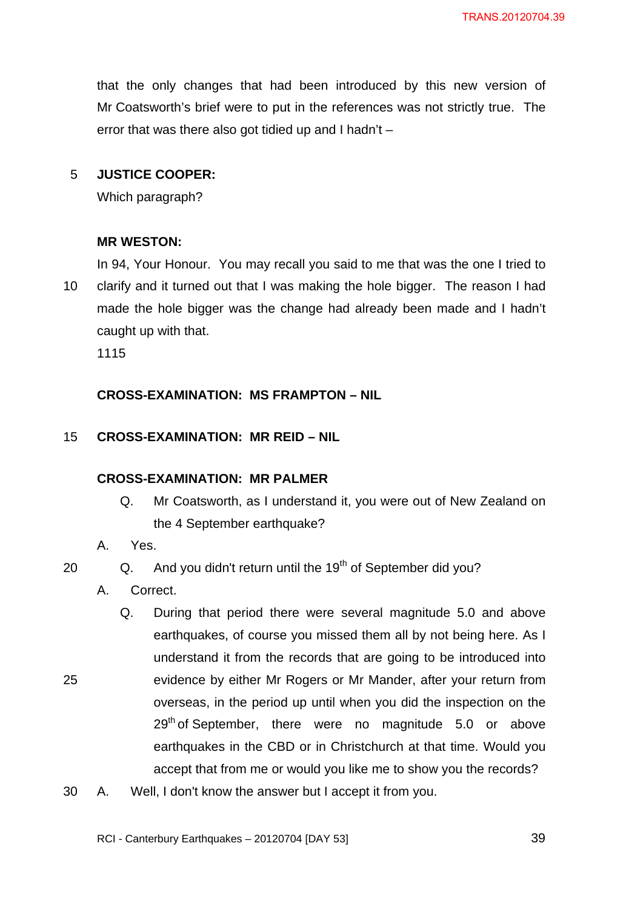that the only changes that had been introduced by this new version of Mr Coatsworth's brief were to put in the references was not strictly true. The error that was there also got tidied up and I hadn't –

**JUSTICE COOPER:**

Which paragraph?

**MR WESTON:**

In 94, Your Honour. You may recall you said to me that was the one I tried to clarify and it turned out that I was making the hole bigger. The reason I had made the hole bigger was the change had already been made and I hadn't caught up with that.

1115

**CROSS-EXAMINATION: MS FRAMPTON – NIL**

**CROSS-EXAMINATION: MR REID – NIL**

**CROSS-EXAMINATION: MR PALMER**

Q. Mr Coatsworth, as I understand it, you were out of New Zealand on the 4 September earthquake?

A. Yes.

Q. And you didn't return until the 19th of September did you?

A. Correct.

Q. During that period there were several magnitude 5.0 and above earthquakes, of course you missed them all by not being here. As I understand it from the records that are going to be introduced into evidence by either Mr Rogers or Mr Mander, after your return from overseas, in the period up until when you did the inspection on the 29th of September, there were no magnitude 5.0 or above earthquakes in the CBD or in Christchurch at that time. Would you accept that from me or would you like me to show you the records?

A. Well, I don't know the answer but I accept it from you.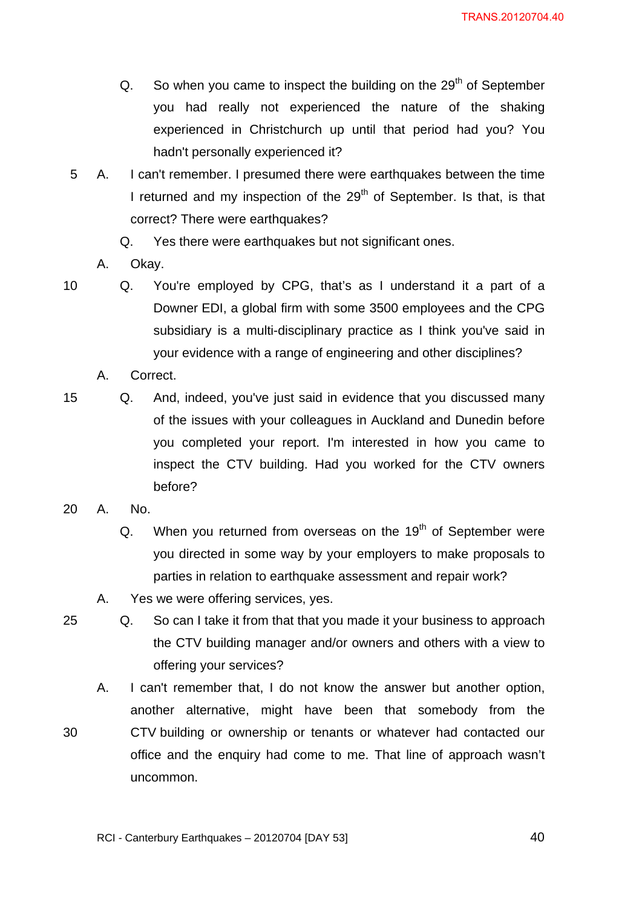Q. So when you came to inspect the building on the 29th of September you had really not experienced the nature of the shaking experienced in Christchurch up until that period had you? You hadn't personally experienced it?

A. I can't remember. I presumed there were earthquakes between the time I returned and my inspection of the 29th of September. Is that, is that correct? There were earthquakes?

Q. Yes there were earthquakes but not significant ones.

A. Okay.

Q. You're employed by CPG, that's as I understand it a part of a Downer EDI, a global firm with some 3500 employees and the CPG subsidiary is a multi-disciplinary practice as I think you've said in your evidence with a range of engineering and other disciplines?

A. Correct.

Q. And, indeed, you've just said in evidence that you discussed many of the issues with your colleagues in Auckland and Dunedin before you completed your report. I'm interested in how you came to inspect the CTV building. Had you worked for the CTV owners before?

A. No.

Q. When you returned from overseas on the 19th of September were you directed in some way by your employers to make proposals to parties in relation to earthquake assessment and repair work?

A. Yes we were offering services, yes.

Q. So can I take it from that that you made it your business to approach the CTV building manager and/or owners and others with a view to offering your services?

A. I can't remember that, I do not know the answer but another option, another alternative, might have been that somebody from the CTV building or ownership or tenants or whatever had contacted our office and the enquiry had come to me. That line of approach wasn't uncommon.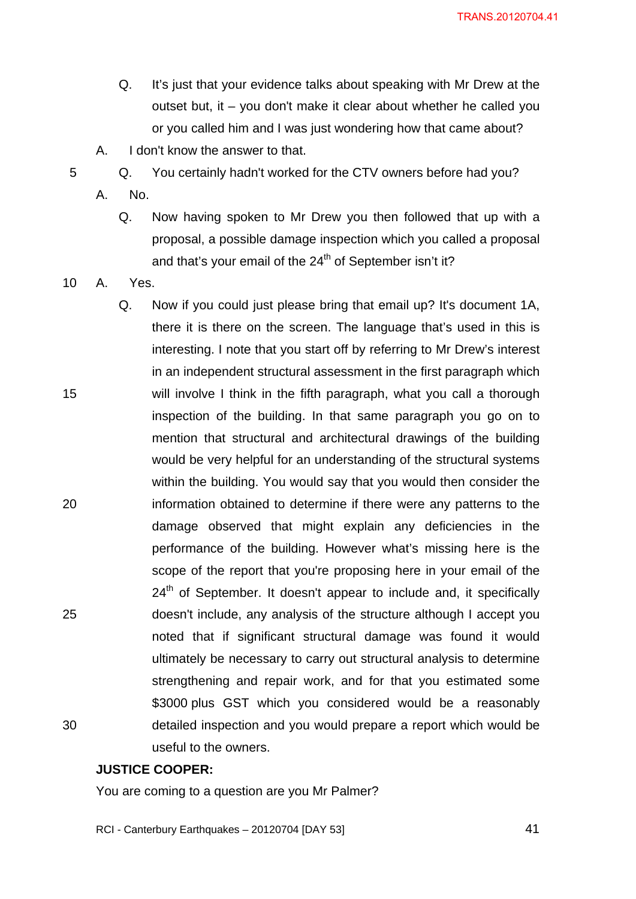Q. It's just that your evidence talks about speaking with Mr Drew at the outset but, it – you don't make it clear about whether he called you or you called him and I was just wondering how that came about?

A. I don't know the answer to that.

Q. You certainly hadn't worked for the CTV owners before had you?

A. No.

Q. Now having spoken to Mr Drew you then followed that up with a proposal, a possible damage inspection which you called a proposal and that's your email of the 24th of September isn't it?

A. Yes.

Q. Now if you could just please bring that email up? It's document 1A, there it is there on the screen. The language that's used in this is interesting. I note that you start off by referring to Mr Drew's interest in an independent structural assessment in the first paragraph which will involve I think in the fifth paragraph, what you call a thorough inspection of the building. In that same paragraph you go on to mention that structural and architectural drawings of the building would be very helpful for an understanding of the structural systems within the building. You would say that you would then consider the information obtained to determine if there were any patterns to the damage observed that might explain any deficiencies in the performance of the building. However what's missing here is the scope of the report that you're proposing here in your email of the 24th of September. It doesn't appear to include and, it specifically doesn't include, any analysis of the structure although I accept you noted that if significant structural damage was found it would ultimately be necessary to carry out structural analysis to determine strengthening and repair work, and for that you estimated some \$3000 plus GST which you considered would be a reasonably detailed inspection and you would prepare a report which would be useful to the owners.

**JUSTICE COOPER:**

You are coming to a question are you Mr Palmer?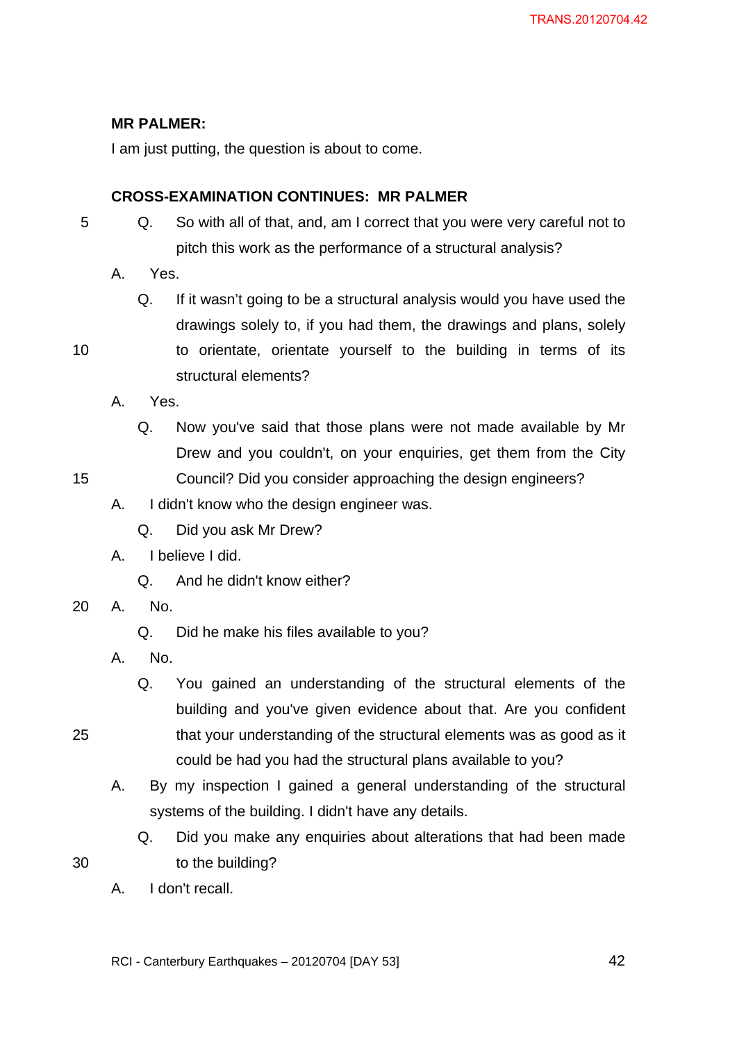**MR PALMER:**

I am just putting, the question is about to come.

**CROSS-EXAMINATION CONTINUES: MR PALMER**

Q. So with all of that, and, am I correct that you were very careful not to pitch this work as the performance of a structural analysis?

A. Yes.

Q. If it wasn't going to be a structural analysis would you have used the drawings solely to, if you had them, the drawings and plans, solely to orientate, orientate yourself to the building in terms of its structural elements?

A. Yes.

Q. Now you've said that those plans were not made available by Mr Drew and you couldn't, on your enquiries, get them from the City Council? Did you consider approaching the design engineers?

A. I didn't know who the design engineer was.

Q. Did you ask Mr Drew?

A. I believe I did.

Q. And he didn't know either?

A. No.

Q. Did he make his files available to you?

A. No.

Q. You gained an understanding of the structural elements of the building and you've given evidence about that. Are you confident that your understanding of the structural elements was as good as it could be had you had the structural plans available to you?

A. By my inspection I gained a general understanding of the structural systems of the building. I didn't have any details.

Q. Did you make any enquiries about alterations that had been made to the building?

A. I don't recall.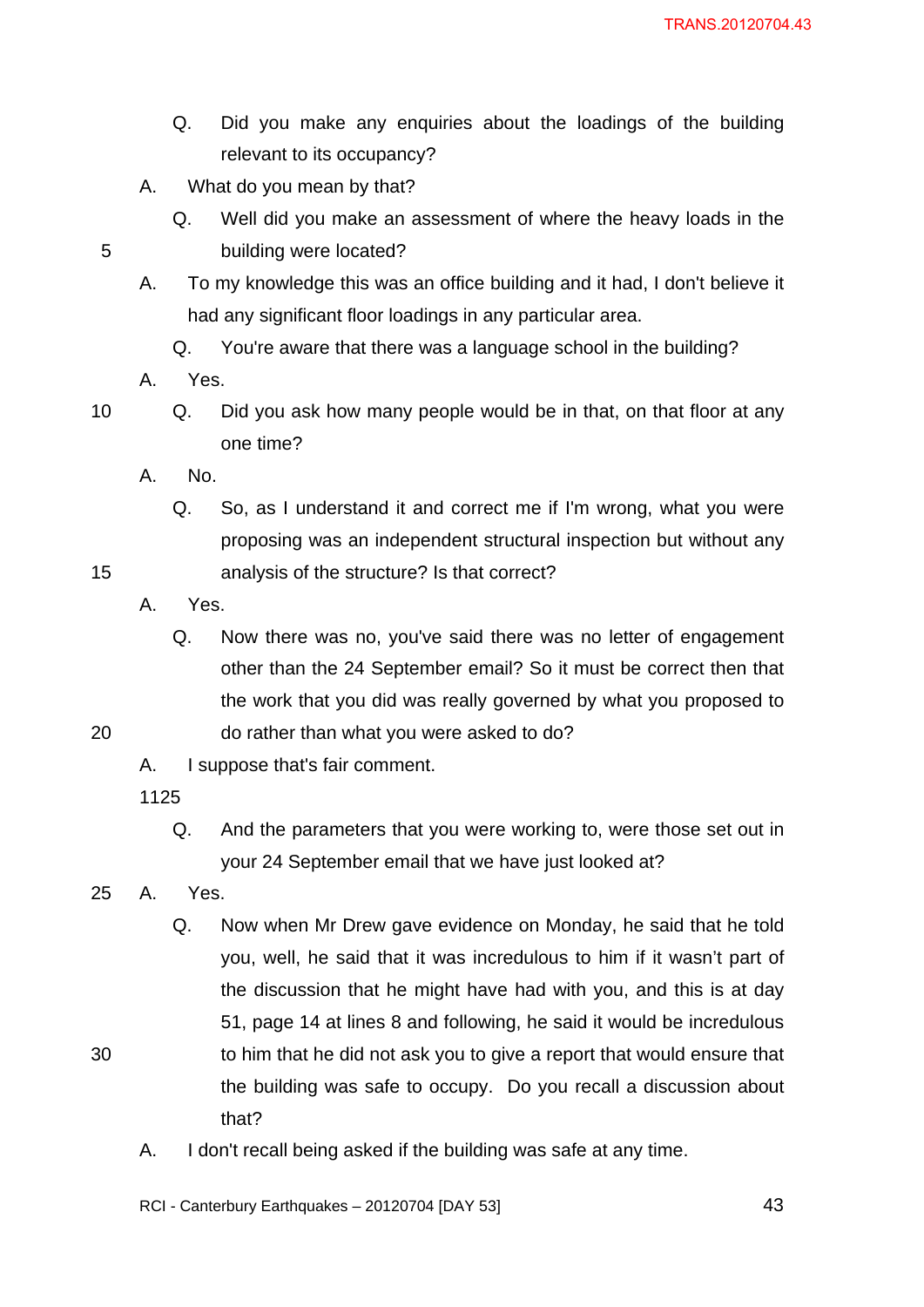Q. Did you make any enquiries about the loadings of the building relevant to its occupancy?

A. What do you mean by that?

Q. Well did you make an assessment of where the heavy loads in the building were located?

A. To my knowledge this was an office building and it had, I don't believe it had any significant floor loadings in any particular area.

Q. You're aware that there was a language school in the building?

A. Yes.

Q. Did you ask how many people would be in that, on that floor at any one time?

A. No.

Q. So, as I understand it and correct me if I'm wrong, what you were proposing was an independent structural inspection but without any analysis of the structure? Is that correct?

A. Yes.

Q. Now there was no, you've said there was no letter of engagement other than the 24 September email? So it must be correct then that the work that you did was really governed by what you proposed to do rather than what you were asked to do?

A. I suppose that's fair comment.

1125

Q. And the parameters that you were working to, were those set out in your 24 September email that we have just looked at?

A. Yes.

Q. Now when Mr Drew gave evidence on Monday, he said that he told you, well, he said that it was incredulous to him if it wasn't part of the discussion that he might have had with you, and this is at day 51, page 14 at lines 8 and following, he said it would be incredulous to him that he did not ask you to give a report that would ensure that the building was safe to occupy. Do you recall a discussion about that?

A. I don't recall being asked if the building was safe at any time.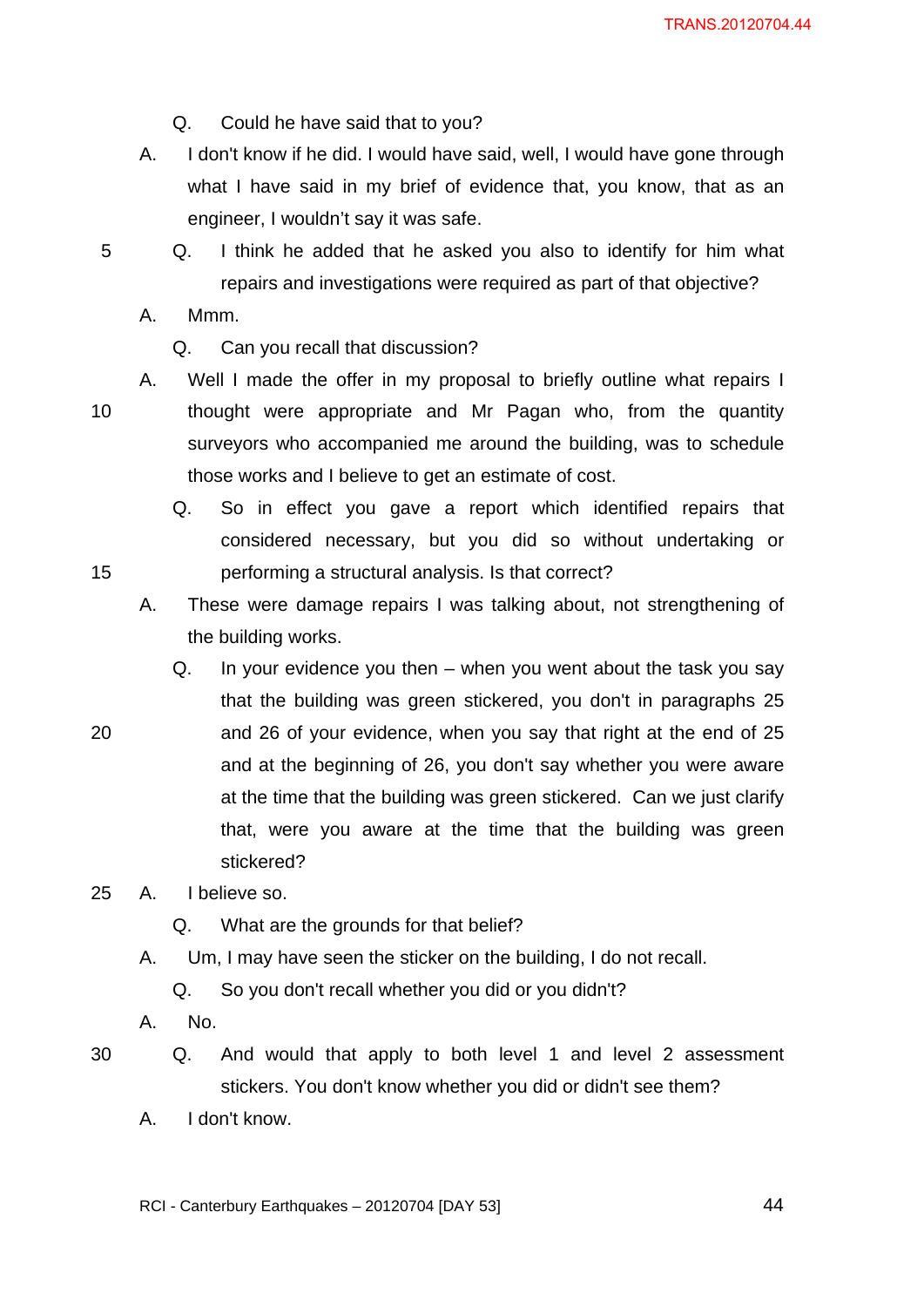Q. Could he have said that to you?

A. I don't know if he did. I would have said, well, I would have gone through what I have said in my brief of evidence that, you know, that as an engineer, I wouldn't say it was safe.

Q. I think he added that he asked you also to identify for him what repairs and investigations were required as part of that objective?

A. Mmm.

Q. Can you recall that discussion?

A. Well I made the offer in my proposal to briefly outline what repairs I thought were appropriate and Mr Pagan who, from the quantity surveyors who accompanied me around the building, was to schedule those works and I believe to get an estimate of cost.

Q. So in effect you gave a report which identified repairs that considered necessary, but you did so without undertaking or performing a structural analysis. Is that correct?

A. These were damage repairs I was talking about, not strengthening of the building works.

Q. In your evidence you then – when you went about the task you say that the building was green stickered, you don't in paragraphs 25 and 26 of your evidence, when you say that right at the end of 25 and at the beginning of 26, you don't say whether you were aware at the time that the building was green stickered. Can we just clarify that, were you aware at the time that the building was green stickered?

A. I believe so.

Q. What are the grounds for that belief?

A. Um, I may have seen the sticker on the building, I do not recall.

Q. So you don't recall whether you did or you didn't?

A. No.

Q. And would that apply to both level 1 and level 2 assessment stickers. You don't know whether you did or didn't see them?

A. I don't know.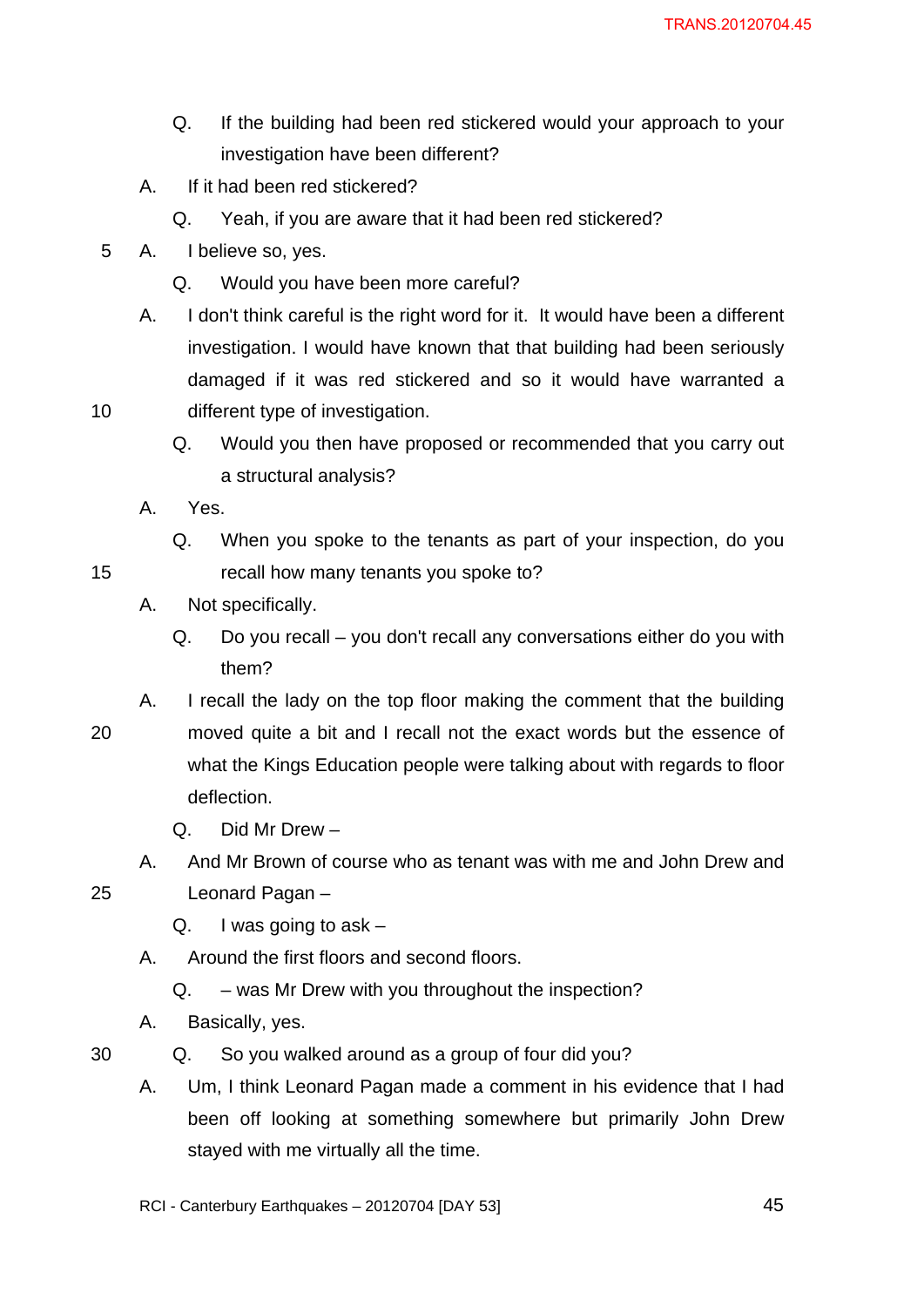Q. If the building had been red stickered would your approach to your investigation have been different?

A. If it had been red stickered?

Q. Yeah, if you are aware that it had been red stickered?

A. I believe so, yes.

Q. Would you have been more careful?

A. I don't think careful is the right word for it. It would have been a different investigation. I would have known that that building had been seriously damaged if it was red stickered and so it would have warranted a different type of investigation.

Q. Would you then have proposed or recommended that you carry out a structural analysis?

A. Yes.

Q. When you spoke to the tenants as part of your inspection, do you recall how many tenants you spoke to?

A. Not specifically.

Q. Do you recall – you don't recall any conversations either do you with them?

A. I recall the lady on the top floor making the comment that the building moved quite a bit and I recall not the exact words but the essence of what the Kings Education people were talking about with regards to floor deflection.

Q. Did Mr Drew –

A. And Mr Brown of course who as tenant was with me and John Drew and Leonard Pagan –

Q. I was going to ask –

A. Around the first floors and second floors.

Q. – was Mr Drew with you throughout the inspection?

A. Basically, yes.

Q. So you walked around as a group of four did you?

A. Um, I think Leonard Pagan made a comment in his evidence that I had been off looking at something somewhere but primarily John Drew stayed with me virtually all the time.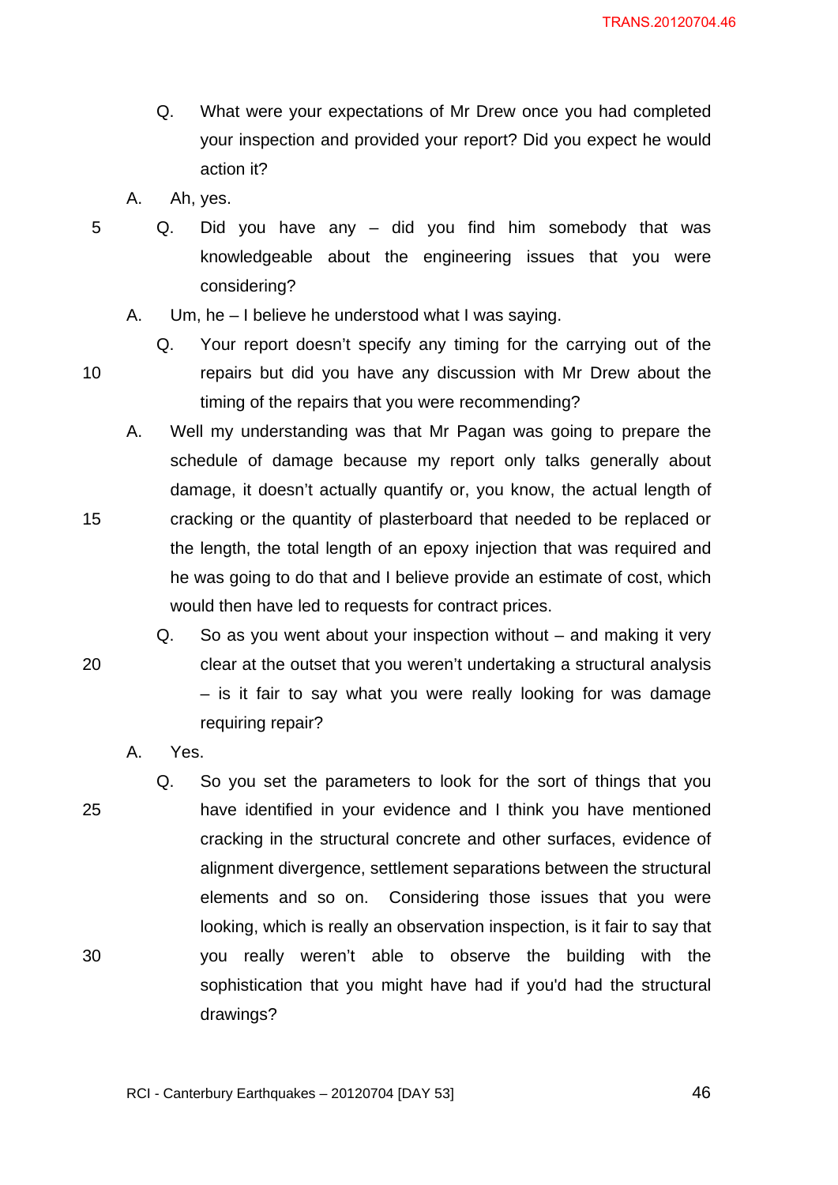Q. What were your expectations of Mr Drew once you had completed your inspection and provided your report? Did you expect he would action it?

A. Ah, yes.

Q. Did you have any – did you find him somebody that was knowledgeable about the engineering issues that you were considering?

A. Um, he – I believe he understood what I was saying.

Q. Your report doesn't specify any timing for the carrying out of the repairs but did you have any discussion with Mr Drew about the timing of the repairs that you were recommending?

A. Well my understanding was that Mr Pagan was going to prepare the schedule of damage because my report only talks generally about damage, it doesn't actually quantify or, you know, the actual length of cracking or the quantity of plasterboard that needed to be replaced or the length, the total length of an epoxy injection that was required and he was going to do that and I believe provide an estimate of cost, which would then have led to requests for contract prices.

Q. So as you went about your inspection without – and making it very clear at the outset that you weren't undertaking a structural analysis – is it fair to say what you were really looking for was damage requiring repair?

A. Yes.

Q. So you set the parameters to look for the sort of things that you have identified in your evidence and I think you have mentioned cracking in the structural concrete and other surfaces, evidence of alignment divergence, settlement separations between the structural elements and so on. Considering those issues that you were looking, which is really an observation inspection, is it fair to say that you really weren't able to observe the building with the sophistication that you might have had if you'd had the structural drawings?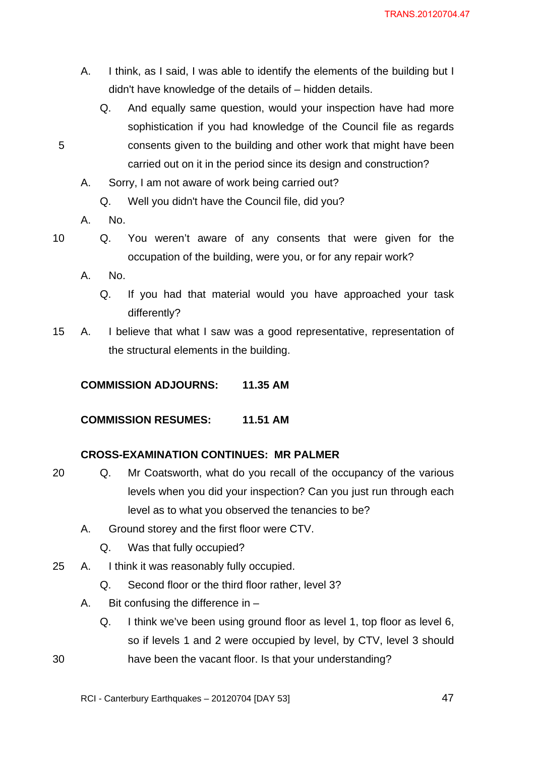A. I think, as I said, I was able to identify the elements of the building but I didn't have knowledge of the details of – hidden details.

Q. And equally same question, would your inspection have had more sophistication if you had knowledge of the Council file as regards consents given to the building and other work that might have been carried out on it in the period since its design and construction?

A. Sorry, I am not aware of work being carried out?

Q. Well you didn't have the Council file, did you?

A. No.

Q. You weren't aware of any consents that were given for the occupation of the building, were you, or for any repair work?

A. No.

Q. If you had that material would you have approached your task differently?

A. I believe that what I saw was a good representative, representation of the structural elements in the building.

**COMMISSION ADJOURNS: 11.35 AM**

**COMMISSION RESUMES: 11.51 AM**

**CROSS-EXAMINATION CONTINUES: MR PALMER**

Q. Mr Coatsworth, what do you recall of the occupancy of the various levels when you did your inspection? Can you just run through each level as to what you observed the tenancies to be?

A. Ground storey and the first floor were CTV.

Q. Was that fully occupied?

A. I think it was reasonably fully occupied.

Q. Second floor or the third floor rather, level 3?

A. Bit confusing the difference in –

Q. I think we've been using ground floor as level 1, top floor as level 6, so if levels 1 and 2 were occupied by level, by CTV, level 3 should have been the vacant floor. Is that your understanding?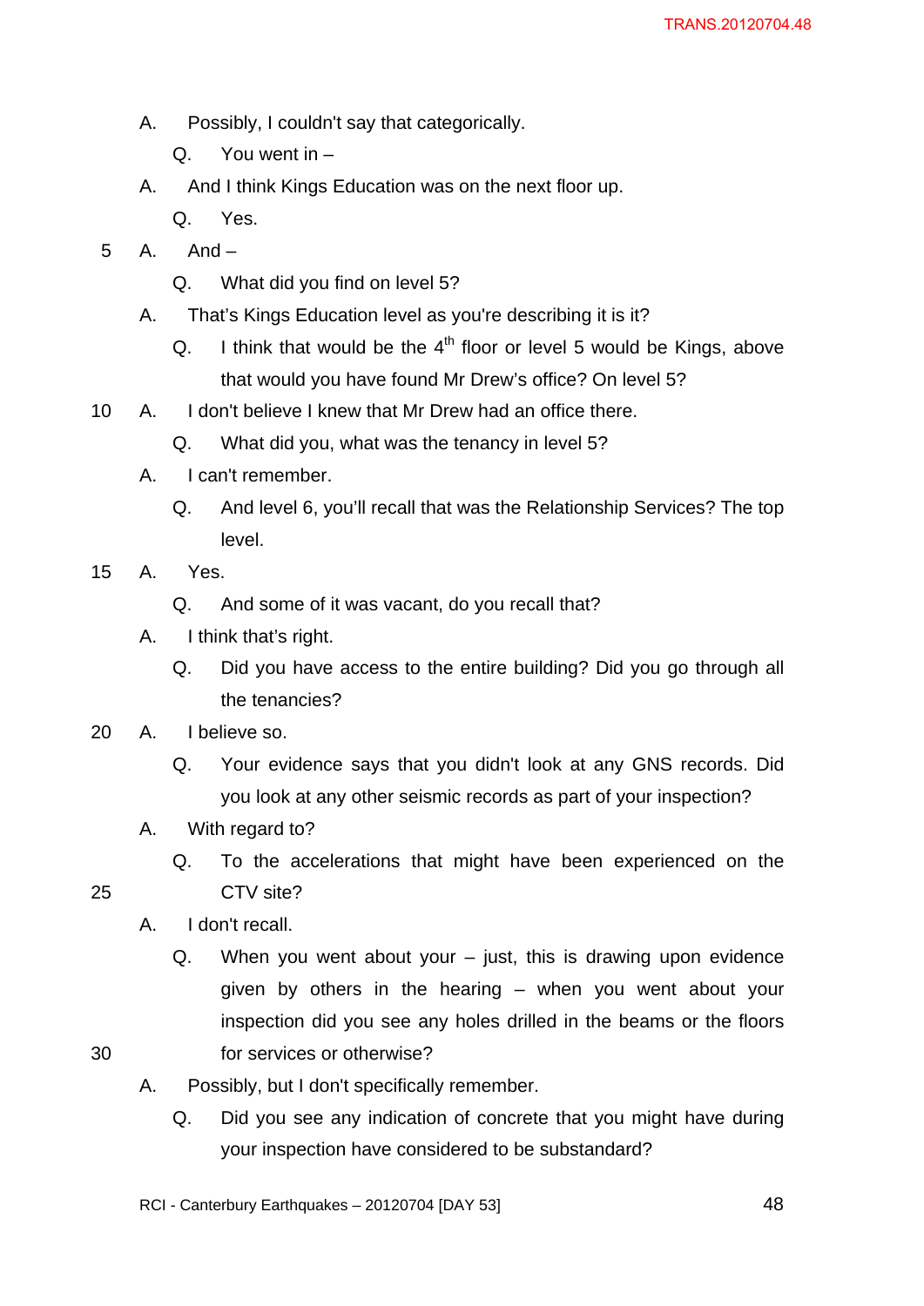A. Possibly, I couldn't say that categorically.

Q. You went in –

A. And I think Kings Education was on the next floor up.

Q. Yes.

A. And –

Q. What did you find on level 5?

A. That's Kings Education level as you're describing it is it?

Q. I think that would be the 4th floor or level 5 would be Kings, above that would you have found Mr Drew's office? On level 5?

A. I don't believe I knew that Mr Drew had an office there.

Q. What did you, what was the tenancy in level 5?

A. I can't remember.

Q. And level 6, you'll recall that was the Relationship Services? The top level.

A. Yes.

Q. And some of it was vacant, do you recall that?

A. I think that's right.

Q. Did you have access to the entire building? Did you go through all the tenancies?

A. I believe so.

Q. Your evidence says that you didn't look at any GNS records. Did you look at any other seismic records as part of your inspection?

A. With regard to?

Q. To the accelerations that might have been experienced on the CTV site?

A. I don't recall.

Q. When you went about your – just, this is drawing upon evidence given by others in the hearing – when you went about your inspection did you see any holes drilled in the beams or the floors for services or otherwise?

A. Possibly, but I don't specifically remember.

Q. Did you see any indication of concrete that you might have during your inspection have considered to be substandard?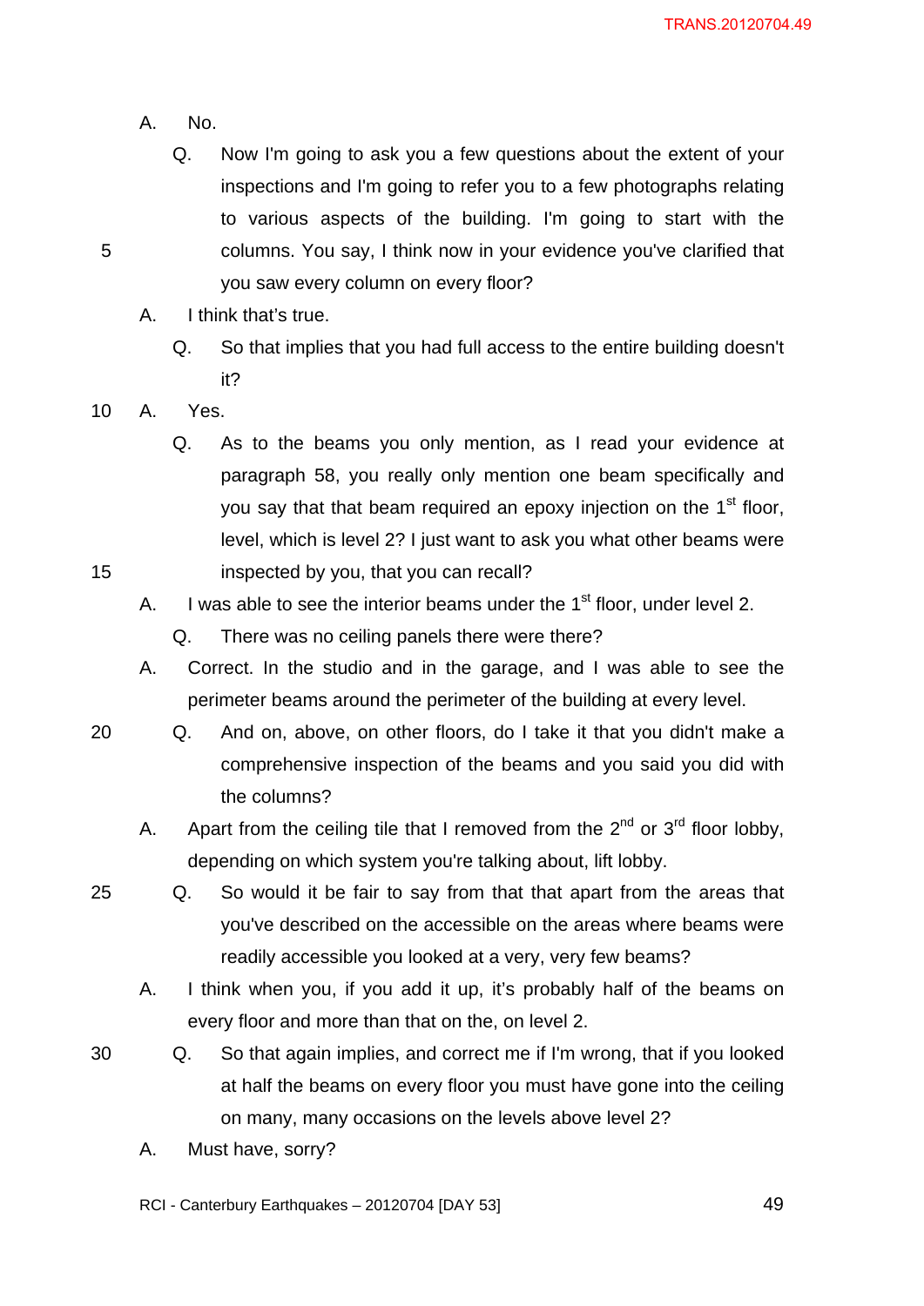A. No.

Q. Now I'm going to ask you a few questions about the extent of your inspections and I'm going to refer you to a few photographs relating to various aspects of the building. I'm going to start with the columns. You say, I think now in your evidence you've clarified that you saw every column on every floor?

A. I think that's true.

Q. So that implies that you had full access to the entire building doesn't it?

A. Yes.

Q. As to the beams you only mention, as I read your evidence at paragraph 58, you really only mention one beam specifically and you say that that beam required an epoxy injection on the 1st floor, level, which is level 2? I just want to ask you what other beams were inspected by you, that you can recall?

A. I was able to see the interior beams under the 1st floor, under level 2.

Q. There was no ceiling panels there were there?

A. Correct. In the studio and in the garage, and I was able to see the perimeter beams around the perimeter of the building at every level.

Q. And on, above, on other floors, do I take it that you didn't make a comprehensive inspection of the beams and you said you did with the columns?

A. Apart from the ceiling tile that I removed from the 2nd or 3rd floor lobby, depending on which system you're talking about, lift lobby.

Q. So would it be fair to say from that that apart from the areas that you've described on the accessible on the areas where beams were readily accessible you looked at a very, very few beams?

A. I think when you, if you add it up, it's probably half of the beams on every floor and more than that on the, on level 2.

Q. So that again implies, and correct me if I'm wrong, that if you looked at half the beams on every floor you must have gone into the ceiling on many, many occasions on the levels above level 2?

A. Must have, sorry?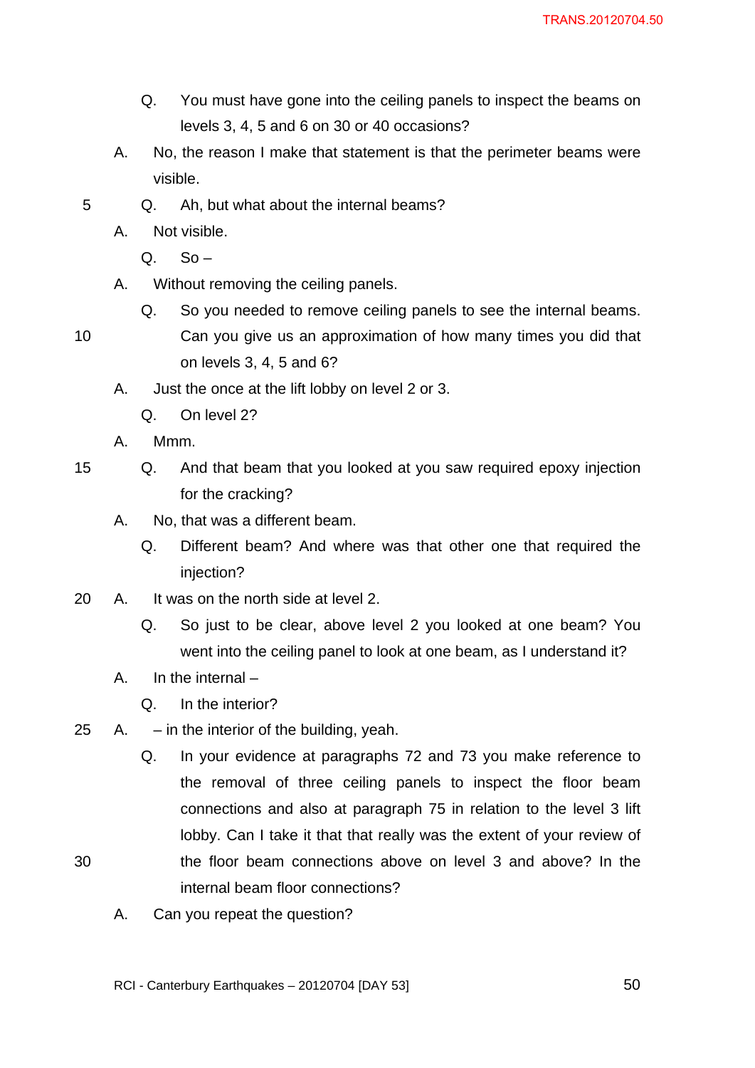Q. You must have gone into the ceiling panels to inspect the beams on levels 3, 4, 5 and 6 on 30 or 40 occasions?

A. No, the reason I make that statement is that the perimeter beams were visible.

Q. Ah, but what about the internal beams?

A. Not visible.

Q. So –

A. Without removing the ceiling panels.

Q. So you needed to remove ceiling panels to see the internal beams. Can you give us an approximation of how many times you did that on levels 3, 4, 5 and 6?

A. Just the once at the lift lobby on level 2 or 3.

Q. On level 2?

A. Mmm.

Q. And that beam that you looked at you saw required epoxy injection for the cracking?

A. No, that was a different beam.

Q. Different beam? And where was that other one that required the injection?

A. It was on the north side at level 2.

Q. So just to be clear, above level 2 you looked at one beam? You went into the ceiling panel to look at one beam, as I understand it?

A. In the internal –

Q. In the interior?

A. – in the interior of the building, yeah.

Q. In your evidence at paragraphs 72 and 73 you make reference to the removal of three ceiling panels to inspect the floor beam connections and also at paragraph 75 in relation to the level 3 lift lobby. Can I take it that that really was the extent of your review of the floor beam connections above on level 3 and above? In the internal beam floor connections?

A. Can you repeat the question?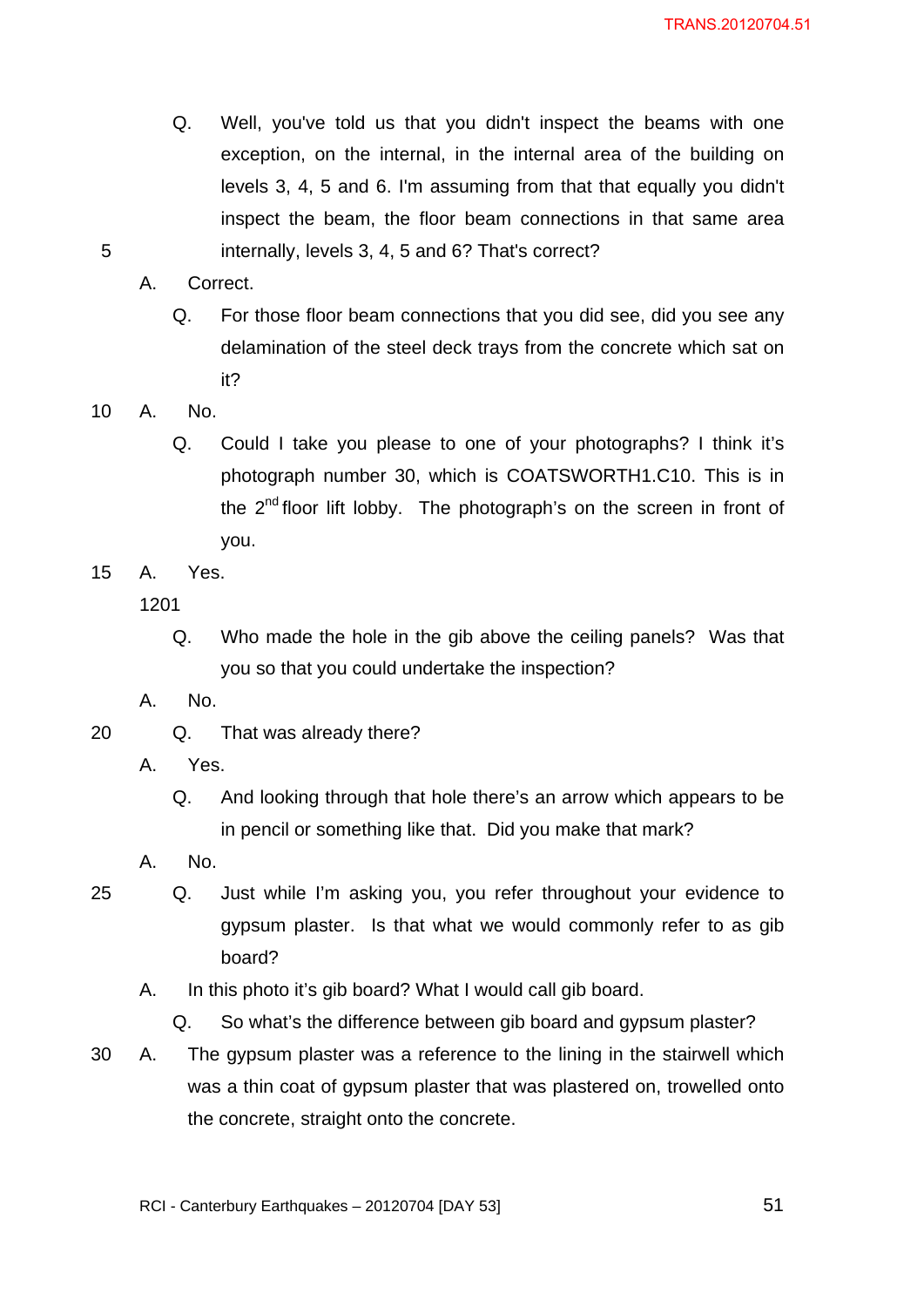Q. Well, you've told us that you didn't inspect the beams with one exception, on the internal, in the internal area of the building on levels 3, 4, 5 and 6. I'm assuming from that that equally you didn't inspect the beam, the floor beam connections in that same area internally, levels 3, 4, 5 and 6? That's correct?

A. Correct.

Q. For those floor beam connections that you did see, did you see any delamination of the steel deck trays from the concrete which sat on it?

A. No.

Q. Could I take you please to one of your photographs? I think it's photograph number 30, which is COATSWORTH1.C10. This is in the 2nd floor lift lobby. The photograph's on the screen in front of you.

A. Yes.

1201

Q. Who made the hole in the gib above the ceiling panels? Was that you so that you could undertake the inspection?

A. No.

Q. That was already there?

A. Yes.

Q. And looking through that hole there's an arrow which appears to be in pencil or something like that. Did you make that mark?

A. No.

Q. Just while I'm asking you, you refer throughout your evidence to gypsum plaster. Is that what we would commonly refer to as gib board?

A. In this photo it's gib board? What I would call gib board.

Q. So what's the difference between gib board and gypsum plaster?

A. The gypsum plaster was a reference to the lining in the stairwell which was a thin coat of gypsum plaster that was plastered on, trowelled onto the concrete, straight onto the concrete.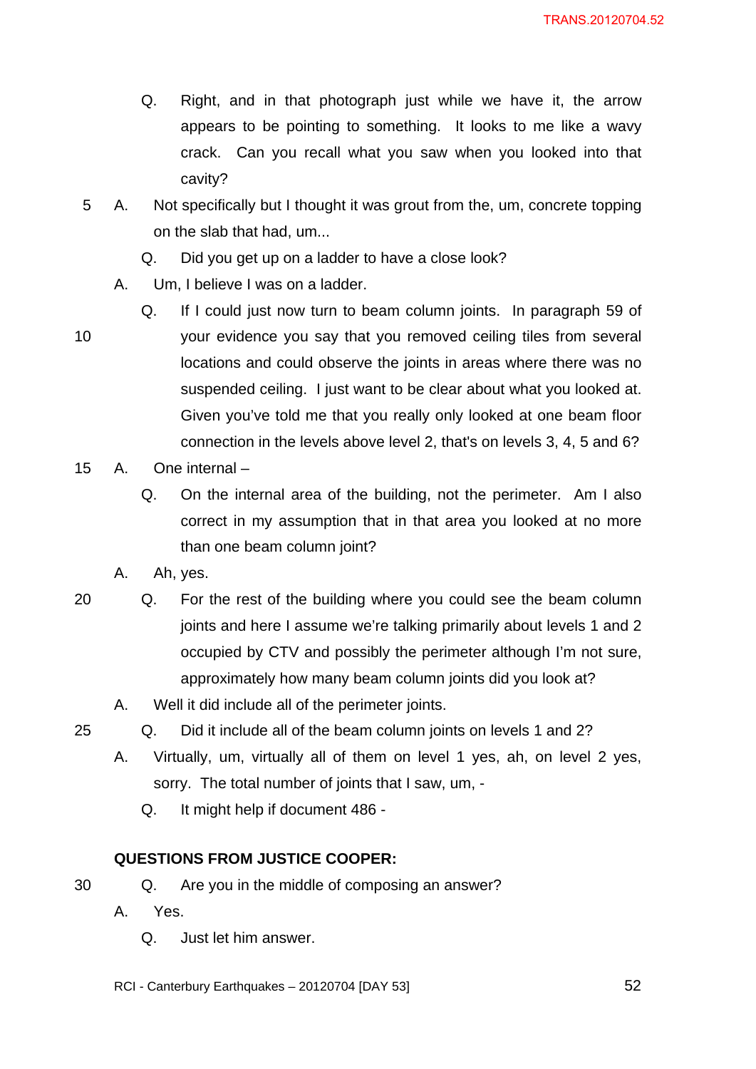Q. Right, and in that photograph just while we have it, the arrow appears to be pointing to something. It looks to me like a wavy crack. Can you recall what you saw when you looked into that cavity?

A. Not specifically but I thought it was grout from the, um, concrete topping on the slab that had, um...

Q. Did you get up on a ladder to have a close look?

A. Um, I believe I was on a ladder.

Q. If I could just now turn to beam column joints. In paragraph 59 of your evidence you say that you removed ceiling tiles from several locations and could observe the joints in areas where there was no suspended ceiling. I just want to be clear about what you looked at. Given you've told me that you really only looked at one beam floor connection in the levels above level 2, that's on levels 3, 4, 5 and 6?

A. One internal –

Q. On the internal area of the building, not the perimeter. Am I also correct in my assumption that in that area you looked at no more than one beam column joint?

A. Ah, yes.

Q. For the rest of the building where you could see the beam column joints and here I assume we're talking primarily about levels 1 and 2 occupied by CTV and possibly the perimeter although I'm not sure, approximately how many beam column joints did you look at?

A. Well it did include all of the perimeter joints.

Q. Did it include all of the beam column joints on levels 1 and 2?

A. Virtually, um, virtually all of them on level 1 yes, ah, on level 2 yes, sorry. The total number of joints that I saw, um, -

Q. It might help if document 486 -

**QUESTIONS FROM JUSTICE COOPER:**

Q. Are you in the middle of composing an answer?

A. Yes.

Q. Just let him answer.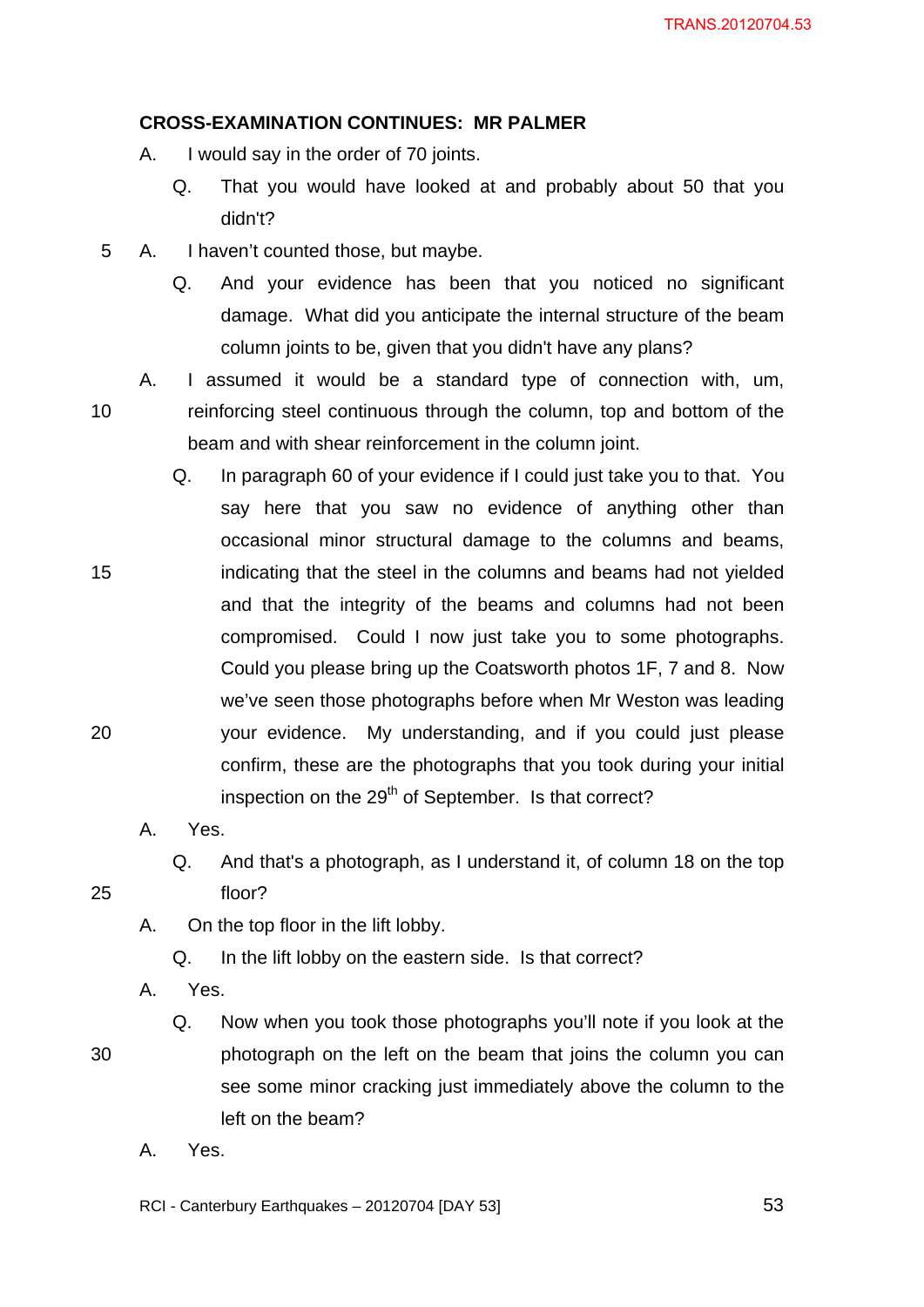**CROSS-EXAMINATION CONTINUES: MR PALMER**

A. I would say in the order of 70 joints.

Q. That you would have looked at and probably about 50 that you didn't?

A. I haven't counted those, but maybe.

Q. And your evidence has been that you noticed no significant damage. What did you anticipate the internal structure of the beam column joints to be, given that you didn't have any plans?

A. I assumed it would be a standard type of connection with, um, reinforcing steel continuous through the column, top and bottom of the beam and with shear reinforcement in the column joint.

Q. In paragraph 60 of your evidence if I could just take you to that. You say here that you saw no evidence of anything other than occasional minor structural damage to the columns and beams, indicating that the steel in the columns and beams had not yielded and that the integrity of the beams and columns had not been compromised. Could I now just take you to some photographs. Could you please bring up the Coatsworth photos 1F, 7 and 8. Now we've seen those photographs before when Mr Weston was leading your evidence. My understanding, and if you could just please confirm, these are the photographs that you took during your initial inspection on the 29th of September. Is that correct?

A. Yes.

Q. And that's a photograph, as I understand it, of column 18 on the top floor?

A. On the top floor in the lift lobby.

Q. In the lift lobby on the eastern side. Is that correct?

A. Yes.

Q. Now when you took those photographs you'll note if you look at the photograph on the left on the beam that joins the column you can see some minor cracking just immediately above the column to the left on the beam?

A. Yes.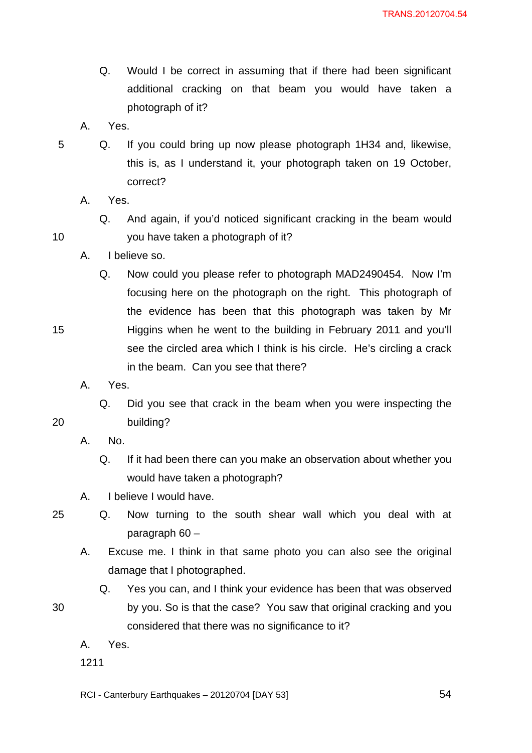Q. Would I be correct in assuming that if there had been significant additional cracking on that beam you would have taken a photograph of it?

A. Yes.

Q. If you could bring up now please photograph 1H34 and, likewise, this is, as I understand it, your photograph taken on 19 October, correct?

A. Yes.

Q. And again, if you'd noticed significant cracking in the beam would you have taken a photograph of it?

A. I believe so.

Q. Now could you please refer to photograph MAD2490454. Now I'm focusing here on the photograph on the right. This photograph of the evidence has been that this photograph was taken by Mr Higgins when he went to the building in February 2011 and you'll see the circled area which I think is his circle. He's circling a crack in the beam. Can you see that there?

A. Yes.

Q. Did you see that crack in the beam when you were inspecting the building?

A. No.

Q. If it had been there can you make an observation about whether you would have taken a photograph?

A. I believe I would have.

Q. Now turning to the south shear wall which you deal with at paragraph 60 –

A. Excuse me. I think in that same photo you can also see the original damage that I photographed.

Q. Yes you can, and I think your evidence has been that was observed by you. So is that the case? You saw that original cracking and you considered that there was no significance to it?

A. Yes.

1211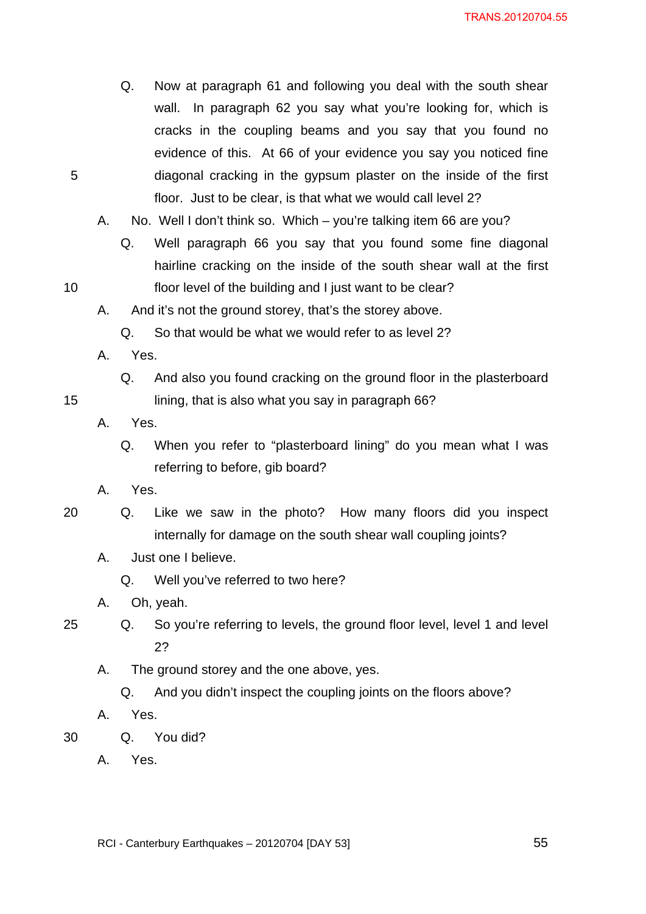Q. Now at paragraph 61 and following you deal with the south shear wall. In paragraph 62 you say what you're looking for, which is cracks in the coupling beams and you say that you found no evidence of this. At 66 of your evidence you say you noticed fine diagonal cracking in the gypsum plaster on the inside of the first floor. Just to be clear, is that what we would call level 2?

A. No. Well I don't think so. Which – you're talking item 66 are you?

Q. Well paragraph 66 you say that you found some fine diagonal hairline cracking on the inside of the south shear wall at the first floor level of the building and I just want to be clear?

A. And it's not the ground storey, that's the storey above.

Q. So that would be what we would refer to as level 2?

A. Yes.

Q. And also you found cracking on the ground floor in the plasterboard lining, that is also what you say in paragraph 66?

A. Yes.

Q. When you refer to "plasterboard lining" do you mean what I was referring to before, gib board?

A. Yes.

Q. Like we saw in the photo? How many floors did you inspect internally for damage on the south shear wall coupling joints?

A. Just one I believe.

Q. Well you've referred to two here?

A. Oh, yeah.

Q. So you're referring to levels, the ground floor level, level 1 and level 2?

A. The ground storey and the one above, yes.

Q. And you didn't inspect the coupling joints on the floors above?

A. Yes.

Q. You did?

A. Yes.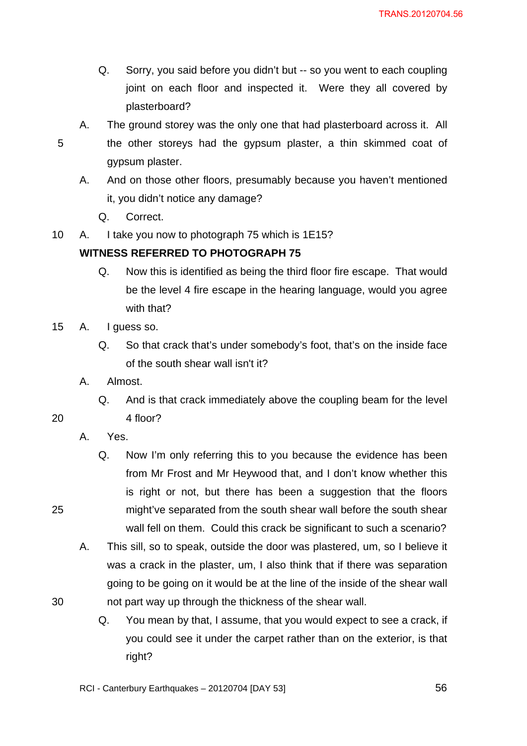Q. Sorry, you said before you didn't but -- so you went to each coupling joint on each floor and inspected it. Were they all covered by plasterboard?

A. The ground storey was the only one that had plasterboard across it. All the other storeys had the gypsum plaster, a thin skimmed coat of gypsum plaster.

A. And on those other floors, presumably because you haven't mentioned it, you didn't notice any damage?

Q. Correct.

A. I take you now to photograph 75 which is 1E15?

**WITNESS REFERRED TO PHOTOGRAPH 75**

Q. Now this is identified as being the third floor fire escape. That would be the level 4 fire escape in the hearing language, would you agree with that?

A. I guess so.

Q. So that crack that's under somebody's foot, that's on the inside face of the south shear wall isn't it?

A. Almost.

Q. And is that crack immediately above the coupling beam for the level 4 floor?

A. Yes.

Q. Now I'm only referring this to you because the evidence has been from Mr Frost and Mr Heywood that, and I don't know whether this is right or not, but there has been a suggestion that the floors might've separated from the south shear wall before the south shear wall fell on them. Could this crack be significant to such a scenario?

A. This sill, so to speak, outside the door was plastered, um, so I believe it was a crack in the plaster, um, I also think that if there was separation going to be going on it would be at the line of the inside of the shear wall not part way up through the thickness of the shear wall.

Q. You mean by that, I assume, that you would expect to see a crack, if you could see it under the carpet rather than on the exterior, is that right?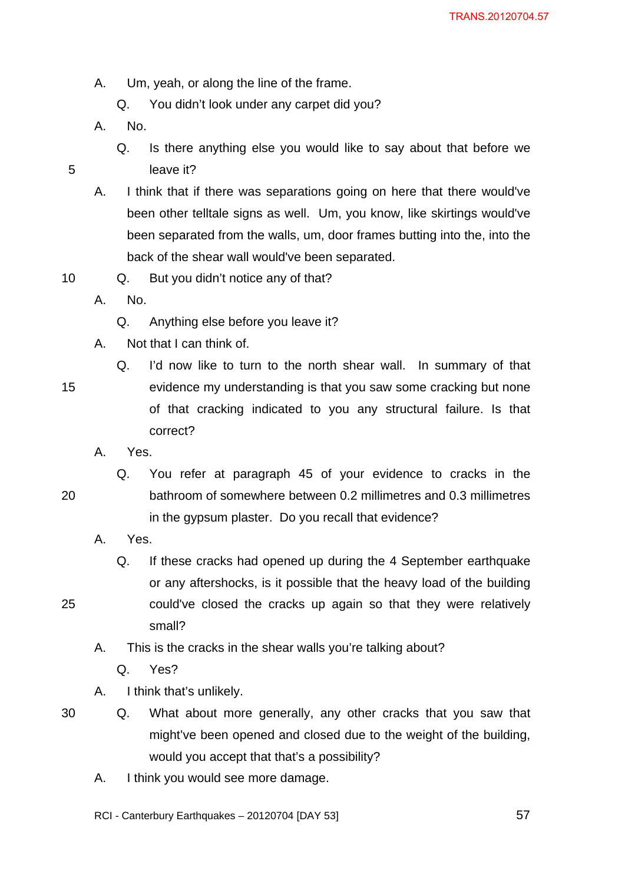A. Um, yeah, or along the line of the frame.

Q. You didn't look under any carpet did you?

A. No.

Q. Is there anything else you would like to say about that before we leave it?

A. I think that if there was separations going on here that there would've been other telltale signs as well. Um, you know, like skirtings would've been separated from the walls, um, door frames butting into the, into the back of the shear wall would've been separated.

Q. But you didn't notice any of that?

A. No.

Q. Anything else before you leave it?

A. Not that I can think of.

Q. I'd now like to turn to the north shear wall. In summary of that evidence my understanding is that you saw some cracking but none of that cracking indicated to you any structural failure. Is that correct?

A. Yes.

Q. You refer at paragraph 45 of your evidence to cracks in the bathroom of somewhere between 0.2 millimetres and 0.3 millimetres in the gypsum plaster. Do you recall that evidence?

A. Yes.

Q. If these cracks had opened up during the 4 September earthquake or any aftershocks, is it possible that the heavy load of the building could've closed the cracks up again so that they were relatively small?

A. This is the cracks in the shear walls you're talking about?

Q. Yes?

A. I think that's unlikely.

Q. What about more generally, any other cracks that you saw that might've been opened and closed due to the weight of the building, would you accept that that's a possibility?

A. I think you would see more damage.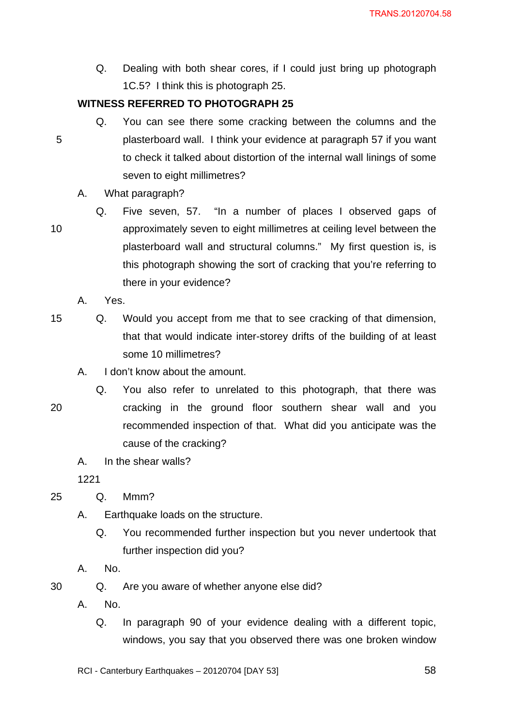Q. Dealing with both shear cores, if I could just bring up photograph 1C.5? I think this is photograph 25.

**WITNESS REFERRED TO PHOTOGRAPH 25**

Q. You can see there some cracking between the columns and the plasterboard wall. I think your evidence at paragraph 57 if you want to check it talked about distortion of the internal wall linings of some seven to eight millimetres?

A. What paragraph?

Q. Five seven, 57. "In a number of places I observed gaps of approximately seven to eight millimetres at ceiling level between the plasterboard wall and structural columns." My first question is, is this photograph showing the sort of cracking that you're referring to there in your evidence?

A. Yes.

Q. Would you accept from me that to see cracking of that dimension, that that would indicate inter-storey drifts of the building of at least some 10 millimetres?

A. I don't know about the amount.

Q. You also refer to unrelated to this photograph, that there was cracking in the ground floor southern shear wall and you recommended inspection of that. What did you anticipate was the cause of the cracking?

A. In the shear walls?

1221

Q. Mmm?

A. Earthquake loads on the structure.

Q. You recommended further inspection but you never undertook that further inspection did you?

A. No.

Q. Are you aware of whether anyone else did?

A. No.

Q. In paragraph 90 of your evidence dealing with a different topic, windows, you say that you observed there was one broken window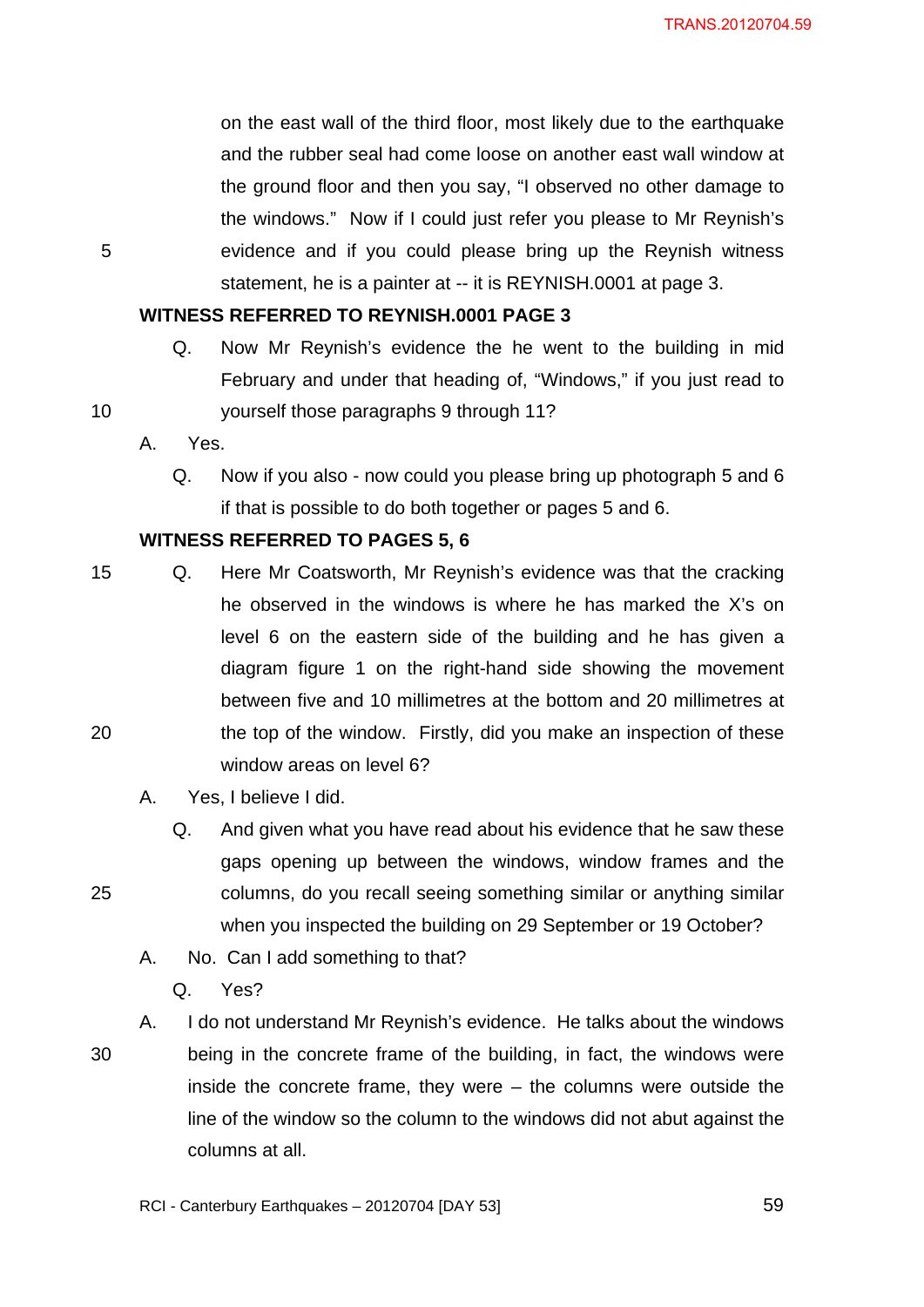on the east wall of the third floor, most likely due to the earthquake and the rubber seal had come loose on another east wall window at the ground floor and then you say, "I observed no other damage to the windows." Now if I could just refer you please to Mr Reynish's evidence and if you could please bring up the Reynish witness statement, he is a painter at -- it is REYNISH.0001 at page 3.

**WITNESS REFERRED TO REYNISH.0001 PAGE 3**

Q. Now Mr Reynish's evidence the he went to the building in mid February and under that heading of, "Windows," if you just read to yourself those paragraphs 9 through 11?

A. Yes.

Q. Now if you also - now could you please bring up photograph 5 and 6 if that is possible to do both together or pages 5 and 6.

**WITNESS REFERRED TO PAGES 5, 6**

Q. Here Mr Coatsworth, Mr Reynish's evidence was that the cracking he observed in the windows is where he has marked the X's on level 6 on the eastern side of the building and he has given a diagram figure 1 on the right-hand side showing the movement between five and 10 millimetres at the bottom and 20 millimetres at the top of the window. Firstly, did you make an inspection of these window areas on level 6?

A. Yes, I believe I did.

Q. And given what you have read about his evidence that he saw these gaps opening up between the windows, window frames and the columns, do you recall seeing something similar or anything similar when you inspected the building on 29 September or 19 October?

A. No. Can I add something to that?

Q. Yes?

A. I do not understand Mr Reynish's evidence. He talks about the windows being in the concrete frame of the building, in fact, the windows were inside the concrete frame, they were – the columns were outside the line of the window so the column to the windows did not abut against the columns at all.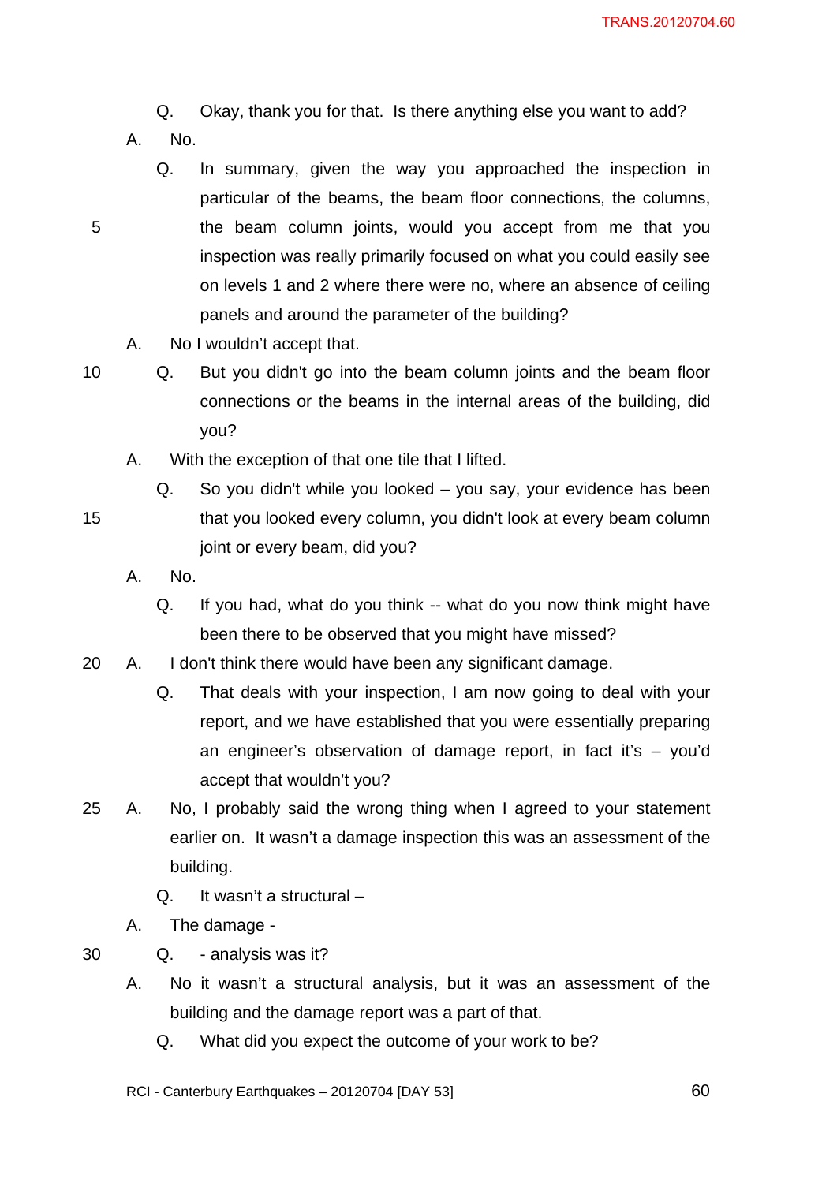Q. Okay, thank you for that. Is there anything else you want to add?

A. No.

Q. In summary, given the way you approached the inspection in particular of the beams, the beam floor connections, the columns, the beam column joints, would you accept from me that you inspection was really primarily focused on what you could easily see on levels 1 and 2 where there were no, where an absence of ceiling panels and around the parameter of the building?

A. No I wouldn't accept that.

Q. But you didn't go into the beam column joints and the beam floor connections or the beams in the internal areas of the building, did you?

A. With the exception of that one tile that I lifted.

Q. So you didn't while you looked – you say, your evidence has been that you looked every column, you didn't look at every beam column joint or every beam, did you?

A. No.

Q. If you had, what do you think -- what do you now think might have been there to be observed that you might have missed?

A. I don't think there would have been any significant damage.

Q. That deals with your inspection, I am now going to deal with your report, and we have established that you were essentially preparing an engineer's observation of damage report, in fact it's – you'd accept that wouldn't you?

A. No, I probably said the wrong thing when I agreed to your statement earlier on. It wasn't a damage inspection this was an assessment of the building.

Q. It wasn't a structural –

A. The damage -

Q. - analysis was it?

A. No it wasn't a structural analysis, but it was an assessment of the building and the damage report was a part of that.

Q. What did you expect the outcome of your work to be?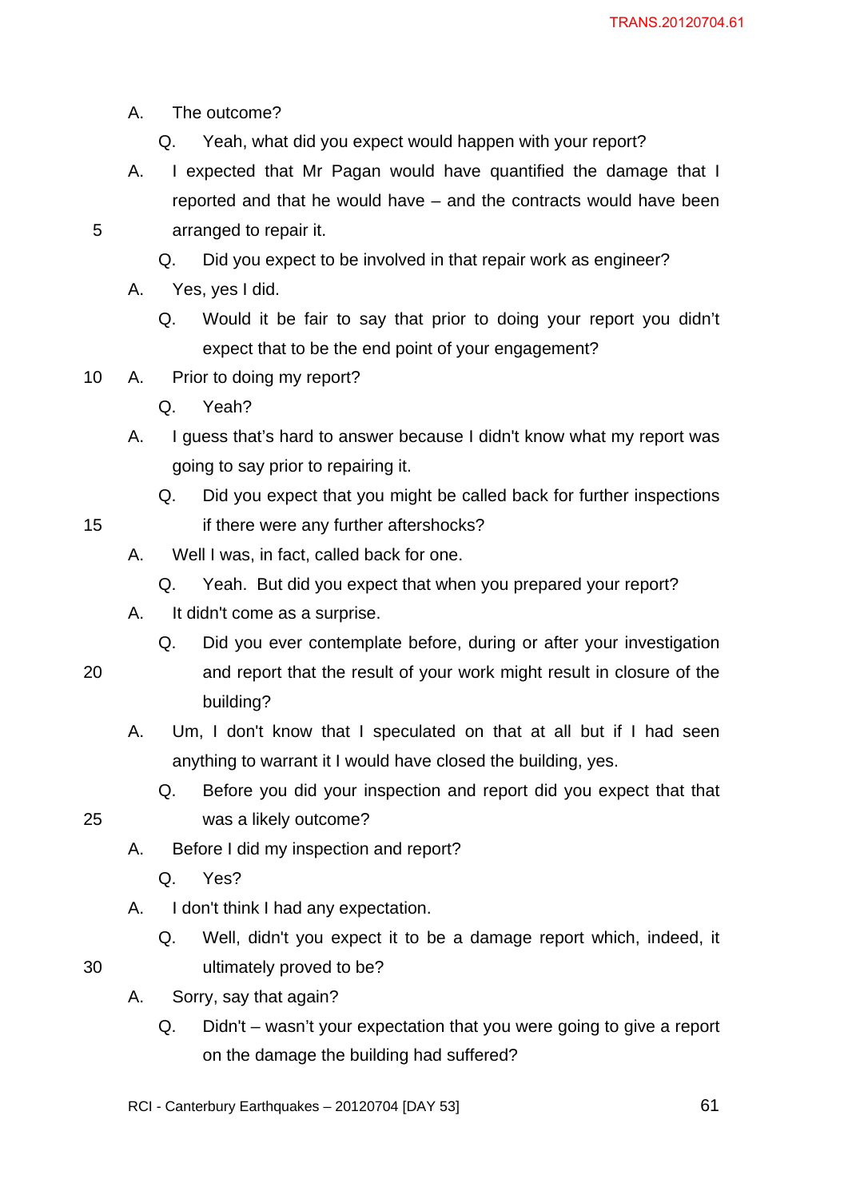A. The outcome?

Q. Yeah, what did you expect would happen with your report?

A. I expected that Mr Pagan would have quantified the damage that I reported and that he would have – and the contracts would have been arranged to repair it.

Q. Did you expect to be involved in that repair work as engineer?

A. Yes, yes I did.

Q. Would it be fair to say that prior to doing your report you didn't expect that to be the end point of your engagement?

A. Prior to doing my report?

Q. Yeah?

A. I guess that's hard to answer because I didn't know what my report was going to say prior to repairing it.

Q. Did you expect that you might be called back for further inspections if there were any further aftershocks?

A. Well I was, in fact, called back for one.

Q. Yeah. But did you expect that when you prepared your report?

A. It didn't come as a surprise.

Q. Did you ever contemplate before, during or after your investigation and report that the result of your work might result in closure of the building?

A. Um, I don't know that I speculated on that at all but if I had seen anything to warrant it I would have closed the building, yes.

Q. Before you did your inspection and report did you expect that that was a likely outcome?

A. Before I did my inspection and report?

Q. Yes?

A. I don't think I had any expectation.

Q. Well, didn't you expect it to be a damage report which, indeed, it ultimately proved to be?

A. Sorry, say that again?

Q. Didn't – wasn't your expectation that you were going to give a report on the damage the building had suffered?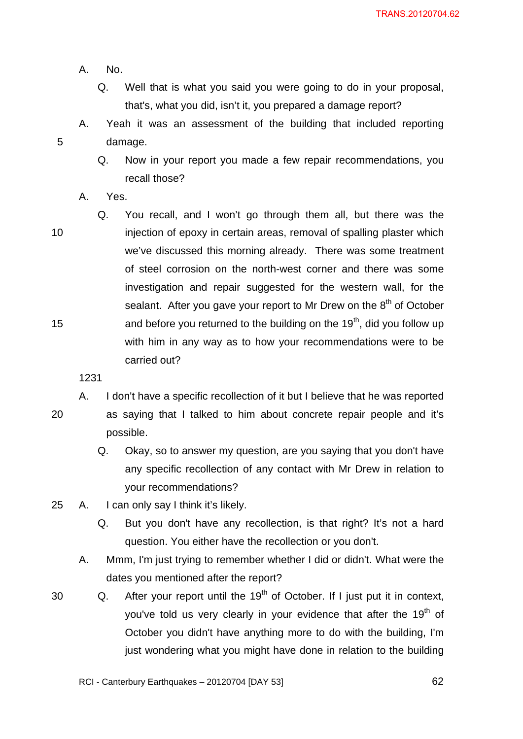A. No.

Q. Well that is what you said you were going to do in your proposal, that's, what you did, isn't it, you prepared a damage report?

A. Yeah it was an assessment of the building that included reporting damage.

Q. Now in your report you made a few repair recommendations, you recall those?

A. Yes.

Q. You recall, and I won't go through them all, but there was the injection of epoxy in certain areas, removal of spalling plaster which we've discussed this morning already. There was some treatment of steel corrosion on the north-west corner and there was some investigation and repair suggested for the western wall, for the sealant. After you gave your report to Mr Drew on the 8th of October and before you returned to the building on the 19th, did you follow up with him in any way as to how your recommendations were to be carried out?

1231

A. I don't have a specific recollection of it but I believe that he was reported as saying that I talked to him about concrete repair people and it's possible.

Q. Okay, so to answer my question, are you saying that you don't have any specific recollection of any contact with Mr Drew in relation to your recommendations?

A. I can only say I think it's likely.

Q. But you don't have any recollection, is that right? It's not a hard question. You either have the recollection or you don't.

A. Mmm, I'm just trying to remember whether I did or didn't. What were the dates you mentioned after the report?

Q. After your report until the 19th of October. If I just put it in context, you've told us very clearly in your evidence that after the 19th of October you didn't have anything more to do with the building, I'm just wondering what you might have done in relation to the building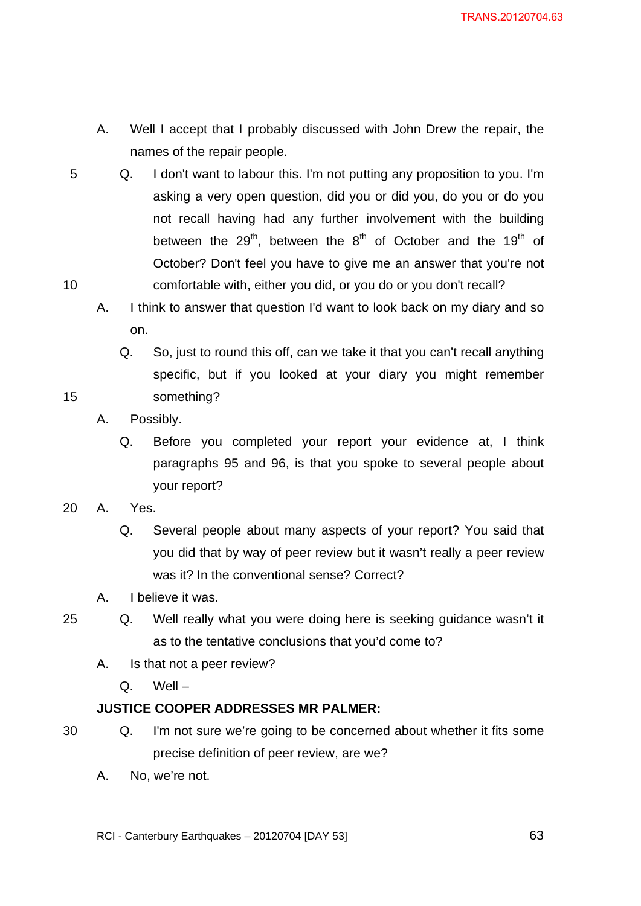A. Well I accept that I probably discussed with John Drew the repair, the names of the repair people.

Q. I don't want to labour this. I'm not putting any proposition to you. I'm asking a very open question, did you or did you, do you or do you not recall having had any further involvement with the building between the 29th, between the 8th of October and the 19th of October? Don't feel you have to give me an answer that you're not comfortable with, either you did, or you do or you don't recall?

A. I think to answer that question I'd want to look back on my diary and so on.

Q. So, just to round this off, can we take it that you can't recall anything specific, but if you looked at your diary you might remember something?

A. Possibly.

Q. Before you completed your report your evidence at, I think paragraphs 95 and 96, is that you spoke to several people about your report?

A. Yes.

Q. Several people about many aspects of your report? You said that you did that by way of peer review but it wasn't really a peer review was it? In the conventional sense? Correct?

A. I believe it was.

Q. Well really what you were doing here is seeking guidance wasn't it as to the tentative conclusions that you'd come to?

A. Is that not a peer review?

Q. Well –

**JUSTICE COOPER ADDRESSES MR PALMER:**

Q. I'm not sure we're going to be concerned about whether it fits some precise definition of peer review, are we?

A. No, we're not.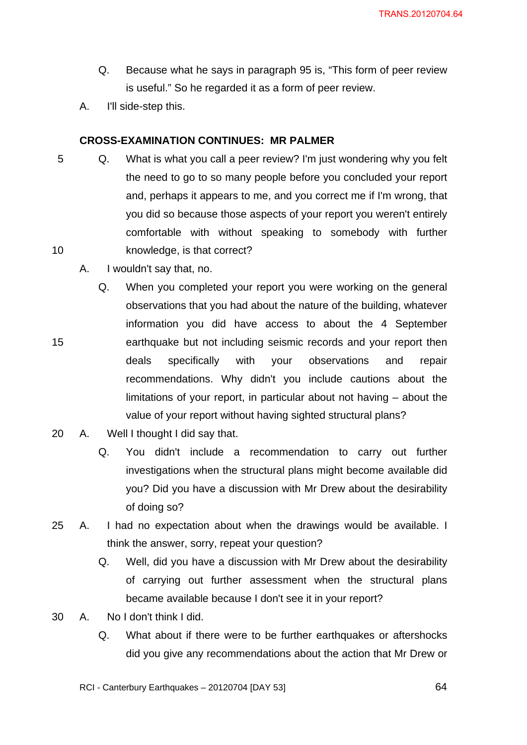Q. Because what he says in paragraph 95 is, "This form of peer review is useful." So he regarded it as a form of peer review.

A. I'll side-step this.

**CROSS-EXAMINATION CONTINUES: MR PALMER**

Q. What is what you call a peer review? I'm just wondering why you felt the need to go to so many people before you concluded your report and, perhaps it appears to me, and you correct me if I'm wrong, that you did so because those aspects of your report you weren't entirely comfortable with without speaking to somebody with further knowledge, is that correct?

A. I wouldn't say that, no.

Q. When you completed your report you were working on the general observations that you had about the nature of the building, whatever information you did have access to about the 4 September earthquake but not including seismic records and your report then deals specifically with your observations and repair recommendations. Why didn't you include cautions about the limitations of your report, in particular about not having – about the value of your report without having sighted structural plans?

A. Well I thought I did say that.

Q. You didn't include a recommendation to carry out further investigations when the structural plans might become available did you? Did you have a discussion with Mr Drew about the desirability of doing so?

A. I had no expectation about when the drawings would be available. I think the answer, sorry, repeat your question?

Q. Well, did you have a discussion with Mr Drew about the desirability of carrying out further assessment when the structural plans became available because I don't see it in your report?

A. No I don't think I did.

Q. What about if there were to be further earthquakes or aftershocks did you give any recommendations about the action that Mr Drew or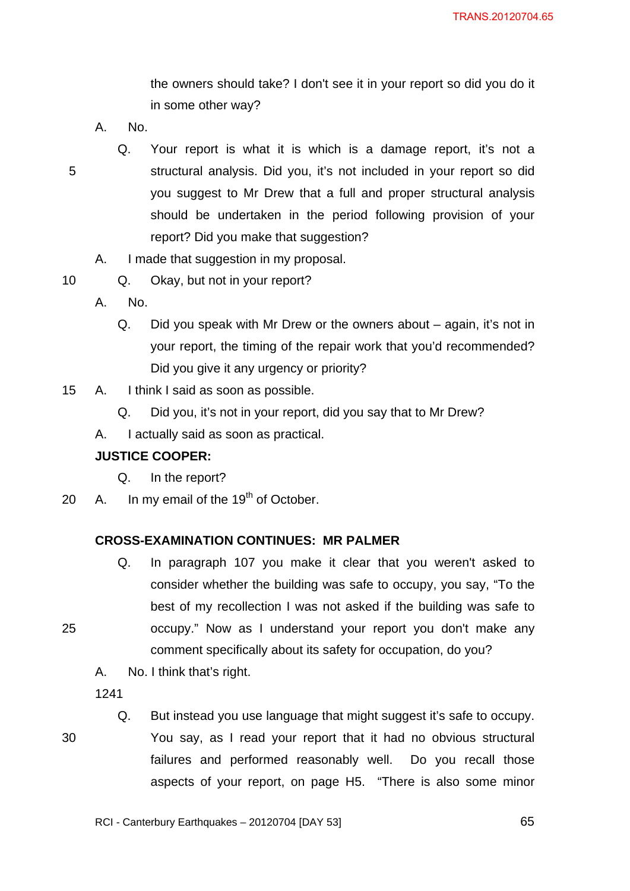the owners should take? I don't see it in your report so did you do it in some other way?

A. No.

Q. Your report is what it is which is a damage report, it's not a structural analysis. Did you, it's not included in your report so did you suggest to Mr Drew that a full and proper structural analysis should be undertaken in the period following provision of your report? Did you make that suggestion?

A. I made that suggestion in my proposal.

Q. Okay, but not in your report?

A. No.

Q. Did you speak with Mr Drew or the owners about – again, it's not in your report, the timing of the repair work that you'd recommended? Did you give it any urgency or priority?

A. I think I said as soon as possible.

Q. Did you, it's not in your report, did you say that to Mr Drew?

A. I actually said as soon as practical.

**JUSTICE COOPER:**

Q. In the report?

A. In my email of the 19th of October.

**CROSS-EXAMINATION CONTINUES: MR PALMER**

Q. In paragraph 107 you make it clear that you weren't asked to consider whether the building was safe to occupy, you say, "To the best of my recollection I was not asked if the building was safe to occupy." Now as I understand your report you don't make any comment specifically about its safety for occupation, do you?

A. No. I think that's right.

1241

Q. But instead you use language that might suggest it's safe to occupy. You say, as I read your report that it had no obvious structural failures and performed reasonably well. Do you recall those aspects of your report, on page H5. "There is also some minor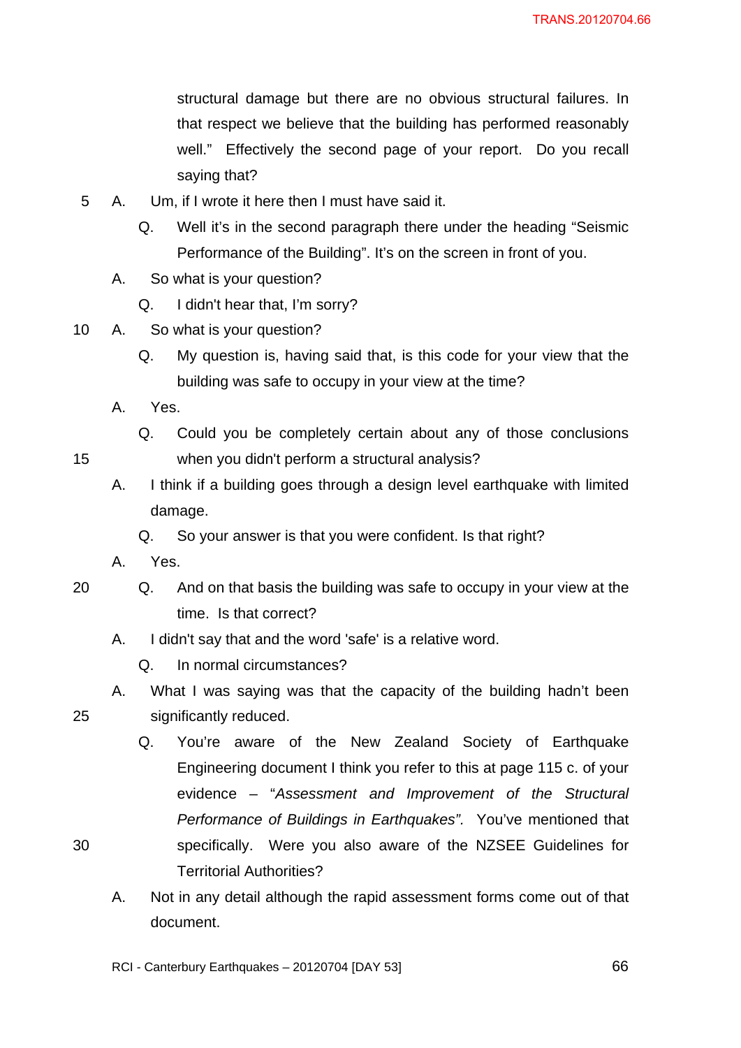structural damage but there are no obvious structural failures. In that respect we believe that the building has performed reasonably well." Effectively the second page of your report. Do you recall saying that?

5 A. Um, if I wrote it here then I must have said it.

Q. Well it's in the second paragraph there under the heading "Seismic Performance of the Building". It's on the screen in front of you.

A. So what is your question?

Q. I didn't hear that, I'm sorry?

10 A. So what is your question?

Q. My question is, having said that, is this code for your view that the building was safe to occupy in your view at the time?

A. Yes.

Q. Could you be completely certain about any of those conclusions

15 when you didn't perform a structural analysis?

A. I think if a building goes through a design level earthquake with limited damage.

Q. So your answer is that you were confident. Is that right?

A. Yes.

20 Q. And on that basis the building was safe to occupy in your view at the time. Is that correct?

A. I didn't say that and the word 'safe' is a relative word.

Q. In normal circumstances?

A. What I was saying was that the capacity of the building hadn't been

25 significantly reduced.

Q. You're aware of the New Zealand Society of Earthquake Engineering document I think you refer to this at page 115 c. of your evidence – "*Assessment and Improvement of the Structural Performance of Buildings in Earthquakes".* You've mentioned that

30 specifically. Were you also aware of the NZSEE Guidelines for Territorial Authorities?

A. Not in any detail although the rapid assessment forms come out of that document.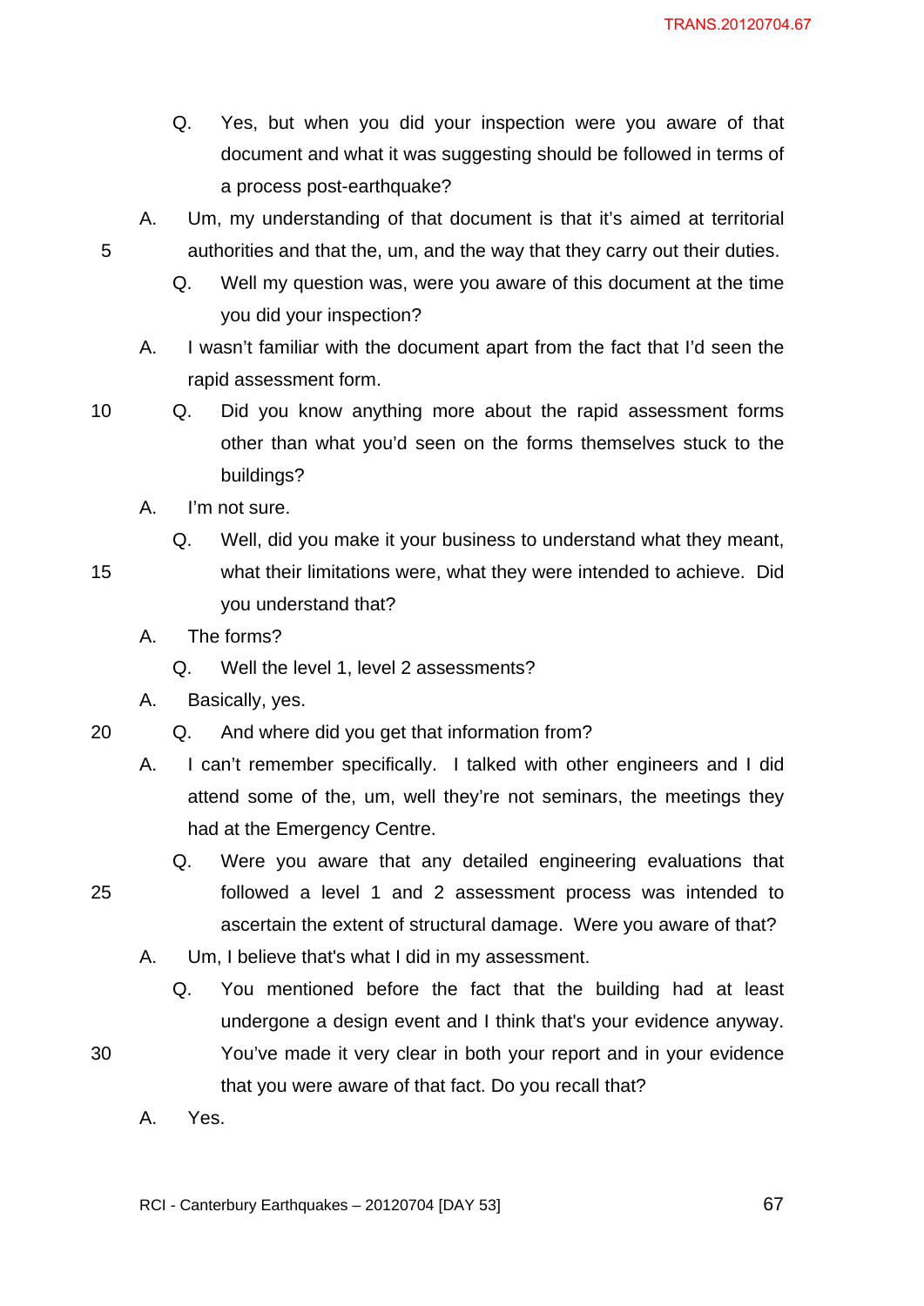Q. Yes, but when you did your inspection were you aware of that document and what it was suggesting should be followed in terms of a process post-earthquake?

A. Um, my understanding of that document is that it's aimed at territorial authorities and that the, um, and the way that they carry out their duties.

Q. Well my question was, were you aware of this document at the time you did your inspection?

A. I wasn't familiar with the document apart from the fact that I'd seen the rapid assessment form.

Q. Did you know anything more about the rapid assessment forms other than what you'd seen on the forms themselves stuck to the buildings?

A. I'm not sure.

Q. Well, did you make it your business to understand what they meant, what their limitations were, what they were intended to achieve. Did you understand that?

A. The forms?

Q. Well the level 1, level 2 assessments?

A. Basically, yes.

Q. And where did you get that information from?

A. I can't remember specifically. I talked with other engineers and I did attend some of the, um, well they're not seminars, the meetings they had at the Emergency Centre.

Q. Were you aware that any detailed engineering evaluations that followed a level 1 and 2 assessment process was intended to ascertain the extent of structural damage. Were you aware of that?

A. Um, I believe that's what I did in my assessment.

Q. You mentioned before the fact that the building had at least undergone a design event and I think that's your evidence anyway. You've made it very clear in both your report and in your evidence that you were aware of that fact. Do you recall that?

A. Yes.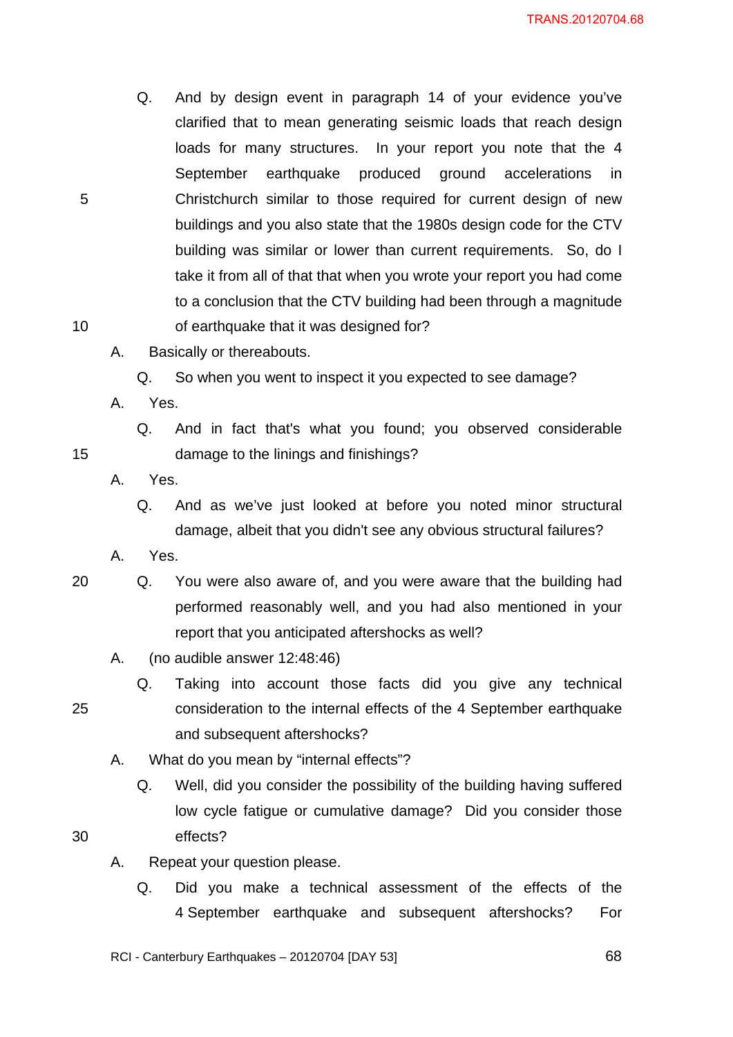Q. And by design event in paragraph 14 of your evidence you've clarified that to mean generating seismic loads that reach design loads for many structures. In your report you note that the 4 September earthquake produced ground accelerations in Christchurch similar to those required for current design of new buildings and you also state that the 1980s design code for the CTV building was similar or lower than current requirements. So, do I take it from all of that that when you wrote your report you had come to a conclusion that the CTV building had been through a magnitude of earthquake that it was designed for?

A. Basically or thereabouts.

Q. So when you went to inspect it you expected to see damage?

A. Yes.

Q. And in fact that's what you found; you observed considerable damage to the linings and finishings?

A. Yes.

Q. And as we've just looked at before you noted minor structural damage, albeit that you didn't see any obvious structural failures?

A. Yes.

Q. You were also aware of, and you were aware that the building had performed reasonably well, and you had also mentioned in your report that you anticipated aftershocks as well?

A. (no audible answer 12:48:46)

Q. Taking into account those facts did you give any technical consideration to the internal effects of the 4 September earthquake and subsequent aftershocks?

A. What do you mean by "internal effects"?

Q. Well, did you consider the possibility of the building having suffered low cycle fatigue or cumulative damage? Did you consider those effects?

A. Repeat your question please.

Q. Did you make a technical assessment of the effects of the 4 September earthquake and subsequent aftershocks? For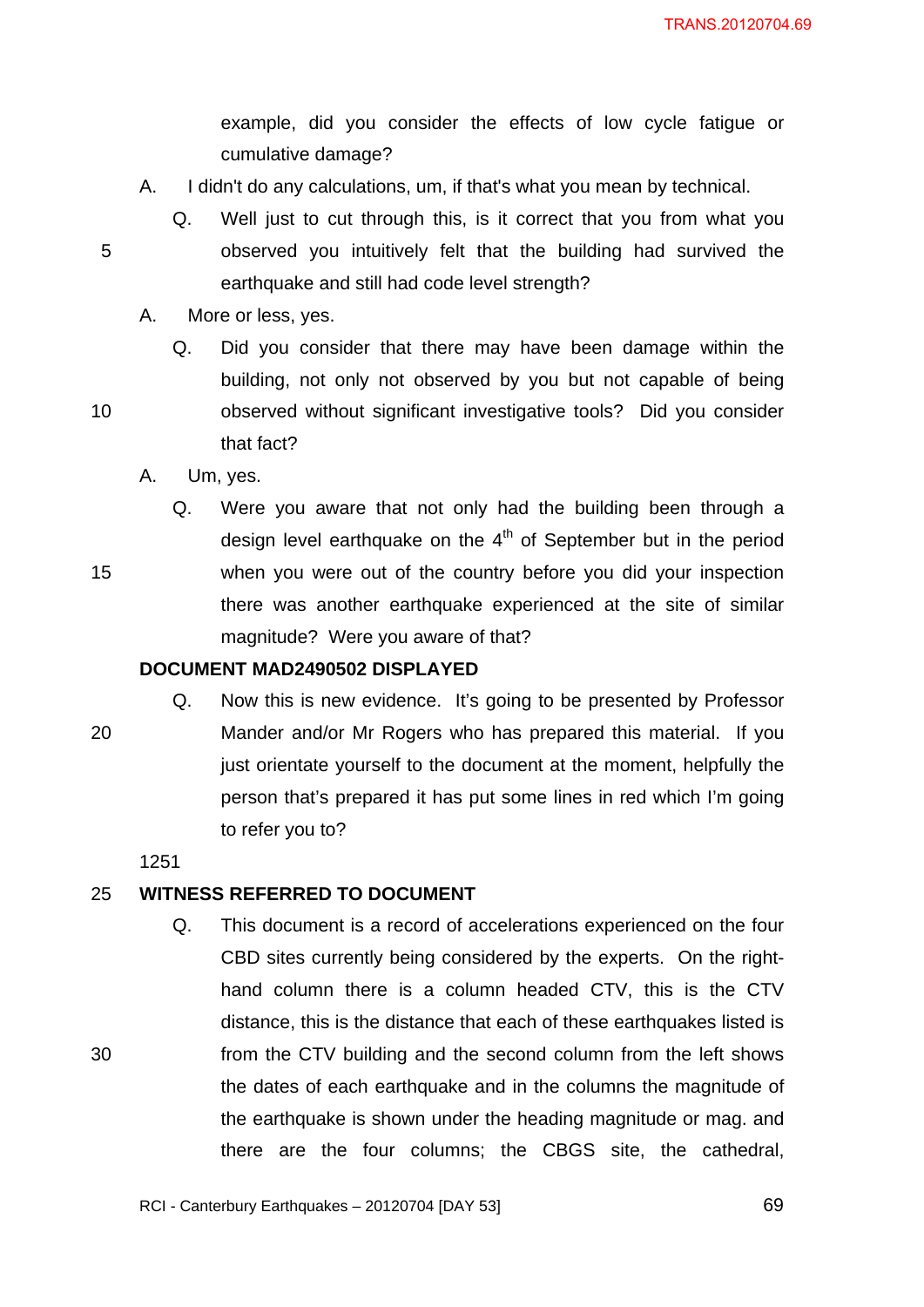example, did you consider the effects of low cycle fatigue or cumulative damage?

A. I didn't do any calculations, um, if that's what you mean by technical.

Q. Well just to cut through this, is it correct that you from what you observed you intuitively felt that the building had survived the earthquake and still had code level strength?

A. More or less, yes.

Q. Did you consider that there may have been damage within the building, not only not observed by you but not capable of being observed without significant investigative tools? Did you consider that fact?

A. Um, yes.

Q. Were you aware that not only had the building been through a design level earthquake on the 4th of September but in the period when you were out of the country before you did your inspection there was another earthquake experienced at the site of similar magnitude? Were you aware of that?

**DOCUMENT MAD2490502 DISPLAYED**

Q. Now this is new evidence. It's going to be presented by Professor Mander and/or Mr Rogers who has prepared this material. If you just orientate yourself to the document at the moment, helpfully the person that's prepared it has put some lines in red which I'm going to refer you to?

1251

**WITNESS REFERRED TO DOCUMENT**

Q. This document is a record of accelerations experienced on the four CBD sites currently being considered by the experts. On the right-hand column there is a column headed CTV, this is the CTV distance, this is the distance that each of these earthquakes listed is from the CTV building and the second column from the left shows the dates of each earthquake and in the columns the magnitude of the earthquake is shown under the heading magnitude or mag. and there are the four columns; the CBGS site, the cathedral,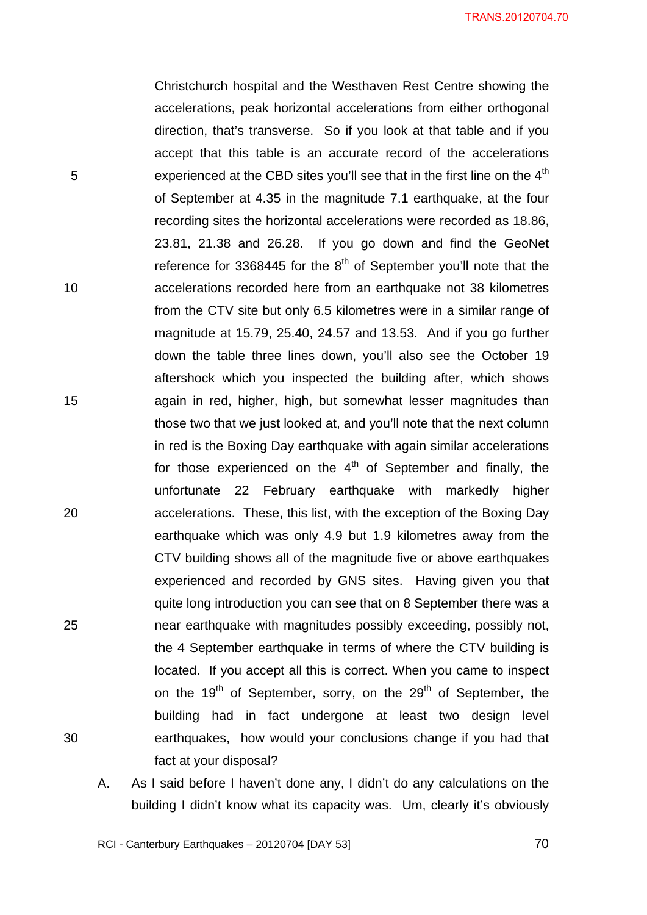Christchurch hospital and the Westhaven Rest Centre showing the accelerations, peak horizontal accelerations from either orthogonal direction, that's transverse. So if you look at that table and if you accept that this table is an accurate record of the accelerations experienced at the CBD sites you'll see that in the first line on the 4th of September at 4.35 in the magnitude 7.1 earthquake, at the four recording sites the horizontal accelerations were recorded as 18.86, 23.81, 21.38 and 26.28. If you go down and find the GeoNet reference for 3368445 for the 8th of September you'll note that the accelerations recorded here from an earthquake not 38 kilometres from the CTV site but only 6.5 kilometres were in a similar range of magnitude at 15.79, 25.40, 24.57 and 13.53. And if you go further down the table three lines down, you'll also see the October 19 aftershock which you inspected the building after, which shows again in red, higher, high, but somewhat lesser magnitudes than those two that we just looked at, and you'll note that the next column in red is the Boxing Day earthquake with again similar accelerations for those experienced on the 4th of September and finally, the unfortunate 22 February earthquake with markedly higher accelerations. These, this list, with the exception of the Boxing Day earthquake which was only 4.9 but 1.9 kilometres away from the CTV building shows all of the magnitude five or above earthquakes experienced and recorded by GNS sites. Having given you that quite long introduction you can see that on 8 September there was a near earthquake with magnitudes possibly exceeding, possibly not, the 4 September earthquake in terms of where the CTV building is located. If you accept all this is correct. When you came to inspect on the 19th of September, sorry, on the 29th of September, the building had in fact undergone at least two design level earthquakes, how would your conclusions change if you had that fact at your disposal?

A. As I said before I haven't done any, I didn't do any calculations on the building I didn't know what its capacity was. Um, clearly it's obviously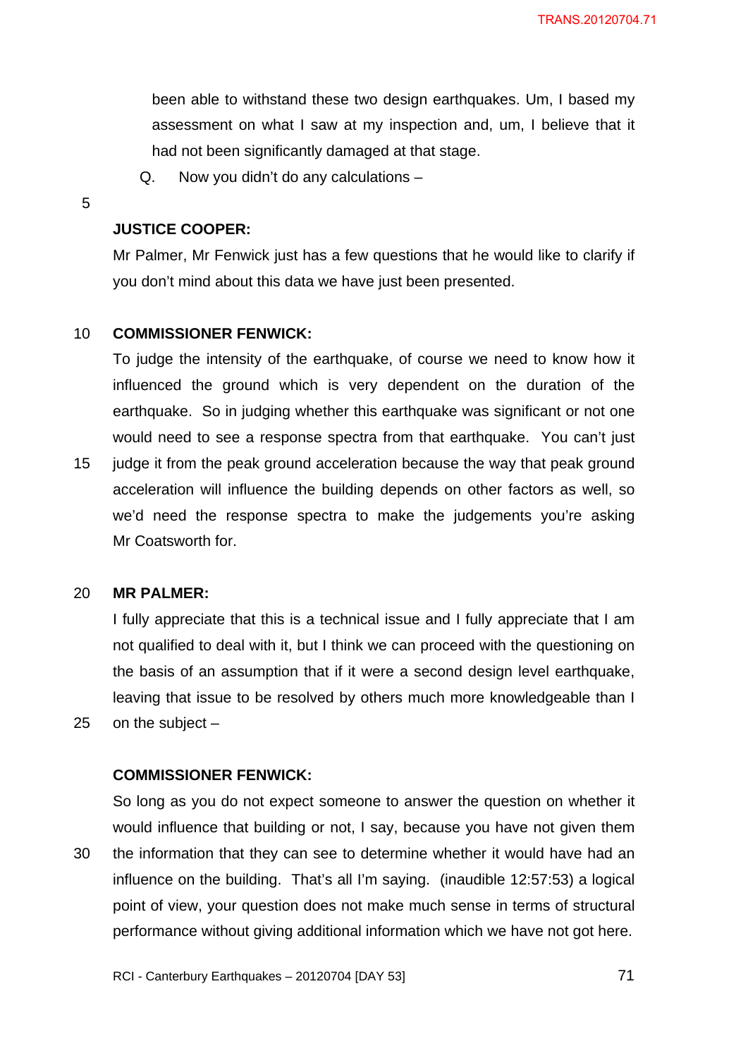been able to withstand these two design earthquakes. Um, I based my assessment on what I saw at my inspection and, um, I believe that it had not been significantly damaged at that stage.

Q. Now you didn't do any calculations –

**JUSTICE COOPER:**

Mr Palmer, Mr Fenwick just has a few questions that he would like to clarify if you don't mind about this data we have just been presented.

**COMMISSIONER FENWICK:**

To judge the intensity of the earthquake, of course we need to know how it influenced the ground which is very dependent on the duration of the earthquake. So in judging whether this earthquake was significant or not one would need to see a response spectra from that earthquake. You can't just judge it from the peak ground acceleration because the way that peak ground acceleration will influence the building depends on other factors as well, so we'd need the response spectra to make the judgements you're asking Mr Coatsworth for.

**MR PALMER:**

I fully appreciate that this is a technical issue and I fully appreciate that I am not qualified to deal with it, but I think we can proceed with the questioning on the basis of an assumption that if it were a second design level earthquake, leaving that issue to be resolved by others much more knowledgeable than I on the subject –

**COMMISSIONER FENWICK:**

So long as you do not expect someone to answer the question on whether it would influence that building or not, I say, because you have not given them the information that they can see to determine whether it would have had an influence on the building. That's all I'm saying. (inaudible 12:57:53) a logical point of view, your question does not make much sense in terms of structural performance without giving additional information which we have not got here.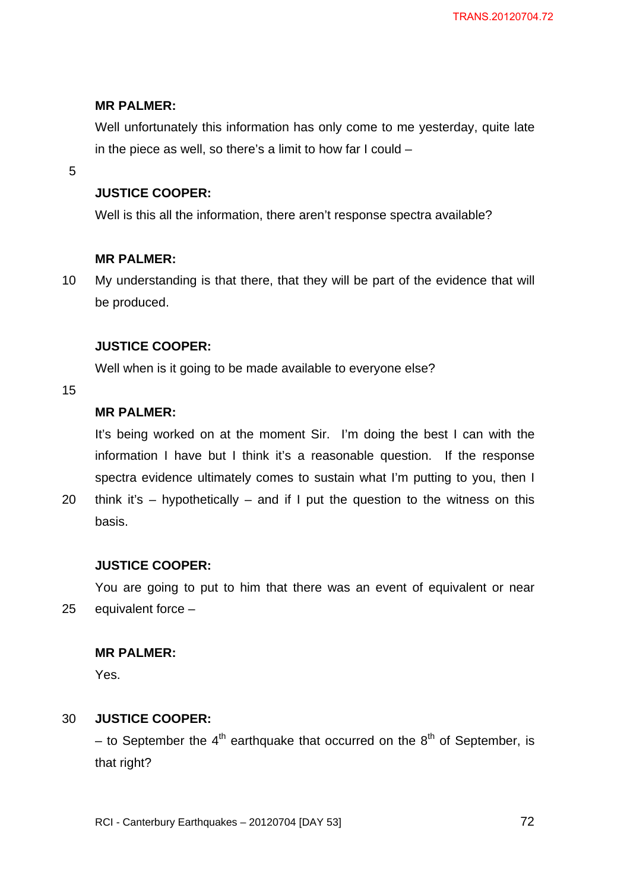**MR PALMER:**

Well unfortunately this information has only come to me yesterday, quite late in the piece as well, so there's a limit to how far I could –

**JUSTICE COOPER:**

Well is this all the information, there aren't response spectra available?

**MR PALMER:**

My understanding is that there, that they will be part of the evidence that will be produced.

**JUSTICE COOPER:**

Well when is it going to be made available to everyone else?

**MR PALMER:**

It's being worked on at the moment Sir. I'm doing the best I can with the information I have but I think it's a reasonable question. If the response spectra evidence ultimately comes to sustain what I'm putting to you, then I think it's – hypothetically – and if I put the question to the witness on this basis.

**JUSTICE COOPER:**

You are going to put to him that there was an event of equivalent or near equivalent force –

**MR PALMER:**

Yes.

**JUSTICE COOPER:**

– to September the 4th earthquake that occurred on the 8th of September, is that right?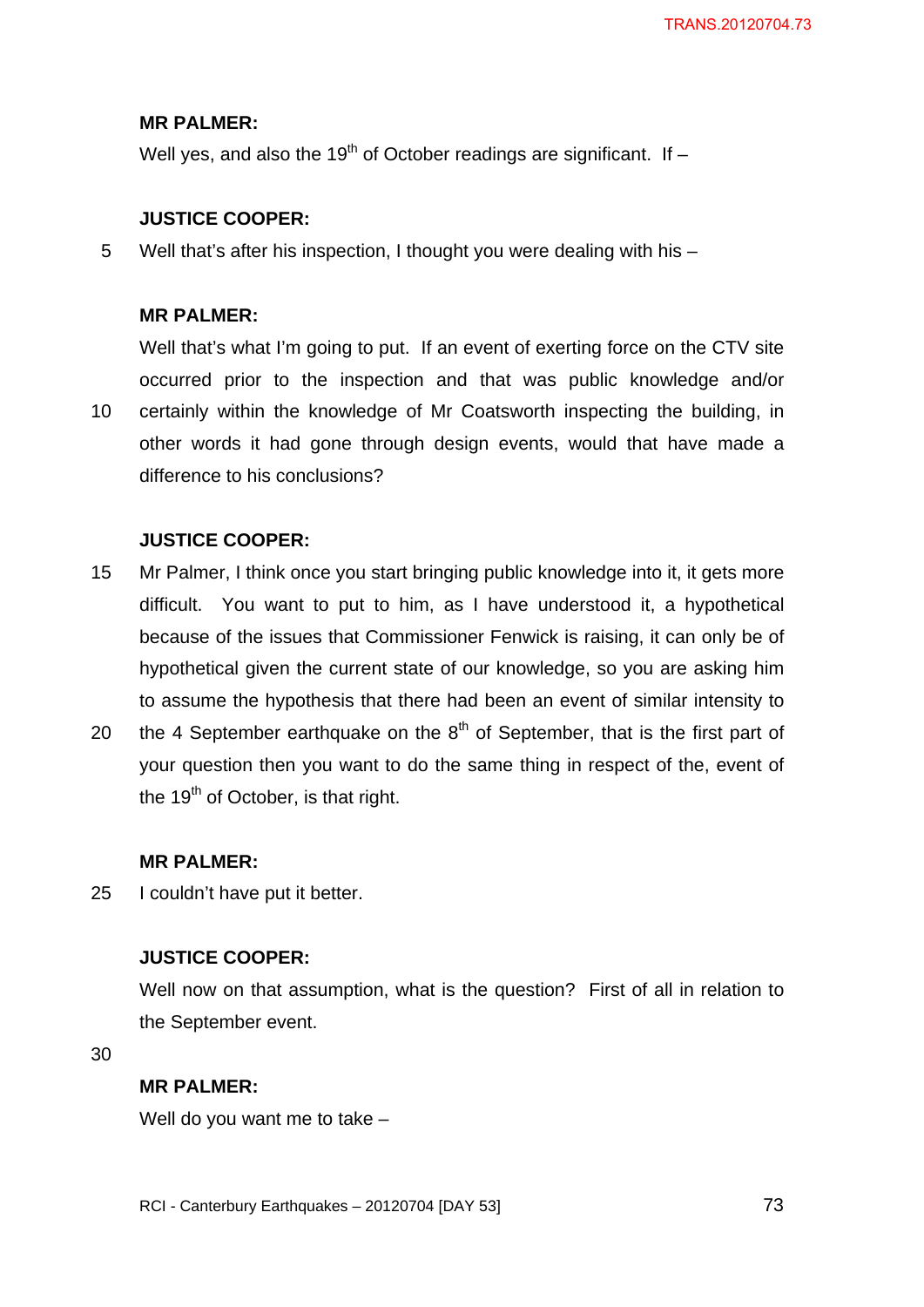**MR PALMER:**

Well yes, and also the 19th of October readings are significant. If –

**JUSTICE COOPER:**

Well that's after his inspection, I thought you were dealing with his –

**MR PALMER:**

Well that's what I'm going to put. If an event of exerting force on the CTV site occurred prior to the inspection and that was public knowledge and/or certainly within the knowledge of Mr Coatsworth inspecting the building, in other words it had gone through design events, would that have made a difference to his conclusions?

**JUSTICE COOPER:**

Mr Palmer, I think once you start bringing public knowledge into it, it gets more difficult. You want to put to him, as I have understood it, a hypothetical because of the issues that Commissioner Fenwick is raising, it can only be of hypothetical given the current state of our knowledge, so you are asking him to assume the hypothesis that there had been an event of similar intensity to the 4 September earthquake on the 8th of September, that is the first part of your question then you want to do the same thing in respect of the, event of the 19th of October, is that right.

**MR PALMER:**

I couldn't have put it better.

**JUSTICE COOPER:**

Well now on that assumption, what is the question? First of all in relation to the September event.

**MR PALMER:**

Well do you want me to take –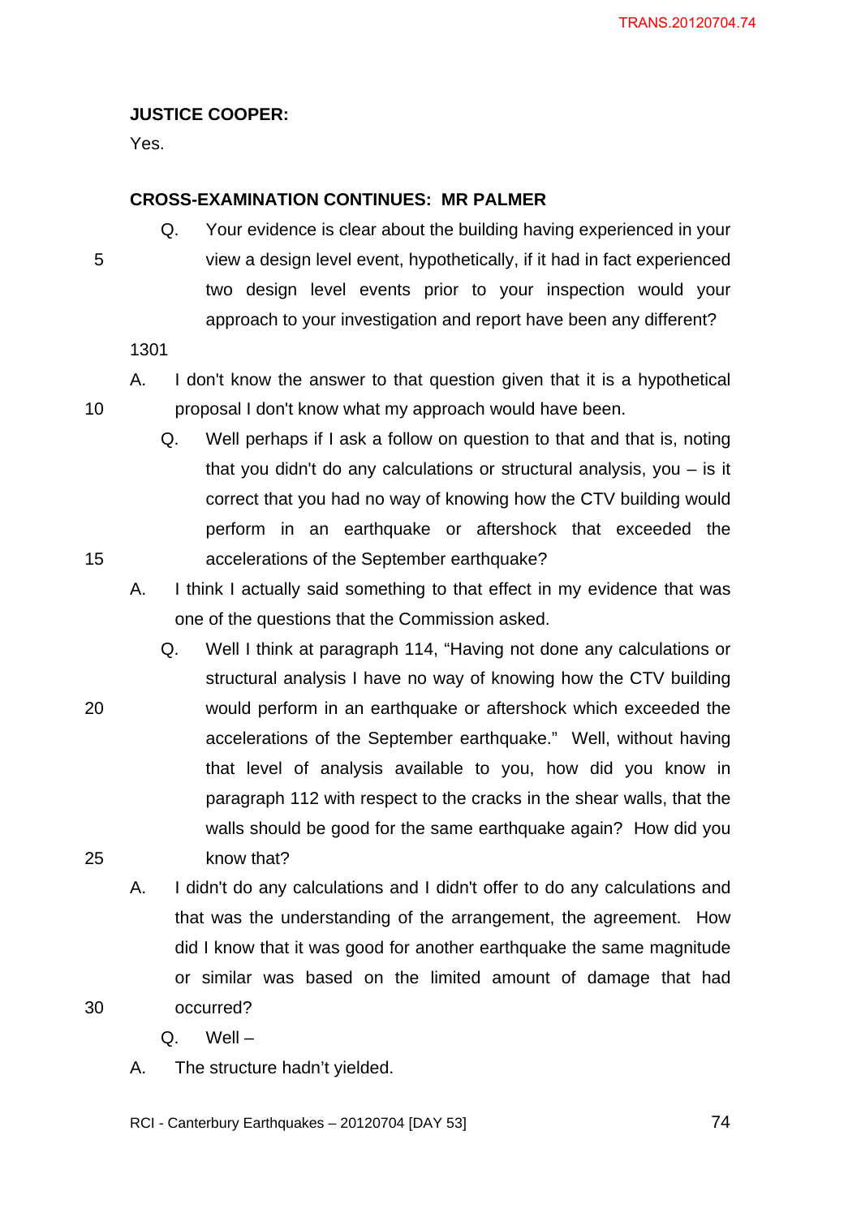**JUSTICE COOPER:**

Yes.

**CROSS-EXAMINATION CONTINUES: MR PALMER**

Q. Your evidence is clear about the building having experienced in your view a design level event, hypothetically, if it had in fact experienced two design level events prior to your inspection would your approach to your investigation and report have been any different?

1301

A. I don't know the answer to that question given that it is a hypothetical proposal I don't know what my approach would have been.

Q. Well perhaps if I ask a follow on question to that and that is, noting that you didn't do any calculations or structural analysis, you – is it correct that you had no way of knowing how the CTV building would perform in an earthquake or aftershock that exceeded the accelerations of the September earthquake?

A. I think I actually said something to that effect in my evidence that was one of the questions that the Commission asked.

Q. Well I think at paragraph 114, "Having not done any calculations or structural analysis I have no way of knowing how the CTV building would perform in an earthquake or aftershock which exceeded the accelerations of the September earthquake." Well, without having that level of analysis available to you, how did you know in paragraph 112 with respect to the cracks in the shear walls, that the walls should be good for the same earthquake again? How did you know that?

A. I didn't do any calculations and I didn't offer to do any calculations and that was the understanding of the arrangement, the agreement. How did I know that it was good for another earthquake the same magnitude or similar was based on the limited amount of damage that had occurred?

Q. Well –

A. The structure hadn't yielded.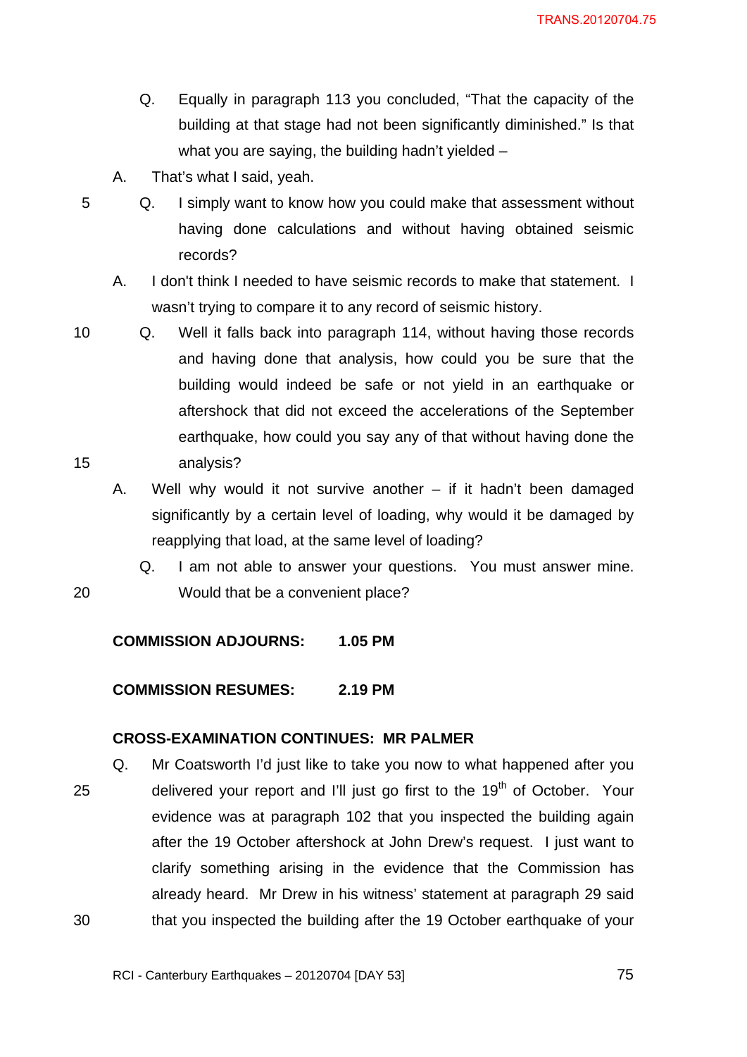Q. Equally in paragraph 113 you concluded, "That the capacity of the building at that stage had not been significantly diminished." Is that what you are saying, the building hadn't yielded –

A. That's what I said, yeah.

Q. I simply want to know how you could make that assessment without having done calculations and without having obtained seismic records?

A. I don't think I needed to have seismic records to make that statement. I wasn't trying to compare it to any record of seismic history.

Q. Well it falls back into paragraph 114, without having those records and having done that analysis, how could you be sure that the building would indeed be safe or not yield in an earthquake or aftershock that did not exceed the accelerations of the September earthquake, how could you say any of that without having done the analysis?

A. Well why would it not survive another – if it hadn't been damaged significantly by a certain level of loading, why would it be damaged by reapplying that load, at the same level of loading?

Q. I am not able to answer your questions. You must answer mine. Would that be a convenient place?

**COMMISSION ADJOURNS: 1.05 PM**

**COMMISSION RESUMES: 2.19 PM**

**CROSS-EXAMINATION CONTINUES: MR PALMER**

Q. Mr Coatsworth I'd just like to take you now to what happened after you delivered your report and I'll just go first to the 19th of October. Your evidence was at paragraph 102 that you inspected the building again after the 19 October aftershock at John Drew's request. I just want to clarify something arising in the evidence that the Commission has already heard. Mr Drew in his witness' statement at paragraph 29 said that you inspected the building after the 19 October earthquake of your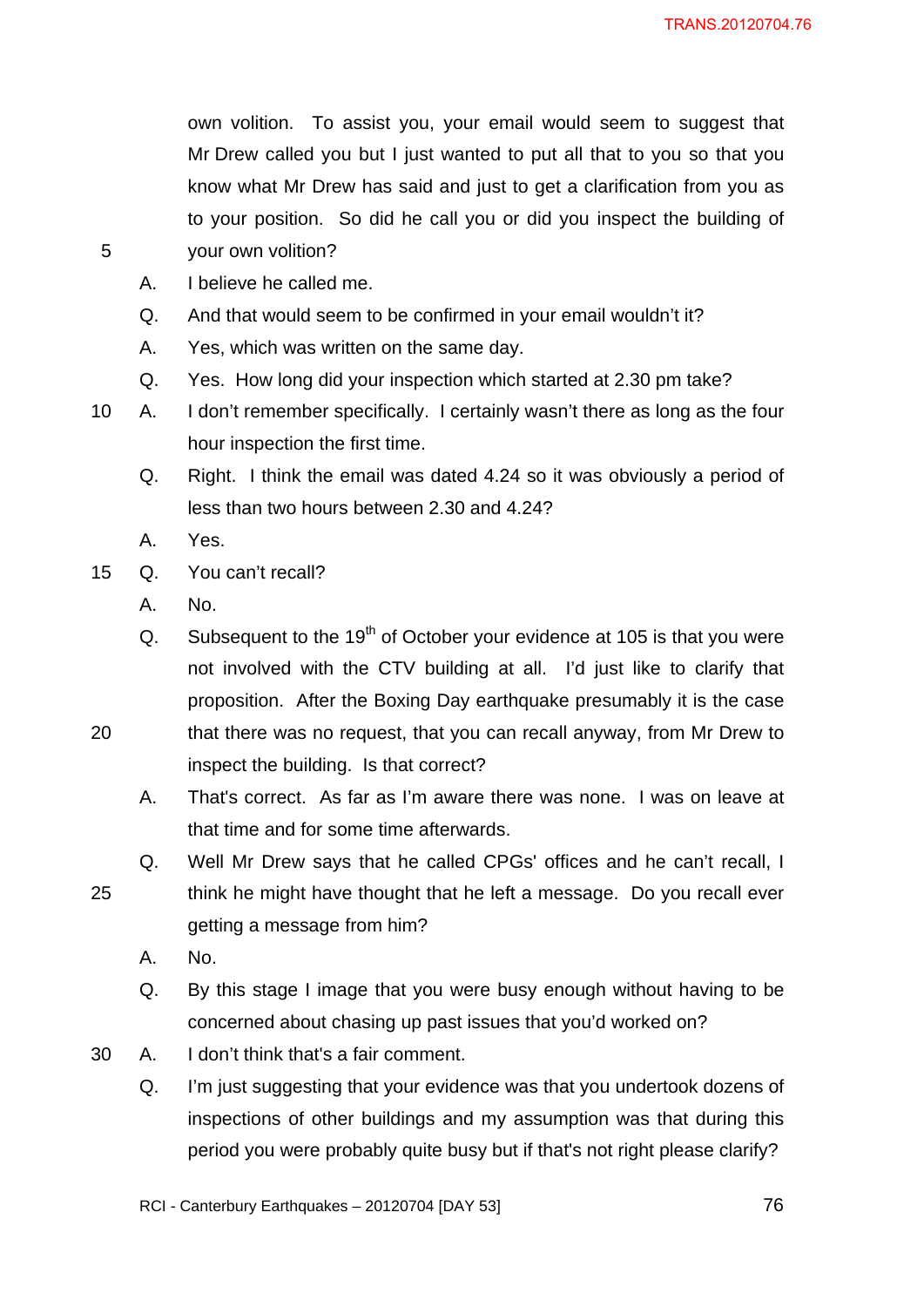own volition. To assist you, your email would seem to suggest that Mr Drew called you but I just wanted to put all that to you so that you know what Mr Drew has said and just to get a clarification from you as to your position. So did he call you or did you inspect the building of your own volition?

A. I believe he called me.

Q. And that would seem to be confirmed in your email wouldn't it?

A. Yes, which was written on the same day.

Q. Yes. How long did your inspection which started at 2.30 pm take?

A. I don't remember specifically. I certainly wasn't there as long as the four hour inspection the first time.

Q. Right. I think the email was dated 4.24 so it was obviously a period of less than two hours between 2.30 and 4.24?

A. Yes.

Q. You can't recall?

A. No.

Q. Subsequent to the 19th of October your evidence at 105 is that you were not involved with the CTV building at all. I'd just like to clarify that proposition. After the Boxing Day earthquake presumably it is the case that there was no request, that you can recall anyway, from Mr Drew to inspect the building. Is that correct?

A. That's correct. As far as I'm aware there was none. I was on leave at that time and for some time afterwards.

Q. Well Mr Drew says that he called CPGs' offices and he can't recall, I think he might have thought that he left a message. Do you recall ever getting a message from him?

A. No.

Q. By this stage I image that you were busy enough without having to be concerned about chasing up past issues that you'd worked on?

A. I don't think that's a fair comment.

Q. I'm just suggesting that your evidence was that you undertook dozens of inspections of other buildings and my assumption was that during this period you were probably quite busy but if that's not right please clarify?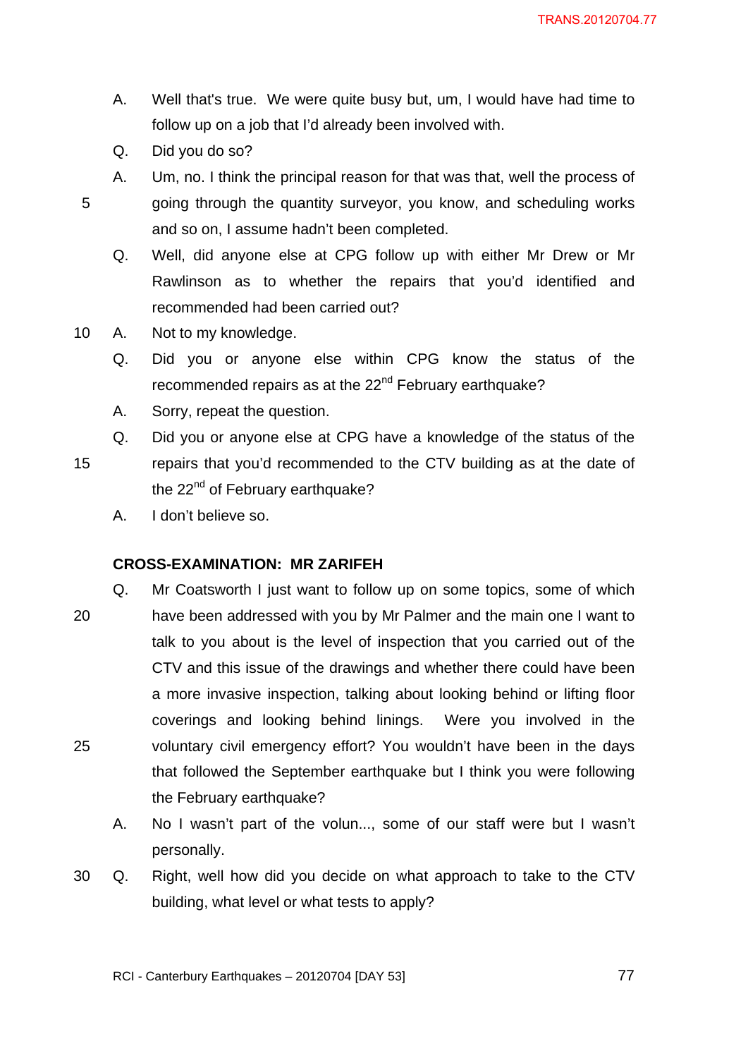A. Well that's true. We were quite busy but, um, I would have had time to follow up on a job that I'd already been involved with.

Q. Did you do so?

A. Um, no. I think the principal reason for that was that, well the process of going through the quantity surveyor, you know, and scheduling works and so on, I assume hadn't been completed.

Q. Well, did anyone else at CPG follow up with either Mr Drew or Mr Rawlinson as to whether the repairs that you'd identified and recommended had been carried out?

A. Not to my knowledge.

Q. Did you or anyone else within CPG know the status of the recommended repairs as at the 22nd February earthquake?

A. Sorry, repeat the question.

Q. Did you or anyone else at CPG have a knowledge of the status of the repairs that you'd recommended to the CTV building as at the date of the 22nd of February earthquake?

A. I don't believe so.

**CROSS-EXAMINATION: MR ZARIFEH**

Q. Mr Coatsworth I just want to follow up on some topics, some of which have been addressed with you by Mr Palmer and the main one I want to talk to you about is the level of inspection that you carried out of the CTV and this issue of the drawings and whether there could have been a more invasive inspection, talking about looking behind or lifting floor coverings and looking behind linings. Were you involved in the voluntary civil emergency effort? You wouldn't have been in the days that followed the September earthquake but I think you were following the February earthquake?

A. No I wasn't part of the volun..., some of our staff were but I wasn't personally.

Q. Right, well how did you decide on what approach to take to the CTV building, what level or what tests to apply?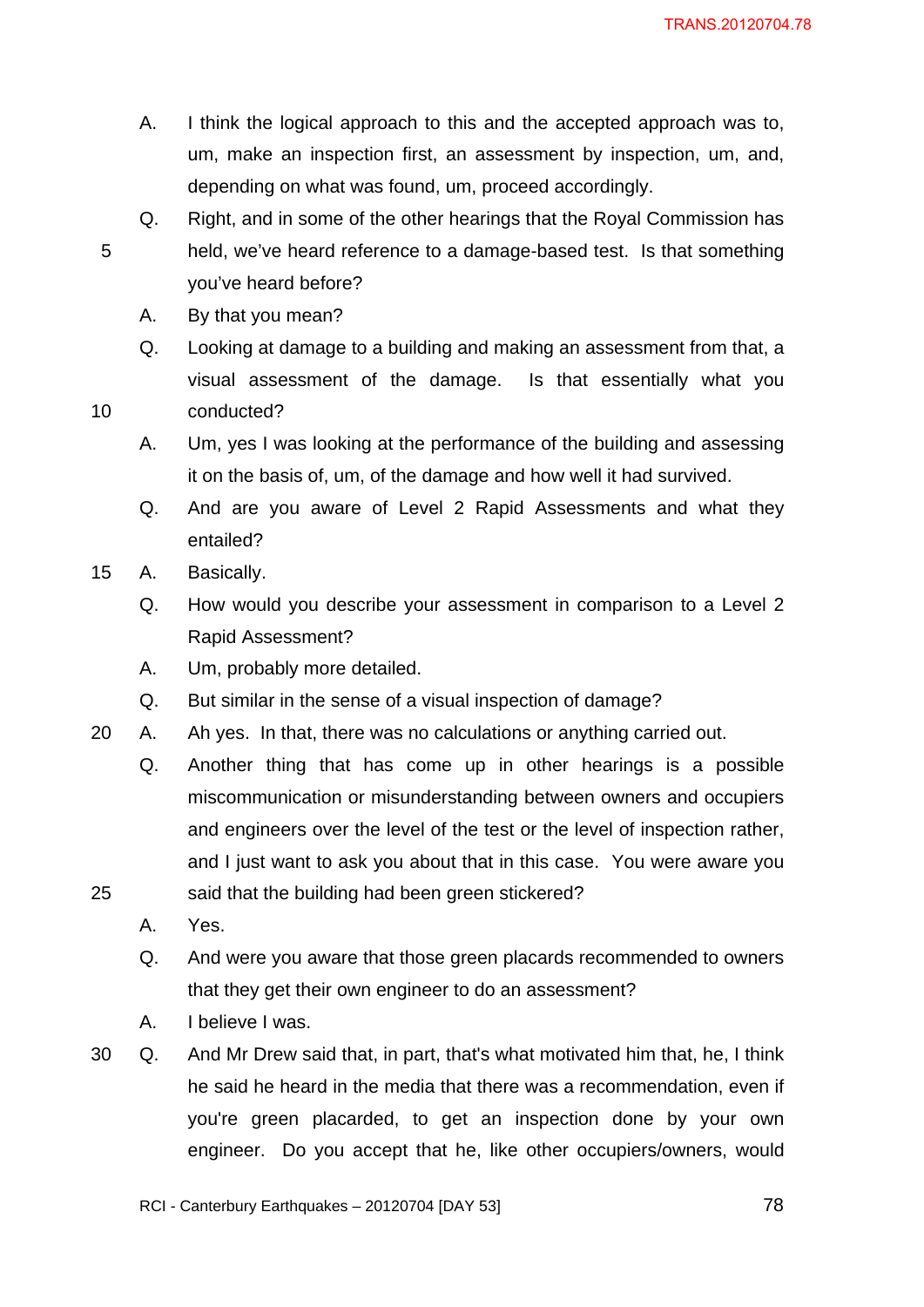A. I think the logical approach to this and the accepted approach was to, um, make an inspection first, an assessment by inspection, um, and, depending on what was found, um, proceed accordingly.

Q. Right, and in some of the other hearings that the Royal Commission has held, we've heard reference to a damage-based test. Is that something you've heard before?

A. By that you mean?

Q. Looking at damage to a building and making an assessment from that, a visual assessment of the damage. Is that essentially what you conducted?

A. Um, yes I was looking at the performance of the building and assessing it on the basis of, um, of the damage and how well it had survived.

Q. And are you aware of Level 2 Rapid Assessments and what they entailed?

A. Basically.

Q. How would you describe your assessment in comparison to a Level 2 Rapid Assessment?

A. Um, probably more detailed.

Q. But similar in the sense of a visual inspection of damage?

A. Ah yes. In that, there was no calculations or anything carried out.

Q. Another thing that has come up in other hearings is a possible miscommunication or misunderstanding between owners and occupiers and engineers over the level of the test or the level of inspection rather, and I just want to ask you about that in this case. You were aware you said that the building had been green stickered?

A. Yes.

Q. And were you aware that those green placards recommended to owners that they get their own engineer to do an assessment?

A. I believe I was.

Q. And Mr Drew said that, in part, that's what motivated him that, he, I think he said he heard in the media that there was a recommendation, even if you're green placarded, to get an inspection done by your own engineer. Do you accept that he, like other occupiers/owners, would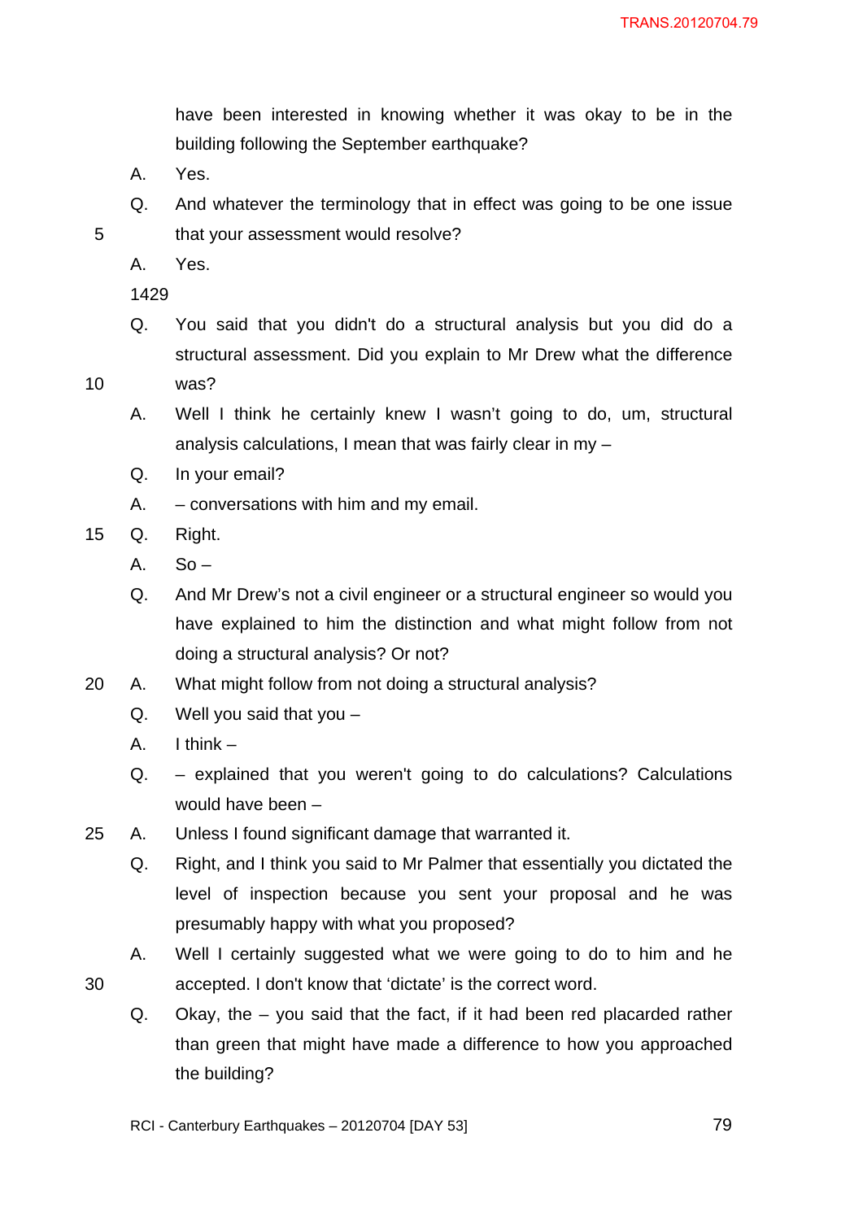have been interested in knowing whether it was okay to be in the building following the September earthquake?

A. Yes.

Q. And whatever the terminology that in effect was going to be one issue that your assessment would resolve?

A. Yes.

1429

Q. You said that you didn't do a structural analysis but you did do a structural assessment. Did you explain to Mr Drew what the difference was?

A. Well I think he certainly knew I wasn't going to do, um, structural analysis calculations, I mean that was fairly clear in my –

Q. In your email?

A. – conversations with him and my email.

Q. Right.

A. So –

Q. And Mr Drew's not a civil engineer or a structural engineer so would you have explained to him the distinction and what might follow from not doing a structural analysis? Or not?

A. What might follow from not doing a structural analysis?

Q. Well you said that you –

A. I think –

Q. – explained that you weren't going to do calculations? Calculations would have been –

A. Unless I found significant damage that warranted it.

Q. Right, and I think you said to Mr Palmer that essentially you dictated the level of inspection because you sent your proposal and he was presumably happy with what you proposed?

A. Well I certainly suggested what we were going to do to him and he accepted. I don't know that 'dictate' is the correct word.

Q. Okay, the – you said that the fact, if it had been red placarded rather than green that might have made a difference to how you approached the building?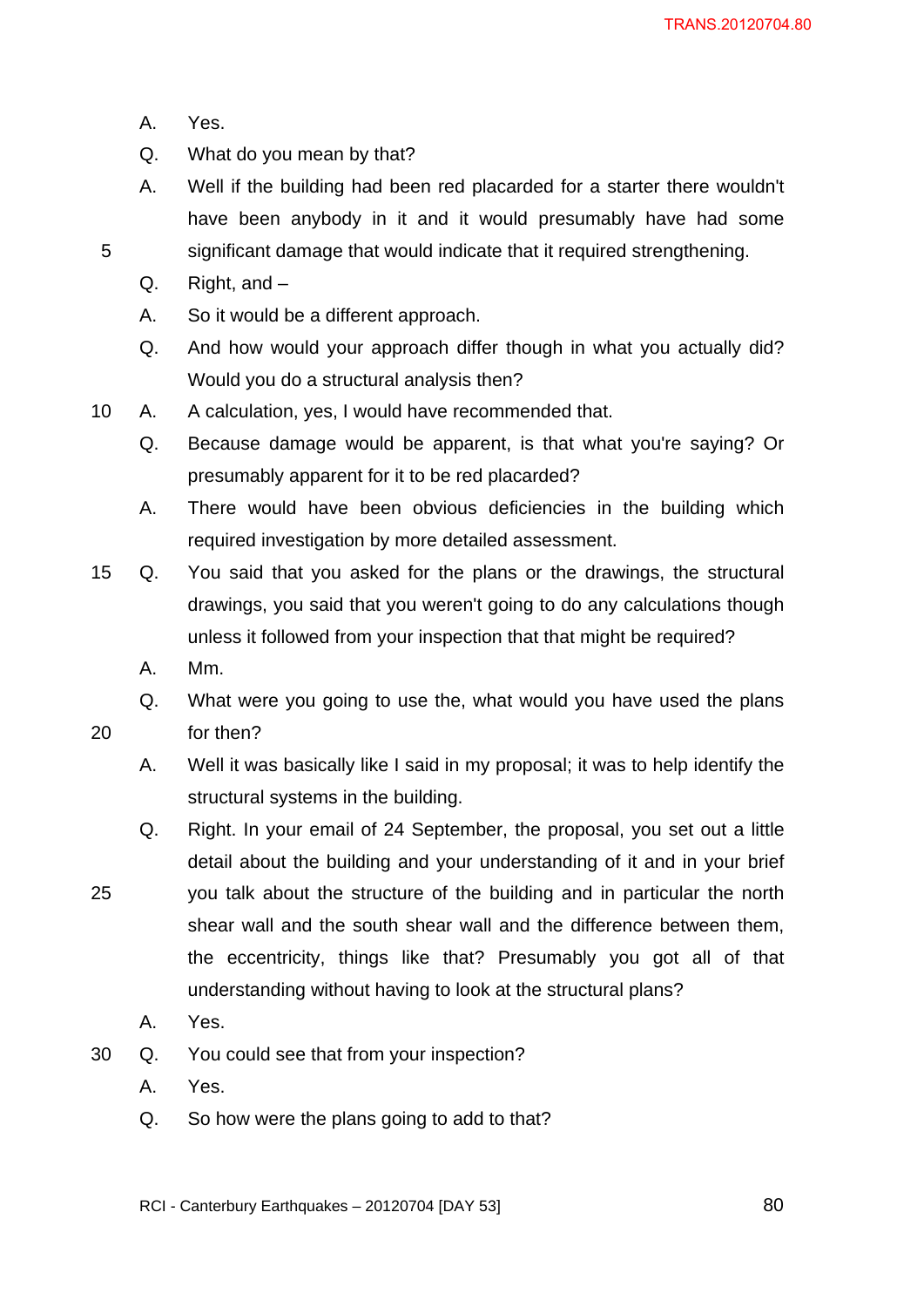A. Yes.

Q. What do you mean by that?

A. Well if the building had been red placarded for a starter there wouldn't have been anybody in it and it would presumably have had some significant damage that would indicate that it required strengthening.

Q. Right, and –

A. So it would be a different approach.

Q. And how would your approach differ though in what you actually did? Would you do a structural analysis then?

A. A calculation, yes, I would have recommended that.

Q. Because damage would be apparent, is that what you're saying? Or presumably apparent for it to be red placarded?

A. There would have been obvious deficiencies in the building which required investigation by more detailed assessment.

Q. You said that you asked for the plans or the drawings, the structural drawings, you said that you weren't going to do any calculations though unless it followed from your inspection that that might be required?

A. Mm.

Q. What were you going to use the, what would you have used the plans for then?

A. Well it was basically like I said in my proposal; it was to help identify the structural systems in the building.

Q. Right. In your email of 24 September, the proposal, you set out a little detail about the building and your understanding of it and in your brief you talk about the structure of the building and in particular the north shear wall and the south shear wall and the difference between them, the eccentricity, things like that? Presumably you got all of that understanding without having to look at the structural plans?

A. Yes.

Q. You could see that from your inspection?

A. Yes.

Q. So how were the plans going to add to that?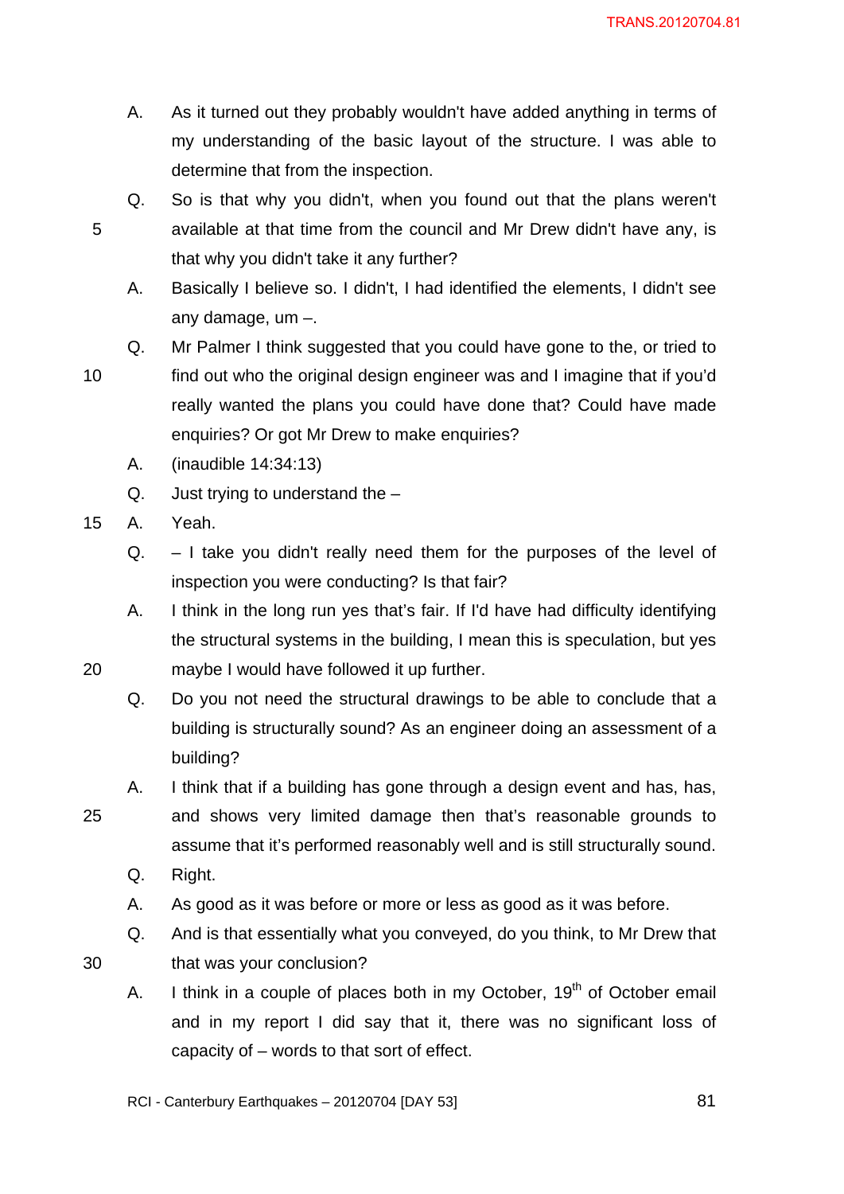A. As it turned out they probably wouldn't have added anything in terms of my understanding of the basic layout of the structure. I was able to determine that from the inspection.

Q. So is that why you didn't, when you found out that the plans weren't available at that time from the council and Mr Drew didn't have any, is that why you didn't take it any further?

A. Basically I believe so. I didn't, I had identified the elements, I didn't see any damage, um –.

Q. Mr Palmer I think suggested that you could have gone to the, or tried to find out who the original design engineer was and I imagine that if you'd really wanted the plans you could have done that? Could have made enquiries? Or got Mr Drew to make enquiries?

A. (inaudible 14:34:13)

Q. Just trying to understand the –

A. Yeah.

Q. – I take you didn't really need them for the purposes of the level of inspection you were conducting? Is that fair?

A. I think in the long run yes that's fair. If I'd have had difficulty identifying the structural systems in the building, I mean this is speculation, but yes maybe I would have followed it up further.

Q. Do you not need the structural drawings to be able to conclude that a building is structurally sound? As an engineer doing an assessment of a building?

A. I think that if a building has gone through a design event and has, has, and shows very limited damage then that's reasonable grounds to assume that it's performed reasonably well and is still structurally sound.

Q. Right.

A. As good as it was before or more or less as good as it was before.

Q. And is that essentially what you conveyed, do you think, to Mr Drew that that was your conclusion?

A. I think in a couple of places both in my October, 19th of October email and in my report I did say that it, there was no significant loss of capacity of – words to that sort of effect.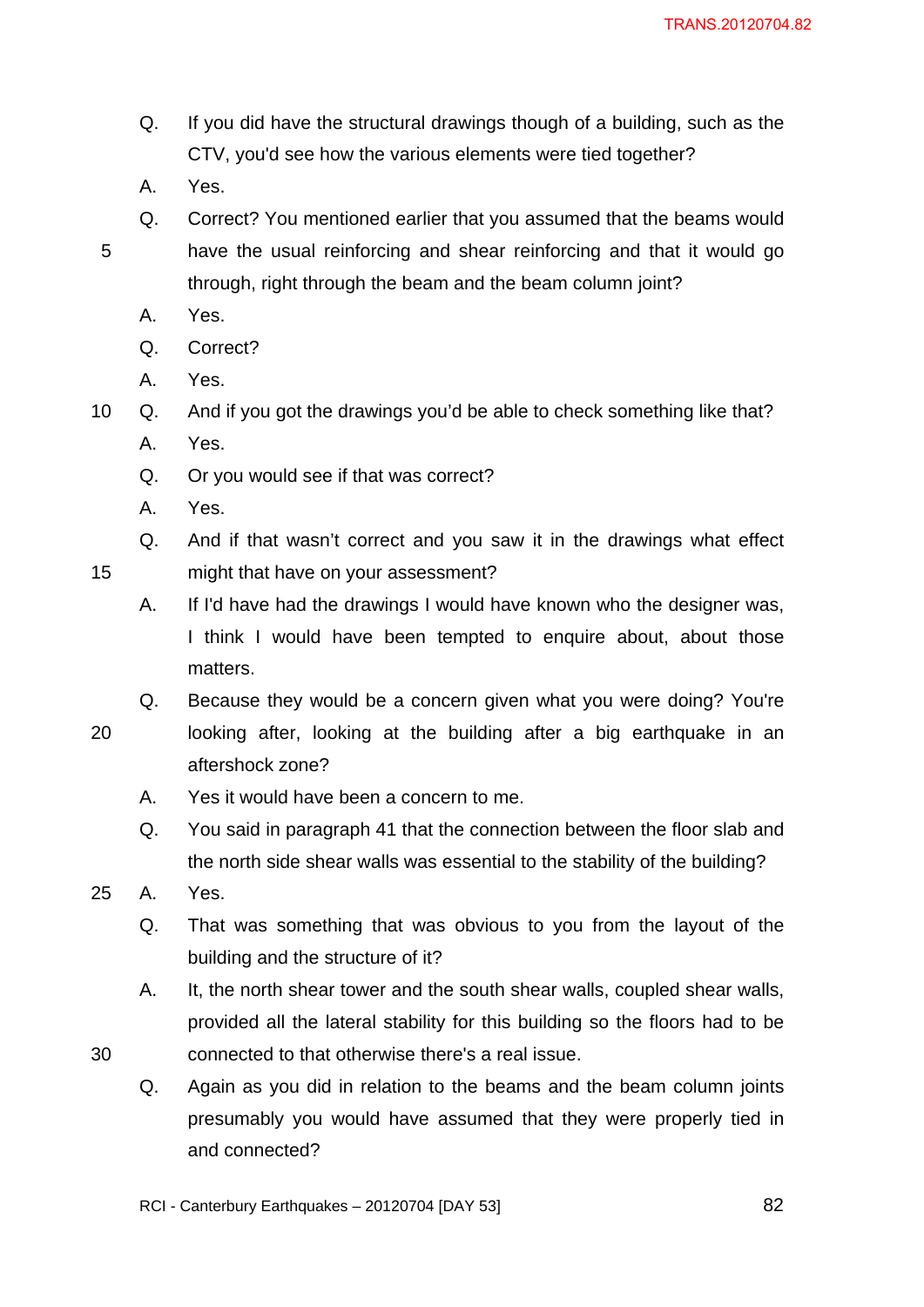Q. If you did have the structural drawings though of a building, such as the CTV, you'd see how the various elements were tied together?

A. Yes.

Q. Correct? You mentioned earlier that you assumed that the beams would have the usual reinforcing and shear reinforcing and that it would go through, right through the beam and the beam column joint?

A. Yes.

Q. Correct?

A. Yes.

Q. And if you got the drawings you'd be able to check something like that?

A. Yes.

Q. Or you would see if that was correct?

A. Yes.

Q. And if that wasn't correct and you saw it in the drawings what effect might that have on your assessment?

A. If I'd have had the drawings I would have known who the designer was, I think I would have been tempted to enquire about, about those matters.

Q. Because they would be a concern given what you were doing? You're looking after, looking at the building after a big earthquake in an aftershock zone?

A. Yes it would have been a concern to me.

Q. You said in paragraph 41 that the connection between the floor slab and the north side shear walls was essential to the stability of the building?

A. Yes.

Q. That was something that was obvious to you from the layout of the building and the structure of it?

A. It, the north shear tower and the south shear walls, coupled shear walls, provided all the lateral stability for this building so the floors had to be connected to that otherwise there's a real issue.

Q. Again as you did in relation to the beams and the beam column joints presumably you would have assumed that they were properly tied in and connected?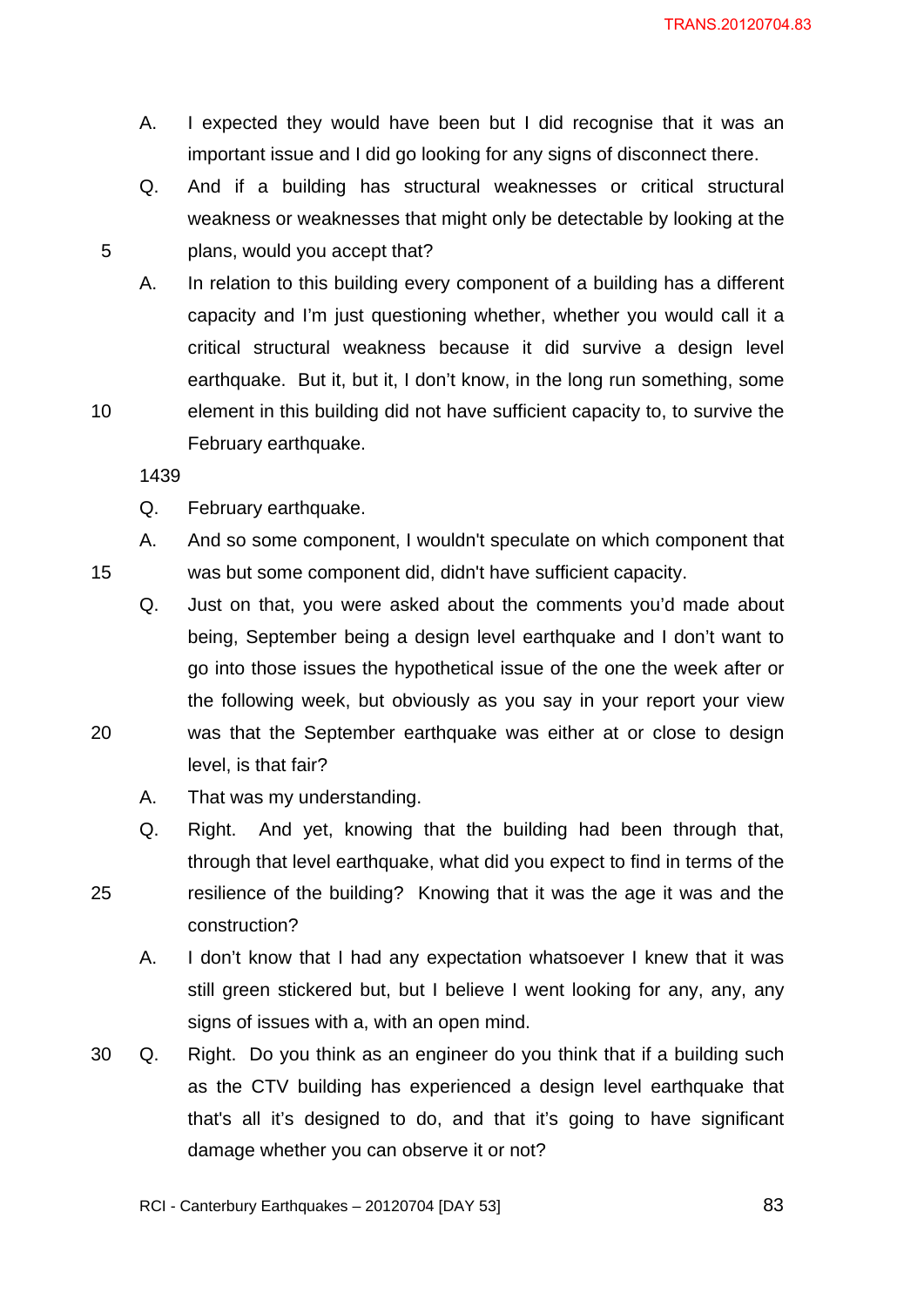A. I expected they would have been but I did recognise that it was an important issue and I did go looking for any signs of disconnect there.

Q. And if a building has structural weaknesses or critical structural weakness or weaknesses that might only be detectable by looking at the plans, would you accept that?

A. In relation to this building every component of a building has a different capacity and I'm just questioning whether, whether you would call it a critical structural weakness because it did survive a design level earthquake. But it, but it, I don't know, in the long run something, some element in this building did not have sufficient capacity to, to survive the February earthquake.

1439

Q. February earthquake.

A. And so some component, I wouldn't speculate on which component that was but some component did, didn't have sufficient capacity.

Q. Just on that, you were asked about the comments you'd made about being, September being a design level earthquake and I don't want to go into those issues the hypothetical issue of the one the week after or the following week, but obviously as you say in your report your view was that the September earthquake was either at or close to design level, is that fair?

A. That was my understanding.

Q. Right. And yet, knowing that the building had been through that, through that level earthquake, what did you expect to find in terms of the resilience of the building? Knowing that it was the age it was and the construction?

A. I don't know that I had any expectation whatsoever I knew that it was still green stickered but, but I believe I went looking for any, any, any signs of issues with a, with an open mind.

Q. Right. Do you think as an engineer do you think that if a building such as the CTV building has experienced a design level earthquake that that's all it's designed to do, and that it's going to have significant damage whether you can observe it or not?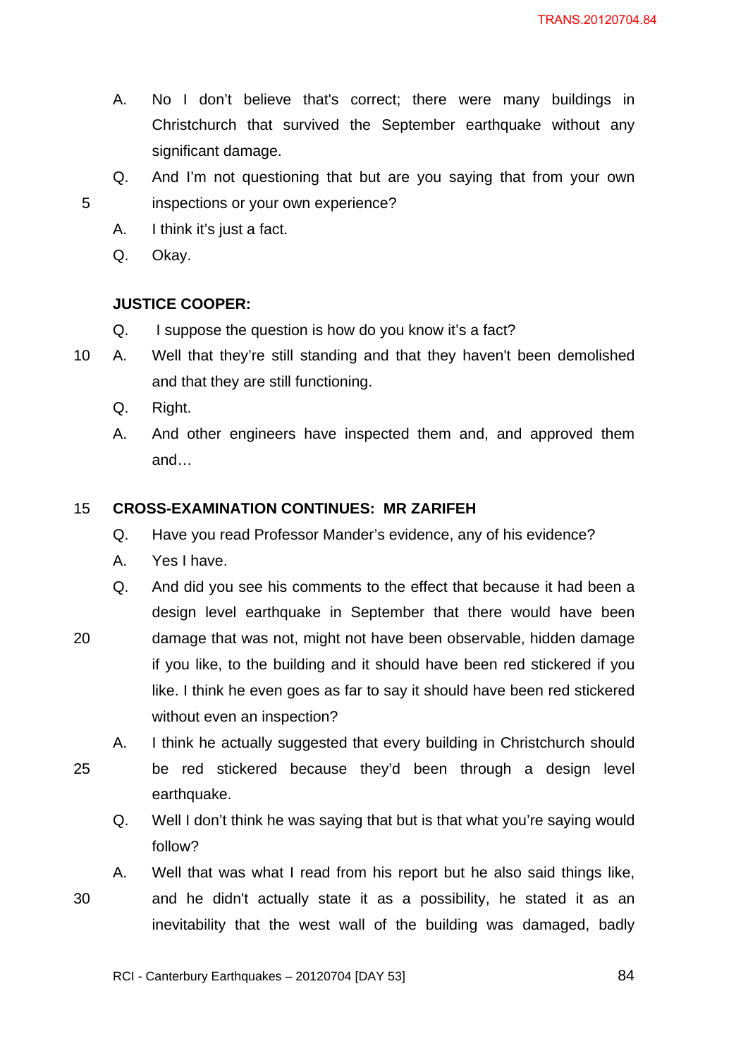A. No I don't believe that's correct; there were many buildings in Christchurch that survived the September earthquake without any significant damage.

Q. And I'm not questioning that but are you saying that from your own inspections or your own experience?

A. I think it's just a fact.

Q. Okay.

**JUSTICE COOPER:**

Q. I suppose the question is how do you know it's a fact?

A. Well that they're still standing and that they haven't been demolished and that they are still functioning.

Q. Right.

A. And other engineers have inspected them and, and approved them and…

**CROSS-EXAMINATION CONTINUES: MR ZARIFEH**

Q. Have you read Professor Mander's evidence, any of his evidence?

A. Yes I have.

Q. And did you see his comments to the effect that because it had been a design level earthquake in September that there would have been damage that was not, might not have been observable, hidden damage if you like, to the building and it should have been red stickered if you like. I think he even goes as far to say it should have been red stickered without even an inspection?

A. I think he actually suggested that every building in Christchurch should be red stickered because they'd been through a design level earthquake.

Q. Well I don't think he was saying that but is that what you're saying would follow?

A. Well that was what I read from his report but he also said things like, and he didn't actually state it as a possibility, he stated it as an inevitability that the west wall of the building was damaged, badly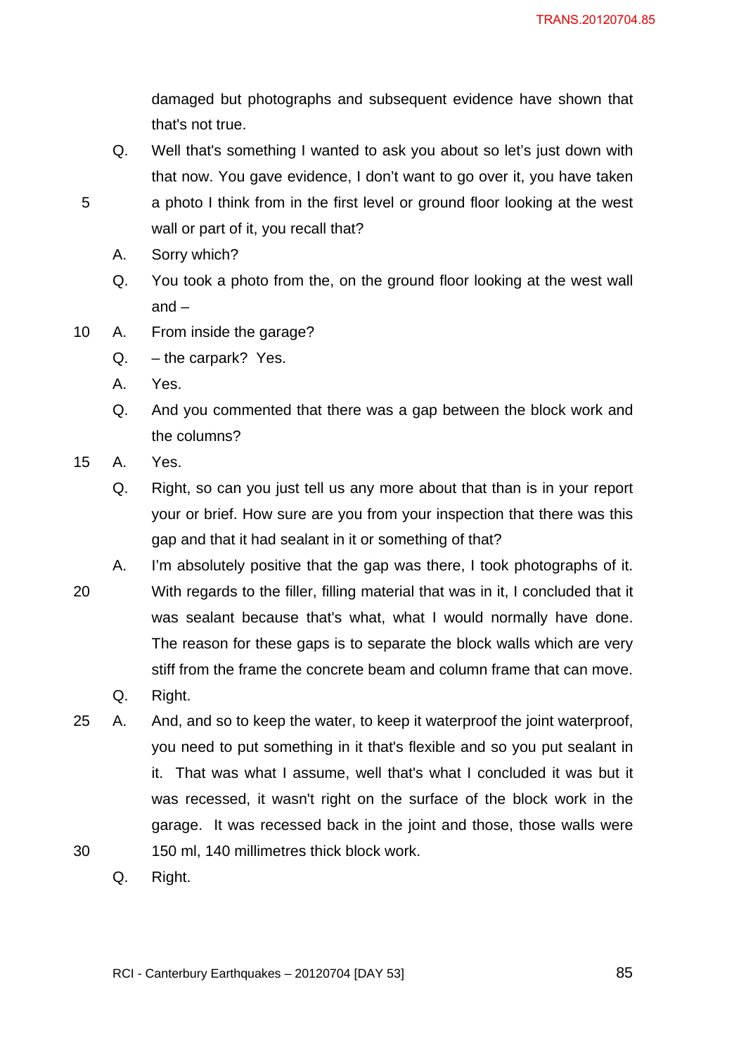damaged but photographs and subsequent evidence have shown that that's not true.

Q. Well that's something I wanted to ask you about so let's just down with that now. You gave evidence, I don't want to go over it, you have taken a photo I think from in the first level or ground floor looking at the west wall or part of it, you recall that?

A. Sorry which?

Q. You took a photo from the, on the ground floor looking at the west wall and –

A. From inside the garage?

Q. – the carpark? Yes.

A. Yes.

Q. And you commented that there was a gap between the block work and the columns?

A. Yes.

Q. Right, so can you just tell us any more about that than is in your report your or brief. How sure are you from your inspection that there was this gap and that it had sealant in it or something of that?

A. I'm absolutely positive that the gap was there, I took photographs of it. With regards to the filler, filling material that was in it, I concluded that it was sealant because that's what, what I would normally have done. The reason for these gaps is to separate the block walls which are very stiff from the frame the concrete beam and column frame that can move.

Q. Right.

A. And, and so to keep the water, to keep it waterproof the joint waterproof, you need to put something in it that's flexible and so you put sealant in it. That was what I assume, well that's what I concluded it was but it was recessed, it wasn't right on the surface of the block work in the garage. It was recessed back in the joint and those, those walls were 150 ml, 140 millimetres thick block work.

Q. Right.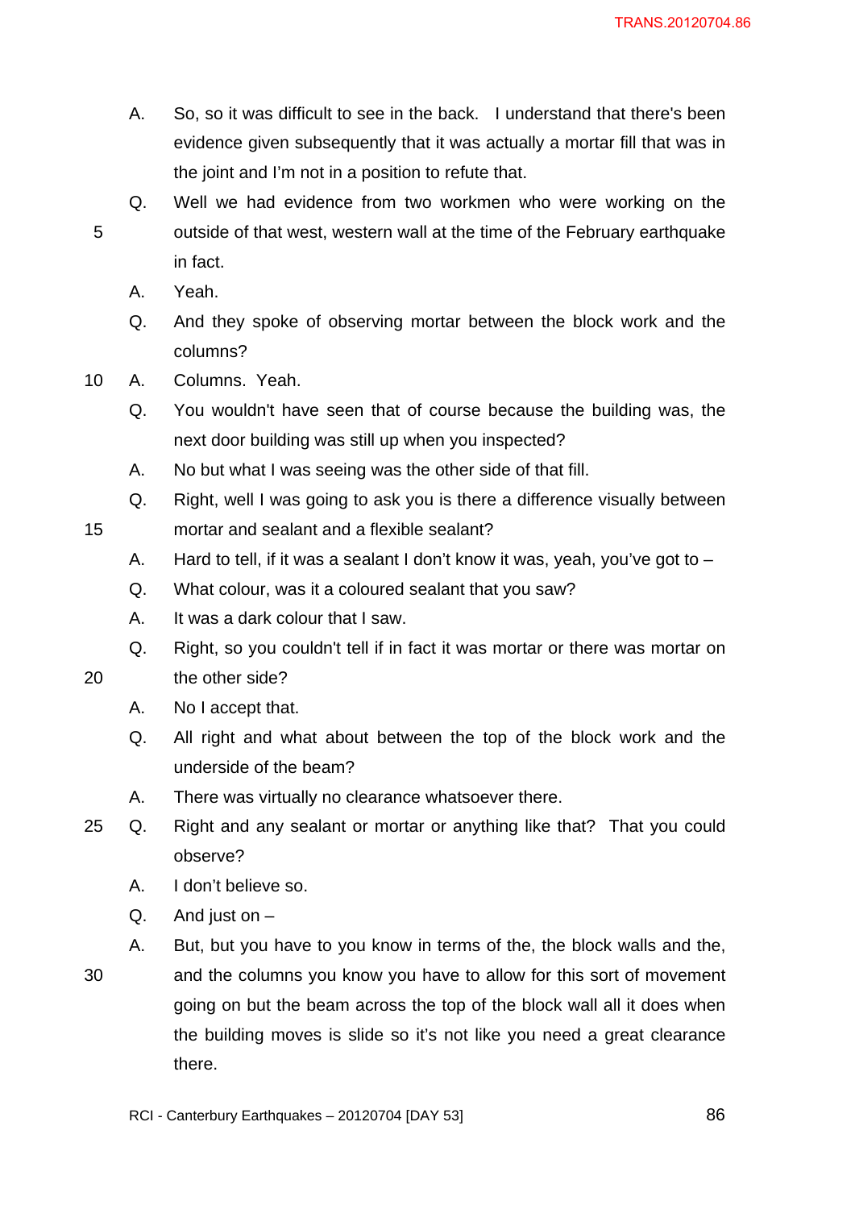A. So, so it was difficult to see in the back. I understand that there's been evidence given subsequently that it was actually a mortar fill that was in the joint and I'm not in a position to refute that.

Q. Well we had evidence from two workmen who were working on the outside of that west, western wall at the time of the February earthquake in fact.

A. Yeah.

Q. And they spoke of observing mortar between the block work and the columns?

A. Columns. Yeah.

Q. You wouldn't have seen that of course because the building was, the next door building was still up when you inspected?

A. No but what I was seeing was the other side of that fill.

Q. Right, well I was going to ask you is there a difference visually between mortar and sealant and a flexible sealant?

A. Hard to tell, if it was a sealant I don't know it was, yeah, you've got to –

Q. What colour, was it a coloured sealant that you saw?

A. It was a dark colour that I saw.

Q. Right, so you couldn't tell if in fact it was mortar or there was mortar on the other side?

A. No I accept that.

Q. All right and what about between the top of the block work and the underside of the beam?

A. There was virtually no clearance whatsoever there.

Q. Right and any sealant or mortar or anything like that? That you could observe?

A. I don't believe so.

Q. And just on –

A. But, but you have to you know in terms of the, the block walls and the, and the columns you know you have to allow for this sort of movement going on but the beam across the top of the block wall all it does when the building moves is slide so it's not like you need a great clearance there.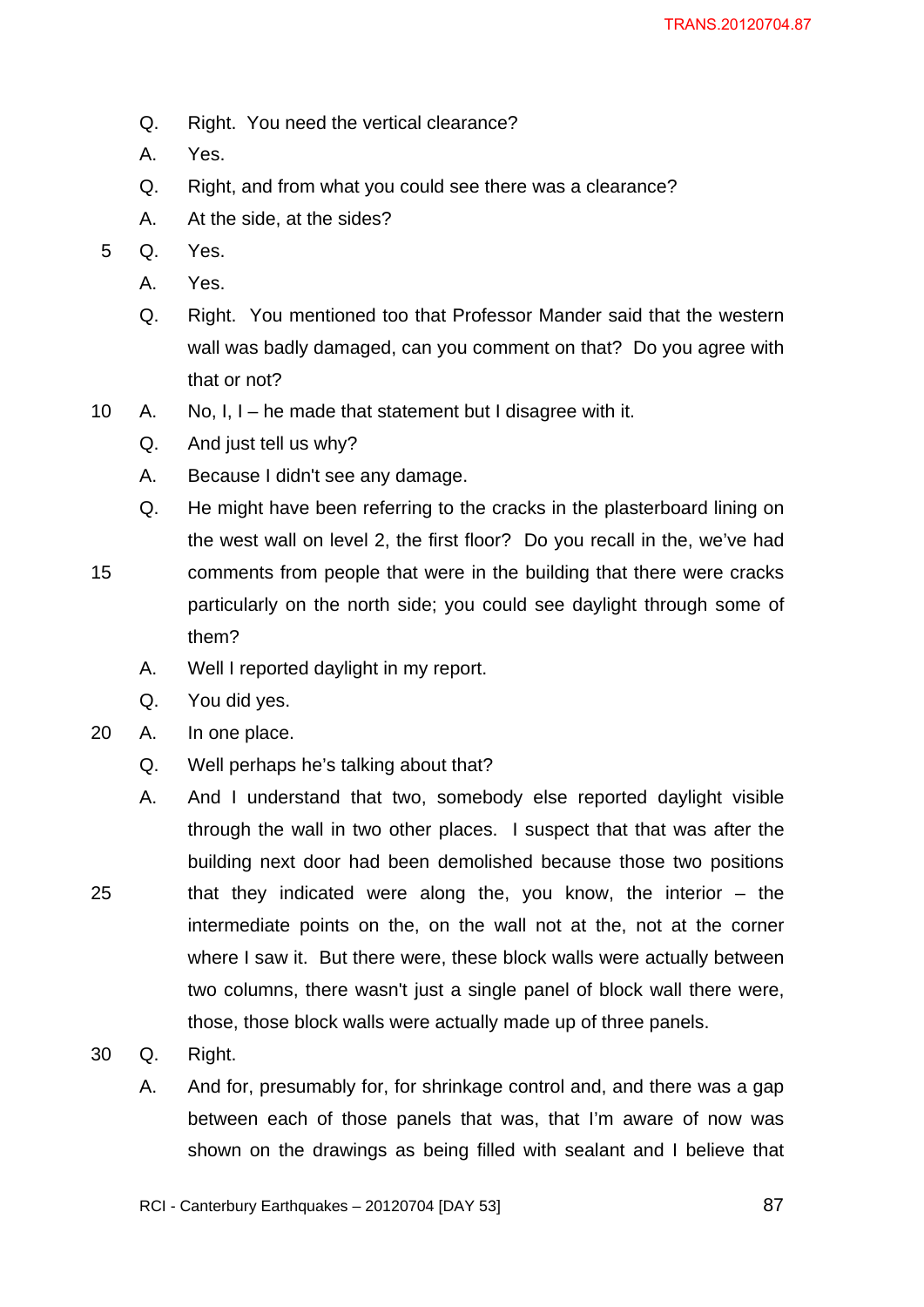Q. Right. You need the vertical clearance?

A. Yes.

Q. Right, and from what you could see there was a clearance?

A. At the side, at the sides?

Q. Yes.

A. Yes.

Q. Right. You mentioned too that Professor Mander said that the western wall was badly damaged, can you comment on that? Do you agree with that or not?

A. No, I, I – he made that statement but I disagree with it.

Q. And just tell us why?

A. Because I didn't see any damage.

Q. He might have been referring to the cracks in the plasterboard lining on the west wall on level 2, the first floor? Do you recall in the, we've had comments from people that were in the building that there were cracks particularly on the north side; you could see daylight through some of them?

A. Well I reported daylight in my report.

Q. You did yes.

A. In one place.

Q. Well perhaps he's talking about that?

A. And I understand that two, somebody else reported daylight visible through the wall in two other places. I suspect that that was after the building next door had been demolished because those two positions that they indicated were along the, you know, the interior – the intermediate points on the, on the wall not at the, not at the corner where I saw it. But there were, these block walls were actually between two columns, there wasn't just a single panel of block wall there were, those, those block walls were actually made up of three panels.

Q. Right.

A. And for, presumably for, for shrinkage control and, and there was a gap between each of those panels that was, that I'm aware of now was shown on the drawings as being filled with sealant and I believe that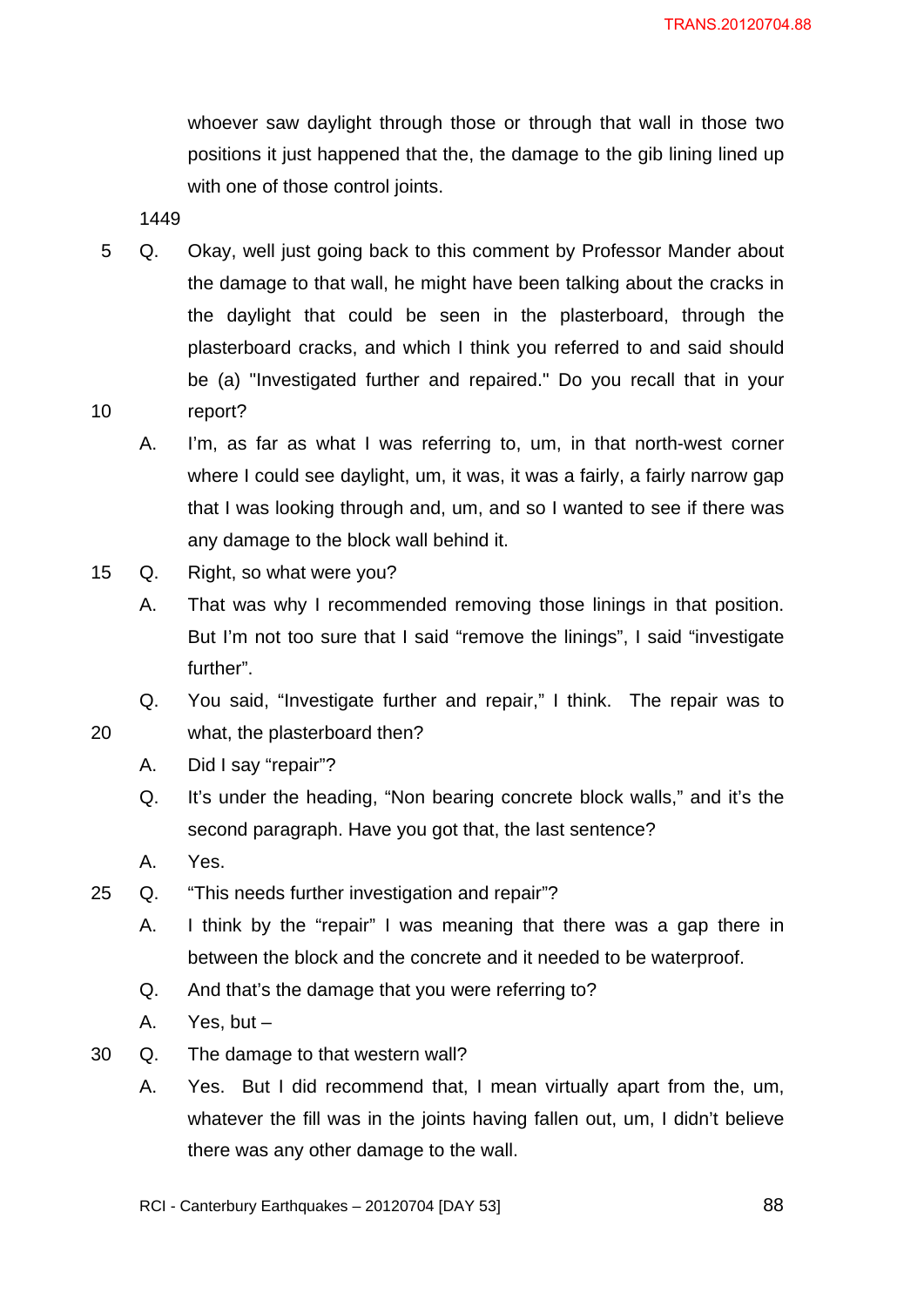whoever saw daylight through those or through that wall in those two positions it just happened that the, the damage to the gib lining lined up with one of those control joints.

1449

Q. Okay, well just going back to this comment by Professor Mander about the damage to that wall, he might have been talking about the cracks in the daylight that could be seen in the plasterboard, through the plasterboard cracks, and which I think you referred to and said should be (a) "Investigated further and repaired." Do you recall that in your report?

A. I'm, as far as what I was referring to, um, in that north-west corner where I could see daylight, um, it was, it was a fairly, a fairly narrow gap that I was looking through and, um, and so I wanted to see if there was any damage to the block wall behind it.

Q. Right, so what were you?

A. That was why I recommended removing those linings in that position. But I'm not too sure that I said "remove the linings", I said "investigate further".

Q. You said, "Investigate further and repair," I think. The repair was to what, the plasterboard then?

A. Did I say "repair"?

Q. It's under the heading, "Non bearing concrete block walls," and it's the second paragraph. Have you got that, the last sentence?

A. Yes.

Q. "This needs further investigation and repair"?

A. I think by the "repair" I was meaning that there was a gap there in between the block and the concrete and it needed to be waterproof.

Q. And that's the damage that you were referring to?

A. Yes, but –

Q. The damage to that western wall?

A. Yes. But I did recommend that, I mean virtually apart from the, um, whatever the fill was in the joints having fallen out, um, I didn't believe there was any other damage to the wall.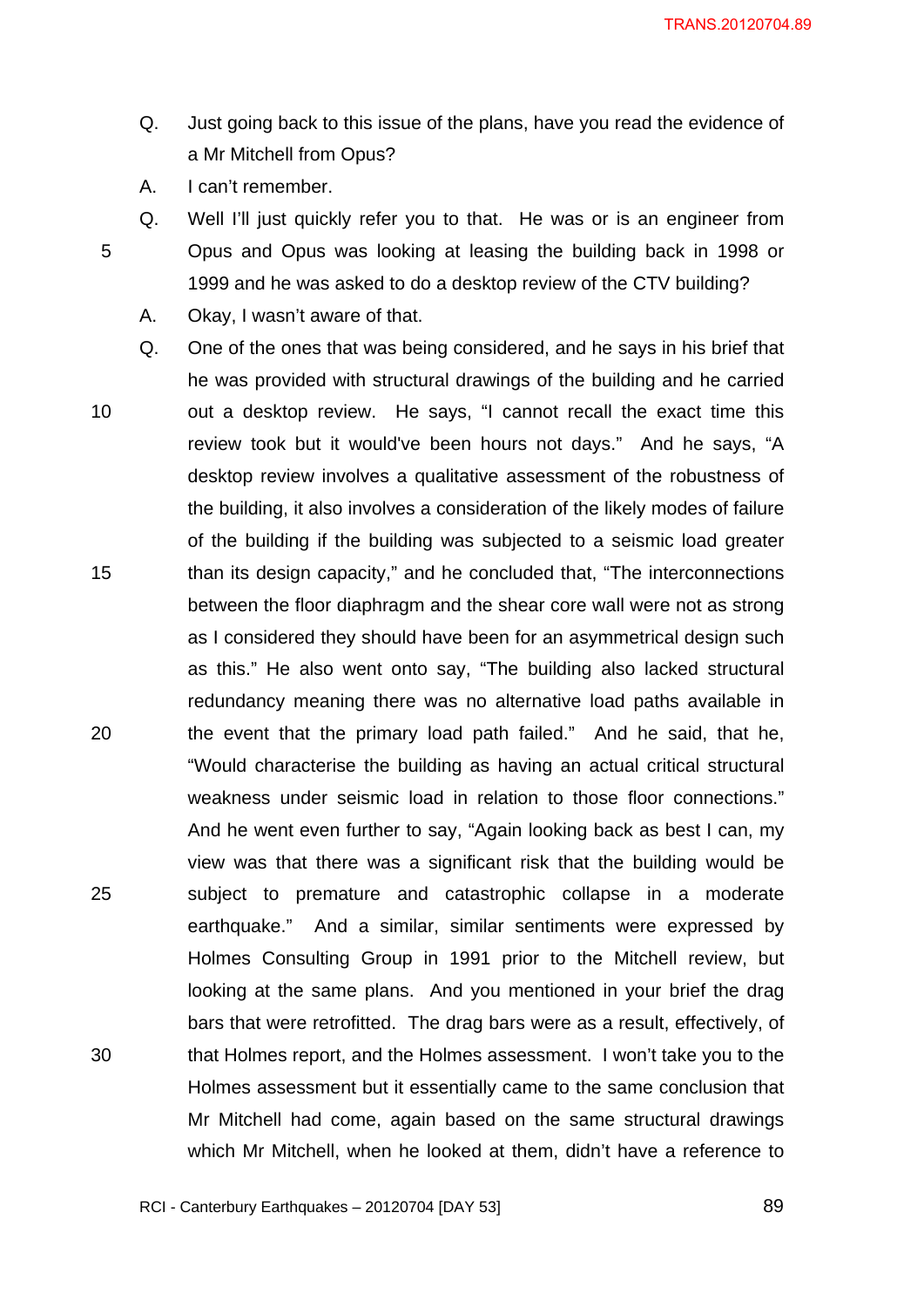Q. Just going back to this issue of the plans, have you read the evidence of a Mr Mitchell from Opus?

A. I can't remember.

Q. Well I'll just quickly refer you to that. He was or is an engineer from Opus and Opus was looking at leasing the building back in 1998 or 1999 and he was asked to do a desktop review of the CTV building?

A. Okay, I wasn't aware of that.

Q. One of the ones that was being considered, and he says in his brief that he was provided with structural drawings of the building and he carried out a desktop review. He says, "I cannot recall the exact time this review took but it would've been hours not days." And he says, "A desktop review involves a qualitative assessment of the robustness of the building, it also involves a consideration of the likely modes of failure of the building if the building was subjected to a seismic load greater than its design capacity," and he concluded that, "The interconnections between the floor diaphragm and the shear core wall were not as strong as I considered they should have been for an asymmetrical design such as this." He also went onto say, "The building also lacked structural redundancy meaning there was no alternative load paths available in the event that the primary load path failed." And he said, that he, "Would characterise the building as having an actual critical structural weakness under seismic load in relation to those floor connections." And he went even further to say, "Again looking back as best I can, my view was that there was a significant risk that the building would be subject to premature and catastrophic collapse in a moderate earthquake." And a similar, similar sentiments were expressed by Holmes Consulting Group in 1991 prior to the Mitchell review, but looking at the same plans. And you mentioned in your brief the drag bars that were retrofitted. The drag bars were as a result, effectively, of that Holmes report, and the Holmes assessment. I won't take you to the Holmes assessment but it essentially came to the same conclusion that Mr Mitchell had come, again based on the same structural drawings which Mr Mitchell, when he looked at them, didn't have a reference to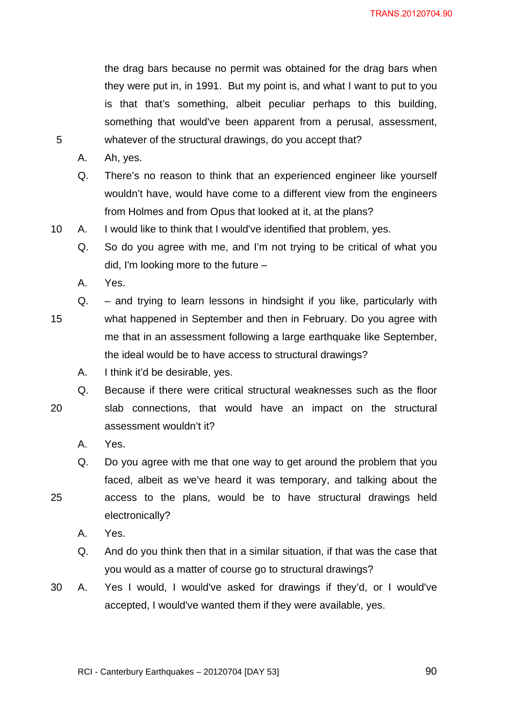the drag bars because no permit was obtained for the drag bars when they were put in, in 1991. But my point is, and what I want to put to you is that that's something, albeit peculiar perhaps to this building, something that would've been apparent from a perusal, assessment, whatever of the structural drawings, do you accept that?

A. Ah, yes.

Q. There's no reason to think that an experienced engineer like yourself wouldn't have, would have come to a different view from the engineers from Holmes and from Opus that looked at it, at the plans?

A. I would like to think that I would've identified that problem, yes.

Q. So do you agree with me, and I'm not trying to be critical of what you did, I'm looking more to the future –

A. Yes.

Q. – and trying to learn lessons in hindsight if you like, particularly with what happened in September and then in February. Do you agree with me that in an assessment following a large earthquake like September, the ideal would be to have access to structural drawings?

A. I think it'd be desirable, yes.

Q. Because if there were critical structural weaknesses such as the floor slab connections, that would have an impact on the structural assessment wouldn't it?

A. Yes.

Q. Do you agree with me that one way to get around the problem that you faced, albeit as we've heard it was temporary, and talking about the access to the plans, would be to have structural drawings held electronically?

A. Yes.

Q. And do you think then that in a similar situation, if that was the case that you would as a matter of course go to structural drawings?

A. Yes I would, I would've asked for drawings if they'd, or I would've accepted, I would've wanted them if they were available, yes.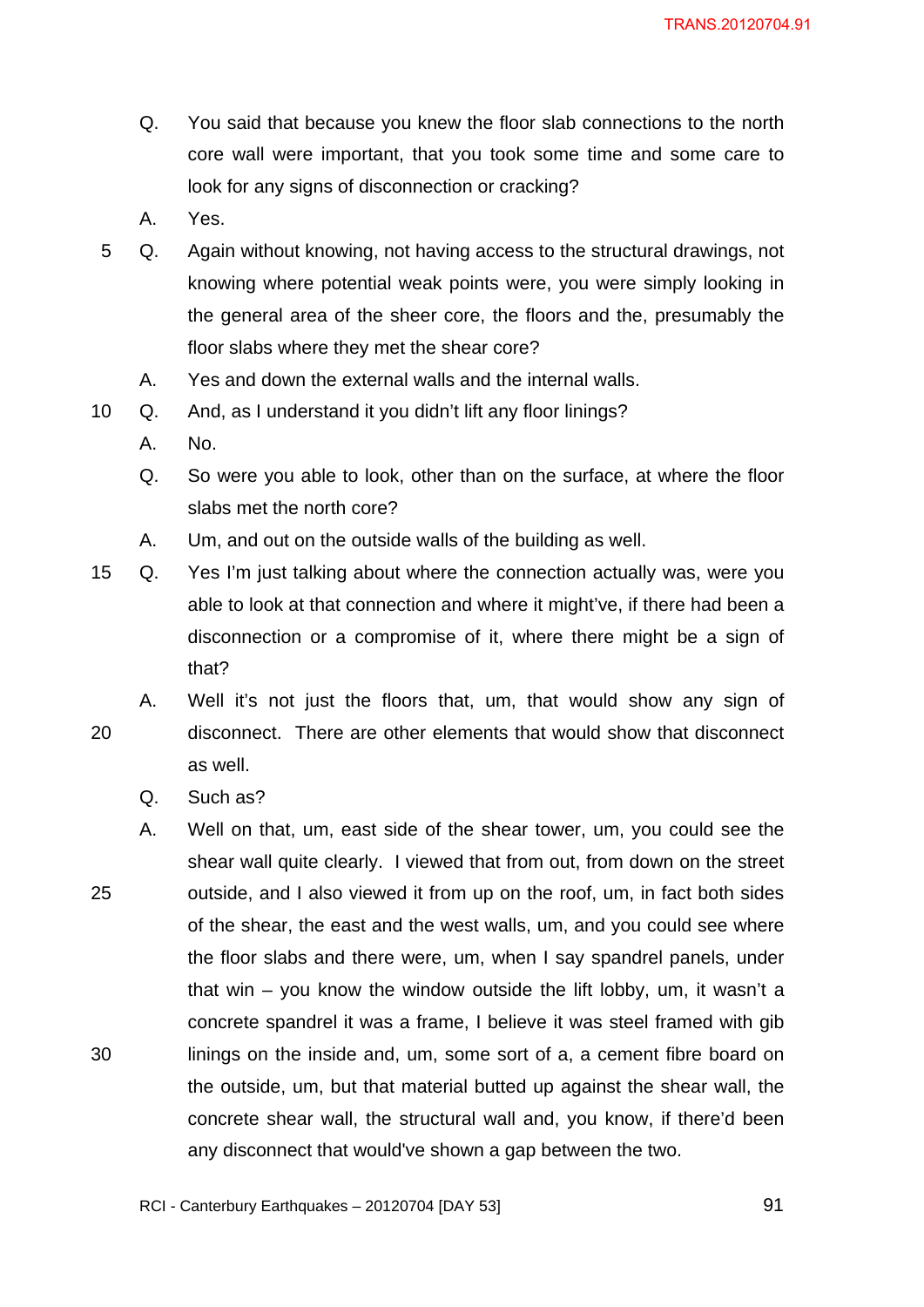Q. You said that because you knew the floor slab connections to the north core wall were important, that you took some time and some care to look for any signs of disconnection or cracking?

A. Yes.

Q. Again without knowing, not having access to the structural drawings, not knowing where potential weak points were, you were simply looking in the general area of the sheer core, the floors and the, presumably the floor slabs where they met the shear core?

A. Yes and down the external walls and the internal walls.

Q. And, as I understand it you didn't lift any floor linings?

A. No.

Q. So were you able to look, other than on the surface, at where the floor slabs met the north core?

A. Um, and out on the outside walls of the building as well.

Q. Yes I'm just talking about where the connection actually was, were you able to look at that connection and where it might've, if there had been a disconnection or a compromise of it, where there might be a sign of that?

A. Well it's not just the floors that, um, that would show any sign of disconnect. There are other elements that would show that disconnect as well.

Q. Such as?

A. Well on that, um, east side of the shear tower, um, you could see the shear wall quite clearly. I viewed that from out, from down on the street outside, and I also viewed it from up on the roof, um, in fact both sides of the shear, the east and the west walls, um, and you could see where the floor slabs and there were, um, when I say spandrel panels, under that win – you know the window outside the lift lobby, um, it wasn't a concrete spandrel it was a frame, I believe it was steel framed with gib linings on the inside and, um, some sort of a, a cement fibre board on the outside, um, but that material butted up against the shear wall, the concrete shear wall, the structural wall and, you know, if there'd been any disconnect that would've shown a gap between the two.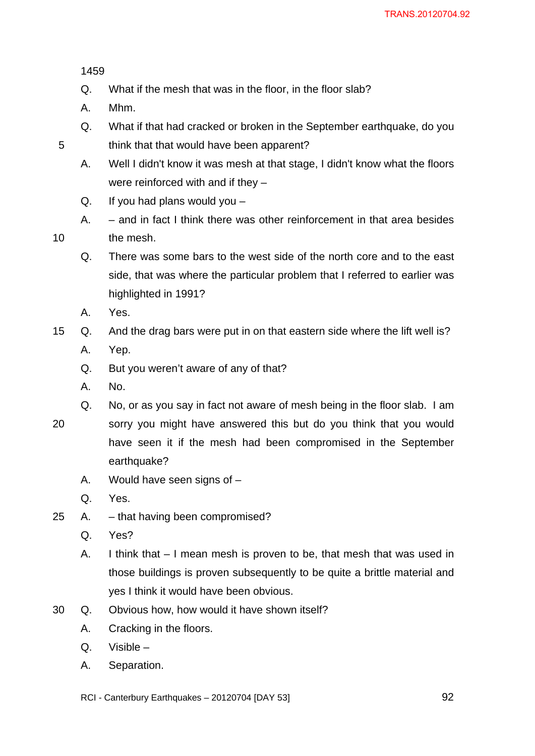1459

Q. What if the mesh that was in the floor, in the floor slab?

A. Mhm.

Q. What if that had cracked or broken in the September earthquake, do you think that that would have been apparent?

A. Well I didn't know it was mesh at that stage, I didn't know what the floors were reinforced with and if they –

Q. If you had plans would you –

A. – and in fact I think there was other reinforcement in that area besides the mesh.

Q. There was some bars to the west side of the north core and to the east side, that was where the particular problem that I referred to earlier was highlighted in 1991?

A. Yes.

Q. And the drag bars were put in on that eastern side where the lift well is?

A. Yep.

Q. But you weren't aware of any of that?

A. No.

Q. No, or as you say in fact not aware of mesh being in the floor slab. I am sorry you might have answered this but do you think that you would have seen it if the mesh had been compromised in the September earthquake?

A. Would have seen signs of –

Q. Yes.

A. – that having been compromised?

Q. Yes?

A. I think that – I mean mesh is proven to be, that mesh that was used in those buildings is proven subsequently to be quite a brittle material and yes I think it would have been obvious.

Q. Obvious how, how would it have shown itself?

A. Cracking in the floors.

Q. Visible –

A. Separation.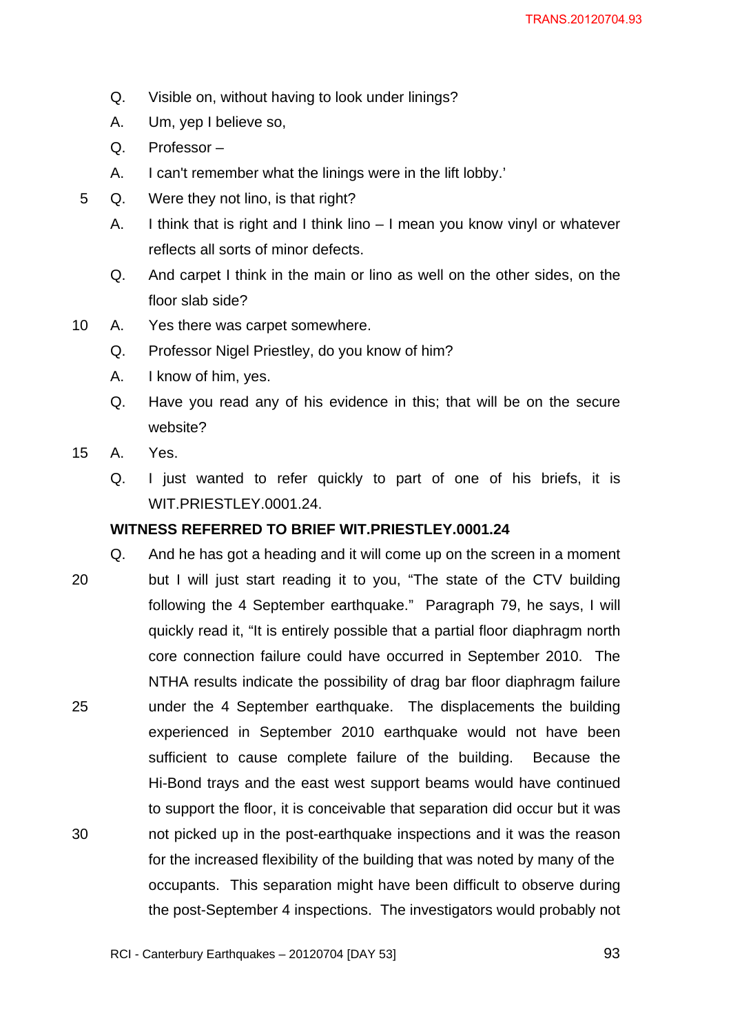Q. Visible on, without having to look under linings?

A. Um, yep I believe so,

Q. Professor –

A. I can't remember what the linings were in the lift lobby.'

Q. Were they not lino, is that right?

A. I think that is right and I think lino – I mean you know vinyl or whatever reflects all sorts of minor defects.

Q. And carpet I think in the main or lino as well on the other sides, on the floor slab side?

A. Yes there was carpet somewhere.

Q. Professor Nigel Priestley, do you know of him?

A. I know of him, yes.

Q. Have you read any of his evidence in this; that will be on the secure website?

A. Yes.

Q. I just wanted to refer quickly to part of one of his briefs, it is WIT.PRIESTLEY.0001.24.

**WITNESS REFERRED TO BRIEF WIT.PRIESTLEY.0001.24**

Q. And he has got a heading and it will come up on the screen in a moment but I will just start reading it to you, "The state of the CTV building following the 4 September earthquake." Paragraph 79, he says, I will quickly read it, "It is entirely possible that a partial floor diaphragm north core connection failure could have occurred in September 2010. The NTHA results indicate the possibility of drag bar floor diaphragm failure under the 4 September earthquake. The displacements the building experienced in September 2010 earthquake would not have been sufficient to cause complete failure of the building. Because the Hi-Bond trays and the east west support beams would have continued to support the floor, it is conceivable that separation did occur but it was not picked up in the post-earthquake inspections and it was the reason for the increased flexibility of the building that was noted by many of the occupants. This separation might have been difficult to observe during the post-September 4 inspections. The investigators would probably not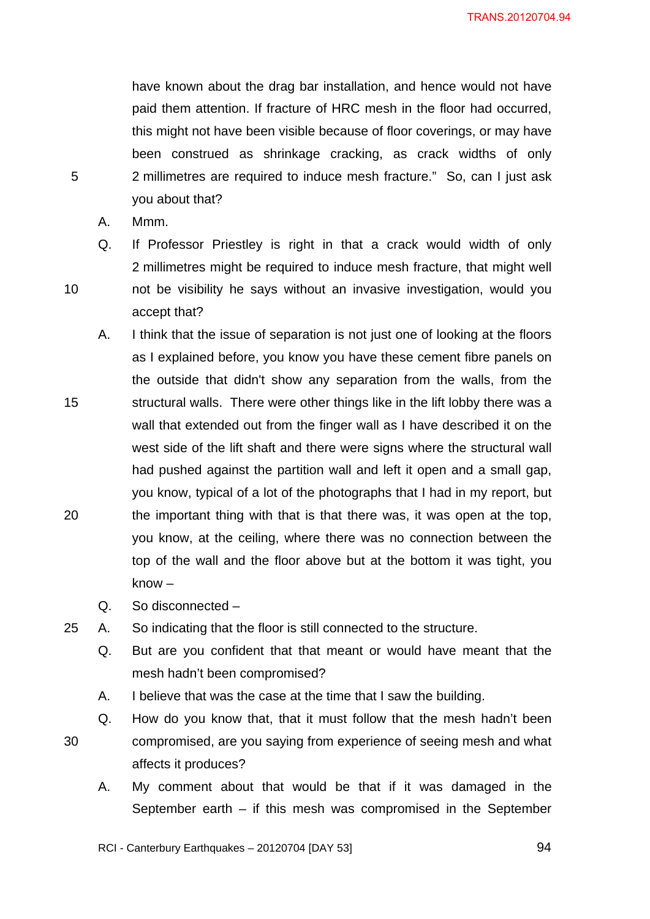have known about the drag bar installation, and hence would not have paid them attention. If fracture of HRC mesh in the floor had occurred, this might not have been visible because of floor coverings, or may have been construed as shrinkage cracking, as crack widths of only 2 millimetres are required to induce mesh fracture." So, can I just ask you about that?

A. Mmm.

Q. If Professor Priestley is right in that a crack would width of only 2 millimetres might be required to induce mesh fracture, that might well not be visibility he says without an invasive investigation, would you accept that?

A. I think that the issue of separation is not just one of looking at the floors as I explained before, you know you have these cement fibre panels on the outside that didn't show any separation from the walls, from the structural walls. There were other things like in the lift lobby there was a wall that extended out from the finger wall as I have described it on the west side of the lift shaft and there were signs where the structural wall had pushed against the partition wall and left it open and a small gap, you know, typical of a lot of the photographs that I had in my report, but the important thing with that is that there was, it was open at the top, you know, at the ceiling, where there was no connection between the top of the wall and the floor above but at the bottom it was tight, you know –

Q. So disconnected –

A. So indicating that the floor is still connected to the structure.

Q. But are you confident that that meant or would have meant that the mesh hadn't been compromised?

A. I believe that was the case at the time that I saw the building.

Q. How do you know that, that it must follow that the mesh hadn't been compromised, are you saying from experience of seeing mesh and what affects it produces?

A. My comment about that would be that if it was damaged in the September earth – if this mesh was compromised in the September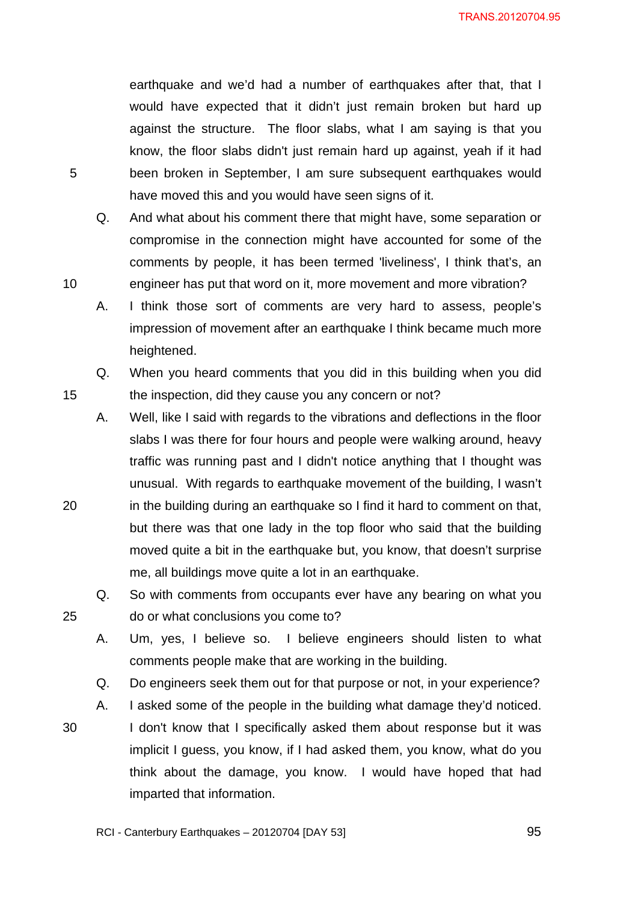earthquake and we'd had a number of earthquakes after that, that I would have expected that it didn't just remain broken but hard up against the structure. The floor slabs, what I am saying is that you know, the floor slabs didn't just remain hard up against, yeah if it had been broken in September, I am sure subsequent earthquakes would have moved this and you would have seen signs of it.

Q. And what about his comment there that might have, some separation or compromise in the connection might have accounted for some of the comments by people, it has been termed 'liveliness', I think that's, an engineer has put that word on it, more movement and more vibration?

A. I think those sort of comments are very hard to assess, people's impression of movement after an earthquake I think became much more heightened.

Q. When you heard comments that you did in this building when you did the inspection, did they cause you any concern or not?

A. Well, like I said with regards to the vibrations and deflections in the floor slabs I was there for four hours and people were walking around, heavy traffic was running past and I didn't notice anything that I thought was unusual. With regards to earthquake movement of the building, I wasn't in the building during an earthquake so I find it hard to comment on that, but there was that one lady in the top floor who said that the building moved quite a bit in the earthquake but, you know, that doesn't surprise me, all buildings move quite a lot in an earthquake.

Q. So with comments from occupants ever have any bearing on what you do or what conclusions you come to?

A. Um, yes, I believe so. I believe engineers should listen to what comments people make that are working in the building.

Q. Do engineers seek them out for that purpose or not, in your experience?

A. I asked some of the people in the building what damage they'd noticed. I don't know that I specifically asked them about response but it was implicit I guess, you know, if I had asked them, you know, what do you think about the damage, you know. I would have hoped that had imparted that information.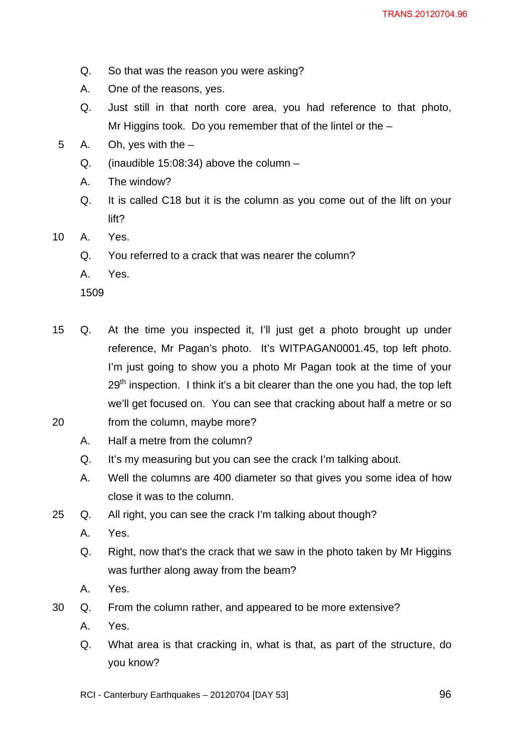Q. So that was the reason you were asking?

A. One of the reasons, yes.

Q. Just still in that north core area, you had reference to that photo, Mr Higgins took. Do you remember that of the lintel or the –

A. Oh, yes with the –

Q. (inaudible 15:08:34) above the column –

A. The window?

Q. It is called C18 but it is the column as you come out of the lift on your lift?

A. Yes.

Q. You referred to a crack that was nearer the column?

A. Yes.

1509

Q. At the time you inspected it, I'll just get a photo brought up under reference, Mr Pagan's photo. It's WITPAGAN0001.45, top left photo. I'm just going to show you a photo Mr Pagan took at the time of your 29th inspection. I think it's a bit clearer than the one you had, the top left we'll get focused on. You can see that cracking about half a metre or so from the column, maybe more?

A. Half a metre from the column?

Q. It's my measuring but you can see the crack I'm talking about.

A. Well the columns are 400 diameter so that gives you some idea of how close it was to the column.

Q. All right, you can see the crack I'm talking about though?

A. Yes.

Q. Right, now that's the crack that we saw in the photo taken by Mr Higgins was further along away from the beam?

A. Yes.

Q. From the column rather, and appeared to be more extensive?

A. Yes.

Q. What area is that cracking in, what is that, as part of the structure, do you know?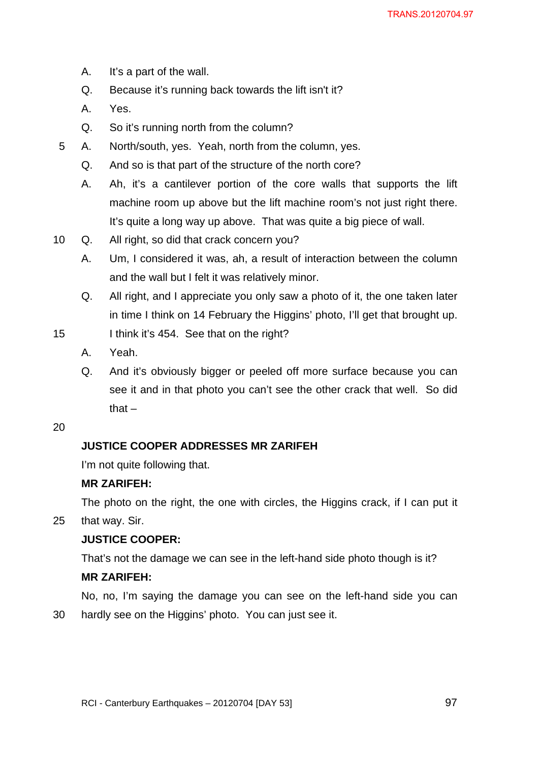A. It's a part of the wall.

Q. Because it's running back towards the lift isn't it?

A. Yes.

Q. So it's running north from the column?

A. North/south, yes. Yeah, north from the column, yes.

Q. And so is that part of the structure of the north core?

A. Ah, it's a cantilever portion of the core walls that supports the lift machine room up above but the lift machine room's not just right there. It's quite a long way up above. That was quite a big piece of wall.

Q. All right, so did that crack concern you?

A. Um, I considered it was, ah, a result of interaction between the column and the wall but I felt it was relatively minor.

Q. All right, and I appreciate you only saw a photo of it, the one taken later in time I think on 14 February the Higgins' photo, I'll get that brought up. I think it's 454. See that on the right?

A. Yeah.

Q. And it's obviously bigger or peeled off more surface because you can see it and in that photo you can't see the other crack that well. So did that –

**JUSTICE COOPER ADDRESSES MR ZARIFEH**

I'm not quite following that.

**MR ZARIFEH:**

The photo on the right, the one with circles, the Higgins crack, if I can put it that way. Sir.

**JUSTICE COOPER:**

That's not the damage we can see in the left-hand side photo though is it?

**MR ZARIFEH:**

No, no, I'm saying the damage you can see on the left-hand side you can hardly see on the Higgins' photo. You can just see it.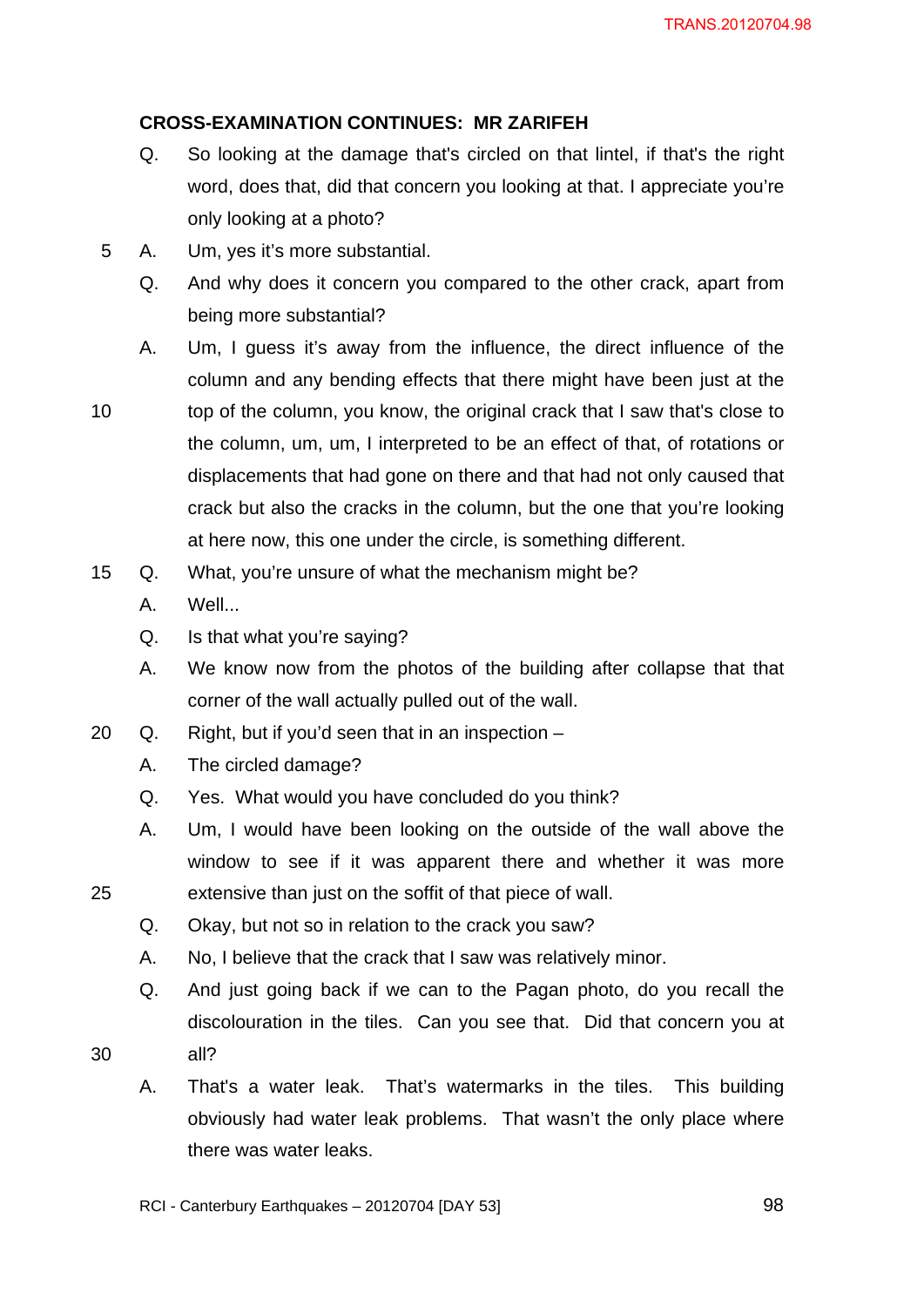**CROSS-EXAMINATION CONTINUES: MR ZARIFEH**

Q. So looking at the damage that's circled on that lintel, if that's the right word, does that, did that concern you looking at that. I appreciate you're only looking at a photo?

A. Um, yes it's more substantial.

Q. And why does it concern you compared to the other crack, apart from being more substantial?

A. Um, I guess it's away from the influence, the direct influence of the column and any bending effects that there might have been just at the top of the column, you know, the original crack that I saw that's close to the column, um, um, I interpreted to be an effect of that, of rotations or displacements that had gone on there and that had not only caused that crack but also the cracks in the column, but the one that you're looking at here now, this one under the circle, is something different.

Q. What, you're unsure of what the mechanism might be?

A. Well...

Q. Is that what you're saying?

A. We know now from the photos of the building after collapse that that corner of the wall actually pulled out of the wall.

Q. Right, but if you'd seen that in an inspection –

A. The circled damage?

Q. Yes. What would you have concluded do you think?

A. Um, I would have been looking on the outside of the wall above the window to see if it was apparent there and whether it was more extensive than just on the soffit of that piece of wall.

Q. Okay, but not so in relation to the crack you saw?

A. No, I believe that the crack that I saw was relatively minor.

Q. And just going back if we can to the Pagan photo, do you recall the discolouration in the tiles. Can you see that. Did that concern you at all?

A. That's a water leak. That's watermarks in the tiles. This building obviously had water leak problems. That wasn't the only place where there was water leaks.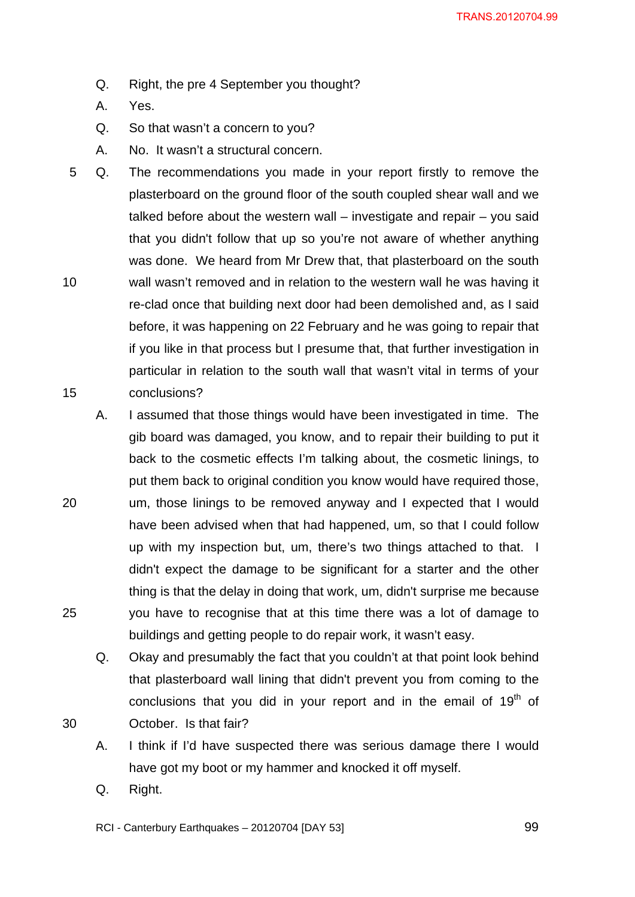Q. Right, the pre 4 September you thought?

A. Yes.

Q. So that wasn't a concern to you?

A. No. It wasn't a structural concern.

Q. The recommendations you made in your report firstly to remove the plasterboard on the ground floor of the south coupled shear wall and we talked before about the western wall – investigate and repair – you said that you didn't follow that up so you're not aware of whether anything was done. We heard from Mr Drew that, that plasterboard on the south wall wasn't removed and in relation to the western wall he was having it re-clad once that building next door had been demolished and, as I said before, it was happening on 22 February and he was going to repair that if you like in that process but I presume that, that further investigation in particular in relation to the south wall that wasn't vital in terms of your conclusions?

A. I assumed that those things would have been investigated in time. The gib board was damaged, you know, and to repair their building to put it back to the cosmetic effects I'm talking about, the cosmetic linings, to put them back to original condition you know would have required those, um, those linings to be removed anyway and I expected that I would have been advised when that had happened, um, so that I could follow up with my inspection but, um, there's two things attached to that. I didn't expect the damage to be significant for a starter and the other thing is that the delay in doing that work, um, didn't surprise me because you have to recognise that at this time there was a lot of damage to buildings and getting people to do repair work, it wasn't easy.

Q. Okay and presumably the fact that you couldn't at that point look behind that plasterboard wall lining that didn't prevent you from coming to the conclusions that you did in your report and in the email of 19th of October. Is that fair?

A. I think if I'd have suspected there was serious damage there I would have got my boot or my hammer and knocked it off myself.

Q. Right.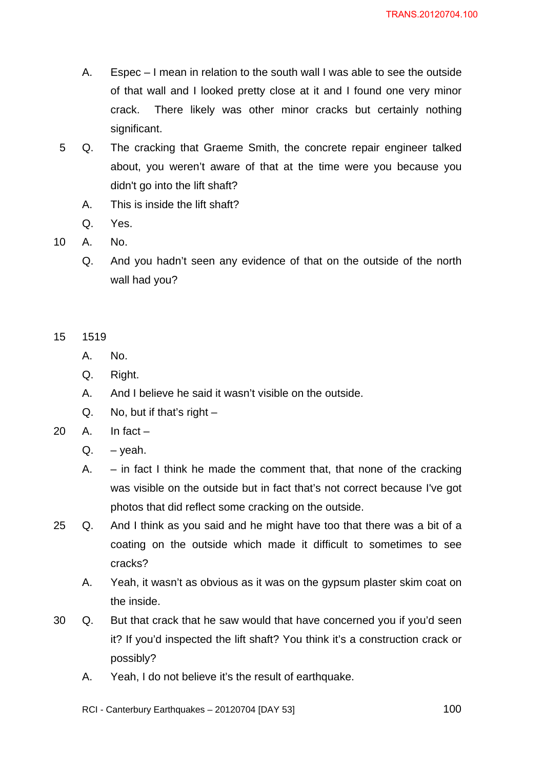A. Espec – I mean in relation to the south wall I was able to see the outside of that wall and I looked pretty close at it and I found one very minor crack. There likely was other minor cracks but certainly nothing significant.

Q. The cracking that Graeme Smith, the concrete repair engineer talked about, you weren't aware of that at the time were you because you didn't go into the lift shaft?

A. This is inside the lift shaft?

Q. Yes.

A. No.

Q. And you hadn't seen any evidence of that on the outside of the north wall had you?

1519

A. No.

Q. Right.

A. And I believe he said it wasn't visible on the outside.

Q. No, but if that's right –

A. In fact –

Q. – yeah.

A. – in fact I think he made the comment that, that none of the cracking was visible on the outside but in fact that's not correct because I've got photos that did reflect some cracking on the outside.

Q. And I think as you said and he might have too that there was a bit of a coating on the outside which made it difficult to sometimes to see cracks?

A. Yeah, it wasn't as obvious as it was on the gypsum plaster skim coat on the inside.

Q. But that crack that he saw would that have concerned you if you'd seen it? If you'd inspected the lift shaft? You think it's a construction crack or possibly?

A. Yeah, I do not believe it's the result of earthquake.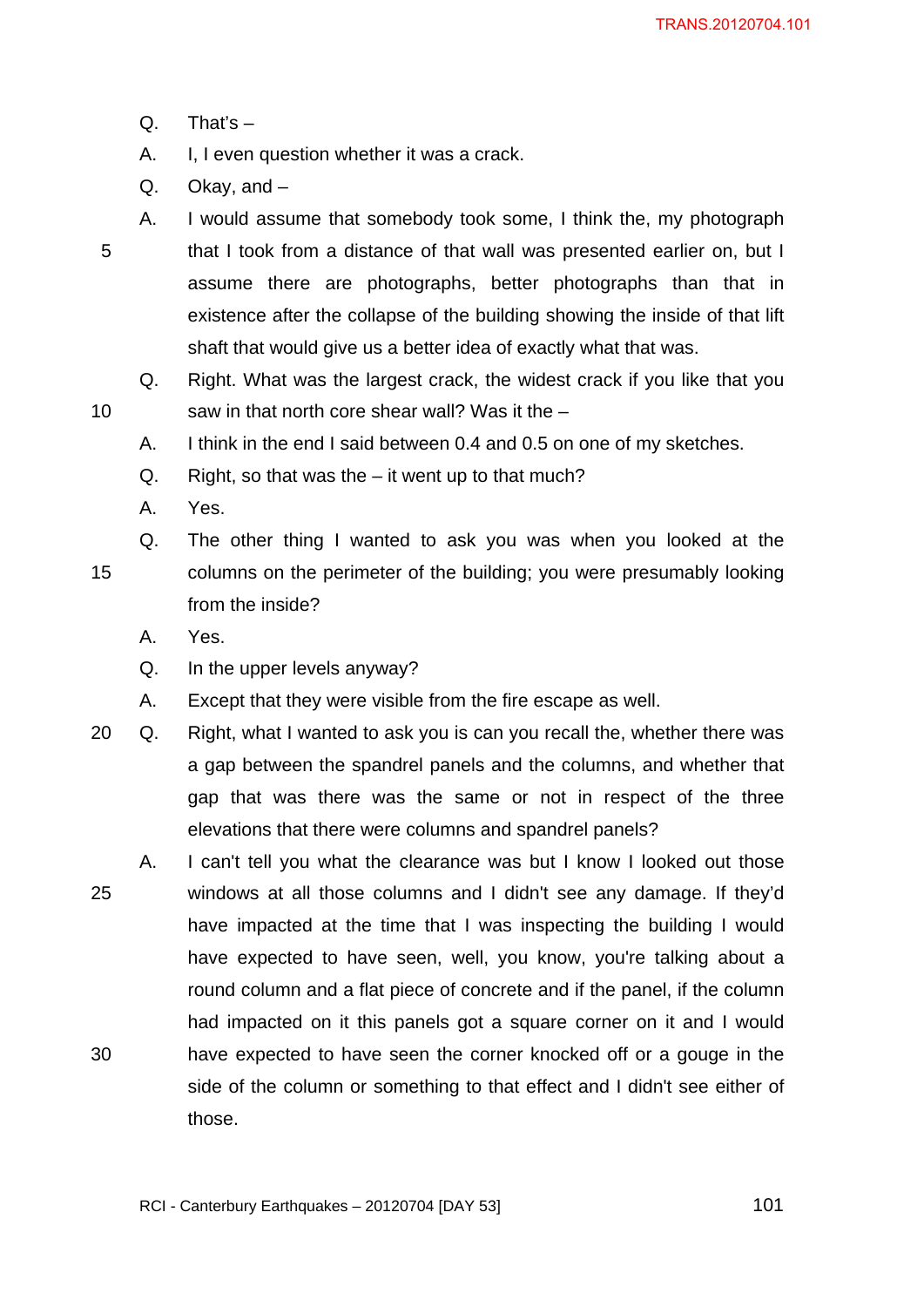Q. That's –

A. I, I even question whether it was a crack.

Q. Okay, and –

A. I would assume that somebody took some, I think the, my photograph that I took from a distance of that wall was presented earlier on, but I assume there are photographs, better photographs than that in existence after the collapse of the building showing the inside of that lift shaft that would give us a better idea of exactly what that was.

Q. Right. What was the largest crack, the widest crack if you like that you saw in that north core shear wall? Was it the –

A. I think in the end I said between 0.4 and 0.5 on one of my sketches.

Q. Right, so that was the – it went up to that much?

A. Yes.

Q. The other thing I wanted to ask you was when you looked at the columns on the perimeter of the building; you were presumably looking from the inside?

A. Yes.

Q. In the upper levels anyway?

A. Except that they were visible from the fire escape as well.

Q. Right, what I wanted to ask you is can you recall the, whether there was a gap between the spandrel panels and the columns, and whether that gap that was there was the same or not in respect of the three elevations that there were columns and spandrel panels?

A. I can't tell you what the clearance was but I know I looked out those windows at all those columns and I didn't see any damage. If they'd have impacted at the time that I was inspecting the building I would have expected to have seen, well, you know, you're talking about a round column and a flat piece of concrete and if the panel, if the column had impacted on it this panels got a square corner on it and I would have expected to have seen the corner knocked off or a gouge in the side of the column or something to that effect and I didn't see either of those.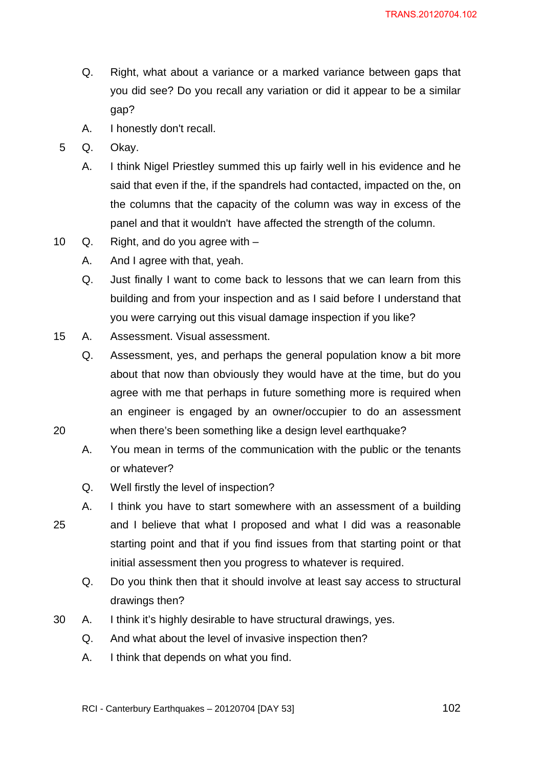Q. Right, what about a variance or a marked variance between gaps that you did see? Do you recall any variation or did it appear to be a similar gap?

A. I honestly don't recall.

Q. Okay.

A. I think Nigel Priestley summed this up fairly well in his evidence and he said that even if the, if the spandrels had contacted, impacted on the, on the columns that the capacity of the column was way in excess of the panel and that it wouldn't have affected the strength of the column.

Q. Right, and do you agree with –

A. And I agree with that, yeah.

Q. Just finally I want to come back to lessons that we can learn from this building and from your inspection and as I said before I understand that you were carrying out this visual damage inspection if you like?

A. Assessment. Visual assessment.

Q. Assessment, yes, and perhaps the general population know a bit more about that now than obviously they would have at the time, but do you agree with me that perhaps in future something more is required when an engineer is engaged by an owner/occupier to do an assessment when there's been something like a design level earthquake?

A. You mean in terms of the communication with the public or the tenants or whatever?

Q. Well firstly the level of inspection?

A. I think you have to start somewhere with an assessment of a building and I believe that what I proposed and what I did was a reasonable starting point and that if you find issues from that starting point or that initial assessment then you progress to whatever is required.

Q. Do you think then that it should involve at least say access to structural drawings then?

A. I think it's highly desirable to have structural drawings, yes.

Q. And what about the level of invasive inspection then?

A. I think that depends on what you find.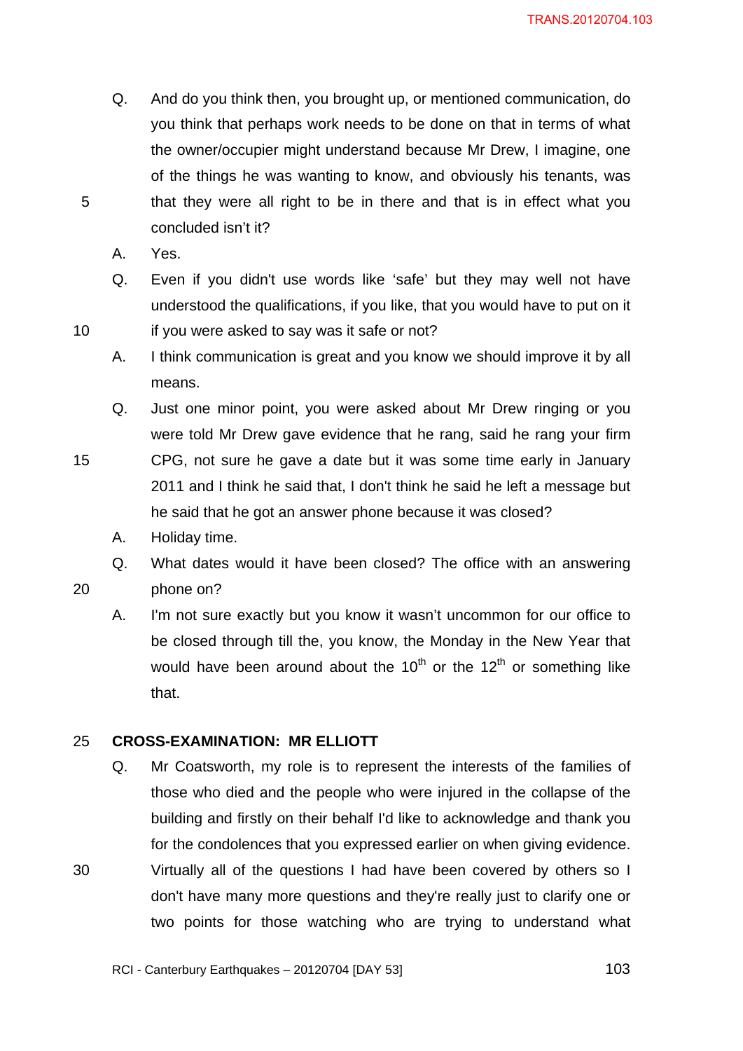Q. And do you think then, you brought up, or mentioned communication, do you think that perhaps work needs to be done on that in terms of what the owner/occupier might understand because Mr Drew, I imagine, one of the things he was wanting to know, and obviously his tenants, was that they were all right to be in there and that is in effect what you concluded isn't it?

A. Yes.

Q. Even if you didn't use words like 'safe' but they may well not have understood the qualifications, if you like, that you would have to put on it if you were asked to say was it safe or not?

A. I think communication is great and you know we should improve it by all means.

Q. Just one minor point, you were asked about Mr Drew ringing or you were told Mr Drew gave evidence that he rang, said he rang your firm CPG, not sure he gave a date but it was some time early in January 2011 and I think he said that, I don't think he said he left a message but he said that he got an answer phone because it was closed?

A. Holiday time.

Q. What dates would it have been closed? The office with an answering phone on?

A. I'm not sure exactly but you know it wasn't uncommon for our office to be closed through till the, you know, the Monday in the New Year that would have been around about the 10th or the 12th or something like that.

**CROSS-EXAMINATION: MR ELLIOTT**

Q. Mr Coatsworth, my role is to represent the interests of the families of those who died and the people who were injured in the collapse of the building and firstly on their behalf I'd like to acknowledge and thank you for the condolences that you expressed earlier on when giving evidence. Virtually all of the questions I had have been covered by others so I don't have many more questions and they're really just to clarify one or two points for those watching who are trying to understand what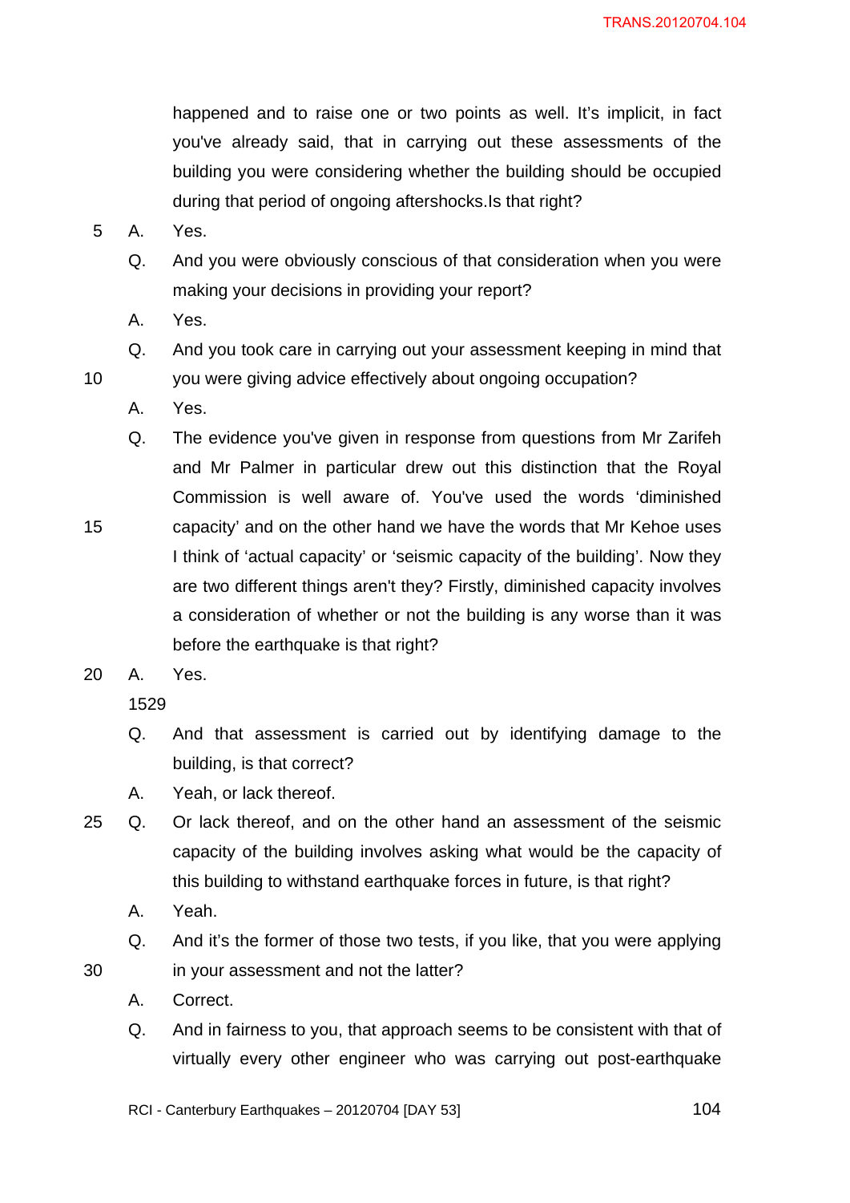happened and to raise one or two points as well. It's implicit, in fact you've already said, that in carrying out these assessments of the building you were considering whether the building should be occupied during that period of ongoing aftershocks.Is that right?

A. Yes.

Q. And you were obviously conscious of that consideration when you were making your decisions in providing your report?

A. Yes.

Q. And you took care in carrying out your assessment keeping in mind that you were giving advice effectively about ongoing occupation?

A. Yes.

Q. The evidence you've given in response from questions from Mr Zarifeh and Mr Palmer in particular drew out this distinction that the Royal Commission is well aware of. You've used the words 'diminished capacity' and on the other hand we have the words that Mr Kehoe uses I think of 'actual capacity' or 'seismic capacity of the building'. Now they are two different things aren't they? Firstly, diminished capacity involves a consideration of whether or not the building is any worse than it was before the earthquake is that right?

A. Yes.

1529

Q. And that assessment is carried out by identifying damage to the building, is that correct?

A. Yeah, or lack thereof.

Q. Or lack thereof, and on the other hand an assessment of the seismic capacity of the building involves asking what would be the capacity of this building to withstand earthquake forces in future, is that right?

A. Yeah.

Q. And it's the former of those two tests, if you like, that you were applying in your assessment and not the latter?

A. Correct.

Q. And in fairness to you, that approach seems to be consistent with that of virtually every other engineer who was carrying out post-earthquake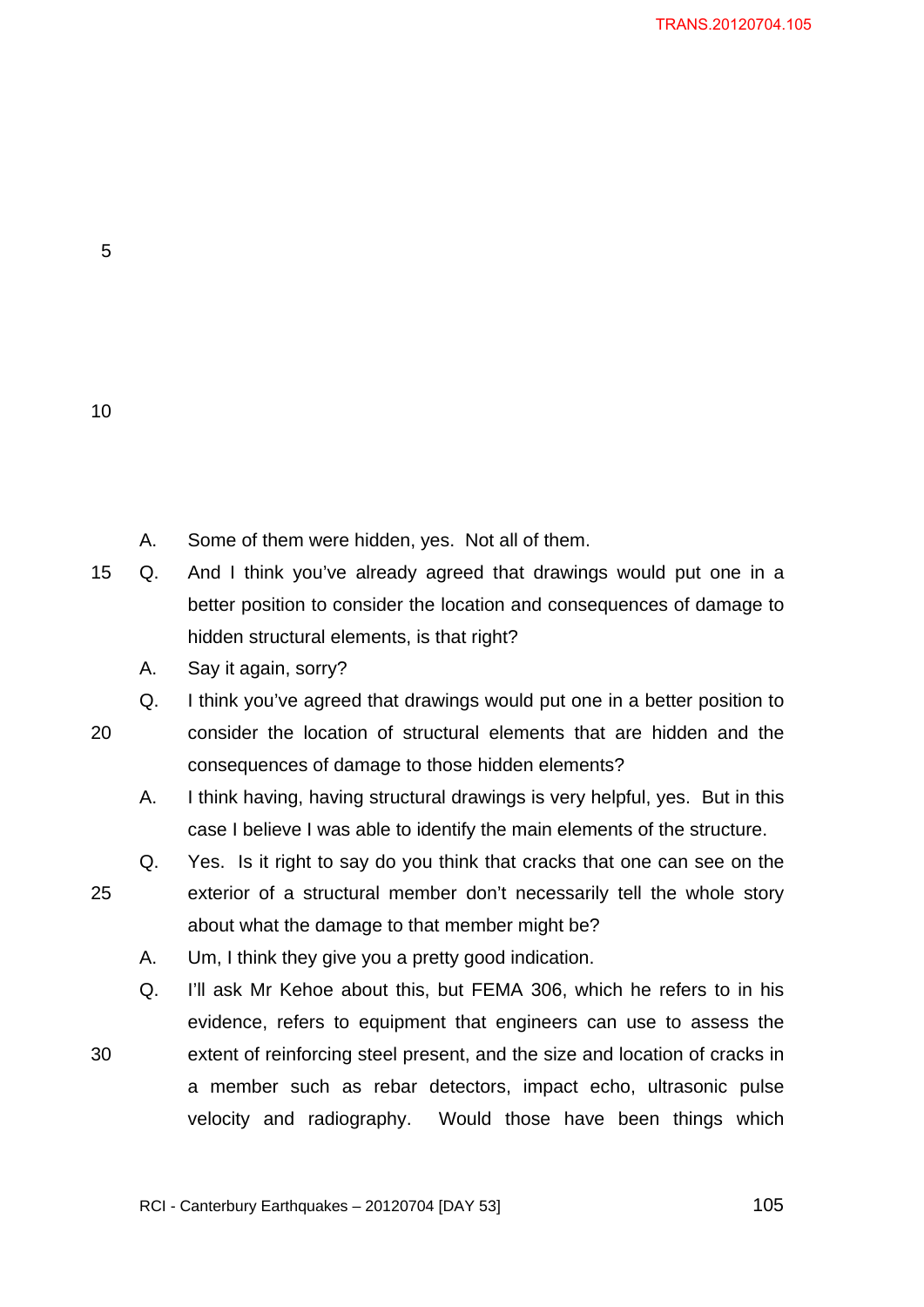A. Some of them were hidden, yes. Not all of them.

Q. And I think you've already agreed that drawings would put one in a better position to consider the location and consequences of damage to hidden structural elements, is that right?

A. Say it again, sorry?

Q. I think you've agreed that drawings would put one in a better position to consider the location of structural elements that are hidden and the consequences of damage to those hidden elements?

A. I think having, having structural drawings is very helpful, yes. But in this case I believe I was able to identify the main elements of the structure.

Q. Yes. Is it right to say do you think that cracks that one can see on the exterior of a structural member don't necessarily tell the whole story about what the damage to that member might be?

A. Um, I think they give you a pretty good indication.

Q. I'll ask Mr Kehoe about this, but FEMA 306, which he refers to in his evidence, refers to equipment that engineers can use to assess the extent of reinforcing steel present, and the size and location of cracks in a member such as rebar detectors, impact echo, ultrasonic pulse velocity and radiography. Would those have been things which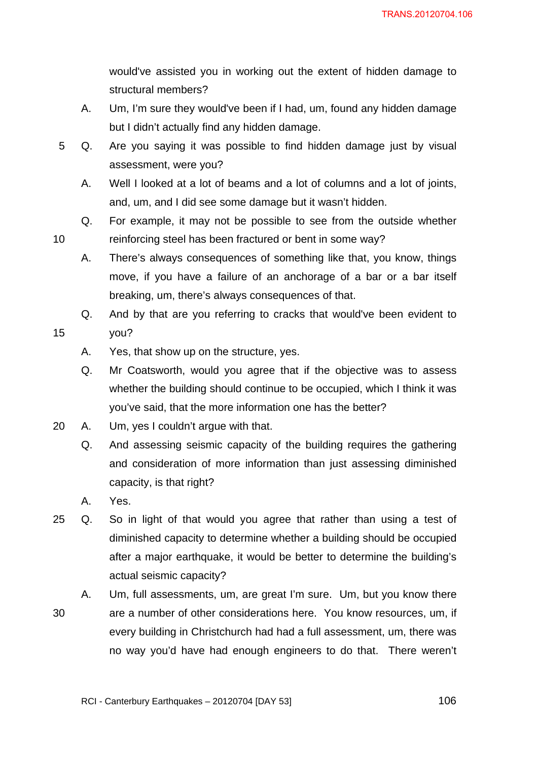would've assisted you in working out the extent of hidden damage to structural members?

A. Um, I'm sure they would've been if I had, um, found any hidden damage but I didn't actually find any hidden damage.

Q. Are you saying it was possible to find hidden damage just by visual assessment, were you?

A. Well I looked at a lot of beams and a lot of columns and a lot of joints, and, um, and I did see some damage but it wasn't hidden.

Q. For example, it may not be possible to see from the outside whether reinforcing steel has been fractured or bent in some way?

A. There's always consequences of something like that, you know, things move, if you have a failure of an anchorage of a bar or a bar itself breaking, um, there's always consequences of that.

Q. And by that are you referring to cracks that would've been evident to you?

A. Yes, that show up on the structure, yes.

Q. Mr Coatsworth, would you agree that if the objective was to assess whether the building should continue to be occupied, which I think it was you've said, that the more information one has the better?

A. Um, yes I couldn't argue with that.

Q. And assessing seismic capacity of the building requires the gathering and consideration of more information than just assessing diminished capacity, is that right?

A. Yes.

Q. So in light of that would you agree that rather than using a test of diminished capacity to determine whether a building should be occupied after a major earthquake, it would be better to determine the building's actual seismic capacity?

A. Um, full assessments, um, are great I'm sure. Um, but you know there are a number of other considerations here. You know resources, um, if every building in Christchurch had had a full assessment, um, there was no way you'd have had enough engineers to do that. There weren't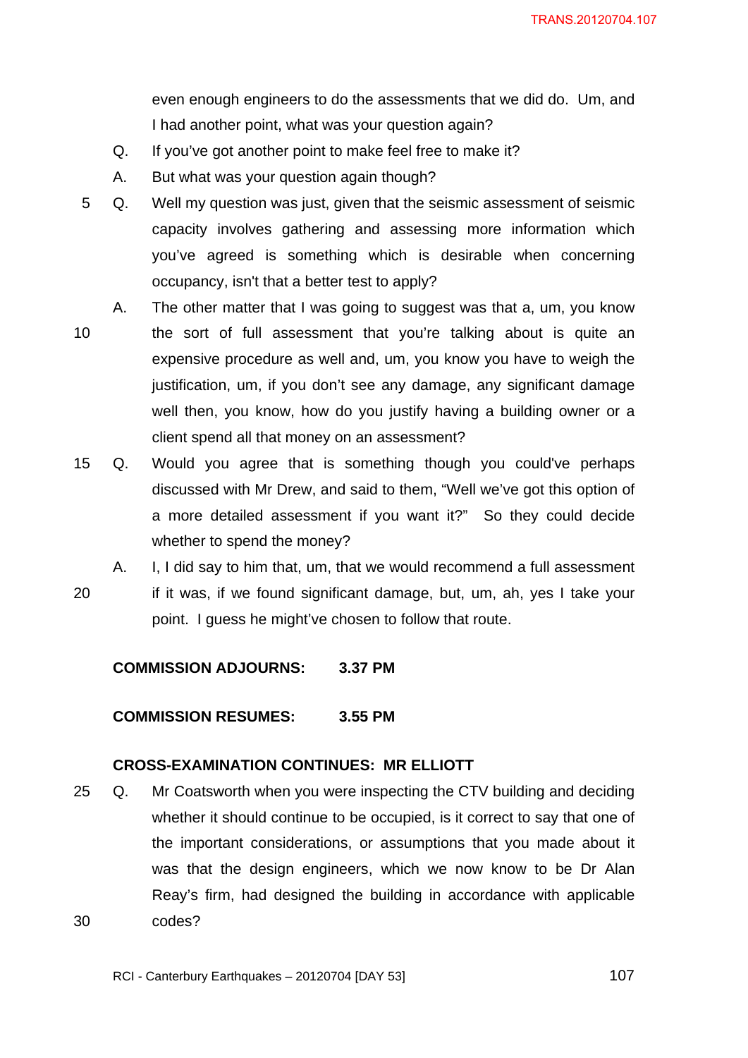even enough engineers to do the assessments that we did do. Um, and I had another point, what was your question again?

Q. If you've got another point to make feel free to make it?

A. But what was your question again though?

Q. Well my question was just, given that the seismic assessment of seismic capacity involves gathering and assessing more information which you've agreed is something which is desirable when concerning occupancy, isn't that a better test to apply?

A. The other matter that I was going to suggest was that a, um, you know the sort of full assessment that you're talking about is quite an expensive procedure as well and, um, you know you have to weigh the justification, um, if you don't see any damage, any significant damage well then, you know, how do you justify having a building owner or a client spend all that money on an assessment?

Q. Would you agree that is something though you could've perhaps discussed with Mr Drew, and said to them, "Well we've got this option of a more detailed assessment if you want it?" So they could decide whether to spend the money?

A. I, I did say to him that, um, that we would recommend a full assessment if it was, if we found significant damage, but, um, ah, yes I take your point. I guess he might've chosen to follow that route.

**COMMISSION ADJOURNS: 3.37 PM**

**COMMISSION RESUMES: 3.55 PM**

**CROSS-EXAMINATION CONTINUES: MR ELLIOTT**

Q. Mr Coatsworth when you were inspecting the CTV building and deciding whether it should continue to be occupied, is it correct to say that one of the important considerations, or assumptions that you made about it was that the design engineers, which we now know to be Dr Alan Reay's firm, had designed the building in accordance with applicable codes?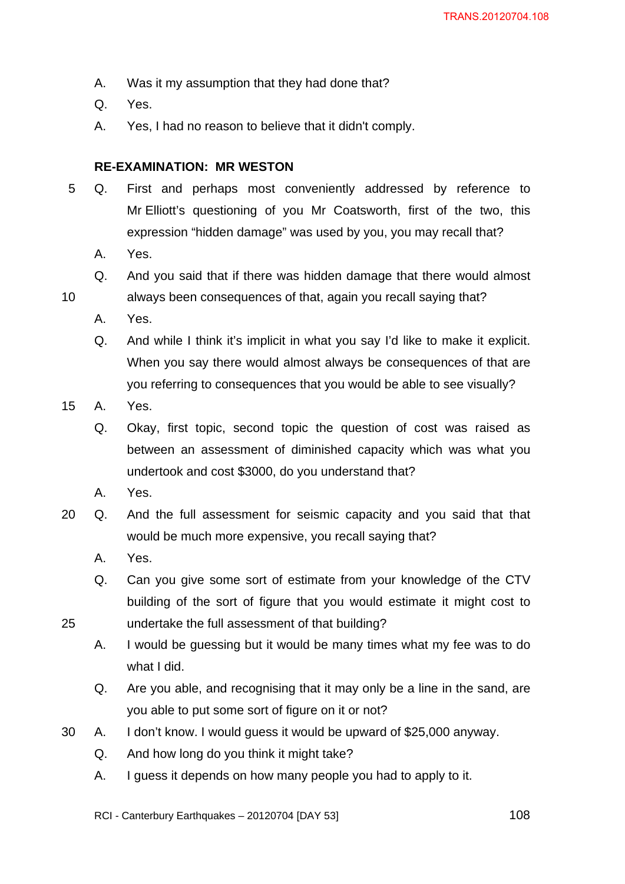A. Was it my assumption that they had done that?

Q. Yes.

A. Yes, I had no reason to believe that it didn't comply.

**RE-EXAMINATION: MR WESTON**

Q. First and perhaps most conveniently addressed by reference to Mr Elliott's questioning of you Mr Coatsworth, first of the two, this expression "hidden damage" was used by you, you may recall that?

A. Yes.

Q. And you said that if there was hidden damage that there would almost always been consequences of that, again you recall saying that?

A. Yes.

Q. And while I think it's implicit in what you say I'd like to make it explicit. When you say there would almost always be consequences of that are you referring to consequences that you would be able to see visually?

A. Yes.

Q. Okay, first topic, second topic the question of cost was raised as between an assessment of diminished capacity which was what you undertook and cost $3000, do you understand that?

A. Yes.

Q. And the full assessment for seismic capacity and you said that that would be much more expensive, you recall saying that?

A. Yes.

Q. Can you give some sort of estimate from your knowledge of the CTV building of the sort of figure that you would estimate it might cost to undertake the full assessment of that building?

A. I would be guessing but it would be many times what my fee was to do what I did.

Q. Are you able, and recognising that it may only be a line in the sand, are you able to put some sort of figure on it or not?

A. I don't know. I would guess it would be upward of $25,000 anyway.

Q. And how long do you think it might take?

A. I guess it depends on how many people you had to apply to it.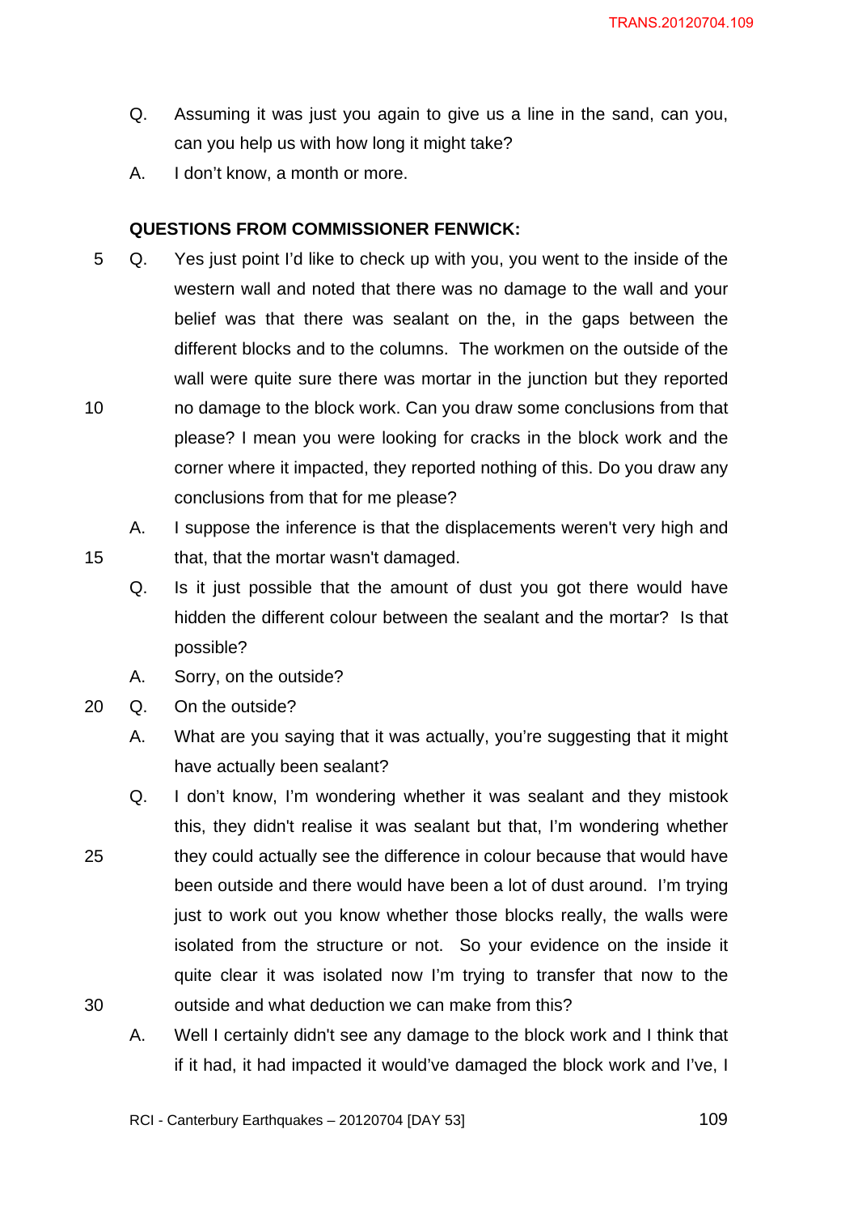Q. Assuming it was just you again to give us a line in the sand, can you, can you help us with how long it might take?

A. I don't know, a month or more.

**QUESTIONS FROM COMMISSIONER FENWICK:**

Q. Yes just point I'd like to check up with you, you went to the inside of the western wall and noted that there was no damage to the wall and your belief was that there was sealant on the, in the gaps between the different blocks and to the columns. The workmen on the outside of the wall were quite sure there was mortar in the junction but they reported no damage to the block work. Can you draw some conclusions from that please? I mean you were looking for cracks in the block work and the corner where it impacted, they reported nothing of this. Do you draw any conclusions from that for me please?

A. I suppose the inference is that the displacements weren't very high and that, that the mortar wasn't damaged.

Q. Is it just possible that the amount of dust you got there would have hidden the different colour between the sealant and the mortar? Is that possible?

A. Sorry, on the outside?

Q. On the outside?

A. What are you saying that it was actually, you're suggesting that it might have actually been sealant?

Q. I don't know, I'm wondering whether it was sealant and they mistook this, they didn't realise it was sealant but that, I'm wondering whether they could actually see the difference in colour because that would have been outside and there would have been a lot of dust around. I'm trying just to work out you know whether those blocks really, the walls were isolated from the structure or not. So your evidence on the inside it quite clear it was isolated now I'm trying to transfer that now to the outside and what deduction we can make from this?

A. Well I certainly didn't see any damage to the block work and I think that if it had, it had impacted it would've damaged the block work and I've, I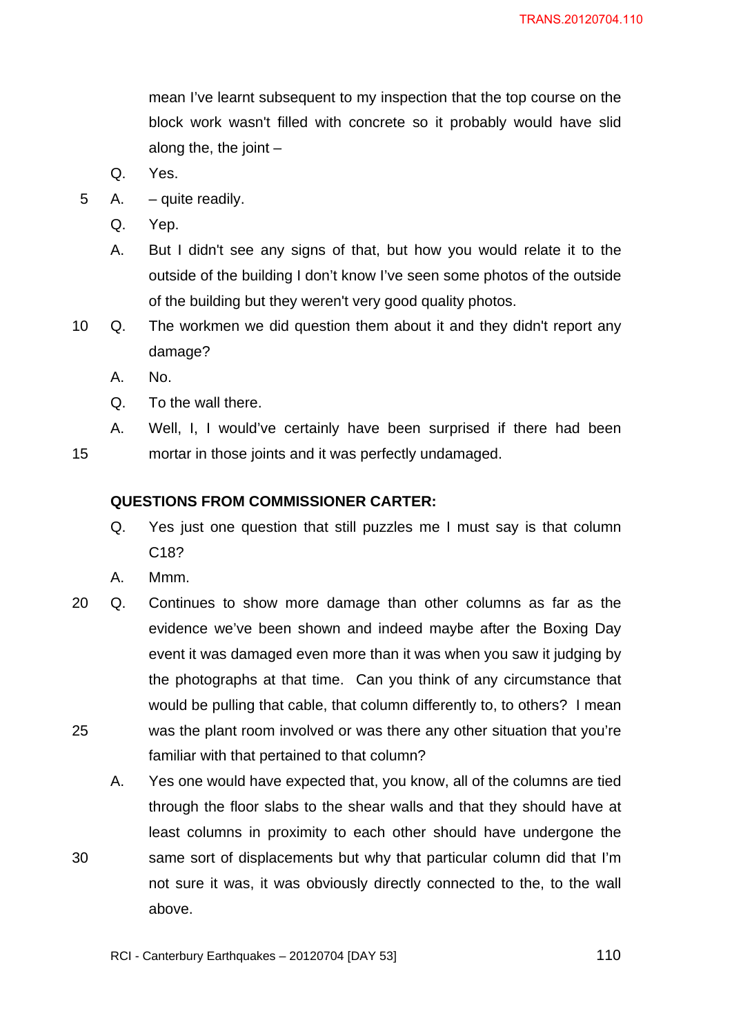mean I've learnt subsequent to my inspection that the top course on the block work wasn't filled with concrete so it probably would have slid along the, the joint –

Q. Yes.

A. – quite readily.

Q. Yep.

A. But I didn't see any signs of that, but how you would relate it to the outside of the building I don't know I've seen some photos of the outside of the building but they weren't very good quality photos.

Q. The workmen we did question them about it and they didn't report any damage?

A. No.

Q. To the wall there.

A. Well, I, I would've certainly have been surprised if there had been mortar in those joints and it was perfectly undamaged.

**QUESTIONS FROM COMMISSIONER CARTER:**

Q. Yes just one question that still puzzles me I must say is that column C18?

A. Mmm.

Q. Continues to show more damage than other columns as far as the evidence we've been shown and indeed maybe after the Boxing Day event it was damaged even more than it was when you saw it judging by the photographs at that time. Can you think of any circumstance that would be pulling that cable, that column differently to, to others? I mean was the plant room involved or was there any other situation that you're familiar with that pertained to that column?

A. Yes one would have expected that, you know, all of the columns are tied through the floor slabs to the shear walls and that they should have at least columns in proximity to each other should have undergone the same sort of displacements but why that particular column did that I'm not sure it was, it was obviously directly connected to the, to the wall above.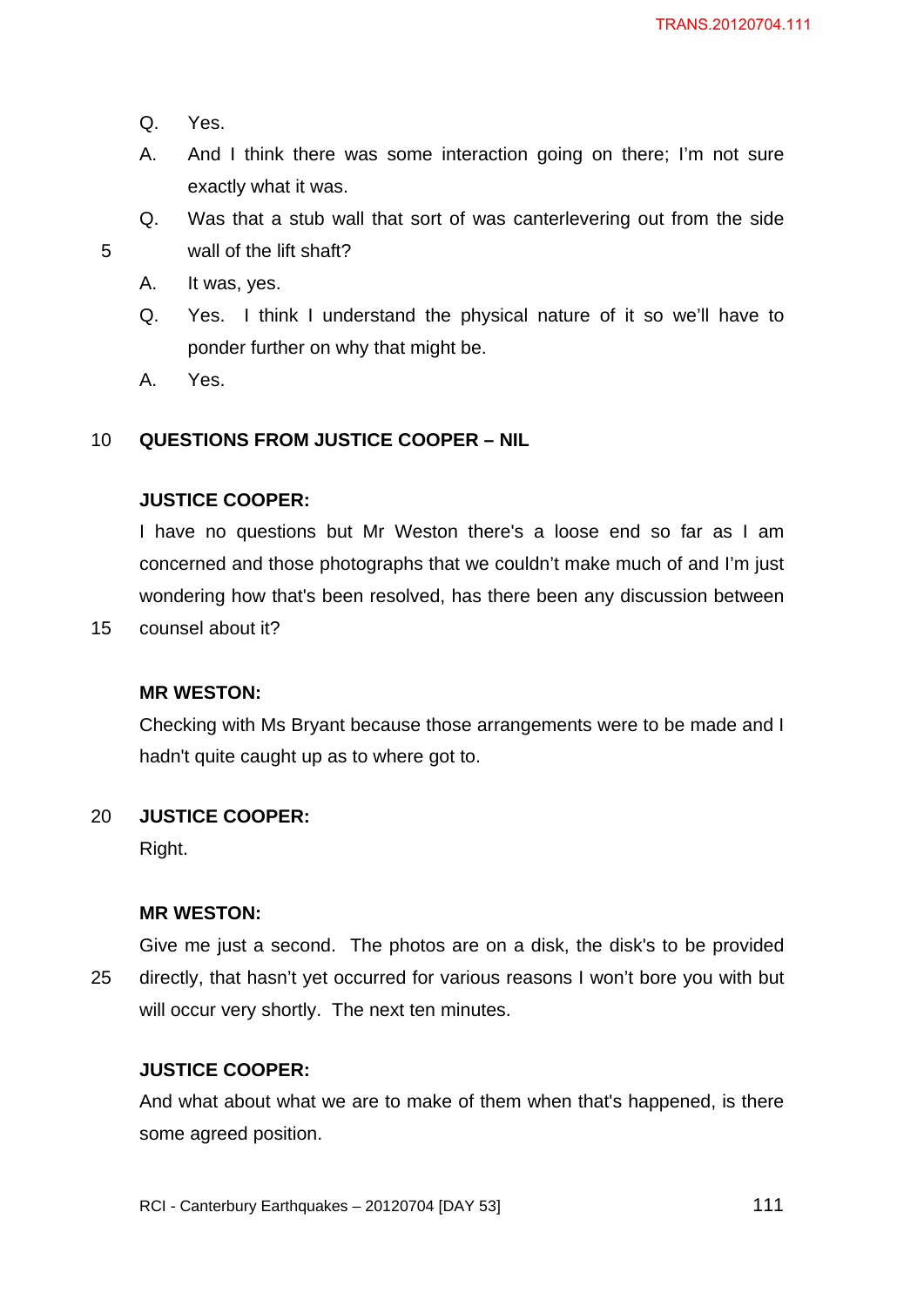Q. Yes.

A. And I think there was some interaction going on there; I'm not sure exactly what it was.

Q. Was that a stub wall that sort of was canterlevering out from the side wall of the lift shaft?

A. It was, yes.

Q. Yes. I think I understand the physical nature of it so we'll have to ponder further on why that might be.

A. Yes.

**QUESTIONS FROM JUSTICE COOPER – NIL**

**JUSTICE COOPER:**

I have no questions but Mr Weston there's a loose end so far as I am concerned and those photographs that we couldn't make much of and I'm just wondering how that's been resolved, has there been any discussion between counsel about it?

**MR WESTON:**

Checking with Ms Bryant because those arrangements were to be made and I hadn't quite caught up as to where got to.

**JUSTICE COOPER:**

Right.

**MR WESTON:**

Give me just a second. The photos are on a disk, the disk's to be provided directly, that hasn't yet occurred for various reasons I won't bore you with but will occur very shortly. The next ten minutes.

**JUSTICE COOPER:**

And what about what we are to make of them when that's happened, is there some agreed position.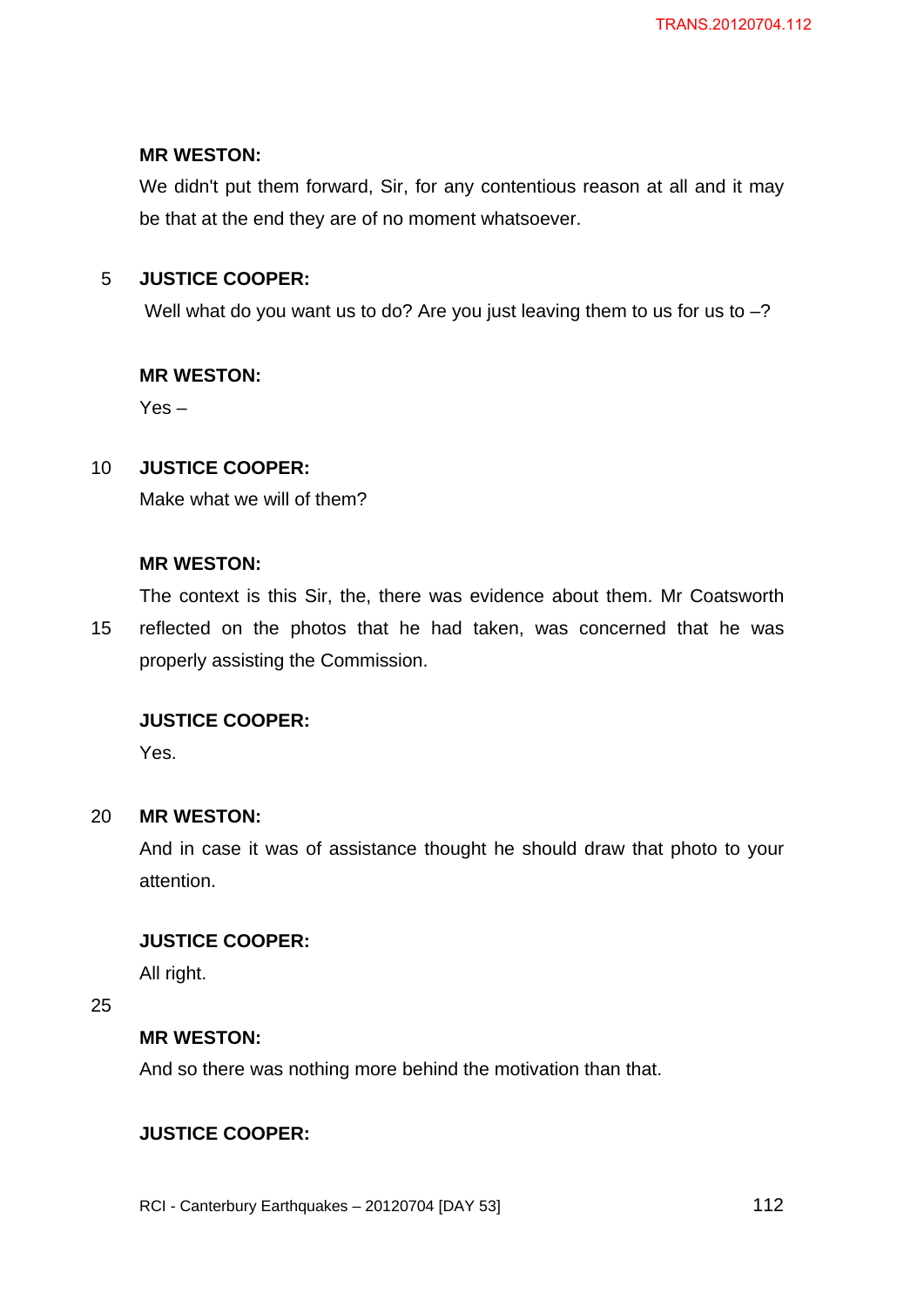**MR WESTON:**

We didn't put them forward, Sir, for any contentious reason at all and it may be that at the end they are of no moment whatsoever.

**JUSTICE COOPER:**

Well what do you want us to do? Are you just leaving them to us for us to –?

**MR WESTON:**

Yes –

**JUSTICE COOPER:**

Make what we will of them?

**MR WESTON:**

The context is this Sir, the, there was evidence about them. Mr Coatsworth reflected on the photos that he had taken, was concerned that he was properly assisting the Commission.

**JUSTICE COOPER:**

Yes.

**MR WESTON:**

And in case it was of assistance thought he should draw that photo to your attention.

**JUSTICE COOPER:**

All right.

**MR WESTON:**

And so there was nothing more behind the motivation than that.

**JUSTICE COOPER:**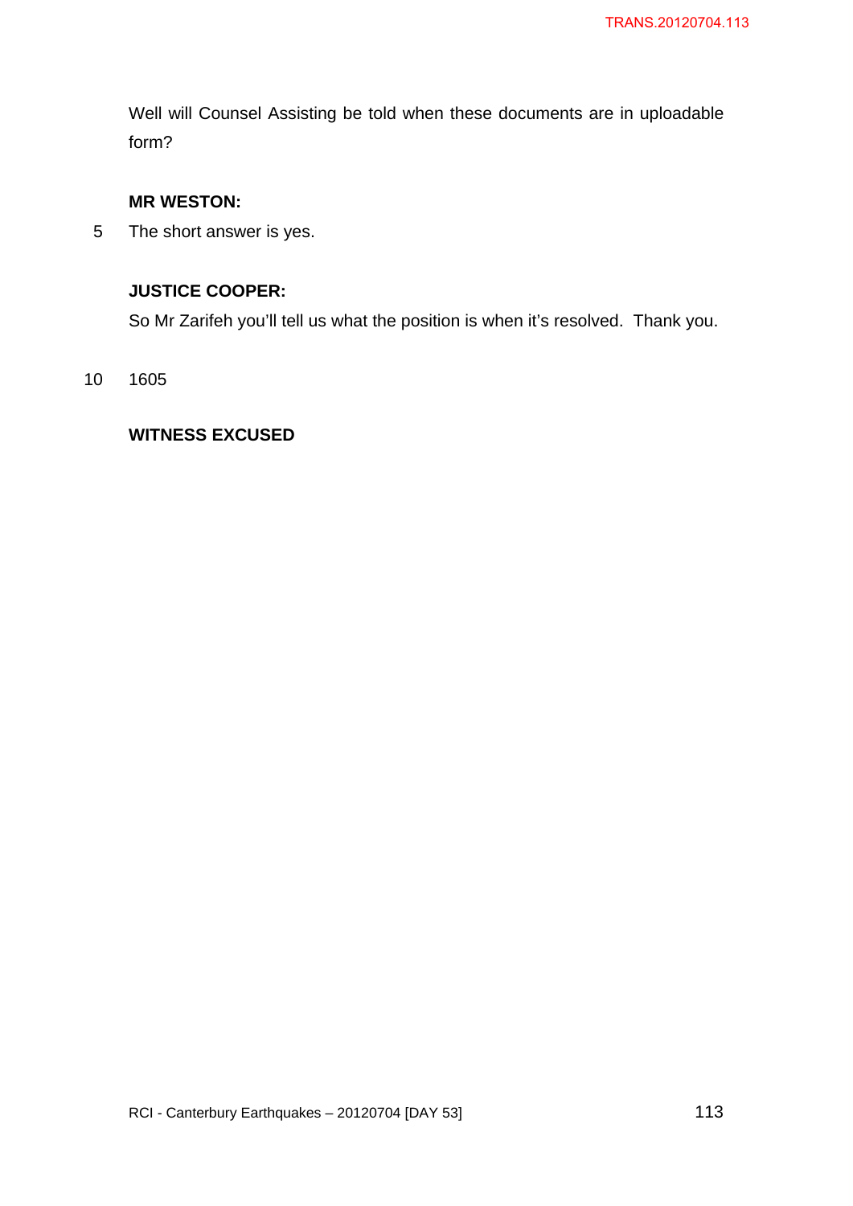Well will Counsel Assisting be told when these documents are in uploadable form?

**MR WESTON:**

The short answer is yes.

**JUSTICE COOPER:**

So Mr Zarifeh you'll tell us what the position is when it's resolved. Thank you.

1605

**WITNESS EXCUSED**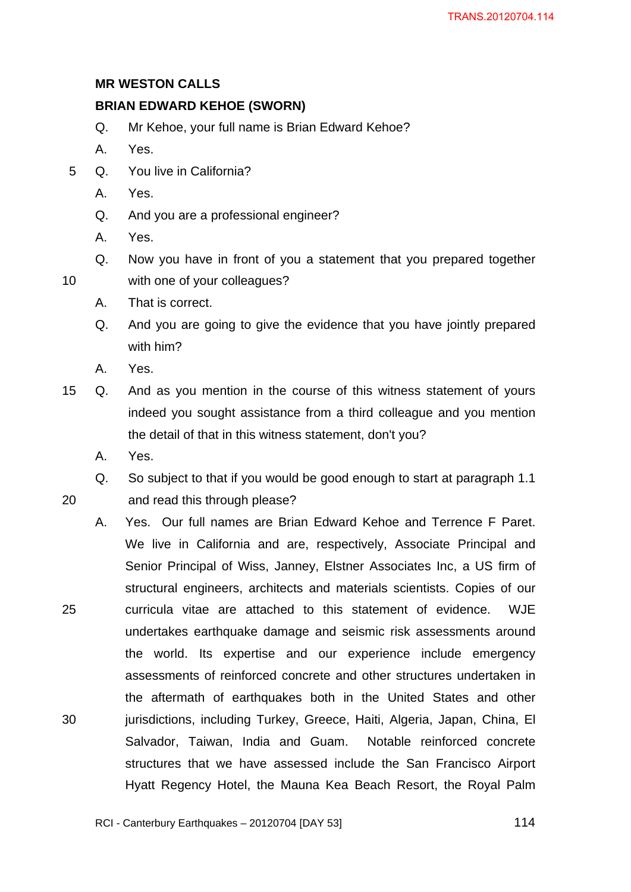**MR WESTON CALLS**

**BRIAN EDWARD KEHOE (SWORN)**

Q. Mr Kehoe, your full name is Brian Edward Kehoe?

A. Yes.

Q. You live in California?

A. Yes.

Q. And you are a professional engineer?

A. Yes.

Q. Now you have in front of you a statement that you prepared together with one of your colleagues?

A. That is correct.

Q. And you are going to give the evidence that you have jointly prepared with him?

A. Yes.

Q. And as you mention in the course of this witness statement of yours indeed you sought assistance from a third colleague and you mention the detail of that in this witness statement, don't you?

A. Yes.

Q. So subject to that if you would be good enough to start at paragraph 1.1 and read this through please?

A. Yes. Our full names are Brian Edward Kehoe and Terrence F Paret. We live in California and are, respectively, Associate Principal and Senior Principal of Wiss, Janney, Elstner Associates Inc, a US firm of structural engineers, architects and materials scientists. Copies of our curricula vitae are attached to this statement of evidence. WJE undertakes earthquake damage and seismic risk assessments around the world. Its expertise and our experience include emergency assessments of reinforced concrete and other structures undertaken in the aftermath of earthquakes both in the United States and other jurisdictions, including Turkey, Greece, Haiti, Algeria, Japan, China, El Salvador, Taiwan, India and Guam. Notable reinforced concrete structures that we have assessed include the San Francisco Airport Hyatt Regency Hotel, the Mauna Kea Beach Resort, the Royal Palm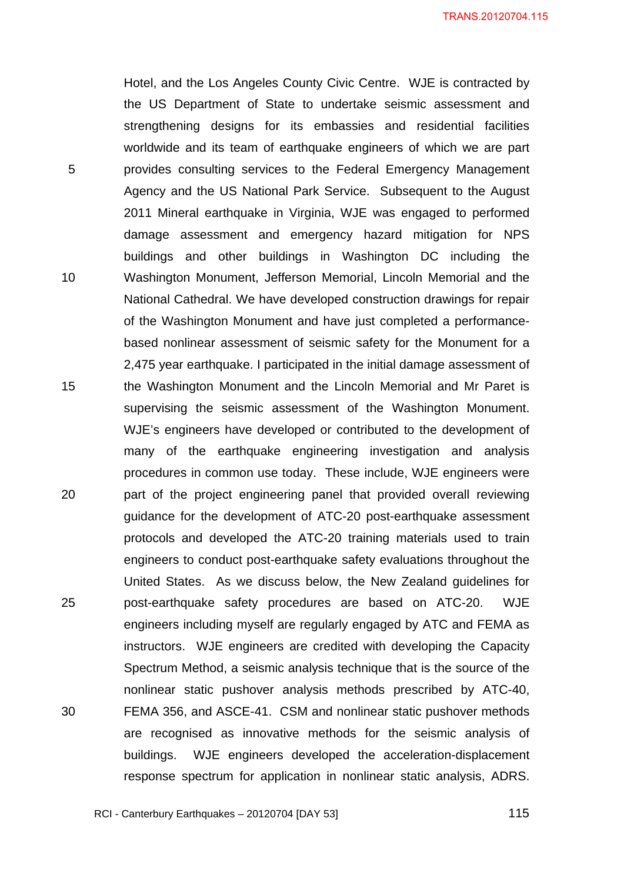Hotel, and the Los Angeles County Civic Centre. WJE is contracted by the US Department of State to undertake seismic assessment and strengthening designs for its embassies and residential facilities worldwide and its team of earthquake engineers of which we are part provides consulting services to the Federal Emergency Management Agency and the US National Park Service. Subsequent to the August 2011 Mineral earthquake in Virginia, WJE was engaged to performed damage assessment and emergency hazard mitigation for NPS buildings and other buildings in Washington DC including the Washington Monument, Jefferson Memorial, Lincoln Memorial and the National Cathedral. We have developed construction drawings for repair of the Washington Monument and have just completed a performance-based nonlinear assessment of seismic safety for the Monument for a 2,475 year earthquake. I participated in the initial damage assessment of the Washington Monument and the Lincoln Memorial and Mr Paret is supervising the seismic assessment of the Washington Monument. WJE's engineers have developed or contributed to the development of many of the earthquake engineering investigation and analysis procedures in common use today. These include, WJE engineers were part of the project engineering panel that provided overall reviewing guidance for the development of ATC-20 post-earthquake assessment protocols and developed the ATC-20 training materials used to train engineers to conduct post-earthquake safety evaluations throughout the United States. As we discuss below, the New Zealand guidelines for post-earthquake safety procedures are based on ATC-20. WJE engineers including myself are regularly engaged by ATC and FEMA as instructors. WJE engineers are credited with developing the Capacity Spectrum Method, a seismic analysis technique that is the source of the nonlinear static pushover analysis methods prescribed by ATC-40, FEMA 356, and ASCE-41. CSM and nonlinear static pushover methods are recognised as innovative methods for the seismic analysis of buildings. WJE engineers developed the acceleration-displacement response spectrum for application in nonlinear static analysis, ADRS.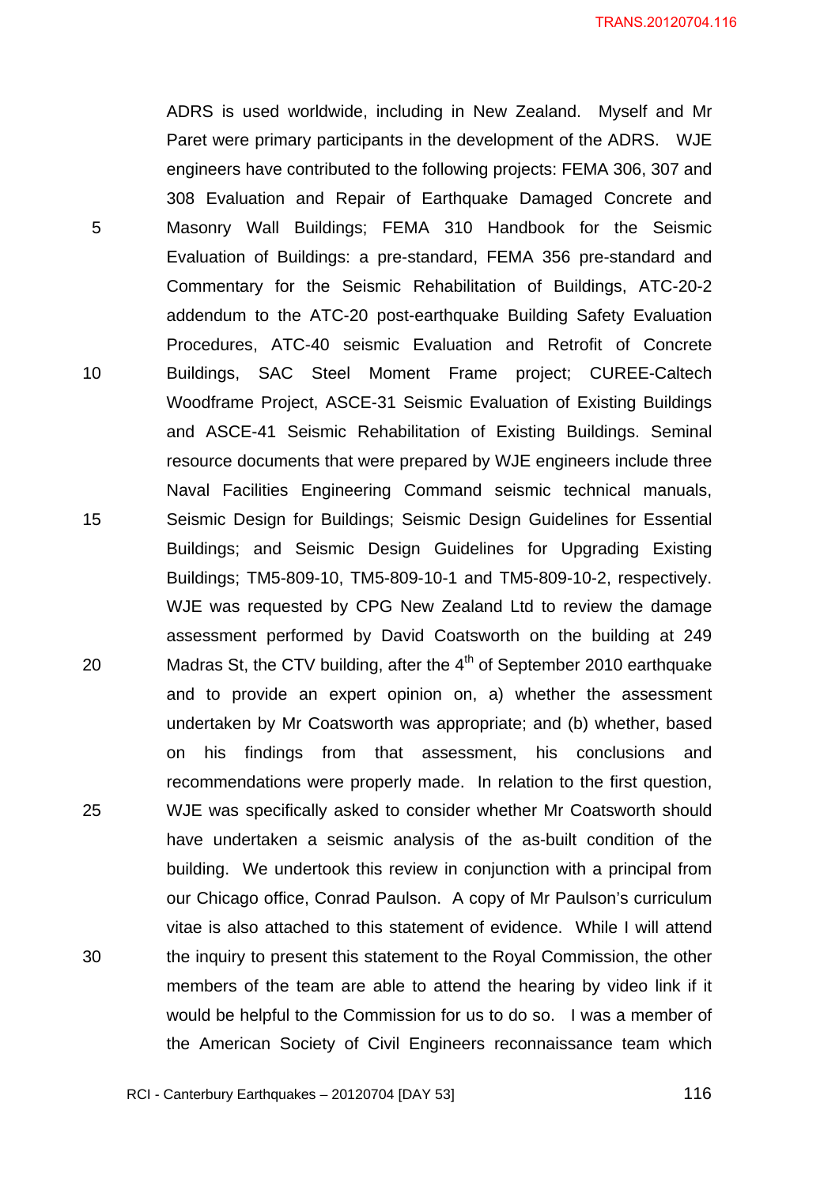ADRS is used worldwide, including in New Zealand. Myself and Mr Paret were primary participants in the development of the ADRS. WJE engineers have contributed to the following projects: FEMA 306, 307 and 308 Evaluation and Repair of Earthquake Damaged Concrete and Masonry Wall Buildings; FEMA 310 Handbook for the Seismic Evaluation of Buildings: a pre-standard, FEMA 356 pre-standard and Commentary for the Seismic Rehabilitation of Buildings, ATC-20-2 addendum to the ATC-20 post-earthquake Building Safety Evaluation Procedures, ATC-40 seismic Evaluation and Retrofit of Concrete Buildings, SAC Steel Moment Frame project; CUREE-Caltech Woodframe Project, ASCE-31 Seismic Evaluation of Existing Buildings and ASCE-41 Seismic Rehabilitation of Existing Buildings. Seminal resource documents that were prepared by WJE engineers include three Naval Facilities Engineering Command seismic technical manuals, Seismic Design for Buildings; Seismic Design Guidelines for Essential Buildings; and Seismic Design Guidelines for Upgrading Existing Buildings; TM5-809-10, TM5-809-10-1 and TM5-809-10-2, respectively. WJE was requested by CPG New Zealand Ltd to review the damage assessment performed by David Coatsworth on the building at 249 Madras St, the CTV building, after the 4th of September 2010 earthquake and to provide an expert opinion on, a) whether the assessment undertaken by Mr Coatsworth was appropriate; and (b) whether, based on his findings from that assessment, his conclusions and recommendations were properly made. In relation to the first question, WJE was specifically asked to consider whether Mr Coatsworth should have undertaken a seismic analysis of the as-built condition of the building. We undertook this review in conjunction with a principal from our Chicago office, Conrad Paulson. A copy of Mr Paulson's curriculum vitae is also attached to this statement of evidence. While I will attend the inquiry to present this statement to the Royal Commission, the other members of the team are able to attend the hearing by video link if it would be helpful to the Commission for us to do so. I was a member of the American Society of Civil Engineers reconnaissance team which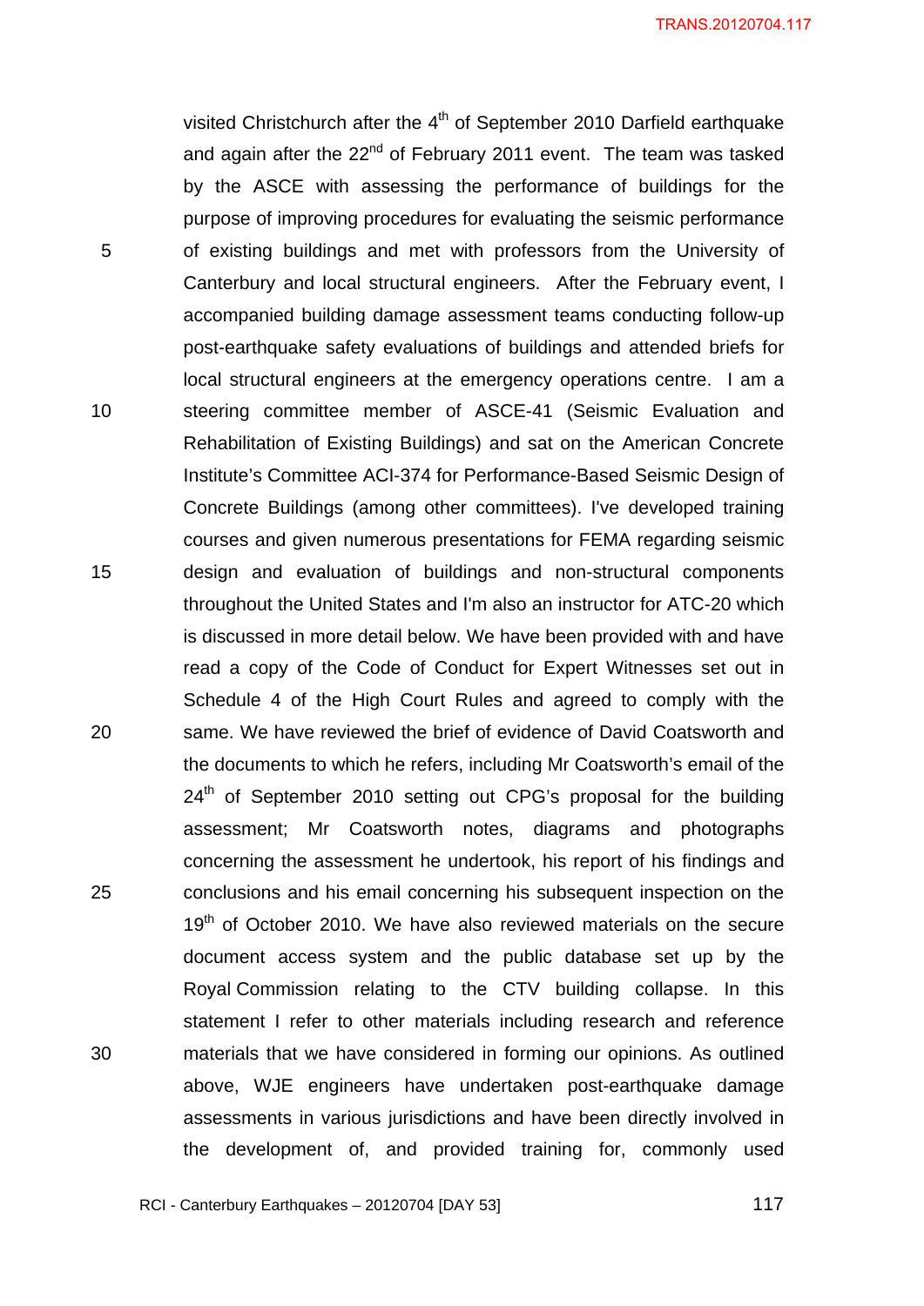visited Christchurch after the 4th of September 2010 Darfield earthquake and again after the 22nd of February 2011 event. The team was tasked by the ASCE with assessing the performance of buildings for the purpose of improving procedures for evaluating the seismic performance of existing buildings and met with professors from the University of Canterbury and local structural engineers. After the February event, I accompanied building damage assessment teams conducting follow-up post-earthquake safety evaluations of buildings and attended briefs for local structural engineers at the emergency operations centre. I am a steering committee member of ASCE-41 (Seismic Evaluation and Rehabilitation of Existing Buildings) and sat on the American Concrete Institute's Committee ACI-374 for Performance-Based Seismic Design of Concrete Buildings (among other committees). I've developed training courses and given numerous presentations for FEMA regarding seismic design and evaluation of buildings and non-structural components throughout the United States and I'm also an instructor for ATC-20 which is discussed in more detail below. We have been provided with and have read a copy of the Code of Conduct for Expert Witnesses set out in Schedule 4 of the High Court Rules and agreed to comply with the same. We have reviewed the brief of evidence of David Coatsworth and the documents to which he refers, including Mr Coatsworth's email of the 24th of September 2010 setting out CPG's proposal for the building assessment; Mr Coatsworth notes, diagrams and photographs concerning the assessment he undertook, his report of his findings and conclusions and his email concerning his subsequent inspection on the 19th of October 2010. We have also reviewed materials on the secure document access system and the public database set up by the Royal Commission relating to the CTV building collapse. In this statement I refer to other materials including research and reference materials that we have considered in forming our opinions. As outlined above, WJE engineers have undertaken post-earthquake damage assessments in various jurisdictions and have been directly involved in the development of, and provided training for, commonly used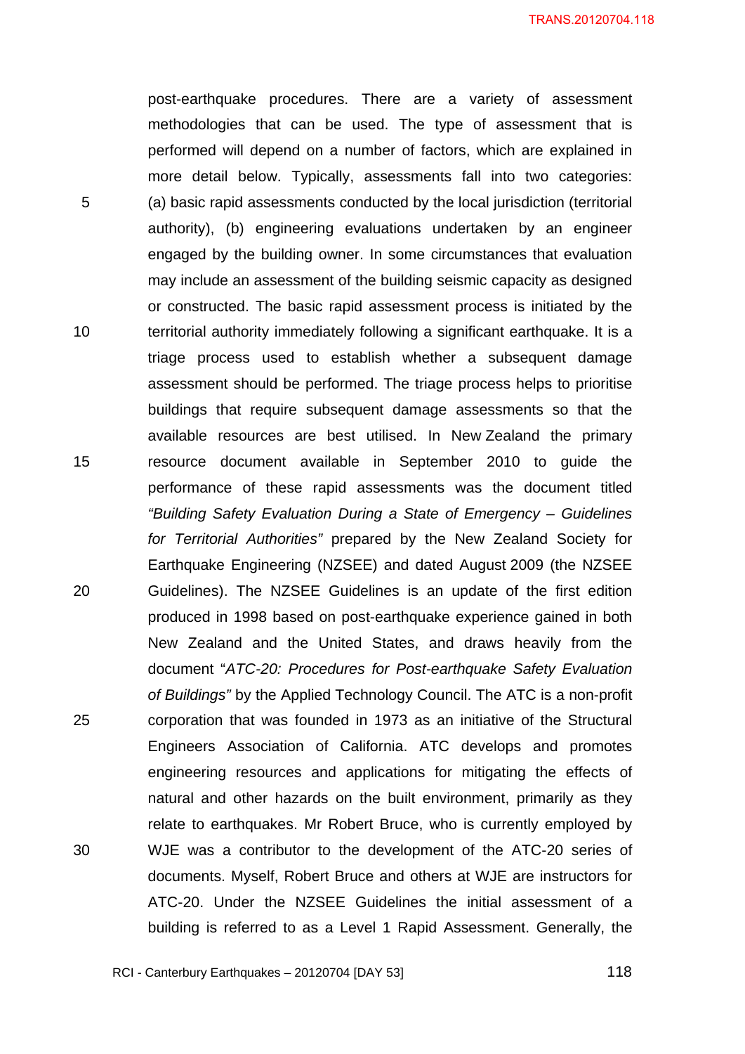post-earthquake procedures. There are a variety of assessment methodologies that can be used. The type of assessment that is performed will depend on a number of factors, which are explained in more detail below. Typically, assessments fall into two categories: (a) basic rapid assessments conducted by the local jurisdiction (territorial authority), (b) engineering evaluations undertaken by an engineer engaged by the building owner. In some circumstances that evaluation may include an assessment of the building seismic capacity as designed or constructed. The basic rapid assessment process is initiated by the territorial authority immediately following a significant earthquake. It is a triage process used to establish whether a subsequent damage assessment should be performed. The triage process helps to prioritise buildings that require subsequent damage assessments so that the available resources are best utilised. In New Zealand the primary resource document available in September 2010 to guide the performance of these rapid assessments was the document titled *"Building Safety Evaluation During a State of Emergency – Guidelines for Territorial Authorities"* prepared by the New Zealand Society for Earthquake Engineering (NZSEE) and dated August 2009 (the NZSEE Guidelines). The NZSEE Guidelines is an update of the first edition produced in 1998 based on post-earthquake experience gained in both New Zealand and the United States, and draws heavily from the document "*ATC-20: Procedures for Post-earthquake Safety Evaluation of Buildings"* by the Applied Technology Council. The ATC is a non-profit corporation that was founded in 1973 as an initiative of the Structural Engineers Association of California. ATC develops and promotes engineering resources and applications for mitigating the effects of natural and other hazards on the built environment, primarily as they relate to earthquakes. Mr Robert Bruce, who is currently employed by WJE was a contributor to the development of the ATC-20 series of documents. Myself, Robert Bruce and others at WJE are instructors for ATC-20. Under the NZSEE Guidelines the initial assessment of a building is referred to as a Level 1 Rapid Assessment. Generally, the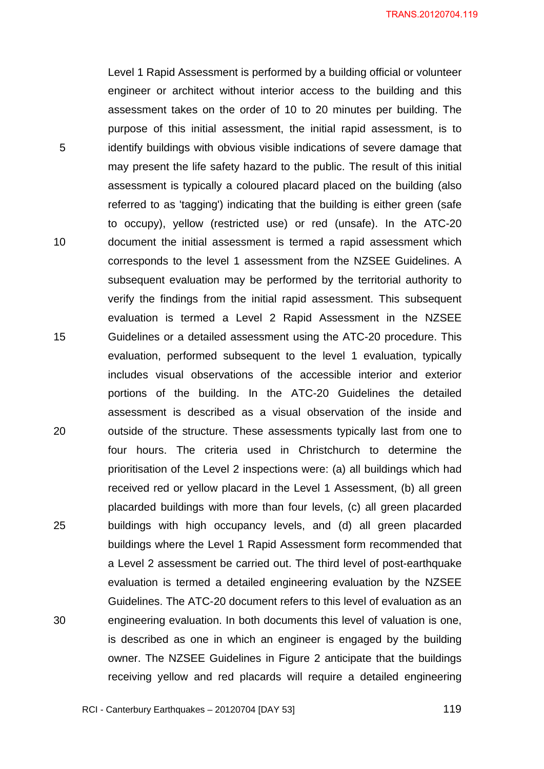Level 1 Rapid Assessment is performed by a building official or volunteer engineer or architect without interior access to the building and this assessment takes on the order of 10 to 20 minutes per building. The purpose of this initial assessment, the initial rapid assessment, is to identify buildings with obvious visible indications of severe damage that may present the life safety hazard to the public. The result of this initial assessment is typically a coloured placard placed on the building (also referred to as 'tagging') indicating that the building is either green (safe to occupy), yellow (restricted use) or red (unsafe). In the ATC-20 document the initial assessment is termed a rapid assessment which corresponds to the level 1 assessment from the NZSEE Guidelines. A subsequent evaluation may be performed by the territorial authority to verify the findings from the initial rapid assessment. This subsequent evaluation is termed a Level 2 Rapid Assessment in the NZSEE Guidelines or a detailed assessment using the ATC-20 procedure. This evaluation, performed subsequent to the level 1 evaluation, typically includes visual observations of the accessible interior and exterior portions of the building. In the ATC-20 Guidelines the detailed assessment is described as a visual observation of the inside and outside of the structure. These assessments typically last from one to four hours. The criteria used in Christchurch to determine the prioritisation of the Level 2 inspections were: (a) all buildings which had received red or yellow placard in the Level 1 Assessment, (b) all green placarded buildings with more than four levels, (c) all green placarded buildings with high occupancy levels, and (d) all green placarded buildings where the Level 1 Rapid Assessment form recommended that a Level 2 assessment be carried out. The third level of post-earthquake evaluation is termed a detailed engineering evaluation by the NZSEE Guidelines. The ATC-20 document refers to this level of evaluation as an engineering evaluation. In both documents this level of valuation is one, is described as one in which an engineer is engaged by the building owner. The NZSEE Guidelines in Figure 2 anticipate that the buildings receiving yellow and red placards will require a detailed engineering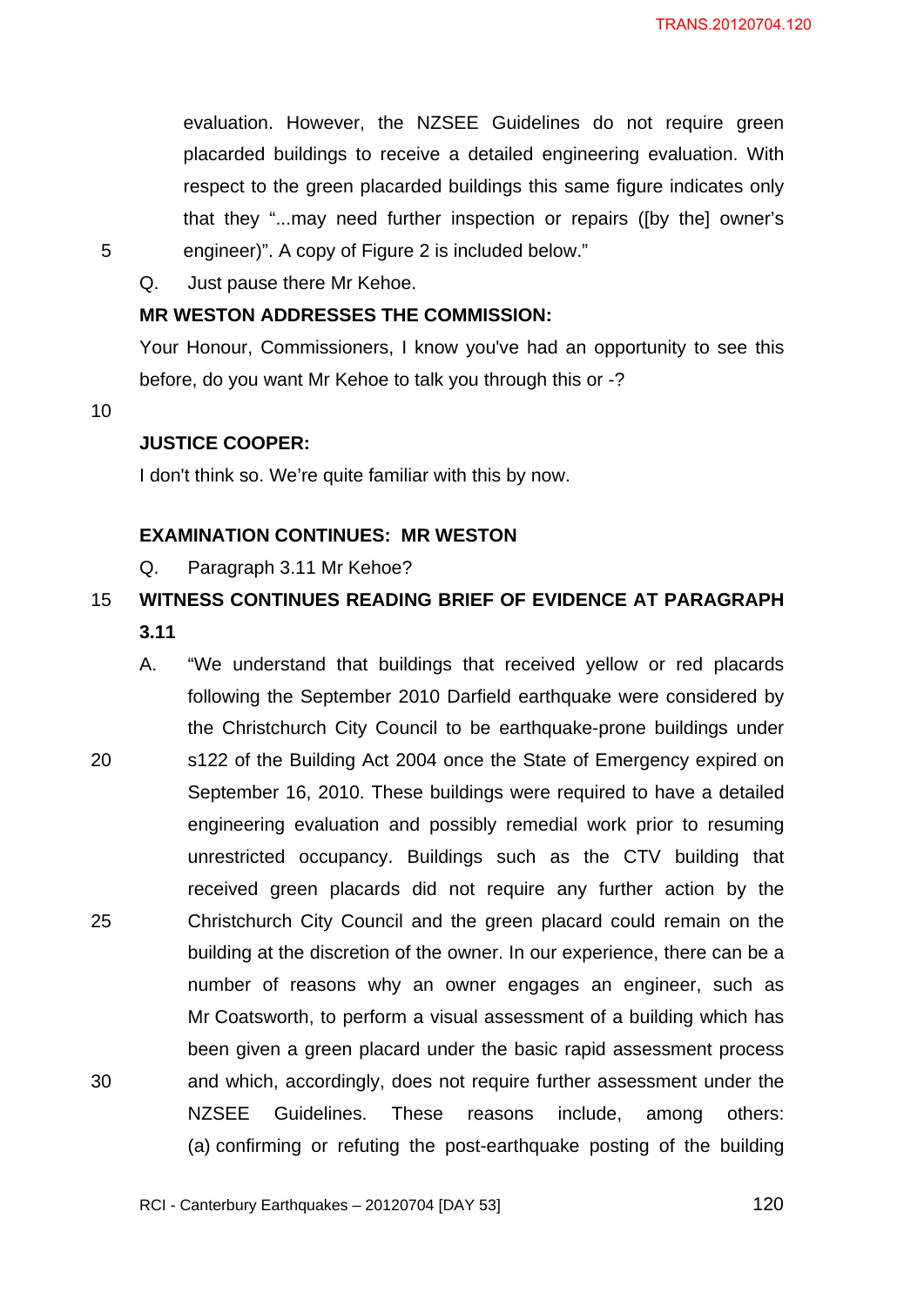evaluation. However, the NZSEE Guidelines do not require green placarded buildings to receive a detailed engineering evaluation. With respect to the green placarded buildings this same figure indicates only that they "...may need further inspection or repairs ([by the] owner's engineer)". A copy of Figure 2 is included below."

Q. Just pause there Mr Kehoe.

**MR WESTON ADDRESSES THE COMMISSION:**

Your Honour, Commissioners, I know you've had an opportunity to see this before, do you want Mr Kehoe to talk you through this or -?

**JUSTICE COOPER:**

I don't think so. We're quite familiar with this by now.

**EXAMINATION CONTINUES: MR WESTON**

Q. Paragraph 3.11 Mr Kehoe?

**WITNESS CONTINUES READING BRIEF OF EVIDENCE AT PARAGRAPH 3.11**

A. "We understand that buildings that received yellow or red placards following the September 2010 Darfield earthquake were considered by the Christchurch City Council to be earthquake-prone buildings under s122 of the Building Act 2004 once the State of Emergency expired on September 16, 2010. These buildings were required to have a detailed engineering evaluation and possibly remedial work prior to resuming unrestricted occupancy. Buildings such as the CTV building that received green placards did not require any further action by the Christchurch City Council and the green placard could remain on the building at the discretion of the owner. In our experience, there can be a number of reasons why an owner engages an engineer, such as Mr Coatsworth, to perform a visual assessment of a building which has been given a green placard under the basic rapid assessment process and which, accordingly, does not require further assessment under the NZSEE Guidelines. These reasons include, among others: (a) confirming or refuting the post-earthquake posting of the building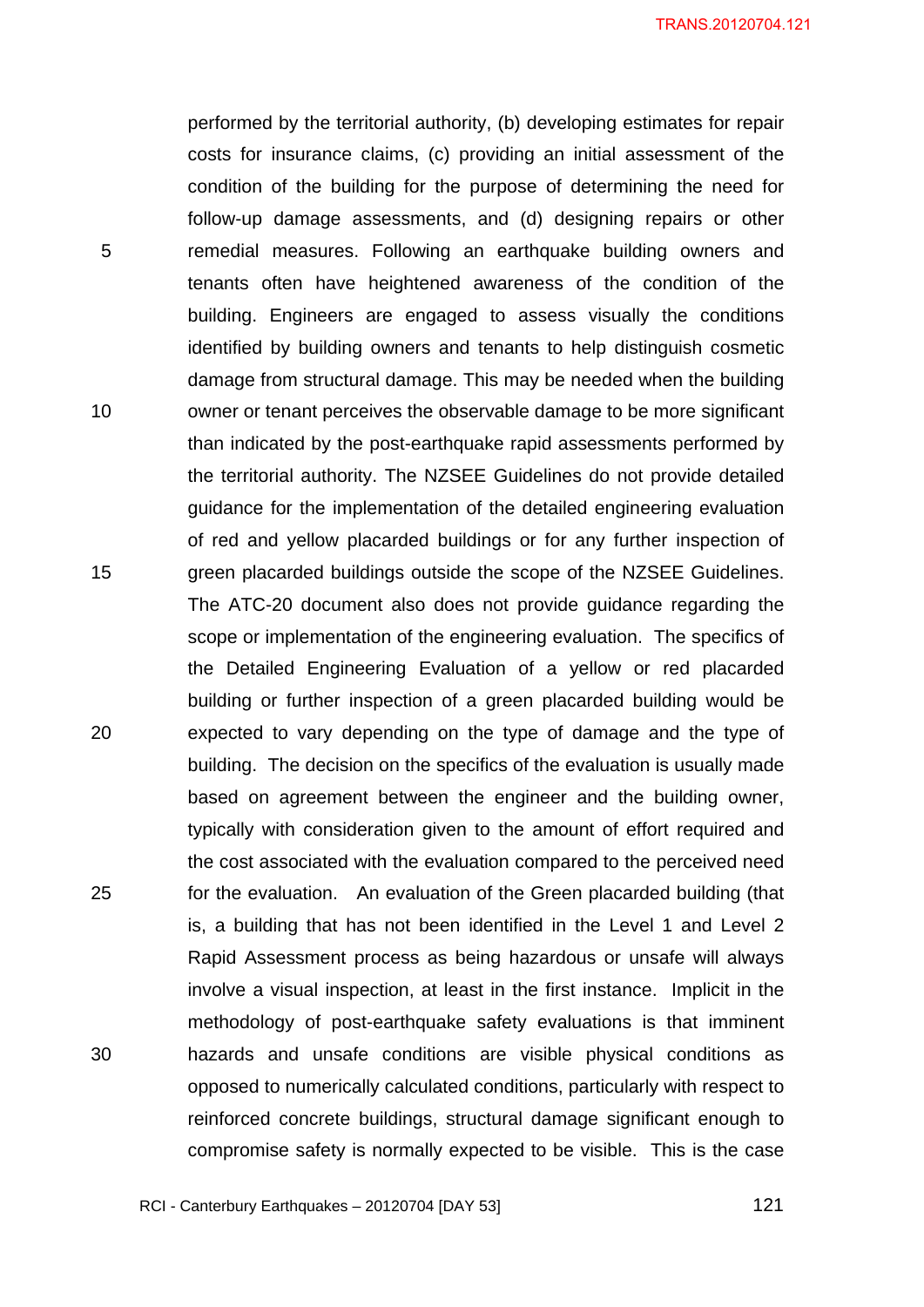performed by the territorial authority, (b) developing estimates for repair costs for insurance claims, (c) providing an initial assessment of the condition of the building for the purpose of determining the need for follow-up damage assessments, and (d) designing repairs or other remedial measures. Following an earthquake building owners and tenants often have heightened awareness of the condition of the building. Engineers are engaged to assess visually the conditions identified by building owners and tenants to help distinguish cosmetic damage from structural damage. This may be needed when the building owner or tenant perceives the observable damage to be more significant than indicated by the post-earthquake rapid assessments performed by the territorial authority. The NZSEE Guidelines do not provide detailed guidance for the implementation of the detailed engineering evaluation of red and yellow placarded buildings or for any further inspection of green placarded buildings outside the scope of the NZSEE Guidelines. The ATC-20 document also does not provide guidance regarding the scope or implementation of the engineering evaluation. The specifics of the Detailed Engineering Evaluation of a yellow or red placarded building or further inspection of a green placarded building would be expected to vary depending on the type of damage and the type of building. The decision on the specifics of the evaluation is usually made based on agreement between the engineer and the building owner, typically with consideration given to the amount of effort required and the cost associated with the evaluation compared to the perceived need for the evaluation. An evaluation of the Green placarded building (that is, a building that has not been identified in the Level 1 and Level 2 Rapid Assessment process as being hazardous or unsafe will always involve a visual inspection, at least in the first instance. Implicit in the methodology of post-earthquake safety evaluations is that imminent hazards and unsafe conditions are visible physical conditions as opposed to numerically calculated conditions, particularly with respect to reinforced concrete buildings, structural damage significant enough to compromise safety is normally expected to be visible. This is the case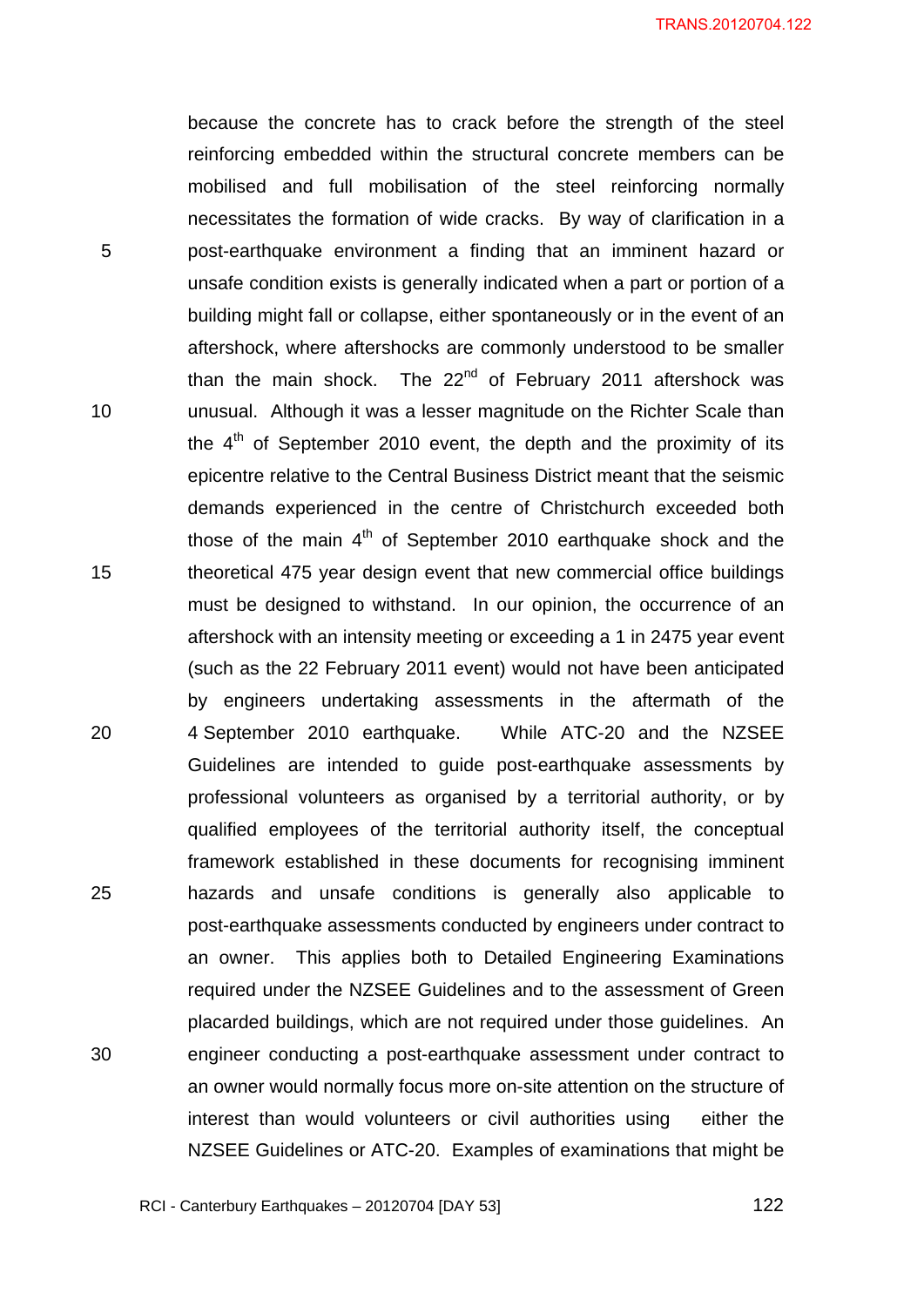because the concrete has to crack before the strength of the steel reinforcing embedded within the structural concrete members can be mobilised and full mobilisation of the steel reinforcing normally necessitates the formation of wide cracks. By way of clarification in a post-earthquake environment a finding that an imminent hazard or unsafe condition exists is generally indicated when a part or portion of a building might fall or collapse, either spontaneously or in the event of an aftershock, where aftershocks are commonly understood to be smaller than the main shock. The 22nd of February 2011 aftershock was unusual. Although it was a lesser magnitude on the Richter Scale than the 4th of September 2010 event, the depth and the proximity of its epicentre relative to the Central Business District meant that the seismic demands experienced in the centre of Christchurch exceeded both those of the main 4th of September 2010 earthquake shock and the theoretical 475 year design event that new commercial office buildings must be designed to withstand. In our opinion, the occurrence of an aftershock with an intensity meeting or exceeding a 1 in 2475 year event (such as the 22 February 2011 event) would not have been anticipated by engineers undertaking assessments in the aftermath of the 4 September 2010 earthquake. While ATC-20 and the NZSEE Guidelines are intended to guide post-earthquake assessments by professional volunteers as organised by a territorial authority, or by qualified employees of the territorial authority itself, the conceptual framework established in these documents for recognising imminent hazards and unsafe conditions is generally also applicable to post-earthquake assessments conducted by engineers under contract to an owner. This applies both to Detailed Engineering Examinations required under the NZSEE Guidelines and to the assessment of Green placarded buildings, which are not required under those guidelines. An engineer conducting a post-earthquake assessment under contract to an owner would normally focus more on-site attention on the structure of interest than would volunteers or civil authorities using either the NZSEE Guidelines or ATC-20. Examples of examinations that might be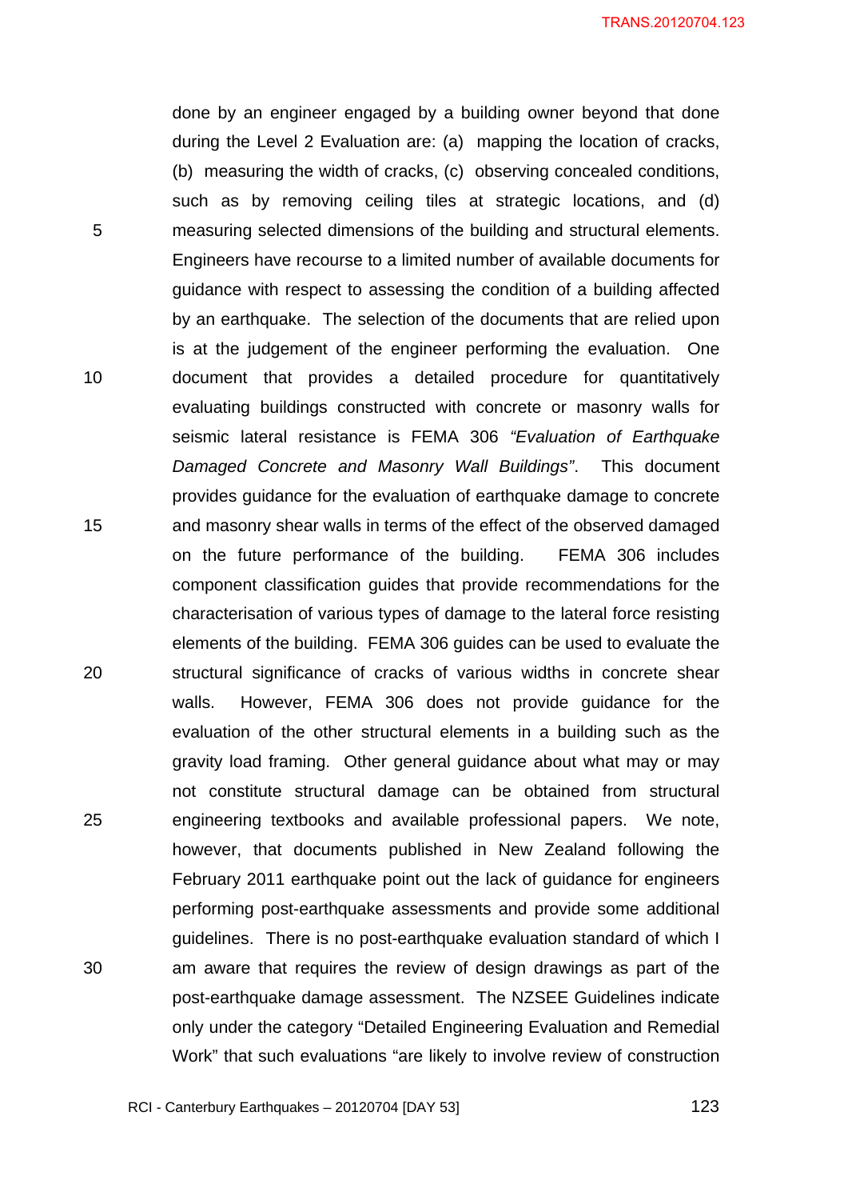done by an engineer engaged by a building owner beyond that done during the Level 2 Evaluation are: (a) mapping the location of cracks, (b) measuring the width of cracks, (c) observing concealed conditions, such as by removing ceiling tiles at strategic locations, and (d) measuring selected dimensions of the building and structural elements. Engineers have recourse to a limited number of available documents for guidance with respect to assessing the condition of a building affected by an earthquake. The selection of the documents that are relied upon is at the judgement of the engineer performing the evaluation. One document that provides a detailed procedure for quantitatively evaluating buildings constructed with concrete or masonry walls for seismic lateral resistance is FEMA 306 *"Evaluation of Earthquake Damaged Concrete and Masonry Wall Buildings"*. This document provides guidance for the evaluation of earthquake damage to concrete and masonry shear walls in terms of the effect of the observed damaged on the future performance of the building. FEMA 306 includes component classification guides that provide recommendations for the characterisation of various types of damage to the lateral force resisting elements of the building. FEMA 306 guides can be used to evaluate the structural significance of cracks of various widths in concrete shear walls. However, FEMA 306 does not provide guidance for the evaluation of the other structural elements in a building such as the gravity load framing. Other general guidance about what may or may not constitute structural damage can be obtained from structural engineering textbooks and available professional papers. We note, however, that documents published in New Zealand following the February 2011 earthquake point out the lack of guidance for engineers performing post-earthquake assessments and provide some additional guidelines. There is no post-earthquake evaluation standard of which I am aware that requires the review of design drawings as part of the post-earthquake damage assessment. The NZSEE Guidelines indicate only under the category "Detailed Engineering Evaluation and Remedial Work" that such evaluations "are likely to involve review of construction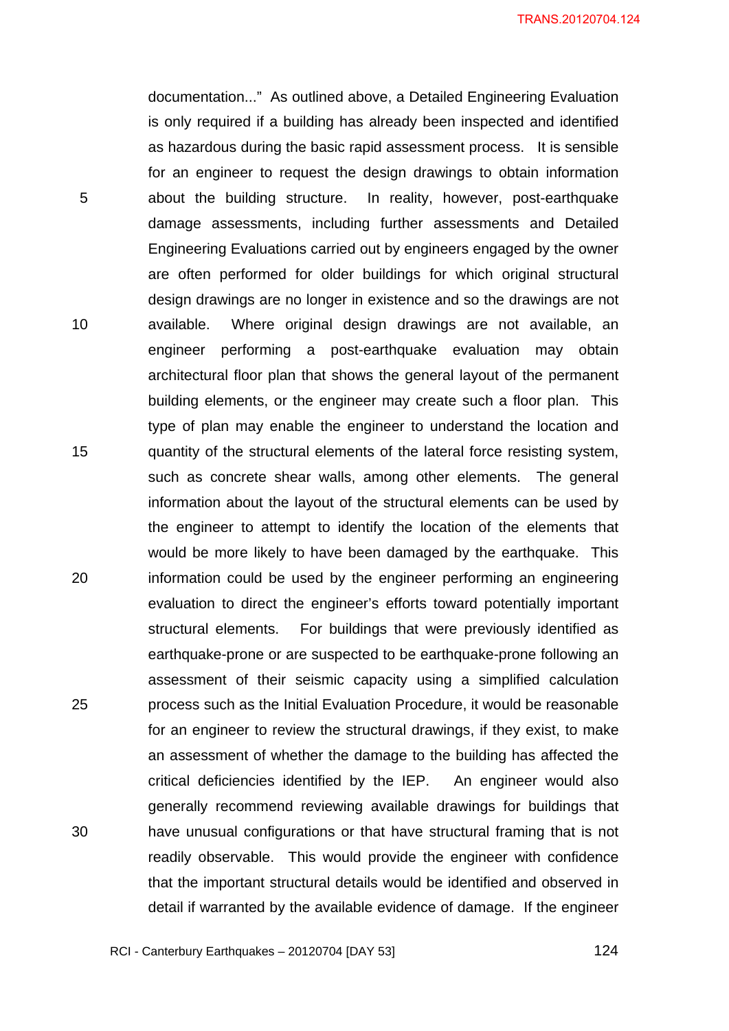documentation..." As outlined above, a Detailed Engineering Evaluation is only required if a building has already been inspected and identified as hazardous during the basic rapid assessment process. It is sensible for an engineer to request the design drawings to obtain information about the building structure. In reality, however, post-earthquake damage assessments, including further assessments and Detailed Engineering Evaluations carried out by engineers engaged by the owner are often performed for older buildings for which original structural design drawings are no longer in existence and so the drawings are not available. Where original design drawings are not available, an engineer performing a post-earthquake evaluation may obtain architectural floor plan that shows the general layout of the permanent building elements, or the engineer may create such a floor plan. This type of plan may enable the engineer to understand the location and quantity of the structural elements of the lateral force resisting system, such as concrete shear walls, among other elements. The general information about the layout of the structural elements can be used by the engineer to attempt to identify the location of the elements that would be more likely to have been damaged by the earthquake. This information could be used by the engineer performing an engineering evaluation to direct the engineer's efforts toward potentially important structural elements. For buildings that were previously identified as earthquake-prone or are suspected to be earthquake-prone following an assessment of their seismic capacity using a simplified calculation process such as the Initial Evaluation Procedure, it would be reasonable for an engineer to review the structural drawings, if they exist, to make an assessment of whether the damage to the building has affected the critical deficiencies identified by the IEP. An engineer would also generally recommend reviewing available drawings for buildings that have unusual configurations or that have structural framing that is not readily observable. This would provide the engineer with confidence that the important structural details would be identified and observed in detail if warranted by the available evidence of damage. If the engineer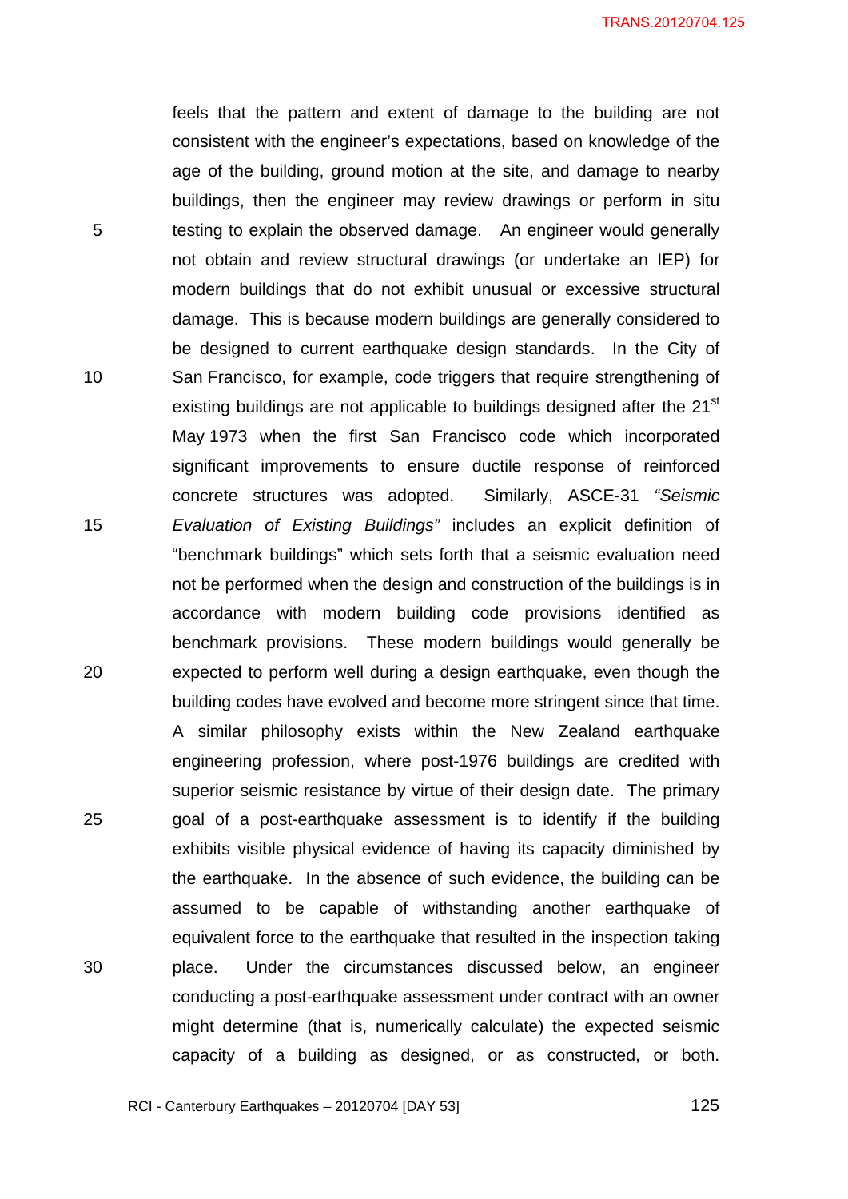feels that the pattern and extent of damage to the building are not consistent with the engineer's expectations, based on knowledge of the age of the building, ground motion at the site, and damage to nearby buildings, then the engineer may review drawings or perform in situ testing to explain the observed damage. An engineer would generally not obtain and review structural drawings (or undertake an IEP) for modern buildings that do not exhibit unusual or excessive structural damage. This is because modern buildings are generally considered to be designed to current earthquake design standards. In the City of San Francisco, for example, code triggers that require strengthening of existing buildings are not applicable to buildings designed after the 21st May 1973 when the first San Francisco code which incorporated significant improvements to ensure ductile response of reinforced concrete structures was adopted. Similarly, ASCE-31 *"Seismic Evaluation of Existing Buildings"* includes an explicit definition of "benchmark buildings" which sets forth that a seismic evaluation need not be performed when the design and construction of the buildings is in accordance with modern building code provisions identified as benchmark provisions. These modern buildings would generally be expected to perform well during a design earthquake, even though the building codes have evolved and become more stringent since that time. A similar philosophy exists within the New Zealand earthquake engineering profession, where post-1976 buildings are credited with superior seismic resistance by virtue of their design date. The primary goal of a post-earthquake assessment is to identify if the building exhibits visible physical evidence of having its capacity diminished by the earthquake. In the absence of such evidence, the building can be assumed to be capable of withstanding another earthquake of equivalent force to the earthquake that resulted in the inspection taking place. Under the circumstances discussed below, an engineer conducting a post-earthquake assessment under contract with an owner might determine (that is, numerically calculate) the expected seismic capacity of a building as designed, or as constructed, or both.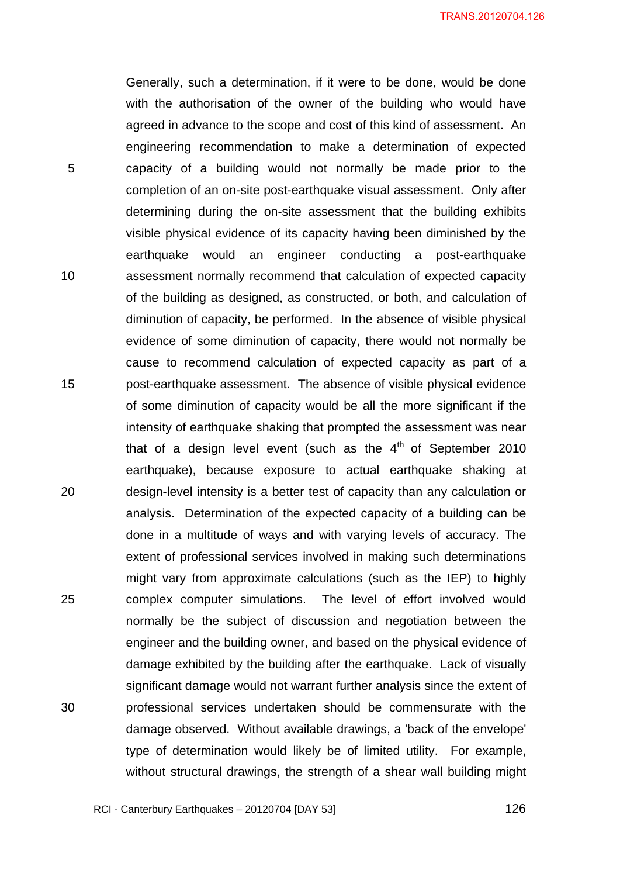Generally, such a determination, if it were to be done, would be done with the authorisation of the owner of the building who would have agreed in advance to the scope and cost of this kind of assessment. An engineering recommendation to make a determination of expected capacity of a building would not normally be made prior to the completion of an on-site post-earthquake visual assessment. Only after determining during the on-site assessment that the building exhibits visible physical evidence of its capacity having been diminished by the earthquake would an engineer conducting a post-earthquake assessment normally recommend that calculation of expected capacity of the building as designed, as constructed, or both, and calculation of diminution of capacity, be performed. In the absence of visible physical evidence of some diminution of capacity, there would not normally be cause to recommend calculation of expected capacity as part of a post-earthquake assessment. The absence of visible physical evidence of some diminution of capacity would be all the more significant if the intensity of earthquake shaking that prompted the assessment was near that of a design level event (such as the 4th of September 2010 earthquake), because exposure to actual earthquake shaking at design-level intensity is a better test of capacity than any calculation or analysis. Determination of the expected capacity of a building can be done in a multitude of ways and with varying levels of accuracy. The extent of professional services involved in making such determinations might vary from approximate calculations (such as the IEP) to highly complex computer simulations. The level of effort involved would normally be the subject of discussion and negotiation between the engineer and the building owner, and based on the physical evidence of damage exhibited by the building after the earthquake. Lack of visually significant damage would not warrant further analysis since the extent of professional services undertaken should be commensurate with the damage observed. Without available drawings, a 'back of the envelope' type of determination would likely be of limited utility. For example, without structural drawings, the strength of a shear wall building might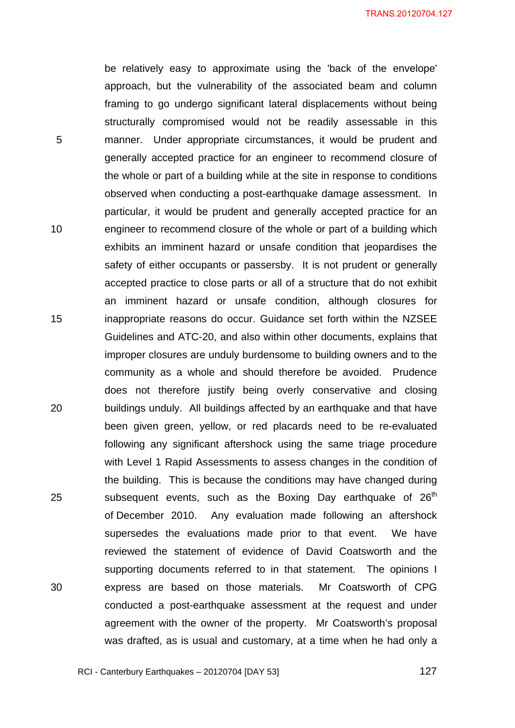be relatively easy to approximate using the 'back of the envelope' approach, but the vulnerability of the associated beam and column framing to go undergo significant lateral displacements without being structurally compromised would not be readily assessable in this manner. Under appropriate circumstances, it would be prudent and generally accepted practice for an engineer to recommend closure of the whole or part of a building while at the site in response to conditions observed when conducting a post-earthquake damage assessment. In particular, it would be prudent and generally accepted practice for an engineer to recommend closure of the whole or part of a building which exhibits an imminent hazard or unsafe condition that jeopardises the safety of either occupants or passersby. It is not prudent or generally accepted practice to close parts or all of a structure that do not exhibit an imminent hazard or unsafe condition, although closures for inappropriate reasons do occur. Guidance set forth within the NZSEE Guidelines and ATC-20, and also within other documents, explains that improper closures are unduly burdensome to building owners and to the community as a whole and should therefore be avoided. Prudence does not therefore justify being overly conservative and closing buildings unduly. All buildings affected by an earthquake and that have been given green, yellow, or red placards need to be re-evaluated following any significant aftershock using the same triage procedure with Level 1 Rapid Assessments to assess changes in the condition of the building. This is because the conditions may have changed during subsequent events, such as the Boxing Day earthquake of 26th of December 2010. Any evaluation made following an aftershock supersedes the evaluations made prior to that event. We have reviewed the statement of evidence of David Coatsworth and the supporting documents referred to in that statement. The opinions I express are based on those materials. Mr Coatsworth of CPG conducted a post-earthquake assessment at the request and under agreement with the owner of the property. Mr Coatsworth's proposal was drafted, as is usual and customary, at a time when he had only a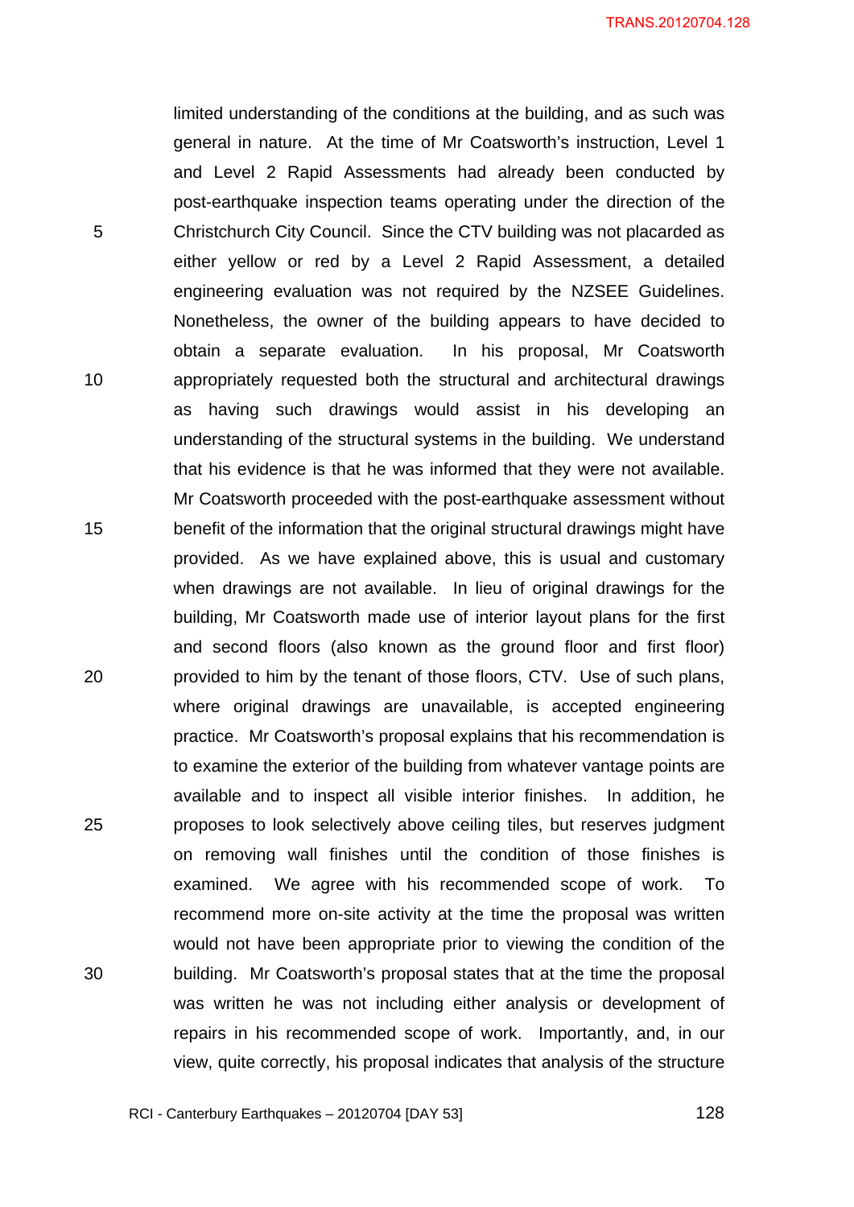limited understanding of the conditions at the building, and as such was general in nature. At the time of Mr Coatsworth's instruction, Level 1 and Level 2 Rapid Assessments had already been conducted by post-earthquake inspection teams operating under the direction of the Christchurch City Council. Since the CTV building was not placarded as either yellow or red by a Level 2 Rapid Assessment, a detailed engineering evaluation was not required by the NZSEE Guidelines. Nonetheless, the owner of the building appears to have decided to obtain a separate evaluation. In his proposal, Mr Coatsworth appropriately requested both the structural and architectural drawings as having such drawings would assist in his developing an understanding of the structural systems in the building. We understand that his evidence is that he was informed that they were not available. Mr Coatsworth proceeded with the post-earthquake assessment without benefit of the information that the original structural drawings might have provided. As we have explained above, this is usual and customary when drawings are not available. In lieu of original drawings for the building, Mr Coatsworth made use of interior layout plans for the first and second floors (also known as the ground floor and first floor) provided to him by the tenant of those floors, CTV. Use of such plans, where original drawings are unavailable, is accepted engineering practice. Mr Coatsworth's proposal explains that his recommendation is to examine the exterior of the building from whatever vantage points are available and to inspect all visible interior finishes. In addition, he proposes to look selectively above ceiling tiles, but reserves judgment on removing wall finishes until the condition of those finishes is examined. We agree with his recommended scope of work. To recommend more on-site activity at the time the proposal was written would not have been appropriate prior to viewing the condition of the building. Mr Coatsworth's proposal states that at the time the proposal was written he was not including either analysis or development of repairs in his recommended scope of work. Importantly, and, in our view, quite correctly, his proposal indicates that analysis of the structure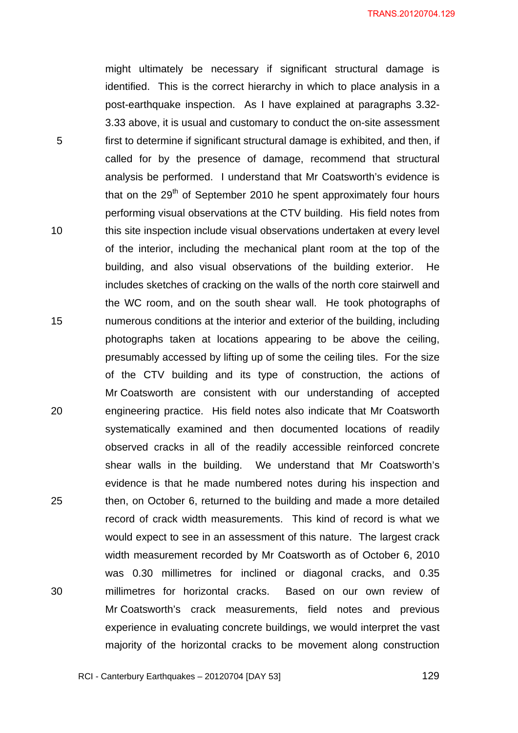might ultimately be necessary if significant structural damage is identified. This is the correct hierarchy in which to place analysis in a post-earthquake inspection. As I have explained at paragraphs 3.32-3.33 above, it is usual and customary to conduct the on-site assessment first to determine if significant structural damage is exhibited, and then, if called for by the presence of damage, recommend that structural analysis be performed. I understand that Mr Coatsworth's evidence is that on the 29th of September 2010 he spent approximately four hours performing visual observations at the CTV building. His field notes from this site inspection include visual observations undertaken at every level of the interior, including the mechanical plant room at the top of the building, and also visual observations of the building exterior. He includes sketches of cracking on the walls of the north core stairwell and the WC room, and on the south shear wall. He took photographs of numerous conditions at the interior and exterior of the building, including photographs taken at locations appearing to be above the ceiling, presumably accessed by lifting up of some the ceiling tiles. For the size of the CTV building and its type of construction, the actions of Mr Coatsworth are consistent with our understanding of accepted engineering practice. His field notes also indicate that Mr Coatsworth systematically examined and then documented locations of readily observed cracks in all of the readily accessible reinforced concrete shear walls in the building. We understand that Mr Coatsworth's evidence is that he made numbered notes during his inspection and then, on October 6, returned to the building and made a more detailed record of crack width measurements. This kind of record is what we would expect to see in an assessment of this nature. The largest crack width measurement recorded by Mr Coatsworth as of October 6, 2010 was 0.30 millimetres for inclined or diagonal cracks, and 0.35 millimetres for horizontal cracks. Based on our own review of Mr Coatsworth's crack measurements, field notes and previous experience in evaluating concrete buildings, we would interpret the vast majority of the horizontal cracks to be movement along construction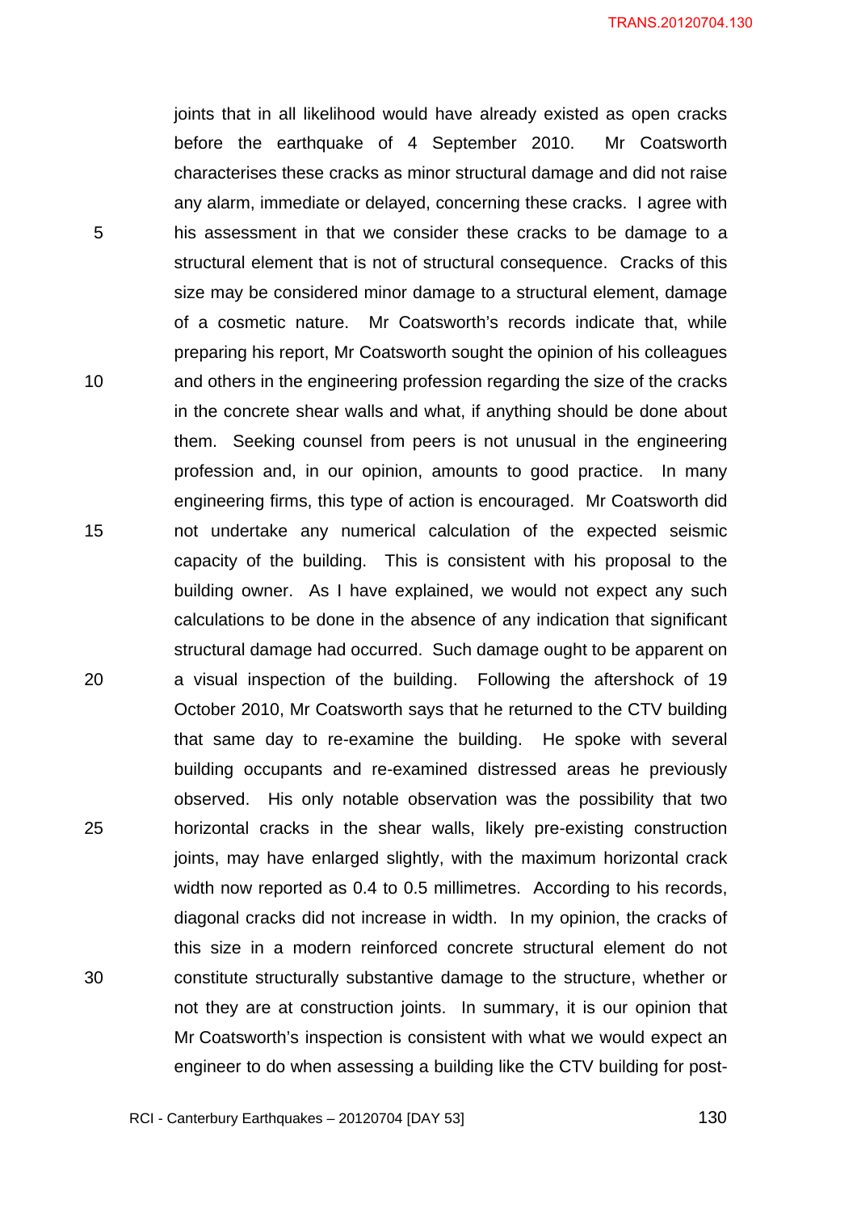joints that in all likelihood would have already existed as open cracks before the earthquake of 4 September 2010. Mr Coatsworth characterises these cracks as minor structural damage and did not raise any alarm, immediate or delayed, concerning these cracks. I agree with his assessment in that we consider these cracks to be damage to a structural element that is not of structural consequence. Cracks of this size may be considered minor damage to a structural element, damage of a cosmetic nature. Mr Coatsworth's records indicate that, while preparing his report, Mr Coatsworth sought the opinion of his colleagues and others in the engineering profession regarding the size of the cracks in the concrete shear walls and what, if anything should be done about them. Seeking counsel from peers is not unusual in the engineering profession and, in our opinion, amounts to good practice. In many engineering firms, this type of action is encouraged. Mr Coatsworth did not undertake any numerical calculation of the expected seismic capacity of the building. This is consistent with his proposal to the building owner. As I have explained, we would not expect any such calculations to be done in the absence of any indication that significant structural damage had occurred. Such damage ought to be apparent on a visual inspection of the building. Following the aftershock of 19 October 2010, Mr Coatsworth says that he returned to the CTV building that same day to re-examine the building. He spoke with several building occupants and re-examined distressed areas he previously observed. His only notable observation was the possibility that two horizontal cracks in the shear walls, likely pre-existing construction joints, may have enlarged slightly, with the maximum horizontal crack width now reported as 0.4 to 0.5 millimetres. According to his records, diagonal cracks did not increase in width. In my opinion, the cracks of this size in a modern reinforced concrete structural element do not constitute structurally substantive damage to the structure, whether or not they are at construction joints. In summary, it is our opinion that Mr Coatsworth's inspection is consistent with what we would expect an engineer to do when assessing a building like the CTV building for post-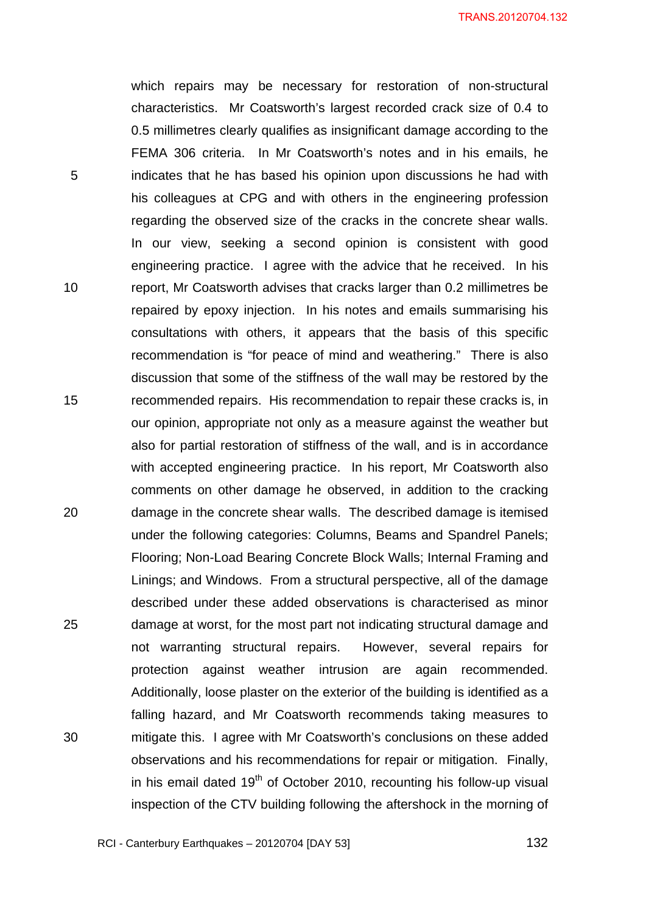which repairs may be necessary for restoration of non-structural characteristics. Mr Coatsworth's largest recorded crack size of 0.4 to 0.5 millimetres clearly qualifies as insignificant damage according to the FEMA 306 criteria. In Mr Coatsworth's notes and in his emails, he indicates that he has based his opinion upon discussions he had with his colleagues at CPG and with others in the engineering profession regarding the observed size of the cracks in the concrete shear walls. In our view, seeking a second opinion is consistent with good engineering practice. I agree with the advice that he received. In his report, Mr Coatsworth advises that cracks larger than 0.2 millimetres be repaired by epoxy injection. In his notes and emails summarising his consultations with others, it appears that the basis of this specific recommendation is "for peace of mind and weathering." There is also discussion that some of the stiffness of the wall may be restored by the recommended repairs. His recommendation to repair these cracks is, in our opinion, appropriate not only as a measure against the weather but also for partial restoration of stiffness of the wall, and is in accordance with accepted engineering practice. In his report, Mr Coatsworth also comments on other damage he observed, in addition to the cracking damage in the concrete shear walls. The described damage is itemised under the following categories: Columns, Beams and Spandrel Panels; Flooring; Non-Load Bearing Concrete Block Walls; Internal Framing and Linings; and Windows. From a structural perspective, all of the damage described under these added observations is characterised as minor damage at worst, for the most part not indicating structural damage and not warranting structural repairs. However, several repairs for protection against weather intrusion are again recommended. Additionally, loose plaster on the exterior of the building is identified as a falling hazard, and Mr Coatsworth recommends taking measures to mitigate this. I agree with Mr Coatsworth's conclusions on these added observations and his recommendations for repair or mitigation. Finally, in his email dated 19th of October 2010, recounting his follow-up visual inspection of the CTV building following the aftershock in the morning of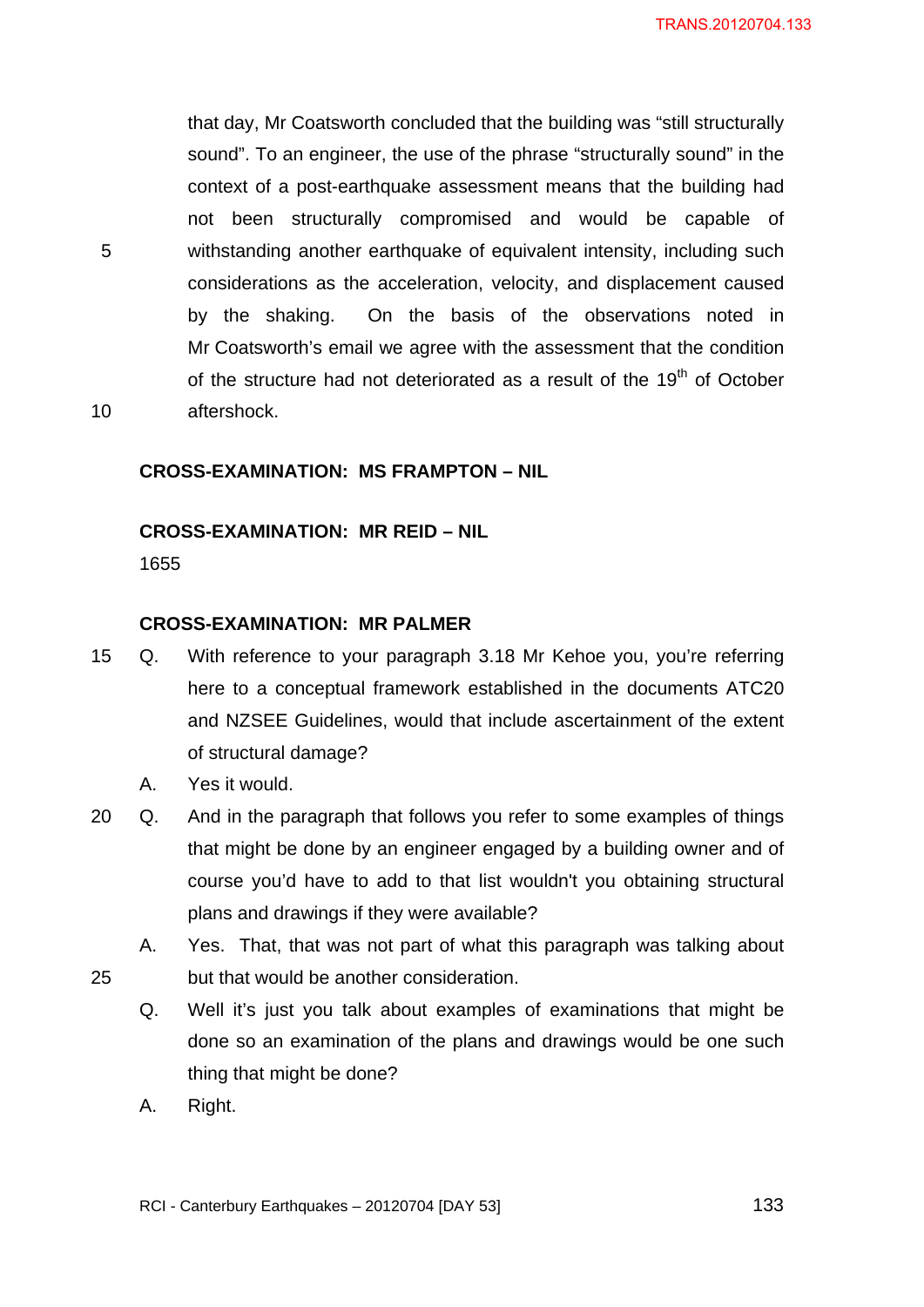that day, Mr Coatsworth concluded that the building was "still structurally sound". To an engineer, the use of the phrase "structurally sound" in the context of a post-earthquake assessment means that the building had not been structurally compromised and would be capable of withstanding another earthquake of equivalent intensity, including such considerations as the acceleration, velocity, and displacement caused by the shaking. On the basis of the observations noted in Mr Coatsworth's email we agree with the assessment that the condition of the structure had not deteriorated as a result of the 19th of October aftershock.

**CROSS-EXAMINATION: MS FRAMPTON – NIL**

**CROSS-EXAMINATION: MR REID – NIL**

1655

**CROSS-EXAMINATION: MR PALMER**

Q. With reference to your paragraph 3.18 Mr Kehoe you, you're referring here to a conceptual framework established in the documents ATC20 and NZSEE Guidelines, would that include ascertainment of the extent of structural damage?

A. Yes it would.

Q. And in the paragraph that follows you refer to some examples of things that might be done by an engineer engaged by a building owner and of course you'd have to add to that list wouldn't you obtaining structural plans and drawings if they were available?

A. Yes. That, that was not part of what this paragraph was talking about but that would be another consideration.

Q. Well it's just you talk about examples of examinations that might be done so an examination of the plans and drawings would be one such thing that might be done?

A. Right.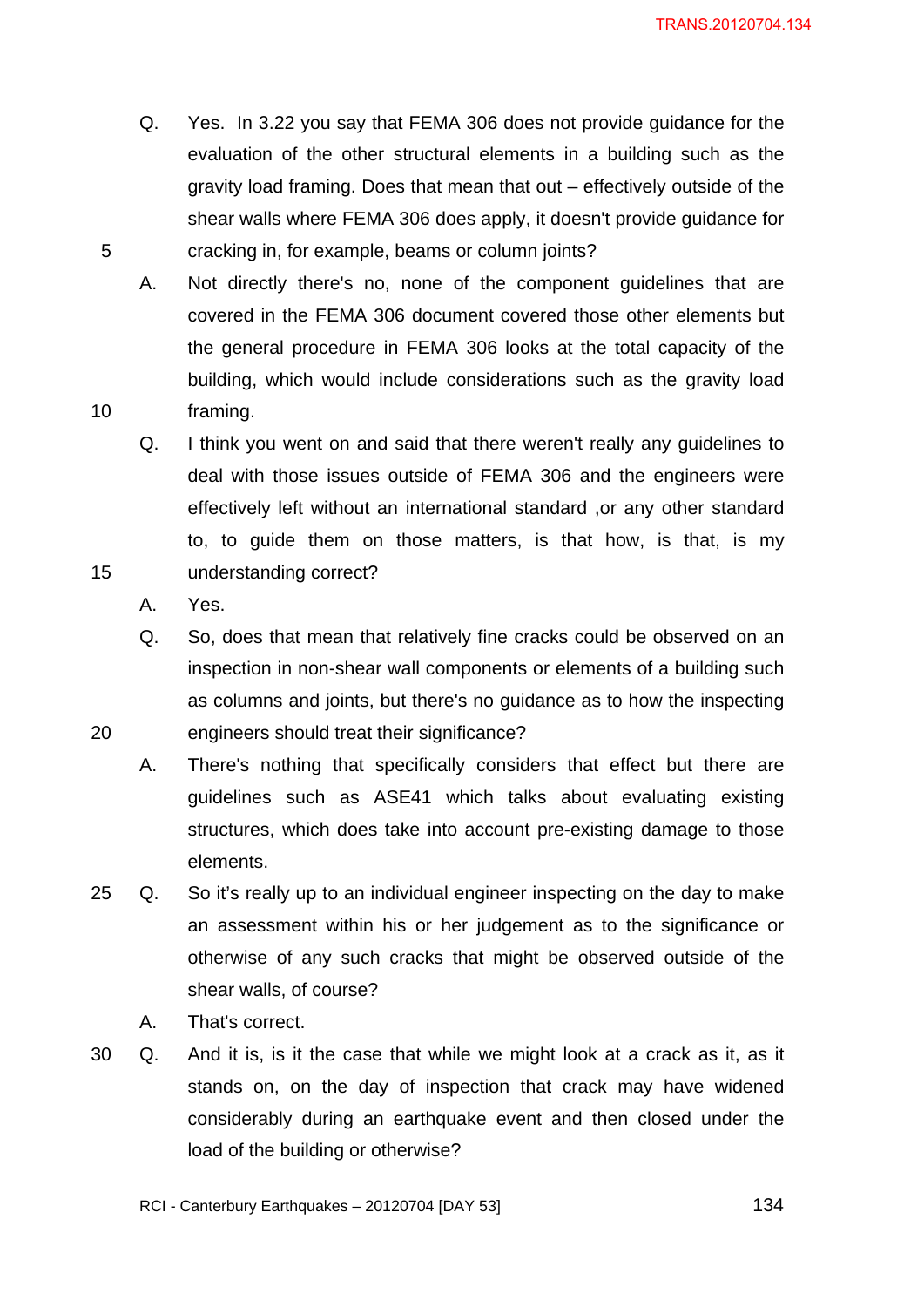Q. Yes. In 3.22 you say that FEMA 306 does not provide guidance for the evaluation of the other structural elements in a building such as the gravity load framing. Does that mean that out – effectively outside of the shear walls where FEMA 306 does apply, it doesn't provide guidance for cracking in, for example, beams or column joints?

A. Not directly there's no, none of the component guidelines that are covered in the FEMA 306 document covered those other elements but the general procedure in FEMA 306 looks at the total capacity of the building, which would include considerations such as the gravity load framing.

Q. I think you went on and said that there weren't really any guidelines to deal with those issues outside of FEMA 306 and the engineers were effectively left without an international standard ,or any other standard to, to guide them on those matters, is that how, is that, is my understanding correct?

A. Yes.

Q. So, does that mean that relatively fine cracks could be observed on an inspection in non-shear wall components or elements of a building such as columns and joints, but there's no guidance as to how the inspecting engineers should treat their significance?

A. There's nothing that specifically considers that effect but there are guidelines such as ASE41 which talks about evaluating existing structures, which does take into account pre-existing damage to those elements.

Q. So it's really up to an individual engineer inspecting on the day to make an assessment within his or her judgement as to the significance or otherwise of any such cracks that might be observed outside of the shear walls, of course?

A. That's correct.

Q. And it is, is it the case that while we might look at a crack as it, as it stands on, on the day of inspection that crack may have widened considerably during an earthquake event and then closed under the load of the building or otherwise?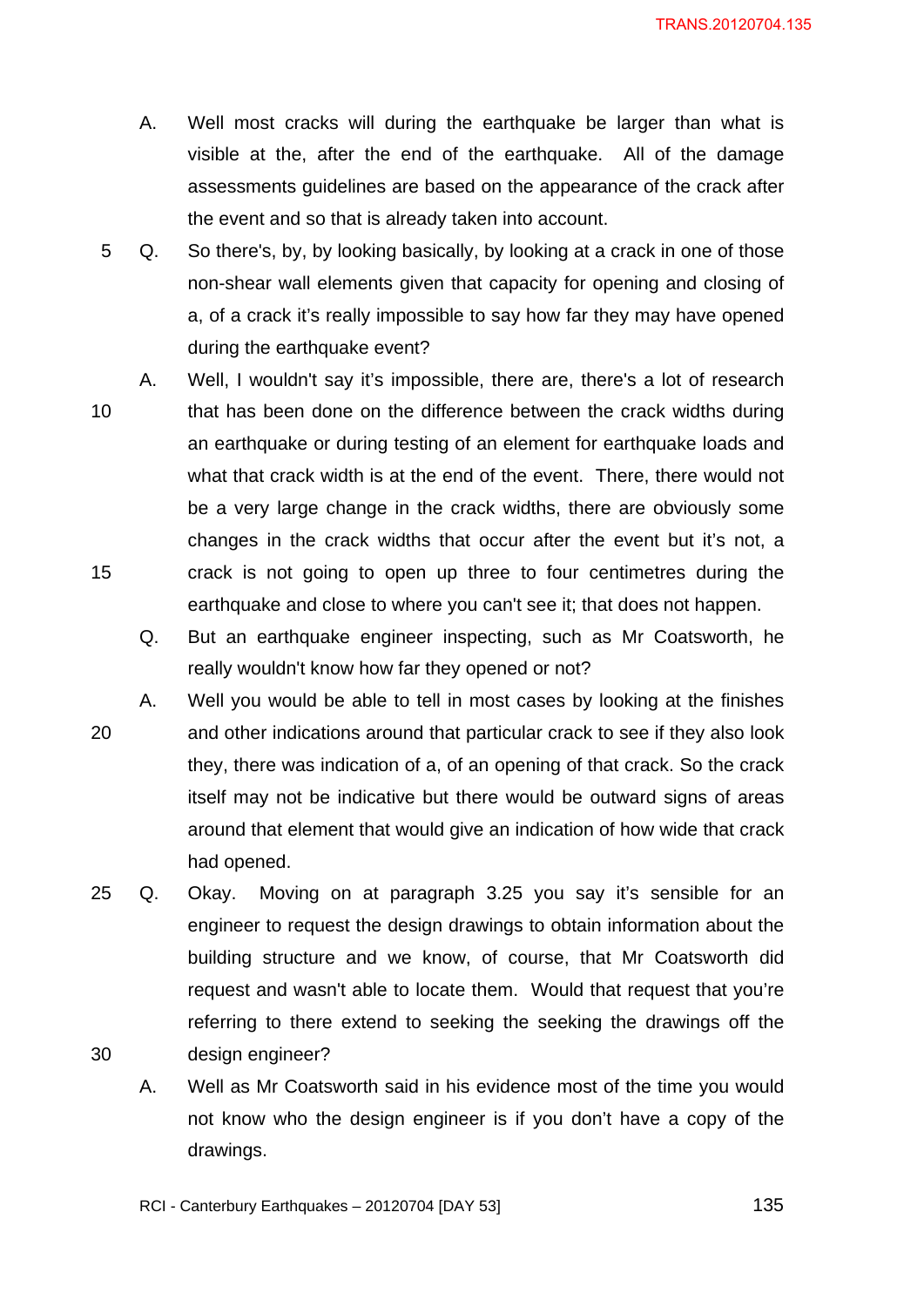A. Well most cracks will during the earthquake be larger than what is visible at the, after the end of the earthquake. All of the damage assessments guidelines are based on the appearance of the crack after the event and so that is already taken into account.

Q. So there's, by, by looking basically, by looking at a crack in one of those non-shear wall elements given that capacity for opening and closing of a, of a crack it's really impossible to say how far they may have opened during the earthquake event?

A. Well, I wouldn't say it's impossible, there are, there's a lot of research that has been done on the difference between the crack widths during an earthquake or during testing of an element for earthquake loads and what that crack width is at the end of the event. There, there would not be a very large change in the crack widths, there are obviously some changes in the crack widths that occur after the event but it's not, a crack is not going to open up three to four centimetres during the earthquake and close to where you can't see it; that does not happen.

Q. But an earthquake engineer inspecting, such as Mr Coatsworth, he really wouldn't know how far they opened or not?

A. Well you would be able to tell in most cases by looking at the finishes and other indications around that particular crack to see if they also look they, there was indication of a, of an opening of that crack. So the crack itself may not be indicative but there would be outward signs of areas around that element that would give an indication of how wide that crack had opened.

Q. Okay. Moving on at paragraph 3.25 you say it's sensible for an engineer to request the design drawings to obtain information about the building structure and we know, of course, that Mr Coatsworth did request and wasn't able to locate them. Would that request that you're referring to there extend to seeking the seeking the drawings off the design engineer?

A. Well as Mr Coatsworth said in his evidence most of the time you would not know who the design engineer is if you don't have a copy of the drawings.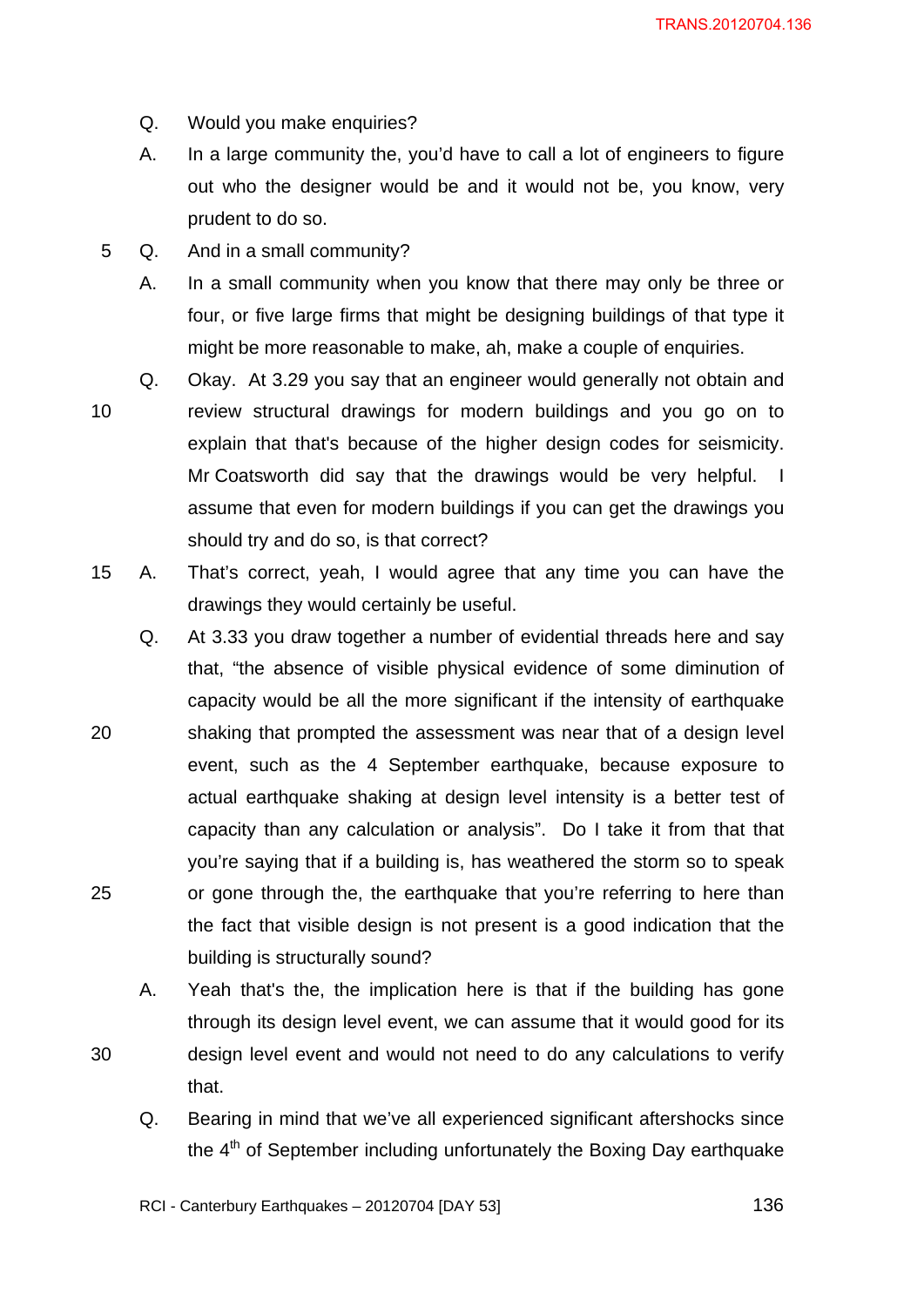Q. Would you make enquiries?

A. In a large community the, you'd have to call a lot of engineers to figure out who the designer would be and it would not be, you know, very prudent to do so.

5 Q. And in a small community?

A. In a small community when you know that there may only be three or four, or five large firms that might be designing buildings of that type it might be more reasonable to make, ah, make a couple of enquiries.

Q. Okay. At 3.29 you say that an engineer would generally not obtain and
10 review structural drawings for modern buildings and you go on to explain that that's because of the higher design codes for seismicity. Mr Coatsworth did say that the drawings would be very helpful. I assume that even for modern buildings if you can get the drawings you should try and do so, is that correct?

15 A. That's correct, yeah, I would agree that any time you can have the drawings they would certainly be useful.

Q. At 3.33 you draw together a number of evidential threads here and say that, "the absence of visible physical evidence of some diminution of capacity would be all the more significant if the intensity of earthquake
20 shaking that prompted the assessment was near that of a design level event, such as the 4 September earthquake, because exposure to actual earthquake shaking at design level intensity is a better test of capacity than any calculation or analysis". Do I take it from that that you're saying that if a building is, has weathered the storm so to speak
25 or gone through the, the earthquake that you're referring to here than the fact that visible design is not present is a good indication that the building is structurally sound?

A. Yeah that's the, the implication here is that if the building has gone through its design level event, we can assume that it would good for its
30 design level event and would not need to do any calculations to verify that.

Q. Bearing in mind that we've all experienced significant aftershocks since the 4th of September including unfortunately the Boxing Day earthquake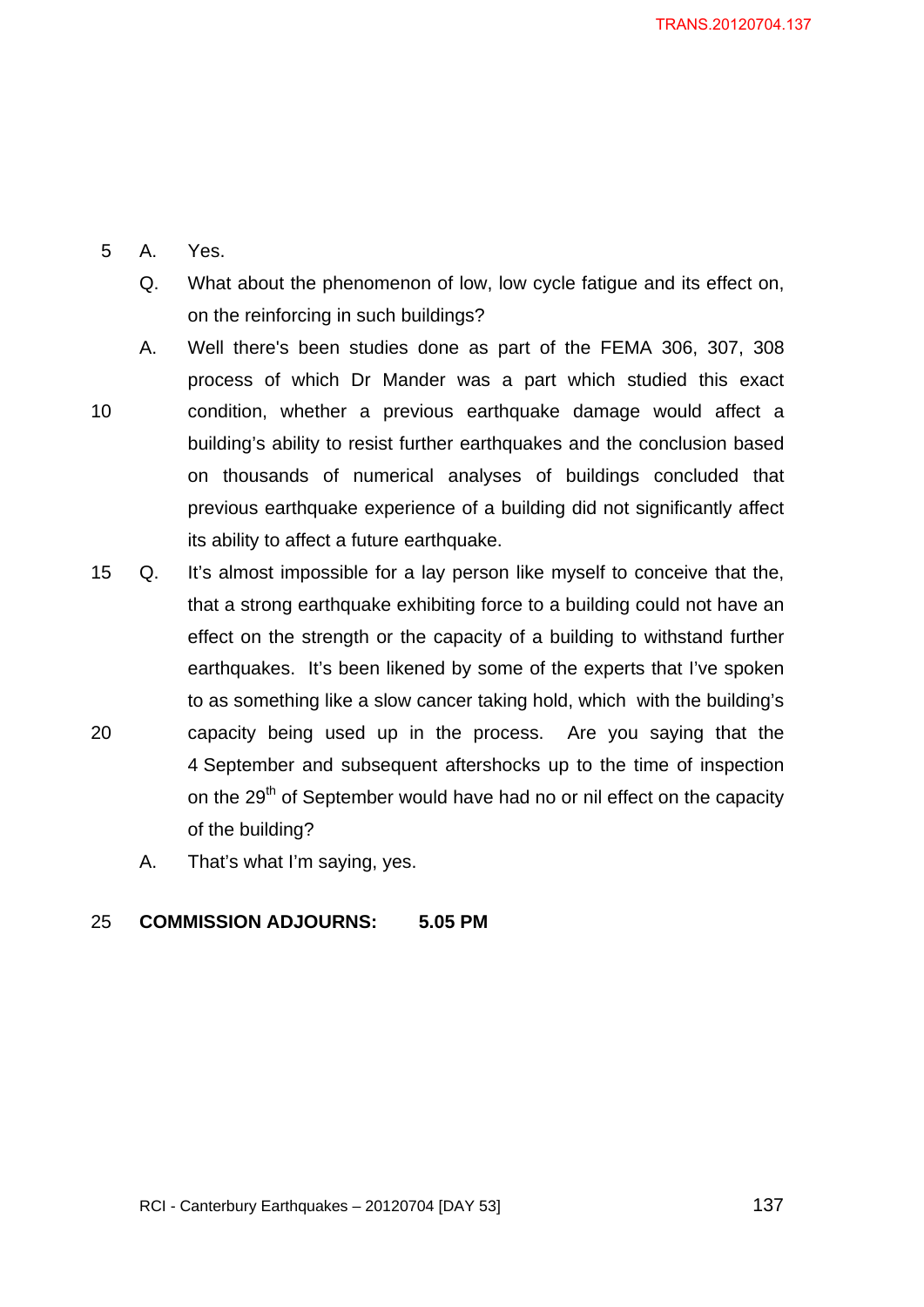A. Yes.

Q. What about the phenomenon of low, low cycle fatigue and its effect on, on the reinforcing in such buildings?

A. Well there's been studies done as part of the FEMA 306, 307, 308 process of which Dr Mander was a part which studied this exact condition, whether a previous earthquake damage would affect a building's ability to resist further earthquakes and the conclusion based on thousands of numerical analyses of buildings concluded that previous earthquake experience of a building did not significantly affect its ability to affect a future earthquake.

Q. It's almost impossible for a lay person like myself to conceive that the, that a strong earthquake exhibiting force to a building could not have an effect on the strength or the capacity of a building to withstand further earthquakes. It's been likened by some of the experts that I've spoken to as something like a slow cancer taking hold, which with the building's capacity being used up in the process. Are you saying that the 4 September and subsequent aftershocks up to the time of inspection on the 29th of September would have had no or nil effect on the capacity of the building?

A. That's what I'm saying, yes.

**COMMISSION ADJOURNS: 5.05 PM**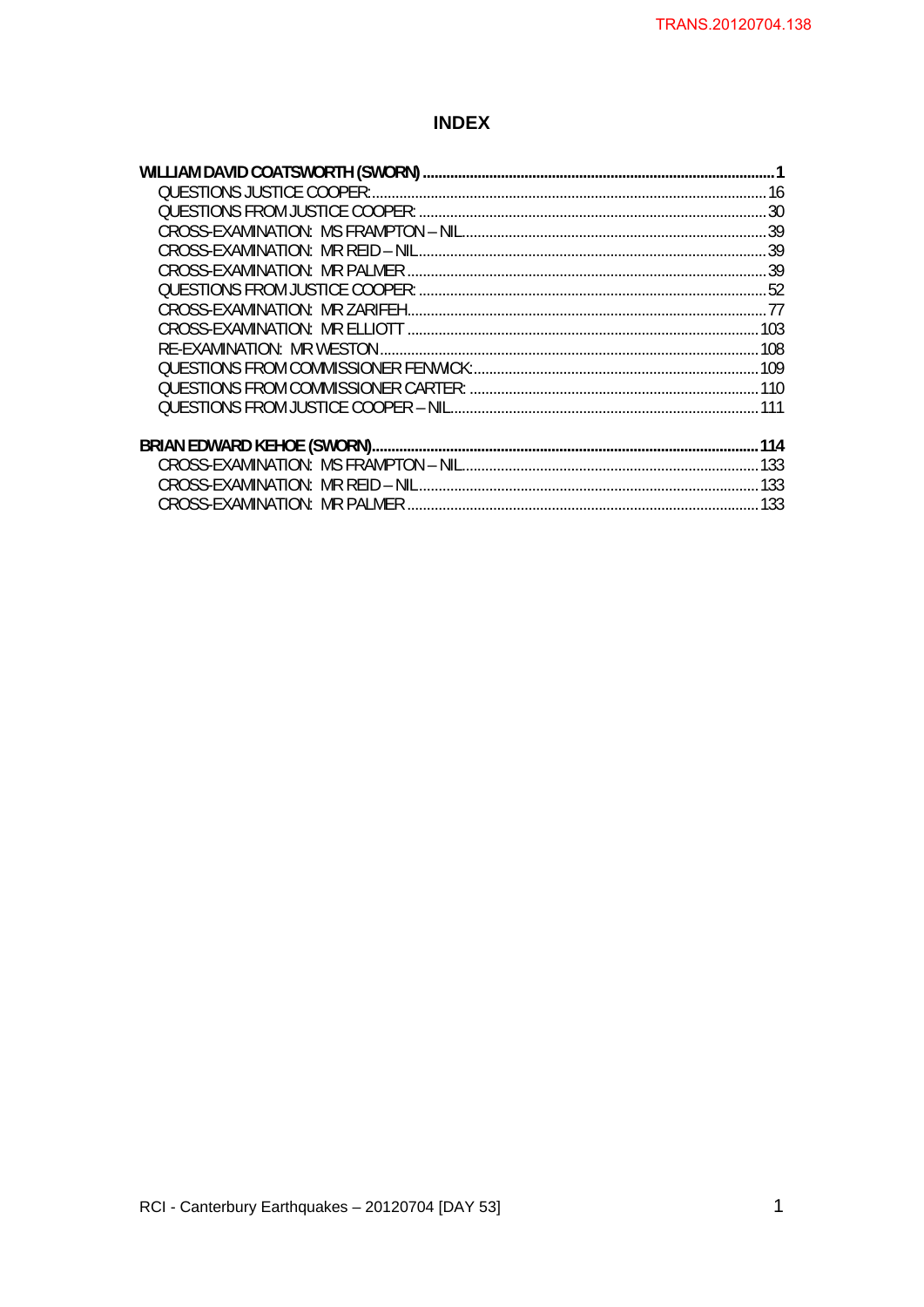# INDEX

**WILLIAM DAVID COATSWORTH (SWORN) .......... 1**

QUESTIONS JUSTICE COOPER: .......... 16
QUESTIONS FROM JUSTICE COOPER: .......... 30
CROSS-EXAMINATION: MS FRAMPTON – NIL .......... 39
CROSS-EXAMINATION: MR REID – NIL .......... 39
CROSS-EXAMINATION: MR PALMER .......... 39
QUESTIONS FROM JUSTICE COOPER: .......... 52
CROSS-EXAMINATION: MR ZARIFEH .......... 77
CROSS-EXAMINATION: MR ELLIOTT .......... 103
RE-EXAMINATION: MR WESTON .......... 108
QUESTIONS FROM COMMISSIONER FENWICK: .......... 109
QUESTIONS FROM COMMISSIONER CARTER: .......... 110
QUESTIONS FROM JUSTICE COOPER – NIL .......... 111

**BRIAN EDWARD KEHOE (SWORN) .......... 114**

CROSS-EXAMINATION: MS FRAMPTON – NIL .......... 133
CROSS-EXAMINATION: MR REID – NIL .......... 133
CROSS-EXAMINATION: MR PALMER .......... 133